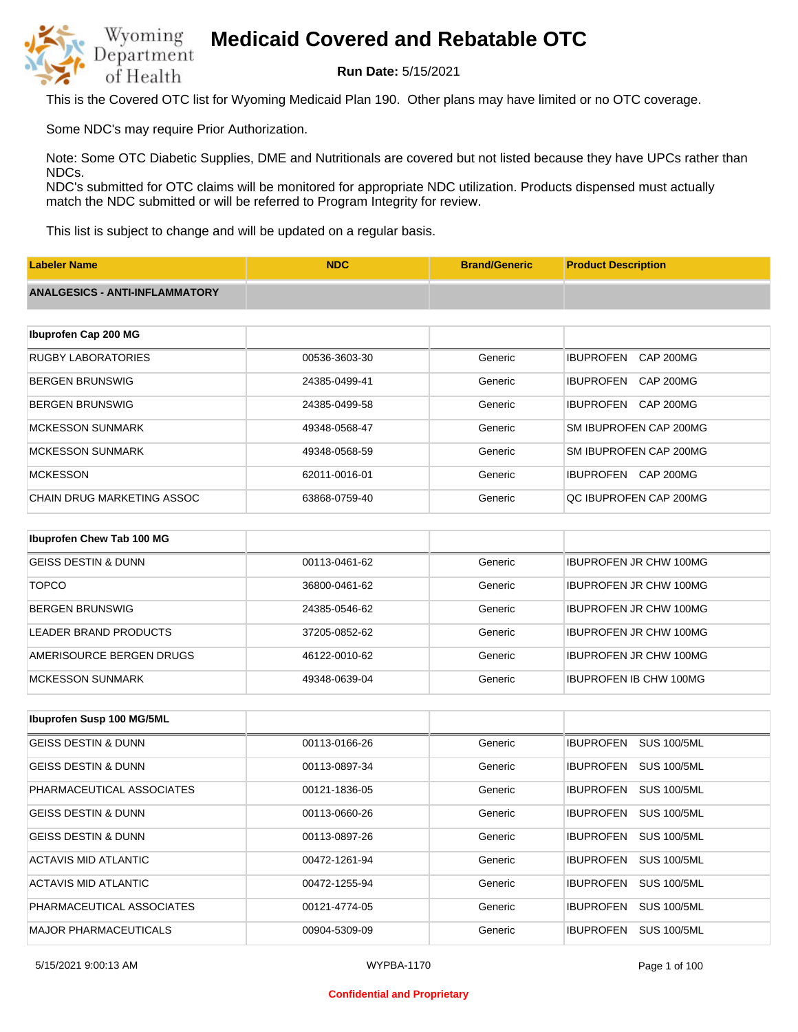# Medicaid Covered and Rebatable OTC

**Run Date:** 5/15/2021

This is the Covered OTC list for Wyoming Medicaid Plan 190. Other plans may have limited or no OTC coverage.

Some NDC's may require Prior Authorization.

Note: Some OTC Diabetic Supplies, DME and Nutritionals are covered but not listed because they have UPCs rather than NDCs.
NDC's submitted for OTC claims will be monitored for appropriate NDC utilization. Products dispensed must actually match the NDC submitted or will be referred to Program Integrity for review.

This list is subject to change and will be updated on a regular basis.

| Labeler Name | NDC | Brand/Generic | Product Description |
|---|---|---|---|
| **ANALGESICS - ANTI-INFLAMMATORY** | | | |
| **Ibuprofen Cap 200 MG** | | | |
| RUGBY LABORATORIES | 00536-3603-30 | Generic | IBUPROFEN CAP 200MG |
| BERGEN BRUNSWIG | 24385-0499-41 | Generic | IBUPROFEN CAP 200MG |
| BERGEN BRUNSWIG | 24385-0499-58 | Generic | IBUPROFEN CAP 200MG |
| MCKESSON SUNMARK | 49348-0568-47 | Generic | SM IBUPROFEN CAP 200MG |
| MCKESSON SUNMARK | 49348-0568-59 | Generic | SM IBUPROFEN CAP 200MG |
| MCKESSON | 62011-0016-01 | Generic | IBUPROFEN CAP 200MG |
| CHAIN DRUG MARKETING ASSOC | 63868-0759-40 | Generic | QC IBUPROFEN CAP 200MG |
| **Ibuprofen Chew Tab 100 MG** | | | |
| GEISS DESTIN & DUNN | 00113-0461-62 | Generic | IBUPROFEN JR CHW 100MG |
| TOPCO | 36800-0461-62 | Generic | IBUPROFEN JR CHW 100MG |
| BERGEN BRUNSWIG | 24385-0546-62 | Generic | IBUPROFEN JR CHW 100MG |
| LEADER BRAND PRODUCTS | 37205-0852-62 | Generic | IBUPROFEN JR CHW 100MG |
| AMERISOURCE BERGEN DRUGS | 46122-0010-62 | Generic | IBUPROFEN JR CHW 100MG |
| MCKESSON SUNMARK | 49348-0639-04 | Generic | IBUPROFEN IB CHW 100MG |
| **Ibuprofen Susp 100 MG/5ML** | | | |
| GEISS DESTIN & DUNN | 00113-0166-26 | Generic | IBUPROFEN SUS 100/5ML |
| GEISS DESTIN & DUNN | 00113-0897-34 | Generic | IBUPROFEN SUS 100/5ML |
| PHARMACEUTICAL ASSOCIATES | 00121-1836-05 | Generic | IBUPROFEN SUS 100/5ML |
| GEISS DESTIN & DUNN | 00113-0660-26 | Generic | IBUPROFEN SUS 100/5ML |
| GEISS DESTIN & DUNN | 00113-0897-26 | Generic | IBUPROFEN SUS 100/5ML |
| ACTAVIS MID ATLANTIC | 00472-1261-94 | Generic | IBUPROFEN SUS 100/5ML |
| ACTAVIS MID ATLANTIC | 00472-1255-94 | Generic | IBUPROFEN SUS 100/5ML |
| PHARMACEUTICAL ASSOCIATES | 00121-4774-05 | Generic | IBUPROFEN SUS 100/5ML |
| MAJOR PHARMACEUTICALS | 00904-5309-09 | Generic | IBUPROFEN SUS 100/5ML |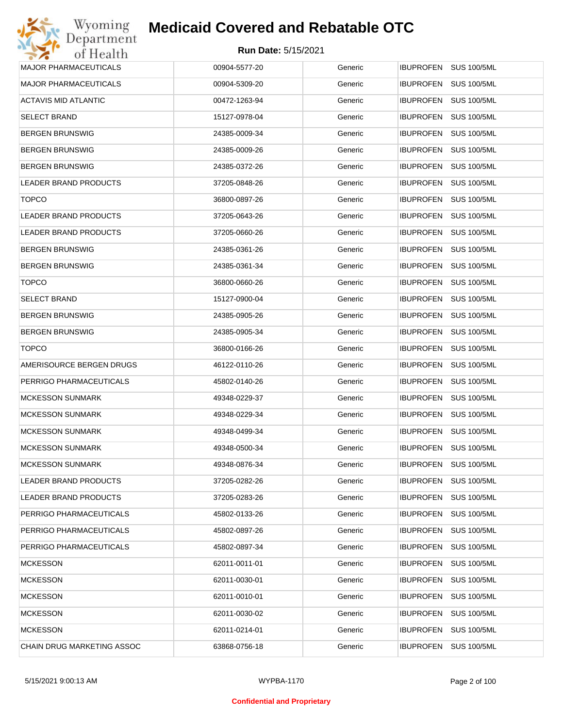# Medicaid Covered and Rebatable OTC

**Run Date:** 5/15/2021

| | | | |
|---|---|---|---|
| MAJOR PHARMACEUTICALS | 00904-5577-20 | Generic | IBUPROFEN SUS 100/5ML |
| MAJOR PHARMACEUTICALS | 00904-5309-20 | Generic | IBUPROFEN SUS 100/5ML |
| ACTAVIS MID ATLANTIC | 00472-1263-94 | Generic | IBUPROFEN SUS 100/5ML |
| SELECT BRAND | 15127-0978-04 | Generic | IBUPROFEN SUS 100/5ML |
| BERGEN BRUNSWIG | 24385-0009-34 | Generic | IBUPROFEN SUS 100/5ML |
| BERGEN BRUNSWIG | 24385-0009-26 | Generic | IBUPROFEN SUS 100/5ML |
| BERGEN BRUNSWIG | 24385-0372-26 | Generic | IBUPROFEN SUS 100/5ML |
| LEADER BRAND PRODUCTS | 37205-0848-26 | Generic | IBUPROFEN SUS 100/5ML |
| TOPCO | 36800-0897-26 | Generic | IBUPROFEN SUS 100/5ML |
| LEADER BRAND PRODUCTS | 37205-0643-26 | Generic | IBUPROFEN SUS 100/5ML |
| LEADER BRAND PRODUCTS | 37205-0660-26 | Generic | IBUPROFEN SUS 100/5ML |
| BERGEN BRUNSWIG | 24385-0361-26 | Generic | IBUPROFEN SUS 100/5ML |
| BERGEN BRUNSWIG | 24385-0361-34 | Generic | IBUPROFEN SUS 100/5ML |
| TOPCO | 36800-0660-26 | Generic | IBUPROFEN SUS 100/5ML |
| SELECT BRAND | 15127-0900-04 | Generic | IBUPROFEN SUS 100/5ML |
| BERGEN BRUNSWIG | 24385-0905-26 | Generic | IBUPROFEN SUS 100/5ML |
| BERGEN BRUNSWIG | 24385-0905-34 | Generic | IBUPROFEN SUS 100/5ML |
| TOPCO | 36800-0166-26 | Generic | IBUPROFEN SUS 100/5ML |
| AMERISOURCE BERGEN DRUGS | 46122-0110-26 | Generic | IBUPROFEN SUS 100/5ML |
| PERRIGO PHARMACEUTICALS | 45802-0140-26 | Generic | IBUPROFEN SUS 100/5ML |
| MCKESSON SUNMARK | 49348-0229-37 | Generic | IBUPROFEN SUS 100/5ML |
| MCKESSON SUNMARK | 49348-0229-34 | Generic | IBUPROFEN SUS 100/5ML |
| MCKESSON SUNMARK | 49348-0499-34 | Generic | IBUPROFEN SUS 100/5ML |
| MCKESSON SUNMARK | 49348-0500-34 | Generic | IBUPROFEN SUS 100/5ML |
| MCKESSON SUNMARK | 49348-0876-34 | Generic | IBUPROFEN SUS 100/5ML |
| LEADER BRAND PRODUCTS | 37205-0282-26 | Generic | IBUPROFEN SUS 100/5ML |
| LEADER BRAND PRODUCTS | 37205-0283-26 | Generic | IBUPROFEN SUS 100/5ML |
| PERRIGO PHARMACEUTICALS | 45802-0133-26 | Generic | IBUPROFEN SUS 100/5ML |
| PERRIGO PHARMACEUTICALS | 45802-0897-26 | Generic | IBUPROFEN SUS 100/5ML |
| PERRIGO PHARMACEUTICALS | 45802-0897-34 | Generic | IBUPROFEN SUS 100/5ML |
| MCKESSON | 62011-0011-01 | Generic | IBUPROFEN SUS 100/5ML |
| MCKESSON | 62011-0030-01 | Generic | IBUPROFEN SUS 100/5ML |
| MCKESSON | 62011-0010-01 | Generic | IBUPROFEN SUS 100/5ML |
| MCKESSON | 62011-0030-02 | Generic | IBUPROFEN SUS 100/5ML |
| MCKESSON | 62011-0214-01 | Generic | IBUPROFEN SUS 100/5ML |
| CHAIN DRUG MARKETING ASSOC | 63868-0756-18 | Generic | IBUPROFEN SUS 100/5ML |

5/15/2021 9:00:13 AM WYPBA-1170

**Confidential and Proprietary**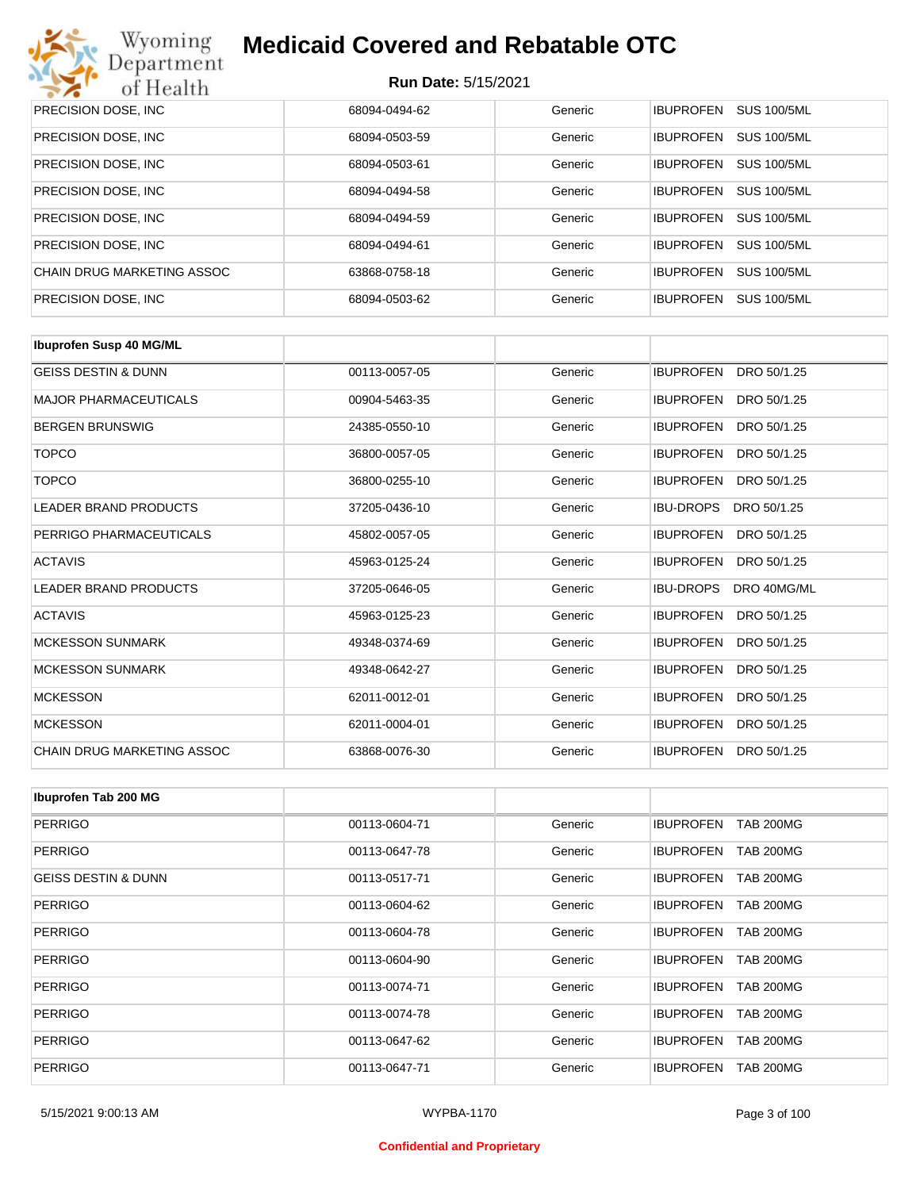| | | | |
|---|---|---|---|
| PRECISION DOSE, INC | 68094-0494-62 | Generic | IBUPROFEN SUS 100/5ML |
| PRECISION DOSE, INC | 68094-0503-59 | Generic | IBUPROFEN SUS 100/5ML |
| PRECISION DOSE, INC | 68094-0503-61 | Generic | IBUPROFEN SUS 100/5ML |
| PRECISION DOSE, INC | 68094-0494-58 | Generic | IBUPROFEN SUS 100/5ML |
| PRECISION DOSE, INC | 68094-0494-59 | Generic | IBUPROFEN SUS 100/5ML |
| PRECISION DOSE, INC | 68094-0494-61 | Generic | IBUPROFEN SUS 100/5ML |
| CHAIN DRUG MARKETING ASSOC | 63868-0758-18 | Generic | IBUPROFEN SUS 100/5ML |
| PRECISION DOSE, INC | 68094-0503-62 | Generic | IBUPROFEN SUS 100/5ML |

| **Ibuprofen Susp 40 MG/ML** | | | |
|---|---|---|---|
| GEISS DESTIN & DUNN | 00113-0057-05 | Generic | IBUPROFEN DRO 50/1.25 |
| MAJOR PHARMACEUTICALS | 00904-5463-35 | Generic | IBUPROFEN DRO 50/1.25 |
| BERGEN BRUNSWIG | 24385-0550-10 | Generic | IBUPROFEN DRO 50/1.25 |
| TOPCO | 36800-0057-05 | Generic | IBUPROFEN DRO 50/1.25 |
| TOPCO | 36800-0255-10 | Generic | IBUPROFEN DRO 50/1.25 |
| LEADER BRAND PRODUCTS | 37205-0436-10 | Generic | IBU-DROPS DRO 50/1.25 |
| PERRIGO PHARMACEUTICALS | 45802-0057-05 | Generic | IBUPROFEN DRO 50/1.25 |
| ACTAVIS | 45963-0125-24 | Generic | IBUPROFEN DRO 50/1.25 |
| LEADER BRAND PRODUCTS | 37205-0646-05 | Generic | IBU-DROPS DRO 40MG/ML |
| ACTAVIS | 45963-0125-23 | Generic | IBUPROFEN DRO 50/1.25 |
| MCKESSON SUNMARK | 49348-0374-69 | Generic | IBUPROFEN DRO 50/1.25 |
| MCKESSON SUNMARK | 49348-0642-27 | Generic | IBUPROFEN DRO 50/1.25 |
| MCKESSON | 62011-0012-01 | Generic | IBUPROFEN DRO 50/1.25 |
| MCKESSON | 62011-0004-01 | Generic | IBUPROFEN DRO 50/1.25 |
| CHAIN DRUG MARKETING ASSOC | 63868-0076-30 | Generic | IBUPROFEN DRO 50/1.25 |

| **Ibuprofen Tab 200 MG** | | | |
|---|---|---|---|
| PERRIGO | 00113-0604-71 | Generic | IBUPROFEN TAB 200MG |
| PERRIGO | 00113-0647-78 | Generic | IBUPROFEN TAB 200MG |
| GEISS DESTIN & DUNN | 00113-0517-71 | Generic | IBUPROFEN TAB 200MG |
| PERRIGO | 00113-0604-62 | Generic | IBUPROFEN TAB 200MG |
| PERRIGO | 00113-0604-78 | Generic | IBUPROFEN TAB 200MG |
| PERRIGO | 00113-0604-90 | Generic | IBUPROFEN TAB 200MG |
| PERRIGO | 00113-0074-71 | Generic | IBUPROFEN TAB 200MG |
| PERRIGO | 00113-0074-78 | Generic | IBUPROFEN TAB 200MG |
| PERRIGO | 00113-0647-62 | Generic | IBUPROFEN TAB 200MG |
| PERRIGO | 00113-0647-71 | Generic | IBUPROFEN TAB 200MG |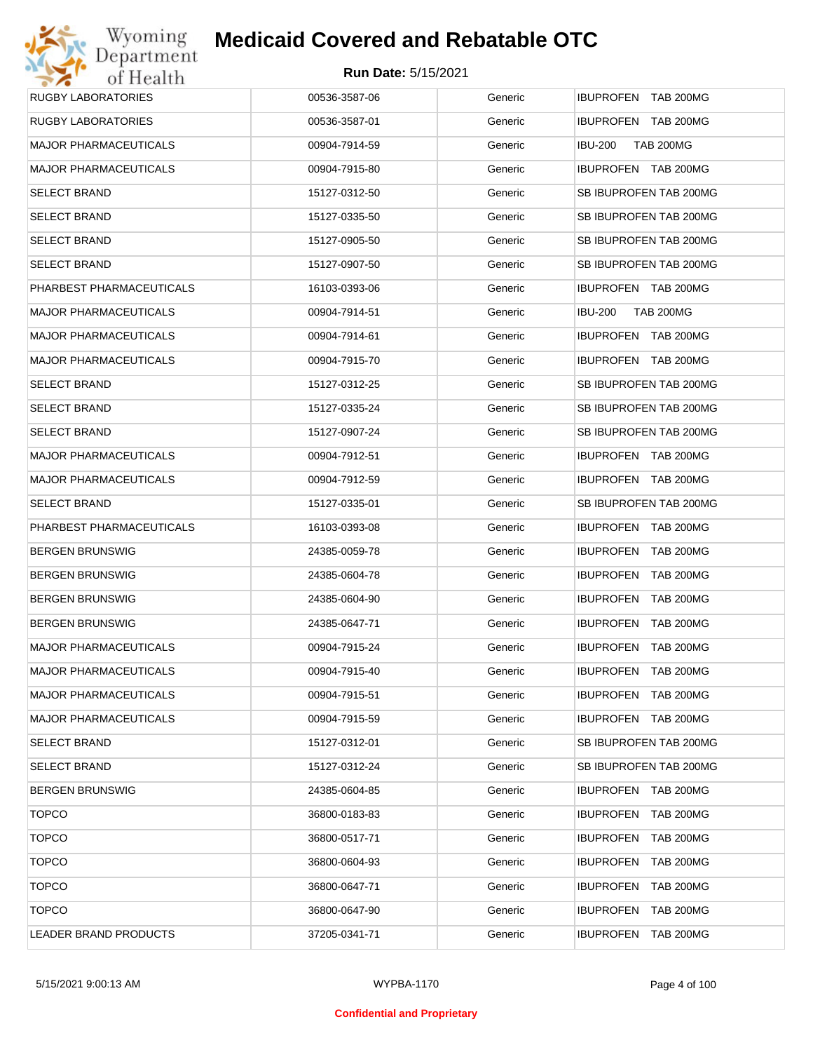| RUGBY LABORATORIES | 00536-3587-06 | Generic | IBUPROFEN TAB 200MG |
|---|---|---|---|
| RUGBY LABORATORIES | 00536-3587-01 | Generic | IBUPROFEN TAB 200MG |
| MAJOR PHARMACEUTICALS | 00904-7914-59 | Generic | IBU-200 TAB 200MG |
| MAJOR PHARMACEUTICALS | 00904-7915-80 | Generic | IBUPROFEN TAB 200MG |
| SELECT BRAND | 15127-0312-50 | Generic | SB IBUPROFEN TAB 200MG |
| SELECT BRAND | 15127-0335-50 | Generic | SB IBUPROFEN TAB 200MG |
| SELECT BRAND | 15127-0905-50 | Generic | SB IBUPROFEN TAB 200MG |
| SELECT BRAND | 15127-0907-50 | Generic | SB IBUPROFEN TAB 200MG |
| PHARBEST PHARMACEUTICALS | 16103-0393-06 | Generic | IBUPROFEN TAB 200MG |
| MAJOR PHARMACEUTICALS | 00904-7914-51 | Generic | IBU-200 TAB 200MG |
| MAJOR PHARMACEUTICALS | 00904-7914-61 | Generic | IBUPROFEN TAB 200MG |
| MAJOR PHARMACEUTICALS | 00904-7915-70 | Generic | IBUPROFEN TAB 200MG |
| SELECT BRAND | 15127-0312-25 | Generic | SB IBUPROFEN TAB 200MG |
| SELECT BRAND | 15127-0335-24 | Generic | SB IBUPROFEN TAB 200MG |
| SELECT BRAND | 15127-0907-24 | Generic | SB IBUPROFEN TAB 200MG |
| MAJOR PHARMACEUTICALS | 00904-7912-51 | Generic | IBUPROFEN TAB 200MG |
| MAJOR PHARMACEUTICALS | 00904-7912-59 | Generic | IBUPROFEN TAB 200MG |
| SELECT BRAND | 15127-0335-01 | Generic | SB IBUPROFEN TAB 200MG |
| PHARBEST PHARMACEUTICALS | 16103-0393-08 | Generic | IBUPROFEN TAB 200MG |
| BERGEN BRUNSWIG | 24385-0059-78 | Generic | IBUPROFEN TAB 200MG |
| BERGEN BRUNSWIG | 24385-0604-78 | Generic | IBUPROFEN TAB 200MG |
| BERGEN BRUNSWIG | 24385-0604-90 | Generic | IBUPROFEN TAB 200MG |
| BERGEN BRUNSWIG | 24385-0647-71 | Generic | IBUPROFEN TAB 200MG |
| MAJOR PHARMACEUTICALS | 00904-7915-24 | Generic | IBUPROFEN TAB 200MG |
| MAJOR PHARMACEUTICALS | 00904-7915-40 | Generic | IBUPROFEN TAB 200MG |
| MAJOR PHARMACEUTICALS | 00904-7915-51 | Generic | IBUPROFEN TAB 200MG |
| MAJOR PHARMACEUTICALS | 00904-7915-59 | Generic | IBUPROFEN TAB 200MG |
| SELECT BRAND | 15127-0312-01 | Generic | SB IBUPROFEN TAB 200MG |
| SELECT BRAND | 15127-0312-24 | Generic | SB IBUPROFEN TAB 200MG |
| BERGEN BRUNSWIG | 24385-0604-85 | Generic | IBUPROFEN TAB 200MG |
| TOPCO | 36800-0183-83 | Generic | IBUPROFEN TAB 200MG |
| TOPCO | 36800-0517-71 | Generic | IBUPROFEN TAB 200MG |
| TOPCO | 36800-0604-93 | Generic | IBUPROFEN TAB 200MG |
| TOPCO | 36800-0647-71 | Generic | IBUPROFEN TAB 200MG |
| TOPCO | 36800-0647-90 | Generic | IBUPROFEN TAB 200MG |
| LEADER BRAND PRODUCTS | 37205-0341-71 | Generic | IBUPROFEN TAB 200MG |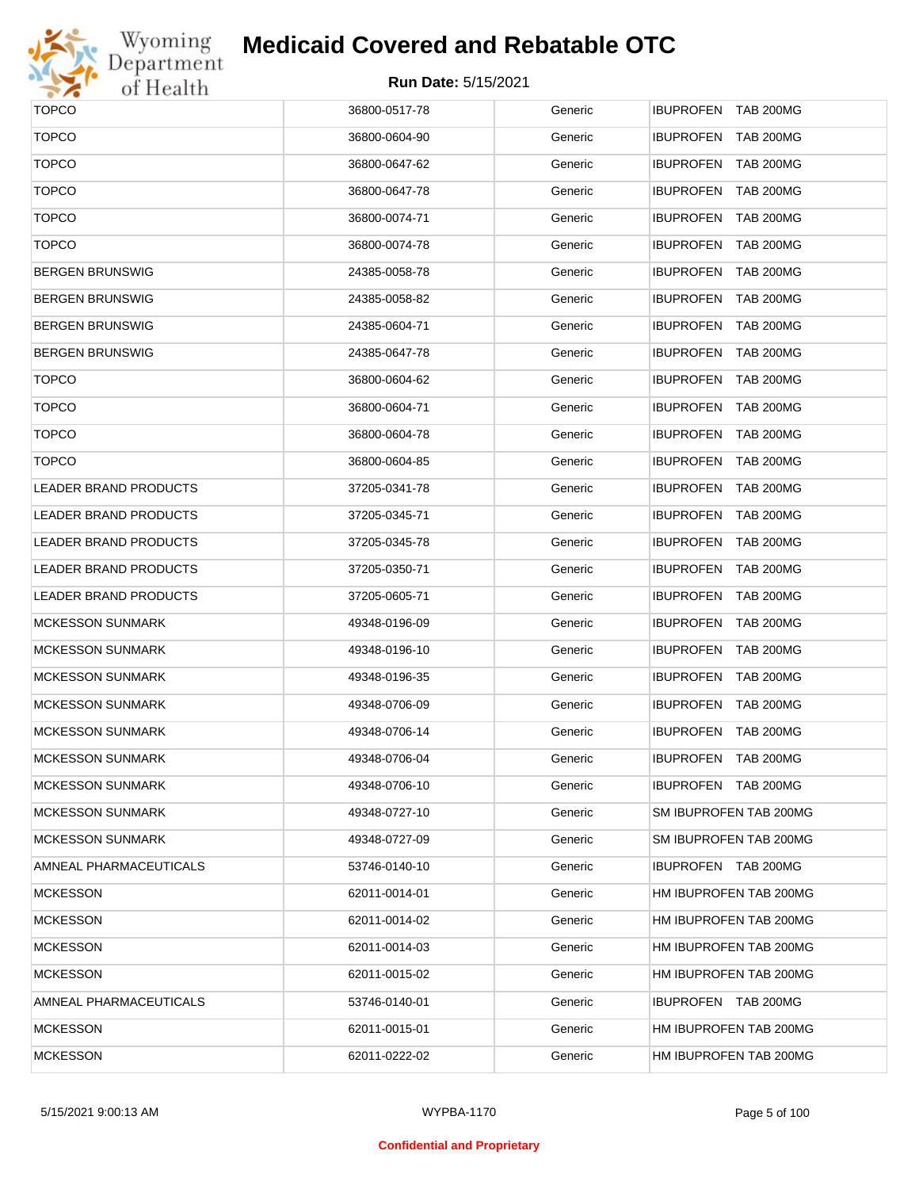| TOPCO | 36800-0517-78 | Generic | IBUPROFEN TAB 200MG |
|---|---|---|---|
| TOPCO | 36800-0604-90 | Generic | IBUPROFEN TAB 200MG |
| TOPCO | 36800-0647-62 | Generic | IBUPROFEN TAB 200MG |
| TOPCO | 36800-0647-78 | Generic | IBUPROFEN TAB 200MG |
| TOPCO | 36800-0074-71 | Generic | IBUPROFEN TAB 200MG |
| TOPCO | 36800-0074-78 | Generic | IBUPROFEN TAB 200MG |
| BERGEN BRUNSWIG | 24385-0058-78 | Generic | IBUPROFEN TAB 200MG |
| BERGEN BRUNSWIG | 24385-0058-82 | Generic | IBUPROFEN TAB 200MG |
| BERGEN BRUNSWIG | 24385-0604-71 | Generic | IBUPROFEN TAB 200MG |
| BERGEN BRUNSWIG | 24385-0647-78 | Generic | IBUPROFEN TAB 200MG |
| TOPCO | 36800-0604-62 | Generic | IBUPROFEN TAB 200MG |
| TOPCO | 36800-0604-71 | Generic | IBUPROFEN TAB 200MG |
| TOPCO | 36800-0604-78 | Generic | IBUPROFEN TAB 200MG |
| TOPCO | 36800-0604-85 | Generic | IBUPROFEN TAB 200MG |
| LEADER BRAND PRODUCTS | 37205-0341-78 | Generic | IBUPROFEN TAB 200MG |
| LEADER BRAND PRODUCTS | 37205-0345-71 | Generic | IBUPROFEN TAB 200MG |
| LEADER BRAND PRODUCTS | 37205-0345-78 | Generic | IBUPROFEN TAB 200MG |
| LEADER BRAND PRODUCTS | 37205-0350-71 | Generic | IBUPROFEN TAB 200MG |
| LEADER BRAND PRODUCTS | 37205-0605-71 | Generic | IBUPROFEN TAB 200MG |
| MCKESSON SUNMARK | 49348-0196-09 | Generic | IBUPROFEN TAB 200MG |
| MCKESSON SUNMARK | 49348-0196-10 | Generic | IBUPROFEN TAB 200MG |
| MCKESSON SUNMARK | 49348-0196-35 | Generic | IBUPROFEN TAB 200MG |
| MCKESSON SUNMARK | 49348-0706-09 | Generic | IBUPROFEN TAB 200MG |
| MCKESSON SUNMARK | 49348-0706-14 | Generic | IBUPROFEN TAB 200MG |
| MCKESSON SUNMARK | 49348-0706-04 | Generic | IBUPROFEN TAB 200MG |
| MCKESSON SUNMARK | 49348-0706-10 | Generic | IBUPROFEN TAB 200MG |
| MCKESSON SUNMARK | 49348-0727-10 | Generic | SM IBUPROFEN TAB 200MG |
| MCKESSON SUNMARK | 49348-0727-09 | Generic | SM IBUPROFEN TAB 200MG |
| AMNEAL PHARMACEUTICALS | 53746-0140-10 | Generic | IBUPROFEN TAB 200MG |
| MCKESSON | 62011-0014-01 | Generic | HM IBUPROFEN TAB 200MG |
| MCKESSON | 62011-0014-02 | Generic | HM IBUPROFEN TAB 200MG |
| MCKESSON | 62011-0014-03 | Generic | HM IBUPROFEN TAB 200MG |
| MCKESSON | 62011-0015-02 | Generic | HM IBUPROFEN TAB 200MG |
| AMNEAL PHARMACEUTICALS | 53746-0140-01 | Generic | IBUPROFEN TAB 200MG |
| MCKESSON | 62011-0015-01 | Generic | HM IBUPROFEN TAB 200MG |
| MCKESSON | 62011-0222-02 | Generic | HM IBUPROFEN TAB 200MG |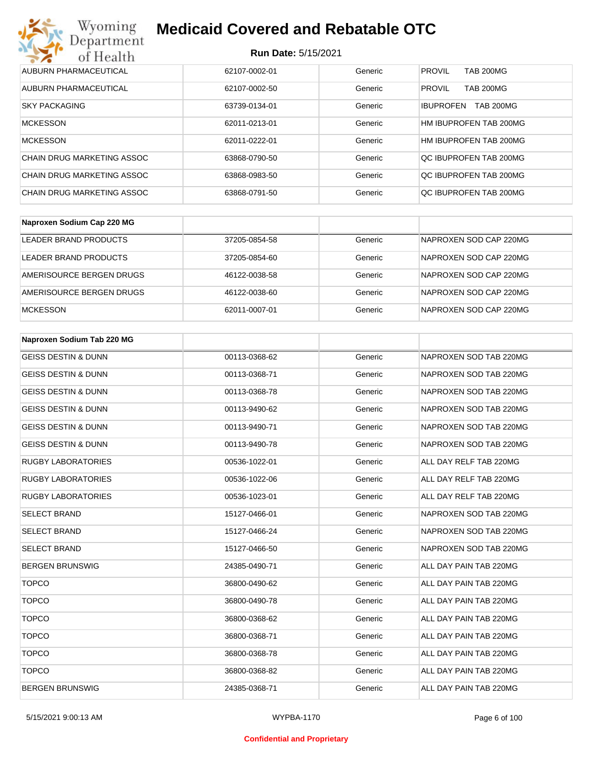| AUBURN PHARMACEUTICAL | 62107-0002-01 | Generic | PROVIL TAB 200MG |
|---|---|---|---|
| AUBURN PHARMACEUTICAL | 62107-0002-50 | Generic | PROVIL TAB 200MG |
| SKY PACKAGING | 63739-0134-01 | Generic | IBUPROFEN TAB 200MG |
| MCKESSON | 62011-0213-01 | Generic | HM IBUPROFEN TAB 200MG |
| MCKESSON | 62011-0222-01 | Generic | HM IBUPROFEN TAB 200MG |
| CHAIN DRUG MARKETING ASSOC | 63868-0790-50 | Generic | QC IBUPROFEN TAB 200MG |
| CHAIN DRUG MARKETING ASSOC | 63868-0983-50 | Generic | QC IBUPROFEN TAB 200MG |
| CHAIN DRUG MARKETING ASSOC | 63868-0791-50 | Generic | QC IBUPROFEN TAB 200MG |

| **Naproxen Sodium Cap 220 MG** | | | |
|---|---|---|---|
| LEADER BRAND PRODUCTS | 37205-0854-58 | Generic | NAPROXEN SOD CAP 220MG |
| LEADER BRAND PRODUCTS | 37205-0854-60 | Generic | NAPROXEN SOD CAP 220MG |
| AMERISOURCE BERGEN DRUGS | 46122-0038-58 | Generic | NAPROXEN SOD CAP 220MG |
| AMERISOURCE BERGEN DRUGS | 46122-0038-60 | Generic | NAPROXEN SOD CAP 220MG |
| MCKESSON | 62011-0007-01 | Generic | NAPROXEN SOD CAP 220MG |

| **Naproxen Sodium Tab 220 MG** | | | |
|---|---|---|---|
| GEISS DESTIN & DUNN | 00113-0368-62 | Generic | NAPROXEN SOD TAB 220MG |
| GEISS DESTIN & DUNN | 00113-0368-71 | Generic | NAPROXEN SOD TAB 220MG |
| GEISS DESTIN & DUNN | 00113-0368-78 | Generic | NAPROXEN SOD TAB 220MG |
| GEISS DESTIN & DUNN | 00113-9490-62 | Generic | NAPROXEN SOD TAB 220MG |
| GEISS DESTIN & DUNN | 00113-9490-71 | Generic | NAPROXEN SOD TAB 220MG |
| GEISS DESTIN & DUNN | 00113-9490-78 | Generic | NAPROXEN SOD TAB 220MG |
| RUGBY LABORATORIES | 00536-1022-01 | Generic | ALL DAY RELF TAB 220MG |
| RUGBY LABORATORIES | 00536-1022-06 | Generic | ALL DAY RELF TAB 220MG |
| RUGBY LABORATORIES | 00536-1023-01 | Generic | ALL DAY RELF TAB 220MG |
| SELECT BRAND | 15127-0466-01 | Generic | NAPROXEN SOD TAB 220MG |
| SELECT BRAND | 15127-0466-24 | Generic | NAPROXEN SOD TAB 220MG |
| SELECT BRAND | 15127-0466-50 | Generic | NAPROXEN SOD TAB 220MG |
| BERGEN BRUNSWIG | 24385-0490-71 | Generic | ALL DAY PAIN TAB 220MG |
| TOPCO | 36800-0490-62 | Generic | ALL DAY PAIN TAB 220MG |
| TOPCO | 36800-0490-78 | Generic | ALL DAY PAIN TAB 220MG |
| TOPCO | 36800-0368-62 | Generic | ALL DAY PAIN TAB 220MG |
| TOPCO | 36800-0368-71 | Generic | ALL DAY PAIN TAB 220MG |
| TOPCO | 36800-0368-78 | Generic | ALL DAY PAIN TAB 220MG |
| TOPCO | 36800-0368-82 | Generic | ALL DAY PAIN TAB 220MG |
| BERGEN BRUNSWIG | 24385-0368-71 | Generic | ALL DAY PAIN TAB 220MG |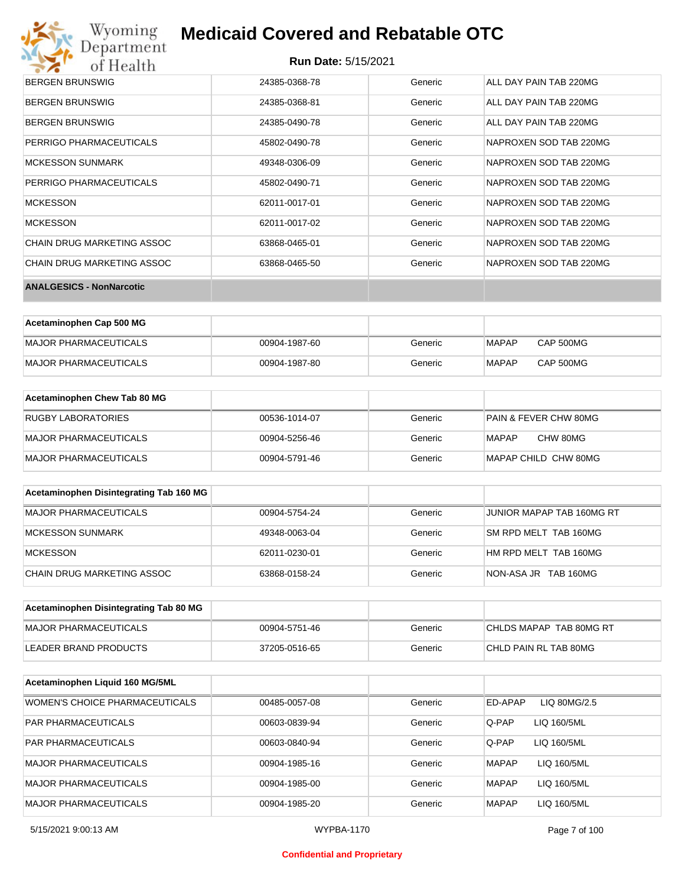# Medicaid Covered and Rebatable OTC

**Run Date:** 5/15/2021

| | | | |
|---|---|---|---|
| BERGEN BRUNSWIG | 24385-0368-78 | Generic | ALL DAY PAIN TAB 220MG |
| BERGEN BRUNSWIG | 24385-0368-81 | Generic | ALL DAY PAIN TAB 220MG |
| BERGEN BRUNSWIG | 24385-0490-78 | Generic | ALL DAY PAIN TAB 220MG |
| PERRIGO PHARMACEUTICALS | 45802-0490-78 | Generic | NAPROXEN SOD TAB 220MG |
| MCKESSON SUNMARK | 49348-0306-09 | Generic | NAPROXEN SOD TAB 220MG |
| PERRIGO PHARMACEUTICALS | 45802-0490-71 | Generic | NAPROXEN SOD TAB 220MG |
| MCKESSON | 62011-0017-01 | Generic | NAPROXEN SOD TAB 220MG |
| MCKESSON | 62011-0017-02 | Generic | NAPROXEN SOD TAB 220MG |
| CHAIN DRUG MARKETING ASSOC | 63868-0465-01 | Generic | NAPROXEN SOD TAB 220MG |
| CHAIN DRUG MARKETING ASSOC | 63868-0465-50 | Generic | NAPROXEN SOD TAB 220MG |

**ANALGESICS - NonNarcotic**

| Acetaminophen Cap 500 MG | | | |
|---|---|---|---|
| MAJOR PHARMACEUTICALS | 00904-1987-60 | Generic | MAPAP CAP 500MG |
| MAJOR PHARMACEUTICALS | 00904-1987-80 | Generic | MAPAP CAP 500MG |

| Acetaminophen Chew Tab 80 MG | | | |
|---|---|---|---|
| RUGBY LABORATORIES | 00536-1014-07 | Generic | PAIN & FEVER CHW 80MG |
| MAJOR PHARMACEUTICALS | 00904-5256-46 | Generic | MAPAP CHW 80MG |
| MAJOR PHARMACEUTICALS | 00904-5791-46 | Generic | MAPAP CHILD CHW 80MG |

| Acetaminophen Disintegrating Tab 160 MG | | | |
|---|---|---|---|
| MAJOR PHARMACEUTICALS | 00904-5754-24 | Generic | JUNIOR MAPAP TAB 160MG RT |
| MCKESSON SUNMARK | 49348-0063-04 | Generic | SM RPD MELT TAB 160MG |
| MCKESSON | 62011-0230-01 | Generic | HM RPD MELT TAB 160MG |
| CHAIN DRUG MARKETING ASSOC | 63868-0158-24 | Generic | NON-ASA JR TAB 160MG |

| Acetaminophen Disintegrating Tab 80 MG | | | |
|---|---|---|---|
| MAJOR PHARMACEUTICALS | 00904-5751-46 | Generic | CHLDS MAPAP TAB 80MG RT |
| LEADER BRAND PRODUCTS | 37205-0516-65 | Generic | CHLD PAIN RL TAB 80MG |

| Acetaminophen Liquid 160 MG/5ML | | | |
|---|---|---|---|
| WOMEN'S CHOICE PHARMACEUTICALS | 00485-0057-08 | Generic | ED-APAP LIQ 80MG/2.5 |
| PAR PHARMACEUTICALS | 00603-0839-94 | Generic | Q-PAP LIQ 160/5ML |
| PAR PHARMACEUTICALS | 00603-0840-94 | Generic | Q-PAP LIQ 160/5ML |
| MAJOR PHARMACEUTICALS | 00904-1985-16 | Generic | MAPAP LIQ 160/5ML |
| MAJOR PHARMACEUTICALS | 00904-1985-00 | Generic | MAPAP LIQ 160/5ML |
| MAJOR PHARMACEUTICALS | 00904-1985-20 | Generic | MAPAP LIQ 160/5ML |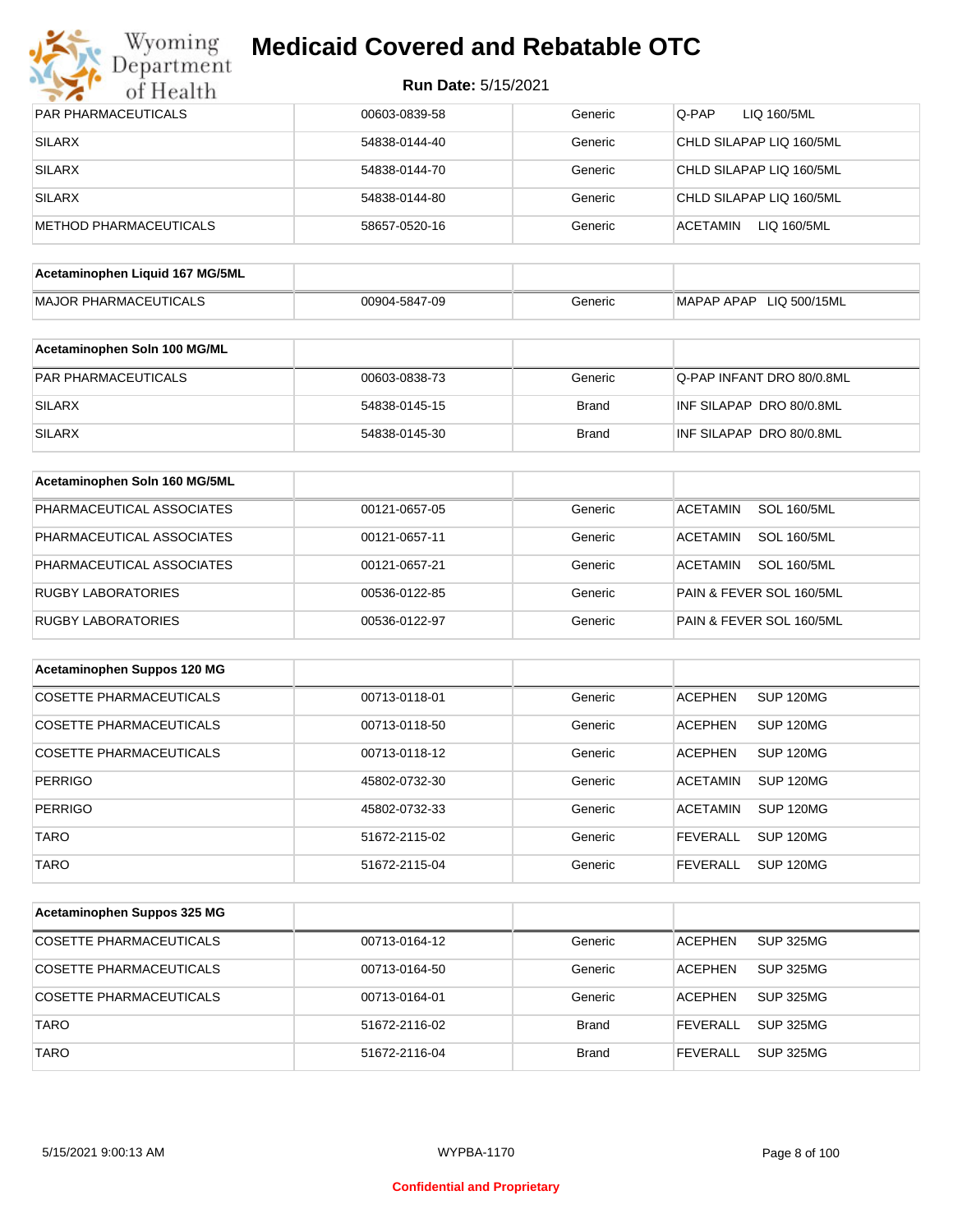# Medicaid Covered and Rebatable OTC

**Run Date:** 5/15/2021

| | | | |
|---|---|---|---|
| PAR PHARMACEUTICALS | 00603-0839-58 | Generic | Q-PAP LIQ 160/5ML |
| SILARX | 54838-0144-40 | Generic | CHLD SILAPAP LIQ 160/5ML |
| SILARX | 54838-0144-70 | Generic | CHLD SILAPAP LIQ 160/5ML |
| SILARX | 54838-0144-80 | Generic | CHLD SILAPAP LIQ 160/5ML |
| METHOD PHARMACEUTICALS | 58657-0520-16 | Generic | ACETAMIN LIQ 160/5ML |

| Acetaminophen Liquid 167 MG/5ML | | | |
|---|---|---|---|
| MAJOR PHARMACEUTICALS | 00904-5847-09 | Generic | MAPAP APAP LIQ 500/15ML |

| Acetaminophen Soln 100 MG/ML | | | |
|---|---|---|---|
| PAR PHARMACEUTICALS | 00603-0838-73 | Generic | Q-PAP INFANT DRO 80/0.8ML |
| SILARX | 54838-0145-15 | Brand | INF SILAPAP DRO 80/0.8ML |
| SILARX | 54838-0145-30 | Brand | INF SILAPAP DRO 80/0.8ML |

| Acetaminophen Soln 160 MG/5ML | | | |
|---|---|---|---|
| PHARMACEUTICAL ASSOCIATES | 00121-0657-05 | Generic | ACETAMIN SOL 160/5ML |
| PHARMACEUTICAL ASSOCIATES | 00121-0657-11 | Generic | ACETAMIN SOL 160/5ML |
| PHARMACEUTICAL ASSOCIATES | 00121-0657-21 | Generic | ACETAMIN SOL 160/5ML |
| RUGBY LABORATORIES | 00536-0122-85 | Generic | PAIN & FEVER SOL 160/5ML |
| RUGBY LABORATORIES | 00536-0122-97 | Generic | PAIN & FEVER SOL 160/5ML |

| Acetaminophen Suppos 120 MG | | | |
|---|---|---|---|
| COSETTE PHARMACEUTICALS | 00713-0118-01 | Generic | ACEPHEN SUP 120MG |
| COSETTE PHARMACEUTICALS | 00713-0118-50 | Generic | ACEPHEN SUP 120MG |
| COSETTE PHARMACEUTICALS | 00713-0118-12 | Generic | ACEPHEN SUP 120MG |
| PERRIGO | 45802-0732-30 | Generic | ACETAMIN SUP 120MG |
| PERRIGO | 45802-0732-33 | Generic | ACETAMIN SUP 120MG |
| TARO | 51672-2115-02 | Generic | FEVERALL SUP 120MG |
| TARO | 51672-2115-04 | Generic | FEVERALL SUP 120MG |

| Acetaminophen Suppos 325 MG | | | |
|---|---|---|---|
| COSETTE PHARMACEUTICALS | 00713-0164-12 | Generic | ACEPHEN SUP 325MG |
| COSETTE PHARMACEUTICALS | 00713-0164-50 | Generic | ACEPHEN SUP 325MG |
| COSETTE PHARMACEUTICALS | 00713-0164-01 | Generic | ACEPHEN SUP 325MG |
| TARO | 51672-2116-02 | Brand | FEVERALL SUP 325MG |
| TARO | 51672-2116-04 | Brand | FEVERALL SUP 325MG |

Confidential and Proprietary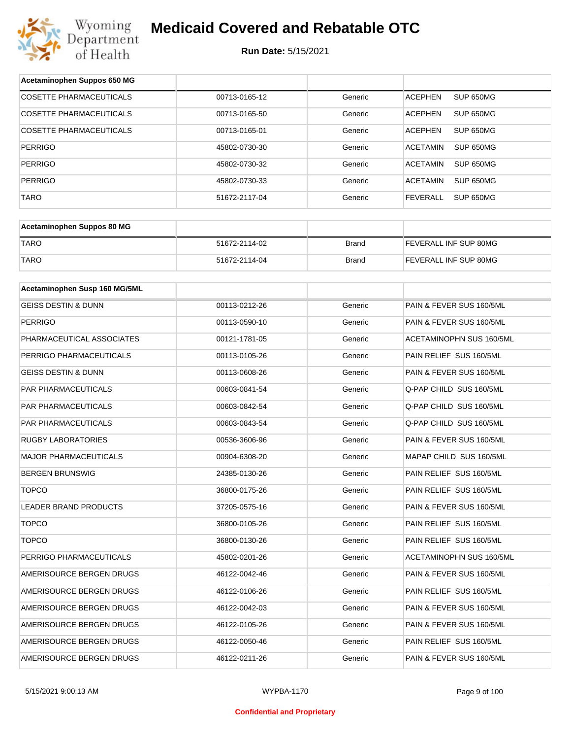# Medicaid Covered and Rebatable OTC

**Run Date:** 5/15/2021

| Acetaminophen Suppos 650 MG | | | |
|---|---|---|---|
| COSETTE PHARMACEUTICALS | 00713-0165-12 | Generic | ACEPHEN SUP 650MG |
| COSETTE PHARMACEUTICALS | 00713-0165-50 | Generic | ACEPHEN SUP 650MG |
| COSETTE PHARMACEUTICALS | 00713-0165-01 | Generic | ACEPHEN SUP 650MG |
| PERRIGO | 45802-0730-30 | Generic | ACETAMIN SUP 650MG |
| PERRIGO | 45802-0730-32 | Generic | ACETAMIN SUP 650MG |
| PERRIGO | 45802-0730-33 | Generic | ACETAMIN SUP 650MG |
| TARO | 51672-2117-04 | Generic | FEVERALL SUP 650MG |

| Acetaminophen Suppos 80 MG | | | |
|---|---|---|---|
| TARO | 51672-2114-02 | Brand | FEVERALL INF SUP 80MG |
| TARO | 51672-2114-04 | Brand | FEVERALL INF SUP 80MG |

| Acetaminophen Susp 160 MG/5ML | | | |
|---|---|---|---|
| GEISS DESTIN & DUNN | 00113-0212-26 | Generic | PAIN & FEVER SUS 160/5ML |
| PERRIGO | 00113-0590-10 | Generic | PAIN & FEVER SUS 160/5ML |
| PHARMACEUTICAL ASSOCIATES | 00121-1781-05 | Generic | ACETAMINOPHN SUS 160/5ML |
| PERRIGO PHARMACEUTICALS | 00113-0105-26 | Generic | PAIN RELIEF SUS 160/5ML |
| GEISS DESTIN & DUNN | 00113-0608-26 | Generic | PAIN & FEVER SUS 160/5ML |
| PAR PHARMACEUTICALS | 00603-0841-54 | Generic | Q-PAP CHILD SUS 160/5ML |
| PAR PHARMACEUTICALS | 00603-0842-54 | Generic | Q-PAP CHILD SUS 160/5ML |
| PAR PHARMACEUTICALS | 00603-0843-54 | Generic | Q-PAP CHILD SUS 160/5ML |
| RUGBY LABORATORIES | 00536-3606-96 | Generic | PAIN & FEVER SUS 160/5ML |
| MAJOR PHARMACEUTICALS | 00904-6308-20 | Generic | MAPAP CHILD SUS 160/5ML |
| BERGEN BRUNSWIG | 24385-0130-26 | Generic | PAIN RELIEF SUS 160/5ML |
| TOPCO | 36800-0175-26 | Generic | PAIN RELIEF SUS 160/5ML |
| LEADER BRAND PRODUCTS | 37205-0575-16 | Generic | PAIN & FEVER SUS 160/5ML |
| TOPCO | 36800-0105-26 | Generic | PAIN RELIEF SUS 160/5ML |
| TOPCO | 36800-0130-26 | Generic | PAIN RELIEF SUS 160/5ML |
| PERRIGO PHARMACEUTICALS | 45802-0201-26 | Generic | ACETAMINOPHN SUS 160/5ML |
| AMERISOURCE BERGEN DRUGS | 46122-0042-46 | Generic | PAIN & FEVER SUS 160/5ML |
| AMERISOURCE BERGEN DRUGS | 46122-0106-26 | Generic | PAIN RELIEF SUS 160/5ML |
| AMERISOURCE BERGEN DRUGS | 46122-0042-03 | Generic | PAIN & FEVER SUS 160/5ML |
| AMERISOURCE BERGEN DRUGS | 46122-0105-26 | Generic | PAIN & FEVER SUS 160/5ML |
| AMERISOURCE BERGEN DRUGS | 46122-0050-46 | Generic | PAIN RELIEF SUS 160/5ML |
| AMERISOURCE BERGEN DRUGS | 46122-0211-26 | Generic | PAIN & FEVER SUS 160/5ML |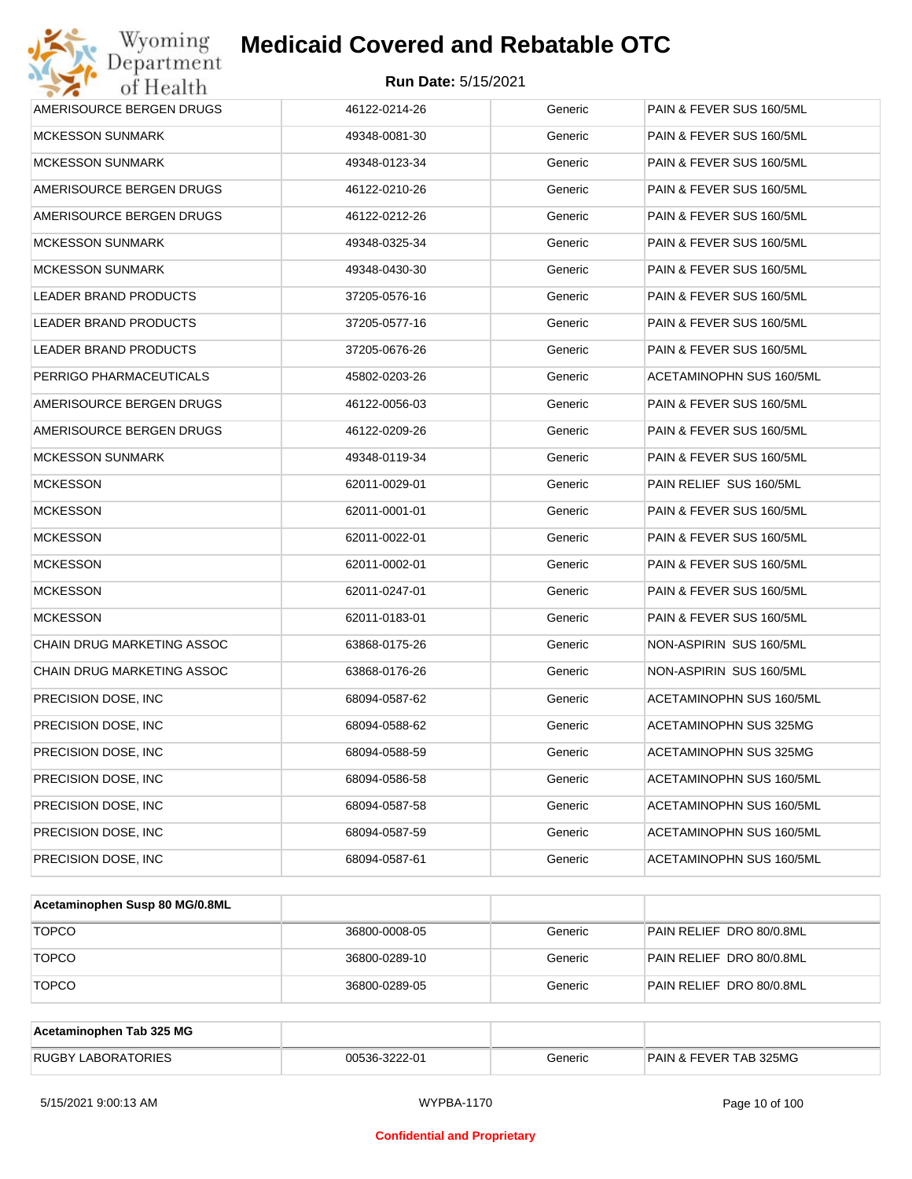| | | | |
|---|---|---|---|
| AMERISOURCE BERGEN DRUGS | 46122-0214-26 | Generic | PAIN & FEVER SUS 160/5ML |
| MCKESSON SUNMARK | 49348-0081-30 | Generic | PAIN & FEVER SUS 160/5ML |
| MCKESSON SUNMARK | 49348-0123-34 | Generic | PAIN & FEVER SUS 160/5ML |
| AMERISOURCE BERGEN DRUGS | 46122-0210-26 | Generic | PAIN & FEVER SUS 160/5ML |
| AMERISOURCE BERGEN DRUGS | 46122-0212-26 | Generic | PAIN & FEVER SUS 160/5ML |
| MCKESSON SUNMARK | 49348-0325-34 | Generic | PAIN & FEVER SUS 160/5ML |
| MCKESSON SUNMARK | 49348-0430-30 | Generic | PAIN & FEVER SUS 160/5ML |
| LEADER BRAND PRODUCTS | 37205-0576-16 | Generic | PAIN & FEVER SUS 160/5ML |
| LEADER BRAND PRODUCTS | 37205-0577-16 | Generic | PAIN & FEVER SUS 160/5ML |
| LEADER BRAND PRODUCTS | 37205-0676-26 | Generic | PAIN & FEVER SUS 160/5ML |
| PERRIGO PHARMACEUTICALS | 45802-0203-26 | Generic | ACETAMINOPHN SUS 160/5ML |
| AMERISOURCE BERGEN DRUGS | 46122-0056-03 | Generic | PAIN & FEVER SUS 160/5ML |
| AMERISOURCE BERGEN DRUGS | 46122-0209-26 | Generic | PAIN & FEVER SUS 160/5ML |
| MCKESSON SUNMARK | 49348-0119-34 | Generic | PAIN & FEVER SUS 160/5ML |
| MCKESSON | 62011-0029-01 | Generic | PAIN RELIEF SUS 160/5ML |
| MCKESSON | 62011-0001-01 | Generic | PAIN & FEVER SUS 160/5ML |
| MCKESSON | 62011-0022-01 | Generic | PAIN & FEVER SUS 160/5ML |
| MCKESSON | 62011-0002-01 | Generic | PAIN & FEVER SUS 160/5ML |
| MCKESSON | 62011-0247-01 | Generic | PAIN & FEVER SUS 160/5ML |
| MCKESSON | 62011-0183-01 | Generic | PAIN & FEVER SUS 160/5ML |
| CHAIN DRUG MARKETING ASSOC | 63868-0175-26 | Generic | NON-ASPIRIN SUS 160/5ML |
| CHAIN DRUG MARKETING ASSOC | 63868-0176-26 | Generic | NON-ASPIRIN SUS 160/5ML |
| PRECISION DOSE, INC | 68094-0587-62 | Generic | ACETAMINOPHN SUS 160/5ML |
| PRECISION DOSE, INC | 68094-0588-62 | Generic | ACETAMINOPHN SUS 325MG |
| PRECISION DOSE, INC | 68094-0588-59 | Generic | ACETAMINOPHN SUS 325MG |
| PRECISION DOSE, INC | 68094-0586-58 | Generic | ACETAMINOPHN SUS 160/5ML |
| PRECISION DOSE, INC | 68094-0587-58 | Generic | ACETAMINOPHN SUS 160/5ML |
| PRECISION DOSE, INC | 68094-0587-59 | Generic | ACETAMINOPHN SUS 160/5ML |
| PRECISION DOSE, INC | 68094-0587-61 | Generic | ACETAMINOPHN SUS 160/5ML |

| **Acetaminophen Susp 80 MG/0.8ML** | | | |
|---|---|---|---|
| TOPCO | 36800-0008-05 | Generic | PAIN RELIEF DRO 80/0.8ML |
| TOPCO | 36800-0289-10 | Generic | PAIN RELIEF DRO 80/0.8ML |
| TOPCO | 36800-0289-05 | Generic | PAIN RELIEF DRO 80/0.8ML |

| **Acetaminophen Tab 325 MG** | | | |
|---|---|---|---|
| RUGBY LABORATORIES | 00536-3222-01 | Generic | PAIN & FEVER TAB 325MG |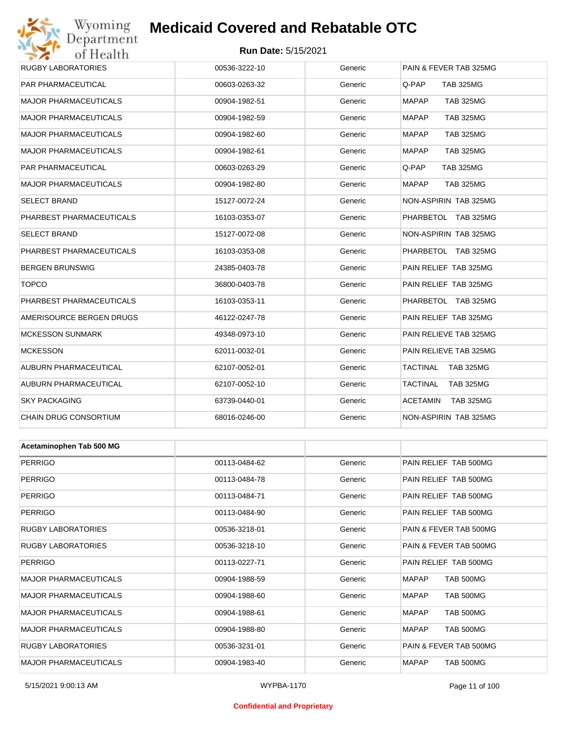# Medicaid Covered and Rebatable OTC

**Run Date:** 5/15/2021

| | | | |
|---|---|---|---|
| RUGBY LABORATORIES | 00536-3222-10 | Generic | PAIN & FEVER TAB 325MG |
| PAR PHARMACEUTICAL | 00603-0263-32 | Generic | Q-PAP TAB 325MG |
| MAJOR PHARMACEUTICALS | 00904-1982-51 | Generic | MAPAP TAB 325MG |
| MAJOR PHARMACEUTICALS | 00904-1982-59 | Generic | MAPAP TAB 325MG |
| MAJOR PHARMACEUTICALS | 00904-1982-60 | Generic | MAPAP TAB 325MG |
| MAJOR PHARMACEUTICALS | 00904-1982-61 | Generic | MAPAP TAB 325MG |
| PAR PHARMACEUTICAL | 00603-0263-29 | Generic | Q-PAP TAB 325MG |
| MAJOR PHARMACEUTICALS | 00904-1982-80 | Generic | MAPAP TAB 325MG |
| SELECT BRAND | 15127-0072-24 | Generic | NON-ASPIRIN TAB 325MG |
| PHARBEST PHARMACEUTICALS | 16103-0353-07 | Generic | PHARBETOL TAB 325MG |
| SELECT BRAND | 15127-0072-08 | Generic | NON-ASPIRIN TAB 325MG |
| PHARBEST PHARMACEUTICALS | 16103-0353-08 | Generic | PHARBETOL TAB 325MG |
| BERGEN BRUNSWIG | 24385-0403-78 | Generic | PAIN RELIEF TAB 325MG |
| TOPCO | 36800-0403-78 | Generic | PAIN RELIEF TAB 325MG |
| PHARBEST PHARMACEUTICALS | 16103-0353-11 | Generic | PHARBETOL TAB 325MG |
| AMERISOURCE BERGEN DRUGS | 46122-0247-78 | Generic | PAIN RELIEF TAB 325MG |
| MCKESSON SUNMARK | 49348-0973-10 | Generic | PAIN RELIEVE TAB 325MG |
| MCKESSON | 62011-0032-01 | Generic | PAIN RELIEVE TAB 325MG |
| AUBURN PHARMACEUTICAL | 62107-0052-01 | Generic | TACTINAL TAB 325MG |
| AUBURN PHARMACEUTICAL | 62107-0052-10 | Generic | TACTINAL TAB 325MG |
| SKY PACKAGING | 63739-0440-01 | Generic | ACETAMIN TAB 325MG |
| CHAIN DRUG CONSORTIUM | 68016-0246-00 | Generic | NON-ASPIRIN TAB 325MG |

| **Acetaminophen Tab 500 MG** | | | |
|---|---|---|---|
| PERRIGO | 00113-0484-62 | Generic | PAIN RELIEF TAB 500MG |
| PERRIGO | 00113-0484-78 | Generic | PAIN RELIEF TAB 500MG |
| PERRIGO | 00113-0484-71 | Generic | PAIN RELIEF TAB 500MG |
| PERRIGO | 00113-0484-90 | Generic | PAIN RELIEF TAB 500MG |
| RUGBY LABORATORIES | 00536-3218-01 | Generic | PAIN & FEVER TAB 500MG |
| RUGBY LABORATORIES | 00536-3218-10 | Generic | PAIN & FEVER TAB 500MG |
| PERRIGO | 00113-0227-71 | Generic | PAIN RELIEF TAB 500MG |
| MAJOR PHARMACEUTICALS | 00904-1988-59 | Generic | MAPAP TAB 500MG |
| MAJOR PHARMACEUTICALS | 00904-1988-60 | Generic | MAPAP TAB 500MG |
| MAJOR PHARMACEUTICALS | 00904-1988-61 | Generic | MAPAP TAB 500MG |
| MAJOR PHARMACEUTICALS | 00904-1988-80 | Generic | MAPAP TAB 500MG |
| RUGBY LABORATORIES | 00536-3231-01 | Generic | PAIN & FEVER TAB 500MG |
| MAJOR PHARMACEUTICALS | 00904-1983-40 | Generic | MAPAP TAB 500MG |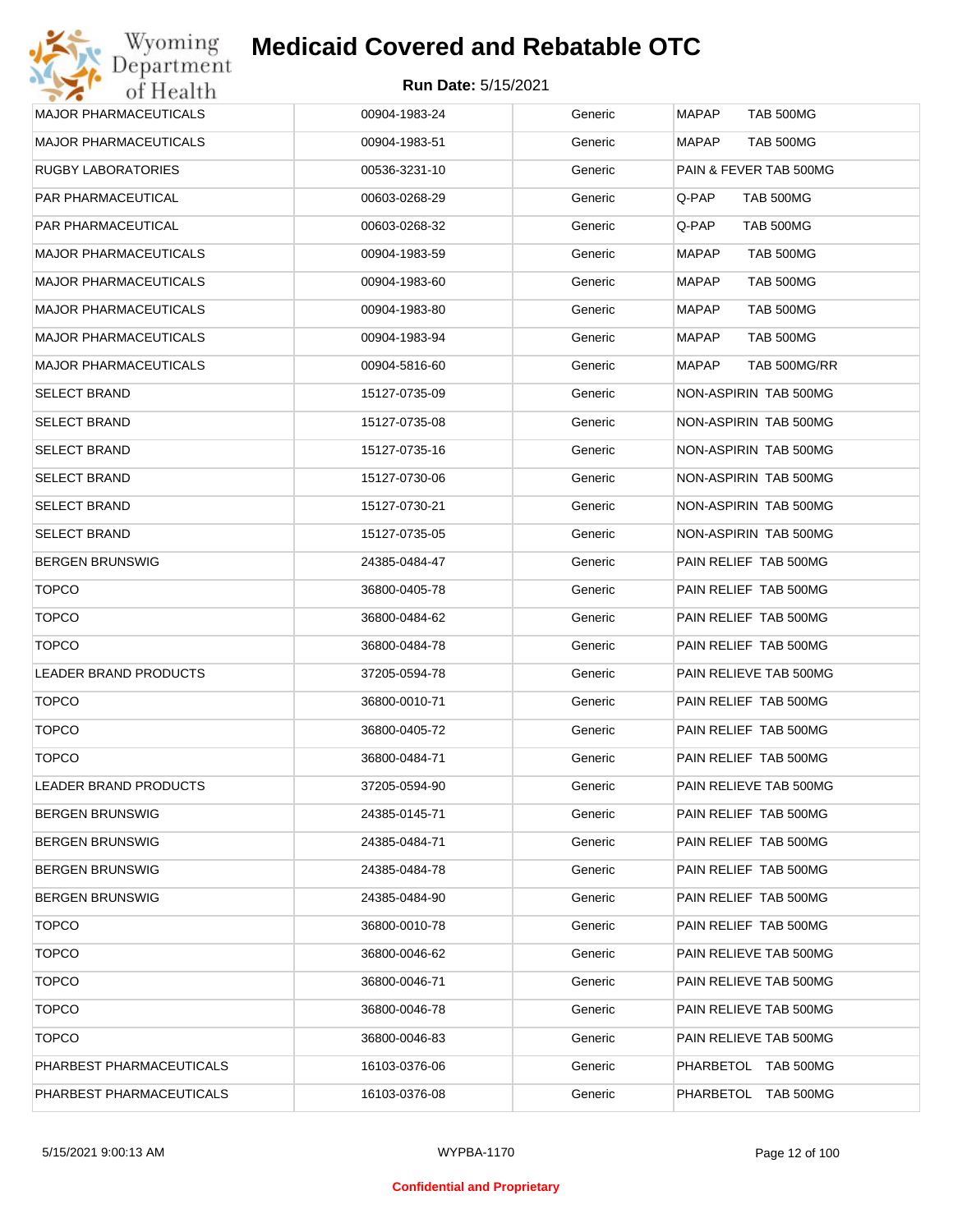# Medicaid Covered and Rebatable OTC

**Run Date:** 5/15/2021

| | | | |
|---|---|---|---|
| MAJOR PHARMACEUTICALS | 00904-1983-24 | Generic | MAPAP TAB 500MG |
| MAJOR PHARMACEUTICALS | 00904-1983-51 | Generic | MAPAP TAB 500MG |
| RUGBY LABORATORIES | 00536-3231-10 | Generic | PAIN & FEVER TAB 500MG |
| PAR PHARMACEUTICAL | 00603-0268-29 | Generic | Q-PAP TAB 500MG |
| PAR PHARMACEUTICAL | 00603-0268-32 | Generic | Q-PAP TAB 500MG |
| MAJOR PHARMACEUTICALS | 00904-1983-59 | Generic | MAPAP TAB 500MG |
| MAJOR PHARMACEUTICALS | 00904-1983-60 | Generic | MAPAP TAB 500MG |
| MAJOR PHARMACEUTICALS | 00904-1983-80 | Generic | MAPAP TAB 500MG |
| MAJOR PHARMACEUTICALS | 00904-1983-94 | Generic | MAPAP TAB 500MG |
| MAJOR PHARMACEUTICALS | 00904-5816-60 | Generic | MAPAP TAB 500MG/RR |
| SELECT BRAND | 15127-0735-09 | Generic | NON-ASPIRIN TAB 500MG |
| SELECT BRAND | 15127-0735-08 | Generic | NON-ASPIRIN TAB 500MG |
| SELECT BRAND | 15127-0735-16 | Generic | NON-ASPIRIN TAB 500MG |
| SELECT BRAND | 15127-0730-06 | Generic | NON-ASPIRIN TAB 500MG |
| SELECT BRAND | 15127-0730-21 | Generic | NON-ASPIRIN TAB 500MG |
| SELECT BRAND | 15127-0735-05 | Generic | NON-ASPIRIN TAB 500MG |
| BERGEN BRUNSWIG | 24385-0484-47 | Generic | PAIN RELIEF TAB 500MG |
| TOPCO | 36800-0405-78 | Generic | PAIN RELIEF TAB 500MG |
| TOPCO | 36800-0484-62 | Generic | PAIN RELIEF TAB 500MG |
| TOPCO | 36800-0484-78 | Generic | PAIN RELIEF TAB 500MG |
| LEADER BRAND PRODUCTS | 37205-0594-78 | Generic | PAIN RELIEVE TAB 500MG |
| TOPCO | 36800-0010-71 | Generic | PAIN RELIEF TAB 500MG |
| TOPCO | 36800-0405-72 | Generic | PAIN RELIEF TAB 500MG |
| TOPCO | 36800-0484-71 | Generic | PAIN RELIEF TAB 500MG |
| LEADER BRAND PRODUCTS | 37205-0594-90 | Generic | PAIN RELIEVE TAB 500MG |
| BERGEN BRUNSWIG | 24385-0145-71 | Generic | PAIN RELIEF TAB 500MG |
| BERGEN BRUNSWIG | 24385-0484-71 | Generic | PAIN RELIEF TAB 500MG |
| BERGEN BRUNSWIG | 24385-0484-78 | Generic | PAIN RELIEF TAB 500MG |
| BERGEN BRUNSWIG | 24385-0484-90 | Generic | PAIN RELIEF TAB 500MG |
| TOPCO | 36800-0010-78 | Generic | PAIN RELIEF TAB 500MG |
| TOPCO | 36800-0046-62 | Generic | PAIN RELIEVE TAB 500MG |
| TOPCO | 36800-0046-71 | Generic | PAIN RELIEVE TAB 500MG |
| TOPCO | 36800-0046-78 | Generic | PAIN RELIEVE TAB 500MG |
| TOPCO | 36800-0046-83 | Generic | PAIN RELIEVE TAB 500MG |
| PHARBEST PHARMACEUTICALS | 16103-0376-06 | Generic | PHARBETOL TAB 500MG |
| PHARBEST PHARMACEUTICALS | 16103-0376-08 | Generic | PHARBETOL TAB 500MG |

5/15/2021 9:00:13 AM WYPBA-1170

Confidential and Proprietary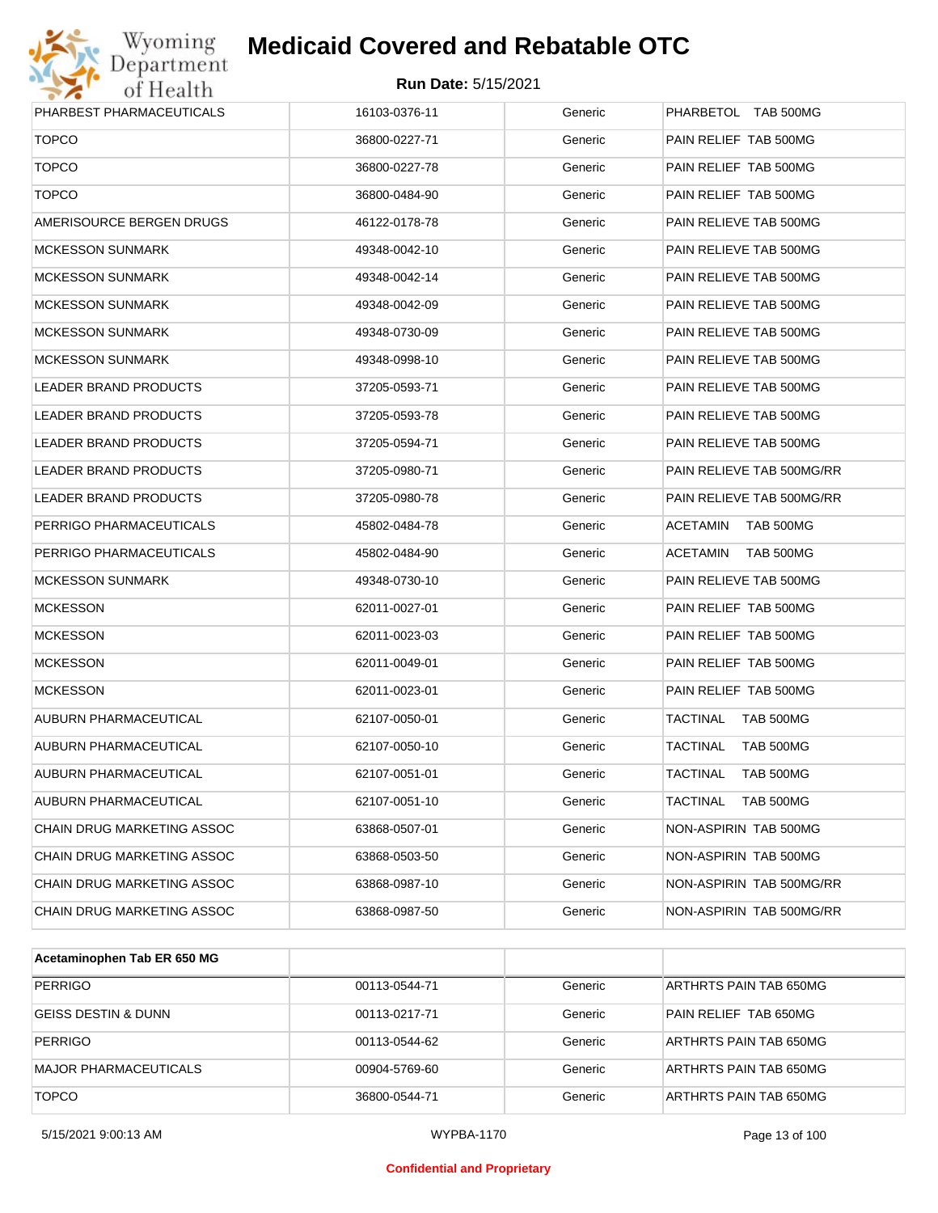| | | | |
|---|---|---|---|
| PHARBEST PHARMACEUTICALS | 16103-0376-11 | Generic | PHARBETOL TAB 500MG |
| TOPCO | 36800-0227-71 | Generic | PAIN RELIEF TAB 500MG |
| TOPCO | 36800-0227-78 | Generic | PAIN RELIEF TAB 500MG |
| TOPCO | 36800-0484-90 | Generic | PAIN RELIEF TAB 500MG |
| AMERISOURCE BERGEN DRUGS | 46122-0178-78 | Generic | PAIN RELIEVE TAB 500MG |
| MCKESSON SUNMARK | 49348-0042-10 | Generic | PAIN RELIEVE TAB 500MG |
| MCKESSON SUNMARK | 49348-0042-14 | Generic | PAIN RELIEVE TAB 500MG |
| MCKESSON SUNMARK | 49348-0042-09 | Generic | PAIN RELIEVE TAB 500MG |
| MCKESSON SUNMARK | 49348-0730-09 | Generic | PAIN RELIEVE TAB 500MG |
| MCKESSON SUNMARK | 49348-0998-10 | Generic | PAIN RELIEVE TAB 500MG |
| LEADER BRAND PRODUCTS | 37205-0593-71 | Generic | PAIN RELIEVE TAB 500MG |
| LEADER BRAND PRODUCTS | 37205-0593-78 | Generic | PAIN RELIEVE TAB 500MG |
| LEADER BRAND PRODUCTS | 37205-0594-71 | Generic | PAIN RELIEVE TAB 500MG |
| LEADER BRAND PRODUCTS | 37205-0980-71 | Generic | PAIN RELIEVE TAB 500MG/RR |
| LEADER BRAND PRODUCTS | 37205-0980-78 | Generic | PAIN RELIEVE TAB 500MG/RR |
| PERRIGO PHARMACEUTICALS | 45802-0484-78 | Generic | ACETAMIN TAB 500MG |
| PERRIGO PHARMACEUTICALS | 45802-0484-90 | Generic | ACETAMIN TAB 500MG |
| MCKESSON SUNMARK | 49348-0730-10 | Generic | PAIN RELIEVE TAB 500MG |
| MCKESSON | 62011-0027-01 | Generic | PAIN RELIEF TAB 500MG |
| MCKESSON | 62011-0023-03 | Generic | PAIN RELIEF TAB 500MG |
| MCKESSON | 62011-0049-01 | Generic | PAIN RELIEF TAB 500MG |
| MCKESSON | 62011-0023-01 | Generic | PAIN RELIEF TAB 500MG |
| AUBURN PHARMACEUTICAL | 62107-0050-01 | Generic | TACTINAL TAB 500MG |
| AUBURN PHARMACEUTICAL | 62107-0050-10 | Generic | TACTINAL TAB 500MG |
| AUBURN PHARMACEUTICAL | 62107-0051-01 | Generic | TACTINAL TAB 500MG |
| AUBURN PHARMACEUTICAL | 62107-0051-10 | Generic | TACTINAL TAB 500MG |
| CHAIN DRUG MARKETING ASSOC | 63868-0507-01 | Generic | NON-ASPIRIN TAB 500MG |
| CHAIN DRUG MARKETING ASSOC | 63868-0503-50 | Generic | NON-ASPIRIN TAB 500MG |
| CHAIN DRUG MARKETING ASSOC | 63868-0987-10 | Generic | NON-ASPIRIN TAB 500MG/RR |
| CHAIN DRUG MARKETING ASSOC | 63868-0987-50 | Generic | NON-ASPIRIN TAB 500MG/RR |

| **Acetaminophen Tab ER 650 MG** | | | |
|---|---|---|---|
| PERRIGO | 00113-0544-71 | Generic | ARTHRTS PAIN TAB 650MG |
| GEISS DESTIN & DUNN | 00113-0217-71 | Generic | PAIN RELIEF TAB 650MG |
| PERRIGO | 00113-0544-62 | Generic | ARTHRTS PAIN TAB 650MG |
| MAJOR PHARMACEUTICALS | 00904-5769-60 | Generic | ARTHRTS PAIN TAB 650MG |
| TOPCO | 36800-0544-71 | Generic | ARTHRTS PAIN TAB 650MG |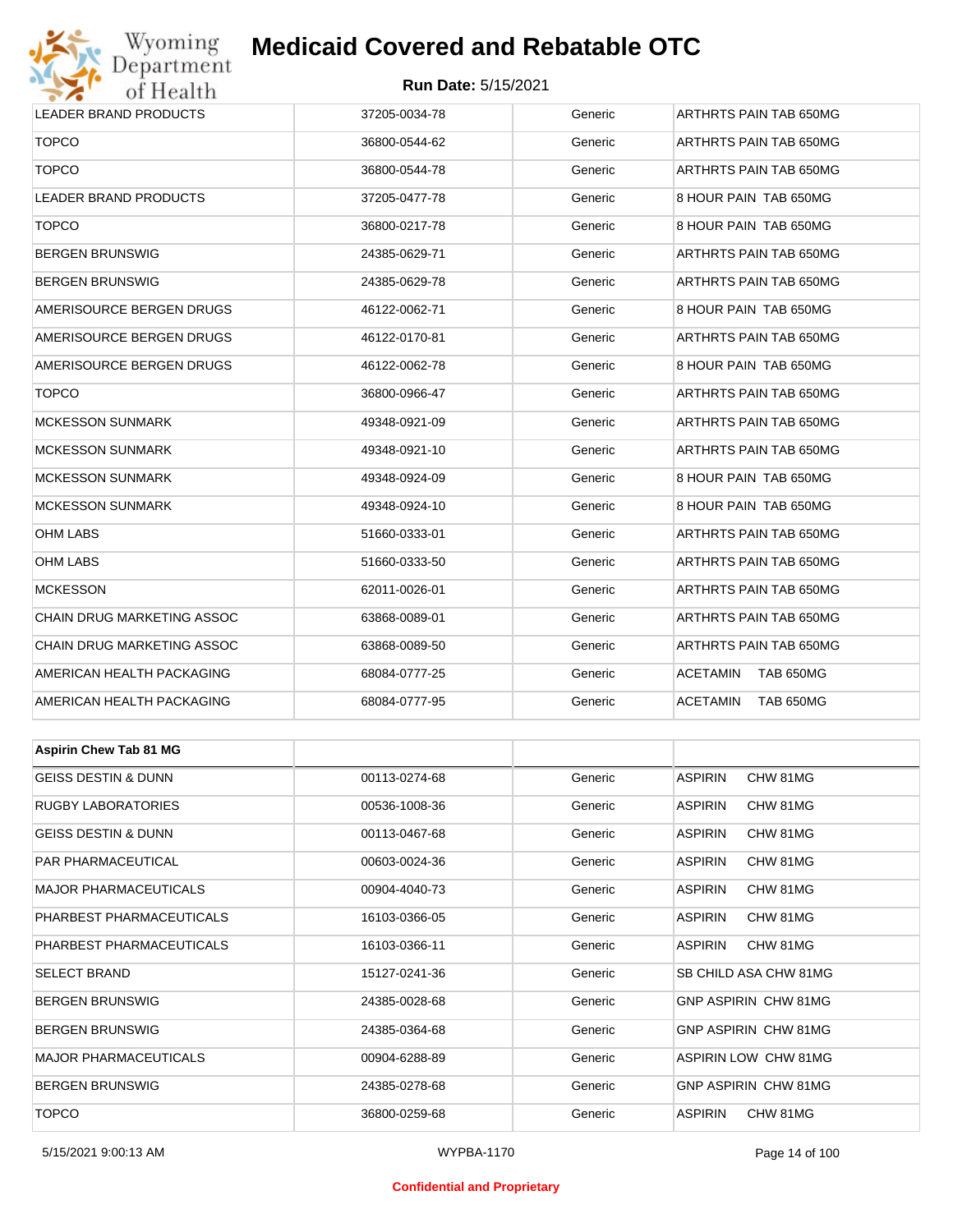| | | | |
|---|---|---|---|
| LEADER BRAND PRODUCTS | 37205-0034-78 | Generic | ARTHRTS PAIN TAB 650MG |
| TOPCO | 36800-0544-62 | Generic | ARTHRTS PAIN TAB 650MG |
| TOPCO | 36800-0544-78 | Generic | ARTHRTS PAIN TAB 650MG |
| LEADER BRAND PRODUCTS | 37205-0477-78 | Generic | 8 HOUR PAIN TAB 650MG |
| TOPCO | 36800-0217-78 | Generic | 8 HOUR PAIN TAB 650MG |
| BERGEN BRUNSWIG | 24385-0629-71 | Generic | ARTHRTS PAIN TAB 650MG |
| BERGEN BRUNSWIG | 24385-0629-78 | Generic | ARTHRTS PAIN TAB 650MG |
| AMERISOURCE BERGEN DRUGS | 46122-0062-71 | Generic | 8 HOUR PAIN TAB 650MG |
| AMERISOURCE BERGEN DRUGS | 46122-0170-81 | Generic | ARTHRTS PAIN TAB 650MG |
| AMERISOURCE BERGEN DRUGS | 46122-0062-78 | Generic | 8 HOUR PAIN TAB 650MG |
| TOPCO | 36800-0966-47 | Generic | ARTHRTS PAIN TAB 650MG |
| MCKESSON SUNMARK | 49348-0921-09 | Generic | ARTHRTS PAIN TAB 650MG |
| MCKESSON SUNMARK | 49348-0921-10 | Generic | ARTHRTS PAIN TAB 650MG |
| MCKESSON SUNMARK | 49348-0924-09 | Generic | 8 HOUR PAIN TAB 650MG |
| MCKESSON SUNMARK | 49348-0924-10 | Generic | 8 HOUR PAIN TAB 650MG |
| OHM LABS | 51660-0333-01 | Generic | ARTHRTS PAIN TAB 650MG |
| OHM LABS | 51660-0333-50 | Generic | ARTHRTS PAIN TAB 650MG |
| MCKESSON | 62011-0026-01 | Generic | ARTHRTS PAIN TAB 650MG |
| CHAIN DRUG MARKETING ASSOC | 63868-0089-01 | Generic | ARTHRTS PAIN TAB 650MG |
| CHAIN DRUG MARKETING ASSOC | 63868-0089-50 | Generic | ARTHRTS PAIN TAB 650MG |
| AMERICAN HEALTH PACKAGING | 68084-0777-25 | Generic | ACETAMIN TAB 650MG |
| AMERICAN HEALTH PACKAGING | 68084-0777-95 | Generic | ACETAMIN TAB 650MG |

| **Aspirin Chew Tab 81 MG** | | | |
|---|---|---|---|
| GEISS DESTIN & DUNN | 00113-0274-68 | Generic | ASPIRIN CHW 81MG |
| RUGBY LABORATORIES | 00536-1008-36 | Generic | ASPIRIN CHW 81MG |
| GEISS DESTIN & DUNN | 00113-0467-68 | Generic | ASPIRIN CHW 81MG |
| PAR PHARMACEUTICAL | 00603-0024-36 | Generic | ASPIRIN CHW 81MG |
| MAJOR PHARMACEUTICALS | 00904-4040-73 | Generic | ASPIRIN CHW 81MG |
| PHARBEST PHARMACEUTICALS | 16103-0366-05 | Generic | ASPIRIN CHW 81MG |
| PHARBEST PHARMACEUTICALS | 16103-0366-11 | Generic | ASPIRIN CHW 81MG |
| SELECT BRAND | 15127-0241-36 | Generic | SB CHILD ASA CHW 81MG |
| BERGEN BRUNSWIG | 24385-0028-68 | Generic | GNP ASPIRIN CHW 81MG |
| BERGEN BRUNSWIG | 24385-0364-68 | Generic | GNP ASPIRIN CHW 81MG |
| MAJOR PHARMACEUTICALS | 00904-6288-89 | Generic | ASPIRIN LOW CHW 81MG |
| BERGEN BRUNSWIG | 24385-0278-68 | Generic | GNP ASPIRIN CHW 81MG |
| TOPCO | 36800-0259-68 | Generic | ASPIRIN CHW 81MG |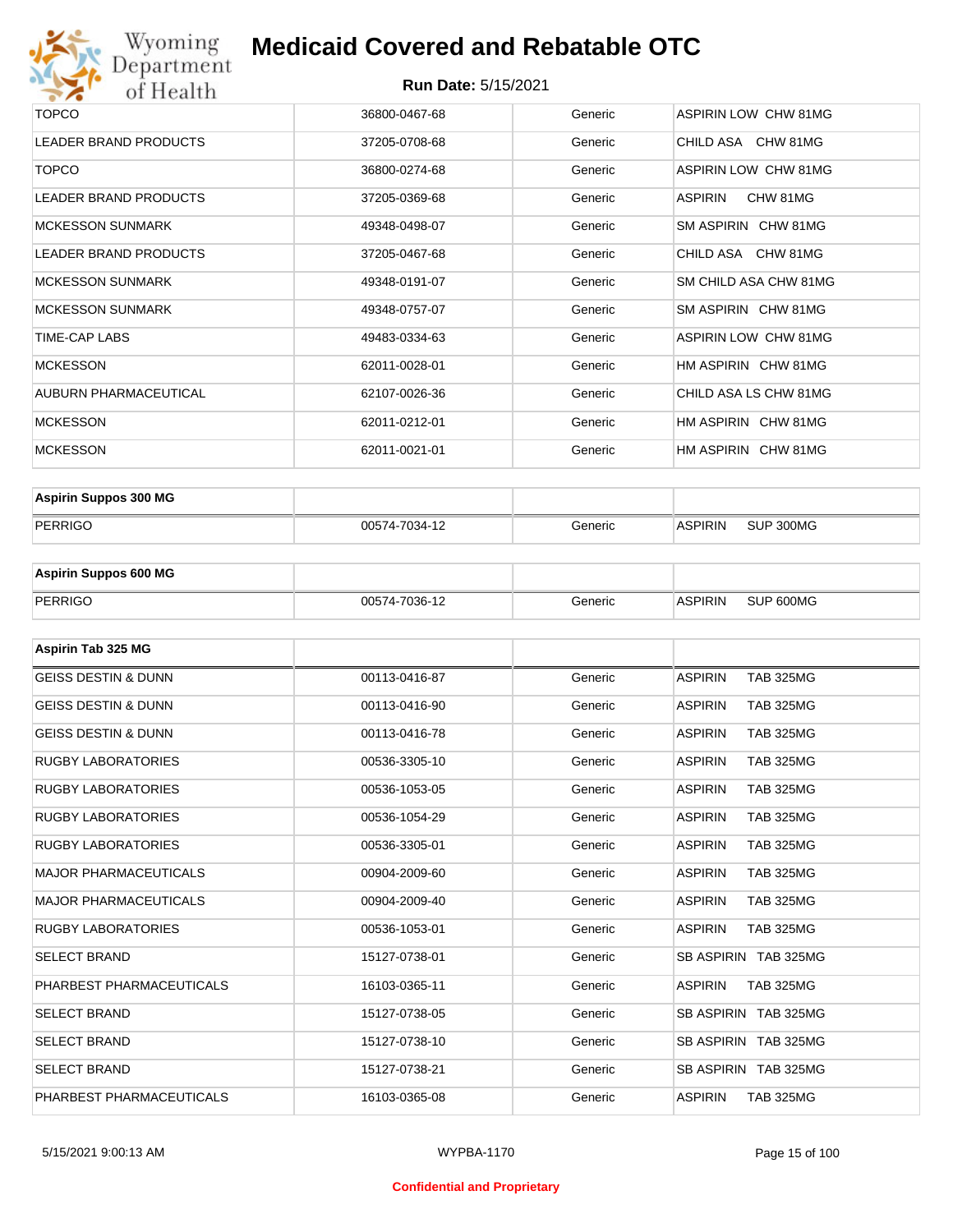# Medicaid Covered and Rebatable OTC

**Run Date:** 5/15/2021

| | | | |
|---|---|---|---|
| TOPCO | 36800-0467-68 | Generic | ASPIRIN LOW CHW 81MG |
| LEADER BRAND PRODUCTS | 37205-0708-68 | Generic | CHILD ASA CHW 81MG |
| TOPCO | 36800-0274-68 | Generic | ASPIRIN LOW CHW 81MG |
| LEADER BRAND PRODUCTS | 37205-0369-68 | Generic | ASPIRIN CHW 81MG |
| MCKESSON SUNMARK | 49348-0498-07 | Generic | SM ASPIRIN CHW 81MG |
| LEADER BRAND PRODUCTS | 37205-0467-68 | Generic | CHILD ASA CHW 81MG |
| MCKESSON SUNMARK | 49348-0191-07 | Generic | SM CHILD ASA CHW 81MG |
| MCKESSON SUNMARK | 49348-0757-07 | Generic | SM ASPIRIN CHW 81MG |
| TIME-CAP LABS | 49483-0334-63 | Generic | ASPIRIN LOW CHW 81MG |
| MCKESSON | 62011-0028-01 | Generic | HM ASPIRIN CHW 81MG |
| AUBURN PHARMACEUTICAL | 62107-0026-36 | Generic | CHILD ASA LS CHW 81MG |
| MCKESSON | 62011-0212-01 | Generic | HM ASPIRIN CHW 81MG |
| MCKESSON | 62011-0021-01 | Generic | HM ASPIRIN CHW 81MG |

| **Aspirin Suppos 300 MG** | | | |
|---|---|---|---|
| PERRIGO | 00574-7034-12 | Generic | ASPIRIN SUP 300MG |

| **Aspirin Suppos 600 MG** | | | |
|---|---|---|---|
| PERRIGO | 00574-7036-12 | Generic | ASPIRIN SUP 600MG |

| **Aspirin Tab 325 MG** | | | |
|---|---|---|---|
| GEISS DESTIN & DUNN | 00113-0416-87 | Generic | ASPIRIN TAB 325MG |
| GEISS DESTIN & DUNN | 00113-0416-90 | Generic | ASPIRIN TAB 325MG |
| GEISS DESTIN & DUNN | 00113-0416-78 | Generic | ASPIRIN TAB 325MG |
| RUGBY LABORATORIES | 00536-3305-10 | Generic | ASPIRIN TAB 325MG |
| RUGBY LABORATORIES | 00536-1053-05 | Generic | ASPIRIN TAB 325MG |
| RUGBY LABORATORIES | 00536-1054-29 | Generic | ASPIRIN TAB 325MG |
| RUGBY LABORATORIES | 00536-3305-01 | Generic | ASPIRIN TAB 325MG |
| MAJOR PHARMACEUTICALS | 00904-2009-60 | Generic | ASPIRIN TAB 325MG |
| MAJOR PHARMACEUTICALS | 00904-2009-40 | Generic | ASPIRIN TAB 325MG |
| RUGBY LABORATORIES | 00536-1053-01 | Generic | ASPIRIN TAB 325MG |
| SELECT BRAND | 15127-0738-01 | Generic | SB ASPIRIN TAB 325MG |
| PHARBEST PHARMACEUTICALS | 16103-0365-11 | Generic | ASPIRIN TAB 325MG |
| SELECT BRAND | 15127-0738-05 | Generic | SB ASPIRIN TAB 325MG |
| SELECT BRAND | 15127-0738-10 | Generic | SB ASPIRIN TAB 325MG |
| SELECT BRAND | 15127-0738-21 | Generic | SB ASPIRIN TAB 325MG |
| PHARBEST PHARMACEUTICALS | 16103-0365-08 | Generic | ASPIRIN TAB 325MG |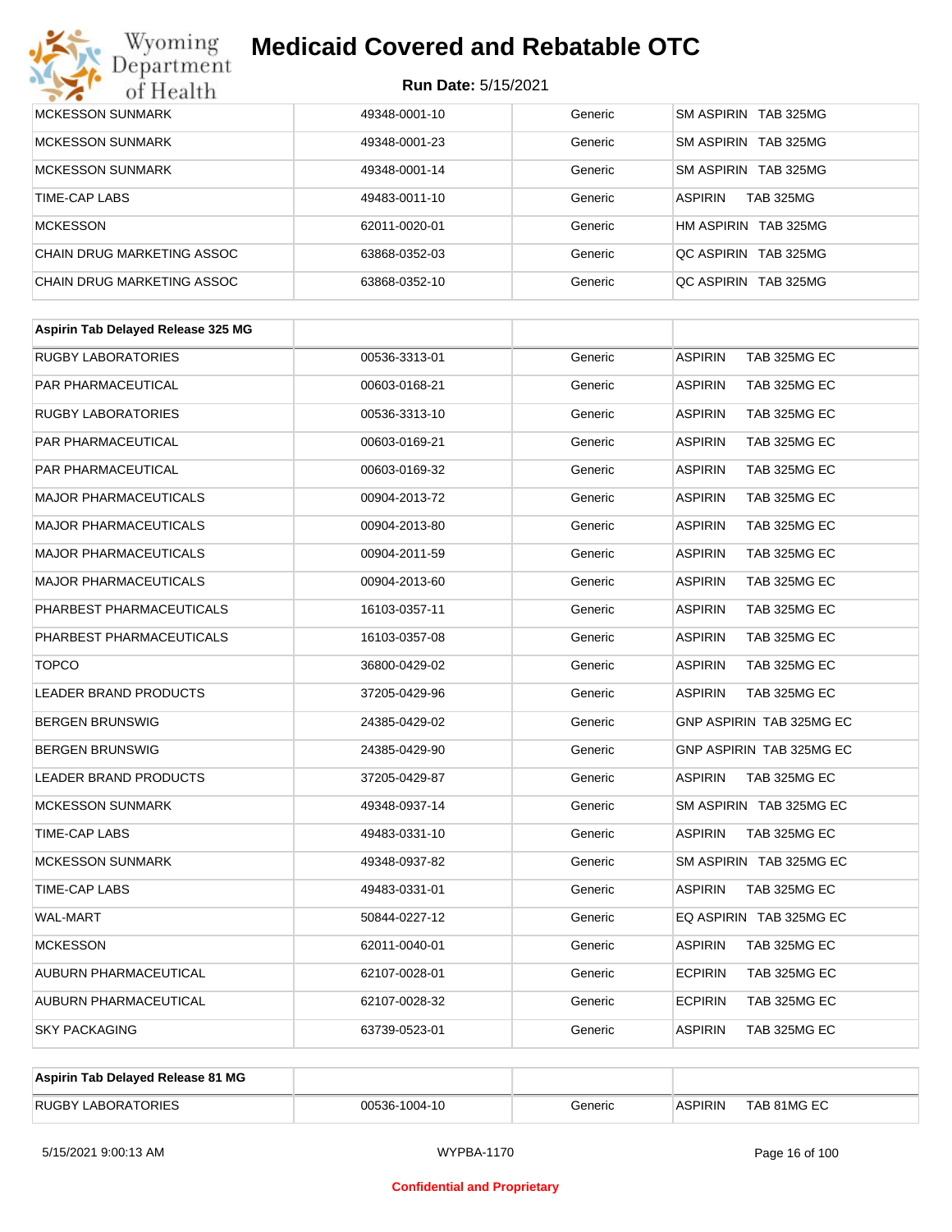# Medicaid Covered and Rebatable OTC

**Run Date:** 5/15/2021

| | | | |
|---|---|---|---|
| MCKESSON SUNMARK | 49348-0001-10 | Generic | SM ASPIRIN TAB 325MG |
| MCKESSON SUNMARK | 49348-0001-23 | Generic | SM ASPIRIN TAB 325MG |
| MCKESSON SUNMARK | 49348-0001-14 | Generic | SM ASPIRIN TAB 325MG |
| TIME-CAP LABS | 49483-0011-10 | Generic | ASPIRIN TAB 325MG |
| MCKESSON | 62011-0020-01 | Generic | HM ASPIRIN TAB 325MG |
| CHAIN DRUG MARKETING ASSOC | 63868-0352-03 | Generic | QC ASPIRIN TAB 325MG |
| CHAIN DRUG MARKETING ASSOC | 63868-0352-10 | Generic | QC ASPIRIN TAB 325MG |

| Aspirin Tab Delayed Release 325 MG | | | |
|---|---|---|---|
| RUGBY LABORATORIES | 00536-3313-01 | Generic | ASPIRIN TAB 325MG EC |
| PAR PHARMACEUTICAL | 00603-0168-21 | Generic | ASPIRIN TAB 325MG EC |
| RUGBY LABORATORIES | 00536-3313-10 | Generic | ASPIRIN TAB 325MG EC |
| PAR PHARMACEUTICAL | 00603-0169-21 | Generic | ASPIRIN TAB 325MG EC |
| PAR PHARMACEUTICAL | 00603-0169-32 | Generic | ASPIRIN TAB 325MG EC |
| MAJOR PHARMACEUTICALS | 00904-2013-72 | Generic | ASPIRIN TAB 325MG EC |
| MAJOR PHARMACEUTICALS | 00904-2013-80 | Generic | ASPIRIN TAB 325MG EC |
| MAJOR PHARMACEUTICALS | 00904-2011-59 | Generic | ASPIRIN TAB 325MG EC |
| MAJOR PHARMACEUTICALS | 00904-2013-60 | Generic | ASPIRIN TAB 325MG EC |
| PHARBEST PHARMACEUTICALS | 16103-0357-11 | Generic | ASPIRIN TAB 325MG EC |
| PHARBEST PHARMACEUTICALS | 16103-0357-08 | Generic | ASPIRIN TAB 325MG EC |
| TOPCO | 36800-0429-02 | Generic | ASPIRIN TAB 325MG EC |
| LEADER BRAND PRODUCTS | 37205-0429-96 | Generic | ASPIRIN TAB 325MG EC |
| BERGEN BRUNSWIG | 24385-0429-02 | Generic | GNP ASPIRIN TAB 325MG EC |
| BERGEN BRUNSWIG | 24385-0429-90 | Generic | GNP ASPIRIN TAB 325MG EC |
| LEADER BRAND PRODUCTS | 37205-0429-87 | Generic | ASPIRIN TAB 325MG EC |
| MCKESSON SUNMARK | 49348-0937-14 | Generic | SM ASPIRIN TAB 325MG EC |
| TIME-CAP LABS | 49483-0331-10 | Generic | ASPIRIN TAB 325MG EC |
| MCKESSON SUNMARK | 49348-0937-82 | Generic | SM ASPIRIN TAB 325MG EC |
| TIME-CAP LABS | 49483-0331-01 | Generic | ASPIRIN TAB 325MG EC |
| WAL-MART | 50844-0227-12 | Generic | EQ ASPIRIN TAB 325MG EC |
| MCKESSON | 62011-0040-01 | Generic | ASPIRIN TAB 325MG EC |
| AUBURN PHARMACEUTICAL | 62107-0028-01 | Generic | ECPIRIN TAB 325MG EC |
| AUBURN PHARMACEUTICAL | 62107-0028-32 | Generic | ECPIRIN TAB 325MG EC |
| SKY PACKAGING | 63739-0523-01 | Generic | ASPIRIN TAB 325MG EC |

| Aspirin Tab Delayed Release 81 MG | | | |
|---|---|---|---|
| RUGBY LABORATORIES | 00536-1004-10 | Generic | ASPIRIN TAB 81MG EC |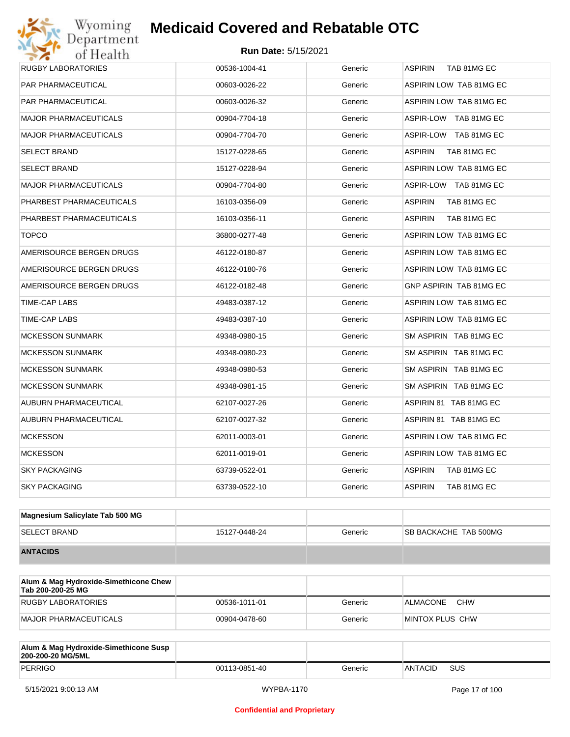| | | | |
|---|---|---|---|
| RUGBY LABORATORIES | 00536-1004-41 | Generic | ASPIRIN TAB 81MG EC |
| PAR PHARMACEUTICAL | 00603-0026-22 | Generic | ASPIRIN LOW TAB 81MG EC |
| PAR PHARMACEUTICAL | 00603-0026-32 | Generic | ASPIRIN LOW TAB 81MG EC |
| MAJOR PHARMACEUTICALS | 00904-7704-18 | Generic | ASPIR-LOW TAB 81MG EC |
| MAJOR PHARMACEUTICALS | 00904-7704-70 | Generic | ASPIR-LOW TAB 81MG EC |
| SELECT BRAND | 15127-0228-65 | Generic | ASPIRIN TAB 81MG EC |
| SELECT BRAND | 15127-0228-94 | Generic | ASPIRIN LOW TAB 81MG EC |
| MAJOR PHARMACEUTICALS | 00904-7704-80 | Generic | ASPIR-LOW TAB 81MG EC |
| PHARBEST PHARMACEUTICALS | 16103-0356-09 | Generic | ASPIRIN TAB 81MG EC |
| PHARBEST PHARMACEUTICALS | 16103-0356-11 | Generic | ASPIRIN TAB 81MG EC |
| TOPCO | 36800-0277-48 | Generic | ASPIRIN LOW TAB 81MG EC |
| AMERISOURCE BERGEN DRUGS | 46122-0180-87 | Generic | ASPIRIN LOW TAB 81MG EC |
| AMERISOURCE BERGEN DRUGS | 46122-0180-76 | Generic | ASPIRIN LOW TAB 81MG EC |
| AMERISOURCE BERGEN DRUGS | 46122-0182-48 | Generic | GNP ASPIRIN TAB 81MG EC |
| TIME-CAP LABS | 49483-0387-12 | Generic | ASPIRIN LOW TAB 81MG EC |
| TIME-CAP LABS | 49483-0387-10 | Generic | ASPIRIN LOW TAB 81MG EC |
| MCKESSON SUNMARK | 49348-0980-15 | Generic | SM ASPIRIN TAB 81MG EC |
| MCKESSON SUNMARK | 49348-0980-23 | Generic | SM ASPIRIN TAB 81MG EC |
| MCKESSON SUNMARK | 49348-0980-53 | Generic | SM ASPIRIN TAB 81MG EC |
| MCKESSON SUNMARK | 49348-0981-15 | Generic | SM ASPIRIN TAB 81MG EC |
| AUBURN PHARMACEUTICAL | 62107-0027-26 | Generic | ASPIRIN 81 TAB 81MG EC |
| AUBURN PHARMACEUTICAL | 62107-0027-32 | Generic | ASPIRIN 81 TAB 81MG EC |
| MCKESSON | 62011-0003-01 | Generic | ASPIRIN LOW TAB 81MG EC |
| MCKESSON | 62011-0019-01 | Generic | ASPIRIN LOW TAB 81MG EC |
| SKY PACKAGING | 63739-0522-01 | Generic | ASPIRIN TAB 81MG EC |
| SKY PACKAGING | 63739-0522-10 | Generic | ASPIRIN TAB 81MG EC |

| **Magnesium Salicylate Tab 500 MG** | | | |
|---|---|---|---|
| SELECT BRAND | 15127-0448-24 | Generic | SB BACKACHE TAB 500MG |
| **ANTACIDS** | | | |

| **Alum & Mag Hydroxide-Simethicone Chew Tab 200-200-25 MG** | | | |
|---|---|---|---|
| RUGBY LABORATORIES | 00536-1011-01 | Generic | ALMACONE CHW |
| MAJOR PHARMACEUTICALS | 00904-0478-60 | Generic | MINTOX PLUS CHW |

| **Alum & Mag Hydroxide-Simethicone Susp 200-200-20 MG/5ML** | | | |
|---|---|---|---|
| PERRIGO | 00113-0851-40 | Generic | ANTACID SUS |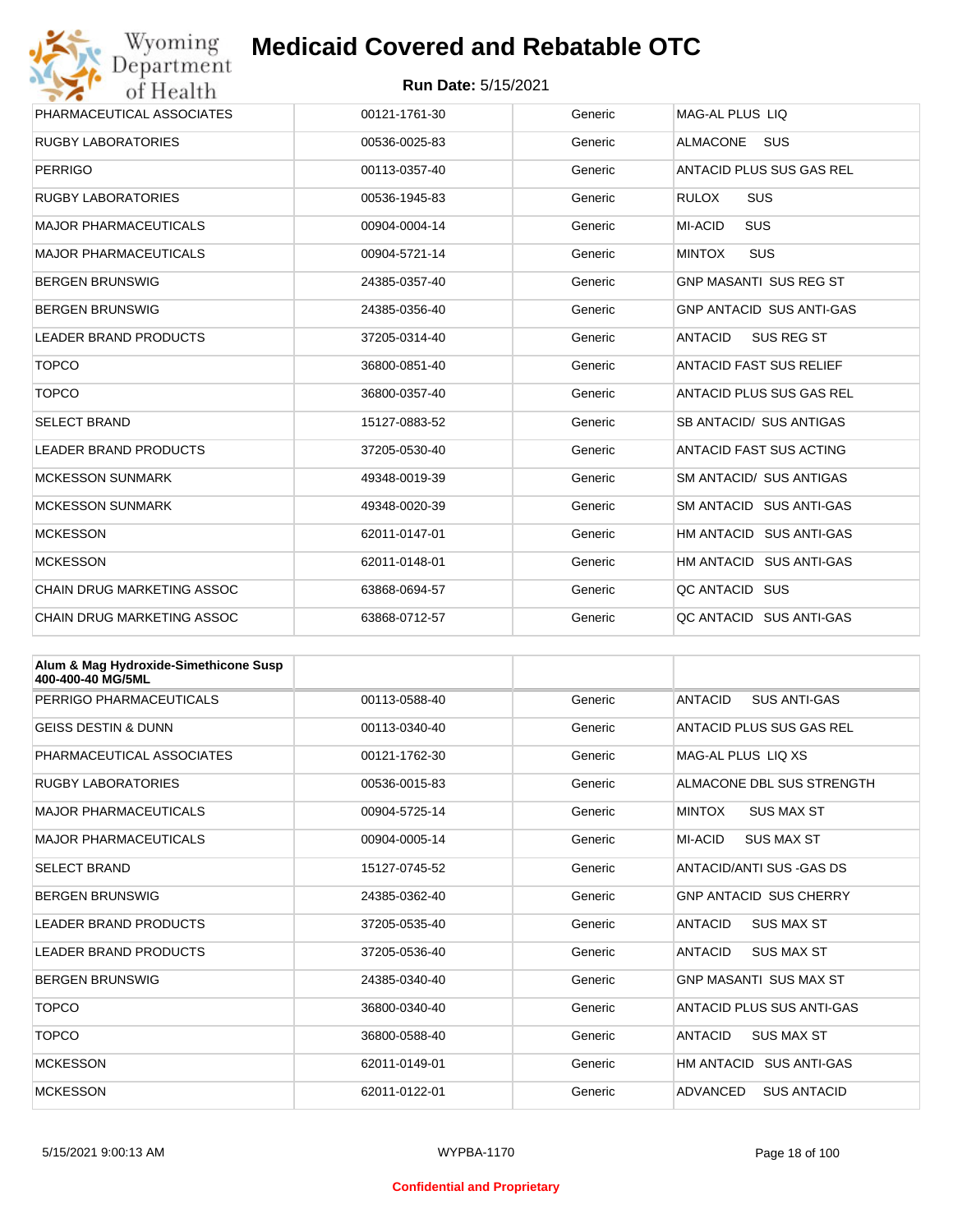# Medicaid Covered and Rebatable OTC

**Run Date:** 5/15/2021

| | | | |
|---|---|---|---|
| PHARMACEUTICAL ASSOCIATES | 00121-1761-30 | Generic | MAG-AL PLUS LIQ |
| RUGBY LABORATORIES | 00536-0025-83 | Generic | ALMACONE SUS |
| PERRIGO | 00113-0357-40 | Generic | ANTACID PLUS SUS GAS REL |
| RUGBY LABORATORIES | 00536-1945-83 | Generic | RULOX SUS |
| MAJOR PHARMACEUTICALS | 00904-0004-14 | Generic | MI-ACID SUS |
| MAJOR PHARMACEUTICALS | 00904-5721-14 | Generic | MINTOX SUS |
| BERGEN BRUNSWIG | 24385-0357-40 | Generic | GNP MASANTI SUS REG ST |
| BERGEN BRUNSWIG | 24385-0356-40 | Generic | GNP ANTACID SUS ANTI-GAS |
| LEADER BRAND PRODUCTS | 37205-0314-40 | Generic | ANTACID SUS REG ST |
| TOPCO | 36800-0851-40 | Generic | ANTACID FAST SUS RELIEF |
| TOPCO | 36800-0357-40 | Generic | ANTACID PLUS SUS GAS REL |
| SELECT BRAND | 15127-0883-52 | Generic | SB ANTACID/ SUS ANTIGAS |
| LEADER BRAND PRODUCTS | 37205-0530-40 | Generic | ANTACID FAST SUS ACTING |
| MCKESSON SUNMARK | 49348-0019-39 | Generic | SM ANTACID/ SUS ANTIGAS |
| MCKESSON SUNMARK | 49348-0020-39 | Generic | SM ANTACID SUS ANTI-GAS |
| MCKESSON | 62011-0147-01 | Generic | HM ANTACID SUS ANTI-GAS |
| MCKESSON | 62011-0148-01 | Generic | HM ANTACID SUS ANTI-GAS |
| CHAIN DRUG MARKETING ASSOC | 63868-0694-57 | Generic | QC ANTACID SUS |
| CHAIN DRUG MARKETING ASSOC | 63868-0712-57 | Generic | QC ANTACID SUS ANTI-GAS |

| **Alum & Mag Hydroxide-Simethicone Susp 400-400-40 MG/5ML** | | | |
|---|---|---|---|
| PERRIGO PHARMACEUTICALS | 00113-0588-40 | Generic | ANTACID SUS ANTI-GAS |
| GEISS DESTIN & DUNN | 00113-0340-40 | Generic | ANTACID PLUS SUS GAS REL |
| PHARMACEUTICAL ASSOCIATES | 00121-1762-30 | Generic | MAG-AL PLUS LIQ XS |
| RUGBY LABORATORIES | 00536-0015-83 | Generic | ALMACONE DBL SUS STRENGTH |
| MAJOR PHARMACEUTICALS | 00904-5725-14 | Generic | MINTOX SUS MAX ST |
| MAJOR PHARMACEUTICALS | 00904-0005-14 | Generic | MI-ACID SUS MAX ST |
| SELECT BRAND | 15127-0745-52 | Generic | ANTACID/ANTI SUS -GAS DS |
| BERGEN BRUNSWIG | 24385-0362-40 | Generic | GNP ANTACID SUS CHERRY |
| LEADER BRAND PRODUCTS | 37205-0535-40 | Generic | ANTACID SUS MAX ST |
| LEADER BRAND PRODUCTS | 37205-0536-40 | Generic | ANTACID SUS MAX ST |
| BERGEN BRUNSWIG | 24385-0340-40 | Generic | GNP MASANTI SUS MAX ST |
| TOPCO | 36800-0340-40 | Generic | ANTACID PLUS SUS ANTI-GAS |
| TOPCO | 36800-0588-40 | Generic | ANTACID SUS MAX ST |
| MCKESSON | 62011-0149-01 | Generic | HM ANTACID SUS ANTI-GAS |
| MCKESSON | 62011-0122-01 | Generic | ADVANCED SUS ANTACID |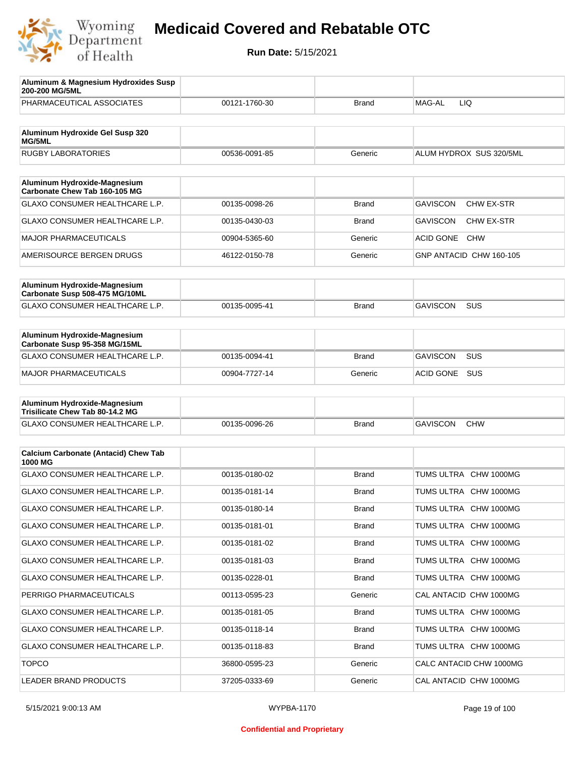# Medicaid Covered and Rebatable OTC

**Run Date:** 5/15/2021

| Aluminum & Magnesium Hydroxides Susp 200-200 MG/5ML | | | |
|---|---|---|---|
| PHARMACEUTICAL ASSOCIATES | 00121-1760-30 | Brand | MAG-AL LIQ |

| Aluminum Hydroxide Gel Susp 320 MG/5ML | | | |
|---|---|---|---|
| RUGBY LABORATORIES | 00536-0091-85 | Generic | ALUM HYDROX SUS 320/5ML |

| Aluminum Hydroxide-Magnesium Carbonate Chew Tab 160-105 MG | | | |
|---|---|---|---|
| GLAXO CONSUMER HEALTHCARE L.P. | 00135-0098-26 | Brand | GAVISCON CHW EX-STR |
| GLAXO CONSUMER HEALTHCARE L.P. | 00135-0430-03 | Brand | GAVISCON CHW EX-STR |
| MAJOR PHARMACEUTICALS | 00904-5365-60 | Generic | ACID GONE CHW |
| AMERISOURCE BERGEN DRUGS | 46122-0150-78 | Generic | GNP ANTACID CHW 160-105 |

| Aluminum Hydroxide-Magnesium Carbonate Susp 508-475 MG/10ML | | | |
|---|---|---|---|
| GLAXO CONSUMER HEALTHCARE L.P. | 00135-0095-41 | Brand | GAVISCON SUS |

| Aluminum Hydroxide-Magnesium Carbonate Susp 95-358 MG/15ML | | | |
|---|---|---|---|
| GLAXO CONSUMER HEALTHCARE L.P. | 00135-0094-41 | Brand | GAVISCON SUS |
| MAJOR PHARMACEUTICALS | 00904-7727-14 | Generic | ACID GONE SUS |

| Aluminum Hydroxide-Magnesium Trisilicate Chew Tab 80-14.2 MG | | | |
|---|---|---|---|
| GLAXO CONSUMER HEALTHCARE L.P. | 00135-0096-26 | Brand | GAVISCON CHW |

| Calcium Carbonate (Antacid) Chew Tab 1000 MG | | | |
|---|---|---|---|
| GLAXO CONSUMER HEALTHCARE L.P. | 00135-0180-02 | Brand | TUMS ULTRA CHW 1000MG |
| GLAXO CONSUMER HEALTHCARE L.P. | 00135-0181-14 | Brand | TUMS ULTRA CHW 1000MG |
| GLAXO CONSUMER HEALTHCARE L.P. | 00135-0180-14 | Brand | TUMS ULTRA CHW 1000MG |
| GLAXO CONSUMER HEALTHCARE L.P. | 00135-0181-01 | Brand | TUMS ULTRA CHW 1000MG |
| GLAXO CONSUMER HEALTHCARE L.P. | 00135-0181-02 | Brand | TUMS ULTRA CHW 1000MG |
| GLAXO CONSUMER HEALTHCARE L.P. | 00135-0181-03 | Brand | TUMS ULTRA CHW 1000MG |
| GLAXO CONSUMER HEALTHCARE L.P. | 00135-0228-01 | Brand | TUMS ULTRA CHW 1000MG |
| PERRIGO PHARMACEUTICALS | 00113-0595-23 | Generic | CAL ANTACID CHW 1000MG |
| GLAXO CONSUMER HEALTHCARE L.P. | 00135-0181-05 | Brand | TUMS ULTRA CHW 1000MG |
| GLAXO CONSUMER HEALTHCARE L.P. | 00135-0118-14 | Brand | TUMS ULTRA CHW 1000MG |
| GLAXO CONSUMER HEALTHCARE L.P. | 00135-0118-83 | Brand | TUMS ULTRA CHW 1000MG |
| TOPCO | 36800-0595-23 | Generic | CALC ANTACID CHW 1000MG |
| LEADER BRAND PRODUCTS | 37205-0333-69 | Generic | CAL ANTACID CHW 1000MG |

Confidential and Proprietary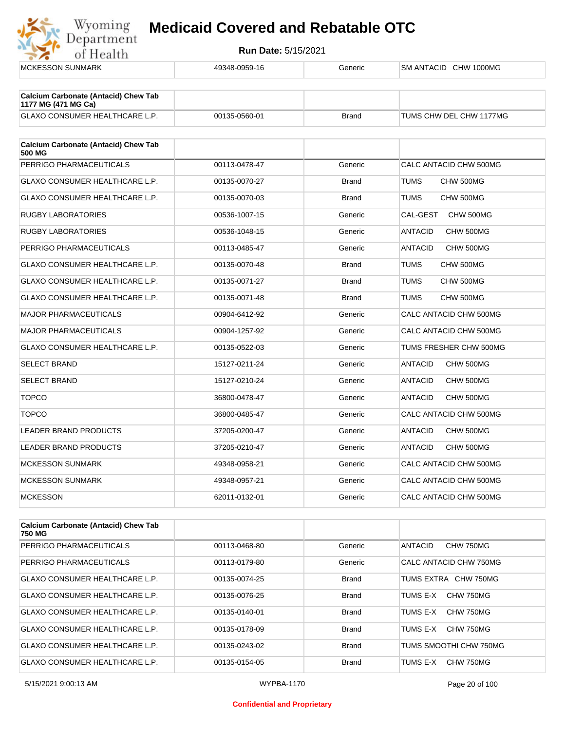| MCKESSON SUNMARK | 49348-0959-16 | Generic | SM ANTACID CHW 1000MG |
|---|---|---|---|

| Calcium Carbonate (Antacid) Chew Tab 1177 MG (471 MG Ca) | | | |
|---|---|---|---|
| GLAXO CONSUMER HEALTHCARE L.P. | 00135-0560-01 | Brand | TUMS CHW DEL CHW 1177MG |

| Calcium Carbonate (Antacid) Chew Tab 500 MG | | | |
|---|---|---|---|
| PERRIGO PHARMACEUTICALS | 00113-0478-47 | Generic | CALC ANTACID CHW 500MG |
| GLAXO CONSUMER HEALTHCARE L.P. | 00135-0070-27 | Brand | TUMS CHW 500MG |
| GLAXO CONSUMER HEALTHCARE L.P. | 00135-0070-03 | Brand | TUMS CHW 500MG |
| RUGBY LABORATORIES | 00536-1007-15 | Generic | CAL-GEST CHW 500MG |
| RUGBY LABORATORIES | 00536-1048-15 | Generic | ANTACID CHW 500MG |
| PERRIGO PHARMACEUTICALS | 00113-0485-47 | Generic | ANTACID CHW 500MG |
| GLAXO CONSUMER HEALTHCARE L.P. | 00135-0070-48 | Brand | TUMS CHW 500MG |
| GLAXO CONSUMER HEALTHCARE L.P. | 00135-0071-27 | Brand | TUMS CHW 500MG |
| GLAXO CONSUMER HEALTHCARE L.P. | 00135-0071-48 | Brand | TUMS CHW 500MG |
| MAJOR PHARMACEUTICALS | 00904-6412-92 | Generic | CALC ANTACID CHW 500MG |
| MAJOR PHARMACEUTICALS | 00904-1257-92 | Generic | CALC ANTACID CHW 500MG |
| GLAXO CONSUMER HEALTHCARE L.P. | 00135-0522-03 | Generic | TUMS FRESHER CHW 500MG |
| SELECT BRAND | 15127-0211-24 | Generic | ANTACID CHW 500MG |
| SELECT BRAND | 15127-0210-24 | Generic | ANTACID CHW 500MG |
| TOPCO | 36800-0478-47 | Generic | ANTACID CHW 500MG |
| TOPCO | 36800-0485-47 | Generic | CALC ANTACID CHW 500MG |
| LEADER BRAND PRODUCTS | 37205-0200-47 | Generic | ANTACID CHW 500MG |
| LEADER BRAND PRODUCTS | 37205-0210-47 | Generic | ANTACID CHW 500MG |
| MCKESSON SUNMARK | 49348-0958-21 | Generic | CALC ANTACID CHW 500MG |
| MCKESSON SUNMARK | 49348-0957-21 | Generic | CALC ANTACID CHW 500MG |
| MCKESSON | 62011-0132-01 | Generic | CALC ANTACID CHW 500MG |

| Calcium Carbonate (Antacid) Chew Tab 750 MG | | | |
|---|---|---|---|
| PERRIGO PHARMACEUTICALS | 00113-0468-80 | Generic | ANTACID CHW 750MG |
| PERRIGO PHARMACEUTICALS | 00113-0179-80 | Generic | CALC ANTACID CHW 750MG |
| GLAXO CONSUMER HEALTHCARE L.P. | 00135-0074-25 | Brand | TUMS EXTRA CHW 750MG |
| GLAXO CONSUMER HEALTHCARE L.P. | 00135-0076-25 | Brand | TUMS E-X CHW 750MG |
| GLAXO CONSUMER HEALTHCARE L.P. | 00135-0140-01 | Brand | TUMS E-X CHW 750MG |
| GLAXO CONSUMER HEALTHCARE L.P. | 00135-0178-09 | Brand | TUMS E-X CHW 750MG |
| GLAXO CONSUMER HEALTHCARE L.P. | 00135-0243-02 | Brand | TUMS SMOOTHI CHW 750MG |
| GLAXO CONSUMER HEALTHCARE L.P. | 00135-0154-05 | Brand | TUMS E-X CHW 750MG |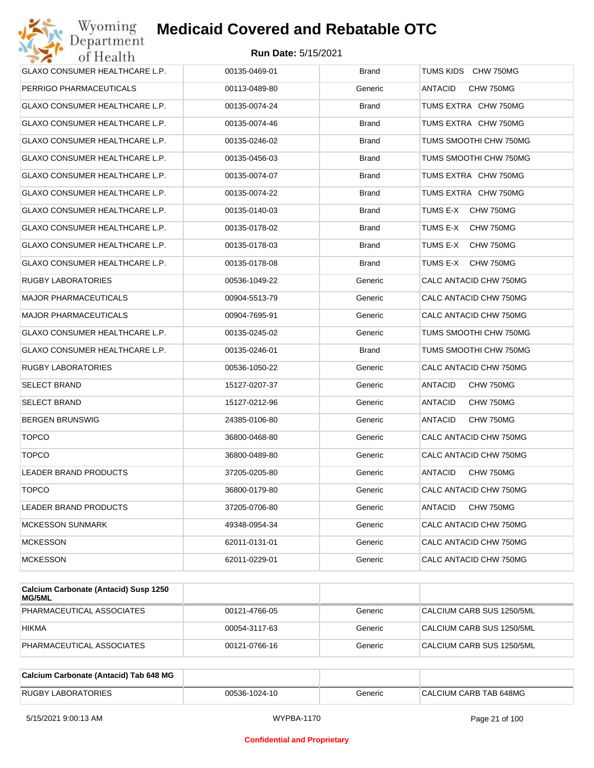| | | | |
|---|---|---|---|
| GLAXO CONSUMER HEALTHCARE L.P. | 00135-0469-01 | Brand | TUMS KIDS CHW 750MG |
| PERRIGO PHARMACEUTICALS | 00113-0489-80 | Generic | ANTACID CHW 750MG |
| GLAXO CONSUMER HEALTHCARE L.P. | 00135-0074-24 | Brand | TUMS EXTRA CHW 750MG |
| GLAXO CONSUMER HEALTHCARE L.P. | 00135-0074-46 | Brand | TUMS EXTRA CHW 750MG |
| GLAXO CONSUMER HEALTHCARE L.P. | 00135-0246-02 | Brand | TUMS SMOOTHI CHW 750MG |
| GLAXO CONSUMER HEALTHCARE L.P. | 00135-0456-03 | Brand | TUMS SMOOTHI CHW 750MG |
| GLAXO CONSUMER HEALTHCARE L.P. | 00135-0074-07 | Brand | TUMS EXTRA CHW 750MG |
| GLAXO CONSUMER HEALTHCARE L.P. | 00135-0074-22 | Brand | TUMS EXTRA CHW 750MG |
| GLAXO CONSUMER HEALTHCARE L.P. | 00135-0140-03 | Brand | TUMS E-X CHW 750MG |
| GLAXO CONSUMER HEALTHCARE L.P. | 00135-0178-02 | Brand | TUMS E-X CHW 750MG |
| GLAXO CONSUMER HEALTHCARE L.P. | 00135-0178-03 | Brand | TUMS E-X CHW 750MG |
| GLAXO CONSUMER HEALTHCARE L.P. | 00135-0178-08 | Brand | TUMS E-X CHW 750MG |
| RUGBY LABORATORIES | 00536-1049-22 | Generic | CALC ANTACID CHW 750MG |
| MAJOR PHARMACEUTICALS | 00904-5513-79 | Generic | CALC ANTACID CHW 750MG |
| MAJOR PHARMACEUTICALS | 00904-7695-91 | Generic | CALC ANTACID CHW 750MG |
| GLAXO CONSUMER HEALTHCARE L.P. | 00135-0245-02 | Generic | TUMS SMOOTHI CHW 750MG |
| GLAXO CONSUMER HEALTHCARE L.P. | 00135-0246-01 | Brand | TUMS SMOOTHI CHW 750MG |
| RUGBY LABORATORIES | 00536-1050-22 | Generic | CALC ANTACID CHW 750MG |
| SELECT BRAND | 15127-0207-37 | Generic | ANTACID CHW 750MG |
| SELECT BRAND | 15127-0212-96 | Generic | ANTACID CHW 750MG |
| BERGEN BRUNSWIG | 24385-0106-80 | Generic | ANTACID CHW 750MG |
| TOPCO | 36800-0468-80 | Generic | CALC ANTACID CHW 750MG |
| TOPCO | 36800-0489-80 | Generic | CALC ANTACID CHW 750MG |
| LEADER BRAND PRODUCTS | 37205-0205-80 | Generic | ANTACID CHW 750MG |
| TOPCO | 36800-0179-80 | Generic | CALC ANTACID CHW 750MG |
| LEADER BRAND PRODUCTS | 37205-0706-80 | Generic | ANTACID CHW 750MG |
| MCKESSON SUNMARK | 49348-0954-34 | Generic | CALC ANTACID CHW 750MG |
| MCKESSON | 62011-0131-01 | Generic | CALC ANTACID CHW 750MG |
| MCKESSON | 62011-0229-01 | Generic | CALC ANTACID CHW 750MG |

| Calcium Carbonate (Antacid) Susp 1250 MG/5ML | | | |
|---|---|---|---|
| PHARMACEUTICAL ASSOCIATES | 00121-4766-05 | Generic | CALCIUM CARB SUS 1250/5ML |
| HIKMA | 00054-3117-63 | Generic | CALCIUM CARB SUS 1250/5ML |
| PHARMACEUTICAL ASSOCIATES | 00121-0766-16 | Generic | CALCIUM CARB SUS 1250/5ML |

| Calcium Carbonate (Antacid) Tab 648 MG | | | |
|---|---|---|---|
| RUGBY LABORATORIES | 00536-1024-10 | Generic | CALCIUM CARB TAB 648MG |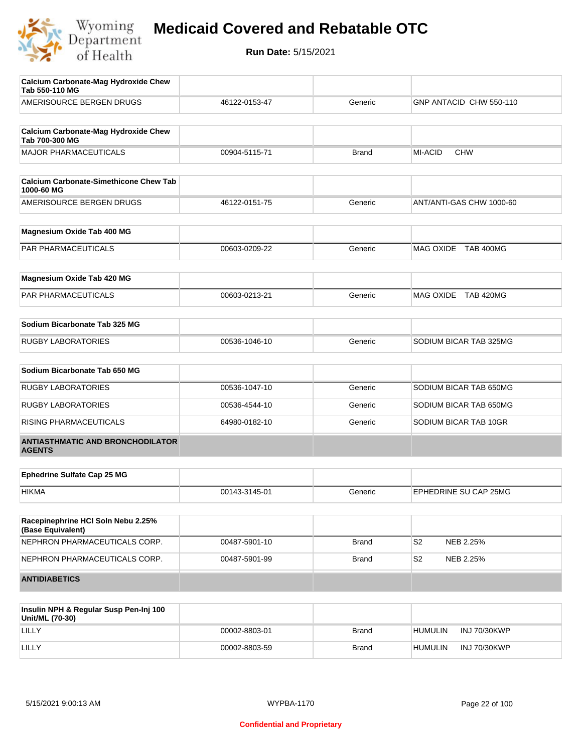| Calcium Carbonate-Mag Hydroxide Chew Tab 550-110 MG | | | |
|---|---|---|---|
| AMERISOURCE BERGEN DRUGS | 46122-0153-47 | Generic | GNP ANTACID CHW 550-110 |

| Calcium Carbonate-Mag Hydroxide Chew Tab 700-300 MG | | | |
|---|---|---|---|
| MAJOR PHARMACEUTICALS | 00904-5115-71 | Brand | MI-ACID CHW |

| Calcium Carbonate-Simethicone Chew Tab 1000-60 MG | | | |
|---|---|---|---|
| AMERISOURCE BERGEN DRUGS | 46122-0151-75 | Generic | ANT/ANTI-GAS CHW 1000-60 |

| Magnesium Oxide Tab 400 MG | | | |
|---|---|---|---|
| PAR PHARMACEUTICALS | 00603-0209-22 | Generic | MAG OXIDE TAB 400MG |

| Magnesium Oxide Tab 420 MG | | | |
|---|---|---|---|
| PAR PHARMACEUTICALS | 00603-0213-21 | Generic | MAG OXIDE TAB 420MG |

| Sodium Bicarbonate Tab 325 MG | | | |
|---|---|---|---|
| RUGBY LABORATORIES | 00536-1046-10 | Generic | SODIUM BICAR TAB 325MG |

| Sodium Bicarbonate Tab 650 MG | | | |
|---|---|---|---|
| RUGBY LABORATORIES | 00536-1047-10 | Generic | SODIUM BICAR TAB 650MG |
| RUGBY LABORATORIES | 00536-4544-10 | Generic | SODIUM BICAR TAB 650MG |
| RISING PHARMACEUTICALS | 64980-0182-10 | Generic | SODIUM BICAR TAB 10GR |

## ANTIASTHMATIC AND BRONCHODILATOR AGENTS

| Ephedrine Sulfate Cap 25 MG | | | |
|---|---|---|---|
| HIKMA | 00143-3145-01 | Generic | EPHEDRINE SU CAP 25MG |

| Racepinephrine HCl Soln Nebu 2.25% (Base Equivalent) | | | |
|---|---|---|---|
| NEPHRON PHARMACEUTICALS CORP. | 00487-5901-10 | Brand | S2 NEB 2.25% |
| NEPHRON PHARMACEUTICALS CORP. | 00487-5901-99 | Brand | S2 NEB 2.25% |

## ANTIDIABETICS

| Insulin NPH & Regular Susp Pen-Inj 100 Unit/ML (70-30) | | | |
|---|---|---|---|
| LILLY | 00002-8803-01 | Brand | HUMULIN INJ 70/30KWP |
| LILLY | 00002-8803-59 | Brand | HUMULIN INJ 70/30KWP |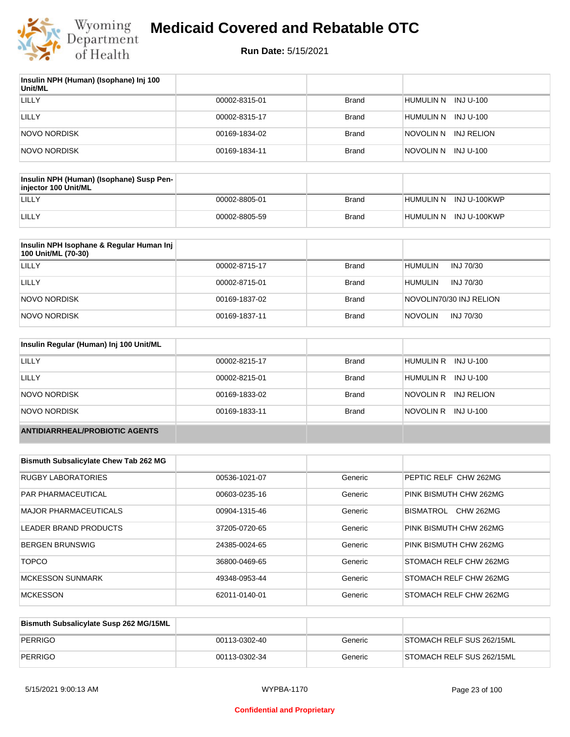# Medicaid Covered and Rebatable OTC

**Run Date:** 5/15/2021

| Insulin NPH (Human) (Isophane) Inj 100 Unit/ML | | | |
|---|---|---|---|
| LILLY | 00002-8315-01 | Brand | HUMULIN N INJ U-100 |
| LILLY | 00002-8315-17 | Brand | HUMULIN N INJ U-100 |
| NOVO NORDISK | 00169-1834-02 | Brand | NOVOLIN N INJ RELION |
| NOVO NORDISK | 00169-1834-11 | Brand | NOVOLIN N INJ U-100 |

| Insulin NPH (Human) (Isophane) Susp Pen-injector 100 Unit/ML | | | |
|---|---|---|---|
| LILLY | 00002-8805-01 | Brand | HUMULIN N INJ U-100KWP |
| LILLY | 00002-8805-59 | Brand | HUMULIN N INJ U-100KWP |

| Insulin NPH Isophane & Regular Human Inj 100 Unit/ML (70-30) | | | |
|---|---|---|---|
| LILLY | 00002-8715-17 | Brand | HUMULIN INJ 70/30 |
| LILLY | 00002-8715-01 | Brand | HUMULIN INJ 70/30 |
| NOVO NORDISK | 00169-1837-02 | Brand | NOVOLIN70/30 INJ RELION |
| NOVO NORDISK | 00169-1837-11 | Brand | NOVOLIN INJ 70/30 |

| Insulin Regular (Human) Inj 100 Unit/ML | | | |
|---|---|---|---|
| LILLY | 00002-8215-17 | Brand | HUMULIN R INJ U-100 |
| LILLY | 00002-8215-01 | Brand | HUMULIN R INJ U-100 |
| NOVO NORDISK | 00169-1833-02 | Brand | NOVOLIN R INJ RELION |
| NOVO NORDISK | 00169-1833-11 | Brand | NOVOLIN R INJ U-100 |

## ANTIDIARRHEAL/PROBIOTIC AGENTS

| Bismuth Subsalicylate Chew Tab 262 MG | | | |
|---|---|---|---|
| RUGBY LABORATORIES | 00536-1021-07 | Generic | PEPTIC RELF CHW 262MG |
| PAR PHARMACEUTICAL | 00603-0235-16 | Generic | PINK BISMUTH CHW 262MG |
| MAJOR PHARMACEUTICALS | 00904-1315-46 | Generic | BISMATROL CHW 262MG |
| LEADER BRAND PRODUCTS | 37205-0720-65 | Generic | PINK BISMUTH CHW 262MG |
| BERGEN BRUNSWIG | 24385-0024-65 | Generic | PINK BISMUTH CHW 262MG |
| TOPCO | 36800-0469-65 | Generic | STOMACH RELF CHW 262MG |
| MCKESSON SUNMARK | 49348-0953-44 | Generic | STOMACH RELF CHW 262MG |
| MCKESSON | 62011-0140-01 | Generic | STOMACH RELF CHW 262MG |

| Bismuth Subsalicylate Susp 262 MG/15ML | | | |
|---|---|---|---|
| PERRIGO | 00113-0302-40 | Generic | STOMACH RELF SUS 262/15ML |
| PERRIGO | 00113-0302-34 | Generic | STOMACH RELF SUS 262/15ML |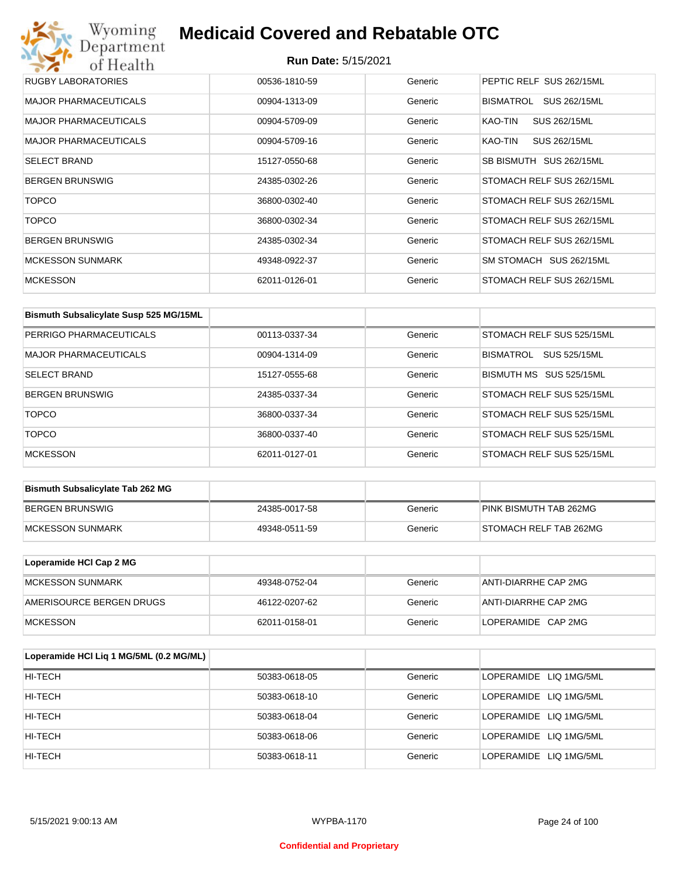| RUGBY LABORATORIES | 00536-1810-59 | Generic | PEPTIC RELF SUS 262/15ML |
|---|---|---|---|
| MAJOR PHARMACEUTICALS | 00904-1313-09 | Generic | BISMATROL SUS 262/15ML |
| MAJOR PHARMACEUTICALS | 00904-5709-09 | Generic | KAO-TIN SUS 262/15ML |
| MAJOR PHARMACEUTICALS | 00904-5709-16 | Generic | KAO-TIN SUS 262/15ML |
| SELECT BRAND | 15127-0550-68 | Generic | SB BISMUTH SUS 262/15ML |
| BERGEN BRUNSWIG | 24385-0302-26 | Generic | STOMACH RELF SUS 262/15ML |
| TOPCO | 36800-0302-40 | Generic | STOMACH RELF SUS 262/15ML |
| TOPCO | 36800-0302-34 | Generic | STOMACH RELF SUS 262/15ML |
| BERGEN BRUNSWIG | 24385-0302-34 | Generic | STOMACH RELF SUS 262/15ML |
| MCKESSON SUNMARK | 49348-0922-37 | Generic | SM STOMACH SUS 262/15ML |
| MCKESSON | 62011-0126-01 | Generic | STOMACH RELF SUS 262/15ML |

| Bismuth Subsalicylate Susp 525 MG/15ML | | | |
|---|---|---|---|
| PERRIGO PHARMACEUTICALS | 00113-0337-34 | Generic | STOMACH RELF SUS 525/15ML |
| MAJOR PHARMACEUTICALS | 00904-1314-09 | Generic | BISMATROL SUS 525/15ML |
| SELECT BRAND | 15127-0555-68 | Generic | BISMUTH MS SUS 525/15ML |
| BERGEN BRUNSWIG | 24385-0337-34 | Generic | STOMACH RELF SUS 525/15ML |
| TOPCO | 36800-0337-34 | Generic | STOMACH RELF SUS 525/15ML |
| TOPCO | 36800-0337-40 | Generic | STOMACH RELF SUS 525/15ML |
| MCKESSON | 62011-0127-01 | Generic | STOMACH RELF SUS 525/15ML |

| Bismuth Subsalicylate Tab 262 MG | | | |
|---|---|---|---|
| BERGEN BRUNSWIG | 24385-0017-58 | Generic | PINK BISMUTH TAB 262MG |
| MCKESSON SUNMARK | 49348-0511-59 | Generic | STOMACH RELF TAB 262MG |

| Loperamide HCl Cap 2 MG | | | |
|---|---|---|---|
| MCKESSON SUNMARK | 49348-0752-04 | Generic | ANTI-DIARRHE CAP 2MG |
| AMERISOURCE BERGEN DRUGS | 46122-0207-62 | Generic | ANTI-DIARRHE CAP 2MG |
| MCKESSON | 62011-0158-01 | Generic | LOPERAMIDE CAP 2MG |

| Loperamide HCl Liq 1 MG/5ML (0.2 MG/ML) | | | |
|---|---|---|---|
| HI-TECH | 50383-0618-05 | Generic | LOPERAMIDE LIQ 1MG/5ML |
| HI-TECH | 50383-0618-10 | Generic | LOPERAMIDE LIQ 1MG/5ML |
| HI-TECH | 50383-0618-04 | Generic | LOPERAMIDE LIQ 1MG/5ML |
| HI-TECH | 50383-0618-06 | Generic | LOPERAMIDE LIQ 1MG/5ML |
| HI-TECH | 50383-0618-11 | Generic | LOPERAMIDE LIQ 1MG/5ML |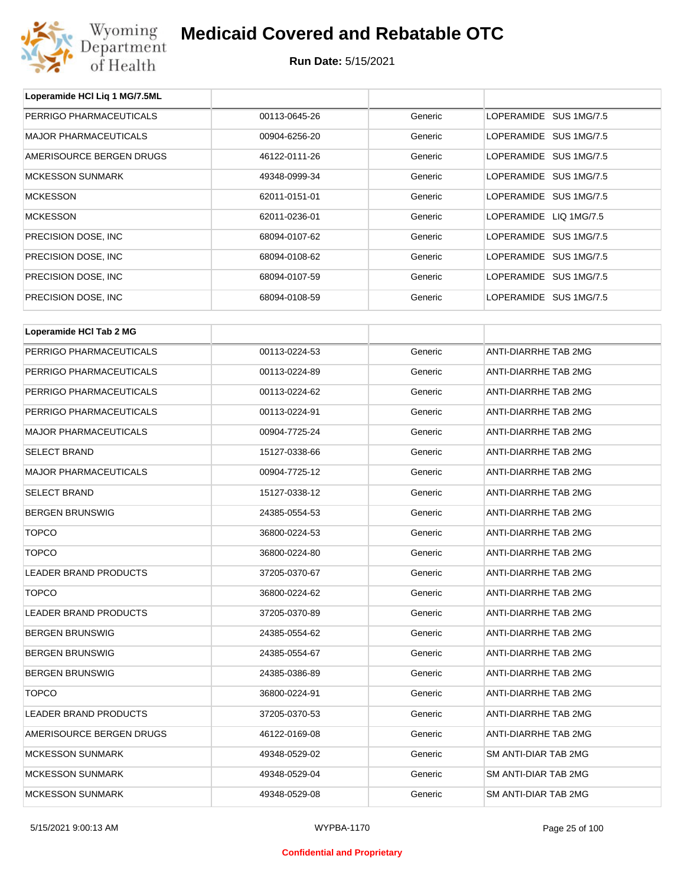# Medicaid Covered and Rebatable OTC

**Run Date:** 5/15/2021

| Loperamide HCl Liq 1 MG/7.5ML | | | |
|---|---|---|---|
| PERRIGO PHARMACEUTICALS | 00113-0645-26 | Generic | LOPERAMIDE SUS 1MG/7.5 |
| MAJOR PHARMACEUTICALS | 00904-6256-20 | Generic | LOPERAMIDE SUS 1MG/7.5 |
| AMERISOURCE BERGEN DRUGS | 46122-0111-26 | Generic | LOPERAMIDE SUS 1MG/7.5 |
| MCKESSON SUNMARK | 49348-0999-34 | Generic | LOPERAMIDE SUS 1MG/7.5 |
| MCKESSON | 62011-0151-01 | Generic | LOPERAMIDE SUS 1MG/7.5 |
| MCKESSON | 62011-0236-01 | Generic | LOPERAMIDE LIQ 1MG/7.5 |
| PRECISION DOSE, INC | 68094-0107-62 | Generic | LOPERAMIDE SUS 1MG/7.5 |
| PRECISION DOSE, INC | 68094-0108-62 | Generic | LOPERAMIDE SUS 1MG/7.5 |
| PRECISION DOSE, INC | 68094-0107-59 | Generic | LOPERAMIDE SUS 1MG/7.5 |
| PRECISION DOSE, INC | 68094-0108-59 | Generic | LOPERAMIDE SUS 1MG/7.5 |

| Loperamide HCl Tab 2 MG | | | |
|---|---|---|---|
| PERRIGO PHARMACEUTICALS | 00113-0224-53 | Generic | ANTI-DIARRHE TAB 2MG |
| PERRIGO PHARMACEUTICALS | 00113-0224-89 | Generic | ANTI-DIARRHE TAB 2MG |
| PERRIGO PHARMACEUTICALS | 00113-0224-62 | Generic | ANTI-DIARRHE TAB 2MG |
| PERRIGO PHARMACEUTICALS | 00113-0224-91 | Generic | ANTI-DIARRHE TAB 2MG |
| MAJOR PHARMACEUTICALS | 00904-7725-24 | Generic | ANTI-DIARRHE TAB 2MG |
| SELECT BRAND | 15127-0338-66 | Generic | ANTI-DIARRHE TAB 2MG |
| MAJOR PHARMACEUTICALS | 00904-7725-12 | Generic | ANTI-DIARRHE TAB 2MG |
| SELECT BRAND | 15127-0338-12 | Generic | ANTI-DIARRHE TAB 2MG |
| BERGEN BRUNSWIG | 24385-0554-53 | Generic | ANTI-DIARRHE TAB 2MG |
| TOPCO | 36800-0224-53 | Generic | ANTI-DIARRHE TAB 2MG |
| TOPCO | 36800-0224-80 | Generic | ANTI-DIARRHE TAB 2MG |
| LEADER BRAND PRODUCTS | 37205-0370-67 | Generic | ANTI-DIARRHE TAB 2MG |
| TOPCO | 36800-0224-62 | Generic | ANTI-DIARRHE TAB 2MG |
| LEADER BRAND PRODUCTS | 37205-0370-89 | Generic | ANTI-DIARRHE TAB 2MG |
| BERGEN BRUNSWIG | 24385-0554-62 | Generic | ANTI-DIARRHE TAB 2MG |
| BERGEN BRUNSWIG | 24385-0554-67 | Generic | ANTI-DIARRHE TAB 2MG |
| BERGEN BRUNSWIG | 24385-0386-89 | Generic | ANTI-DIARRHE TAB 2MG |
| TOPCO | 36800-0224-91 | Generic | ANTI-DIARRHE TAB 2MG |
| LEADER BRAND PRODUCTS | 37205-0370-53 | Generic | ANTI-DIARRHE TAB 2MG |
| AMERISOURCE BERGEN DRUGS | 46122-0169-08 | Generic | ANTI-DIARRHE TAB 2MG |
| MCKESSON SUNMARK | 49348-0529-02 | Generic | SM ANTI-DIAR TAB 2MG |
| MCKESSON SUNMARK | 49348-0529-04 | Generic | SM ANTI-DIAR TAB 2MG |
| MCKESSON SUNMARK | 49348-0529-08 | Generic | SM ANTI-DIAR TAB 2MG |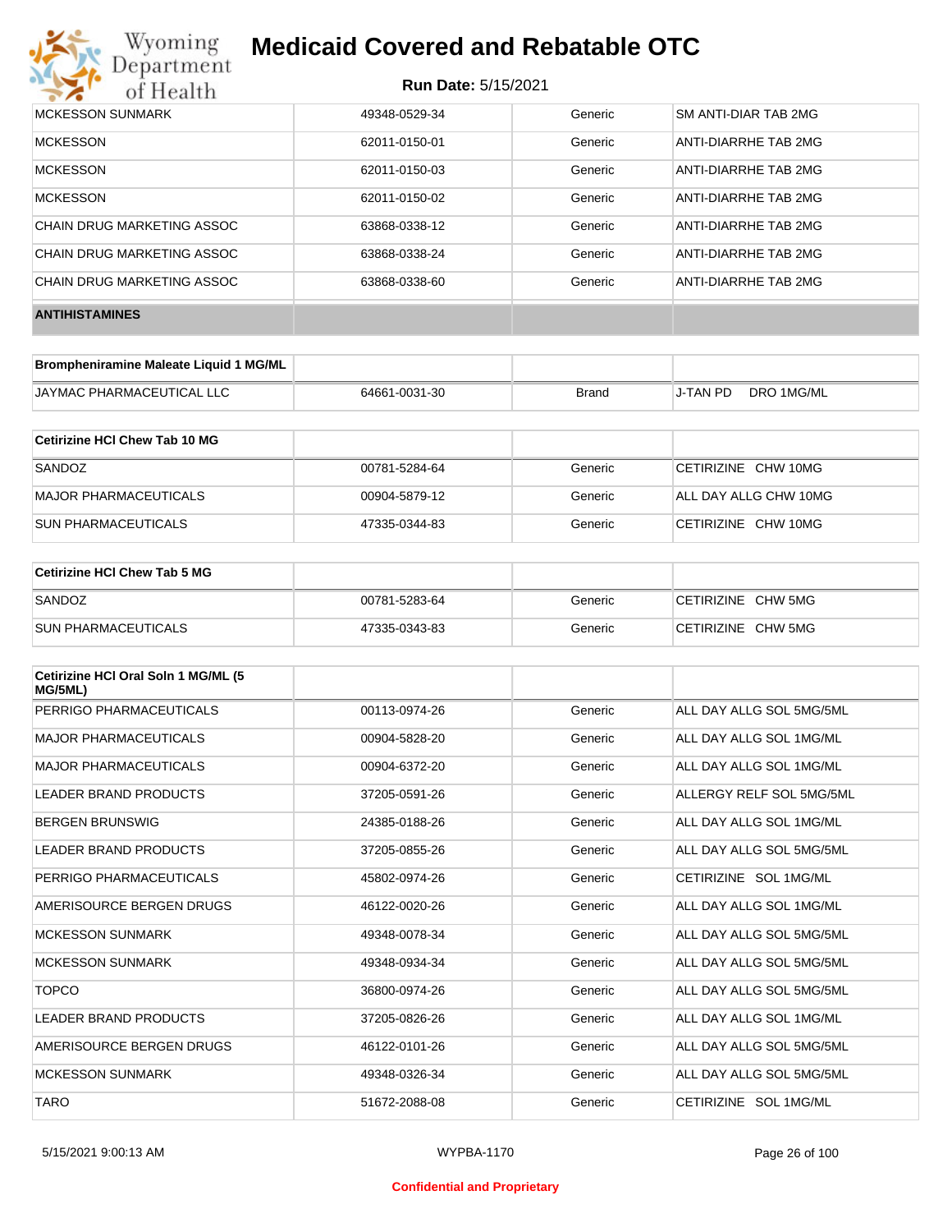| MCKESSON SUNMARK | 49348-0529-34 | Generic | SM ANTI-DIAR TAB 2MG |
|---|---|---|---|
| MCKESSON | 62011-0150-01 | Generic | ANTI-DIARRHE TAB 2MG |
| MCKESSON | 62011-0150-03 | Generic | ANTI-DIARRHE TAB 2MG |
| MCKESSON | 62011-0150-02 | Generic | ANTI-DIARRHE TAB 2MG |
| CHAIN DRUG MARKETING ASSOC | 63868-0338-12 | Generic | ANTI-DIARRHE TAB 2MG |
| CHAIN DRUG MARKETING ASSOC | 63868-0338-24 | Generic | ANTI-DIARRHE TAB 2MG |
| CHAIN DRUG MARKETING ASSOC | 63868-0338-60 | Generic | ANTI-DIARRHE TAB 2MG |

**ANTIHISTAMINES**

| Brompheniramine Maleate Liquid 1 MG/ML | | | |
|---|---|---|---|
| JAYMAC PHARMACEUTICAL LLC | 64661-0031-30 | Brand | J-TAN PD DRO 1MG/ML |

| Cetirizine HCl Chew Tab 10 MG | | | |
|---|---|---|---|
| SANDOZ | 00781-5284-64 | Generic | CETIRIZINE CHW 10MG |
| MAJOR PHARMACEUTICALS | 00904-5879-12 | Generic | ALL DAY ALLG CHW 10MG |
| SUN PHARMACEUTICALS | 47335-0344-83 | Generic | CETIRIZINE CHW 10MG |

| Cetirizine HCl Chew Tab 5 MG | | | |
|---|---|---|---|
| SANDOZ | 00781-5283-64 | Generic | CETIRIZINE CHW 5MG |
| SUN PHARMACEUTICALS | 47335-0343-83 | Generic | CETIRIZINE CHW 5MG |

| Cetirizine HCl Oral Soln 1 MG/ML (5 MG/5ML) | | | |
|---|---|---|---|
| PERRIGO PHARMACEUTICALS | 00113-0974-26 | Generic | ALL DAY ALLG SOL 5MG/5ML |
| MAJOR PHARMACEUTICALS | 00904-5828-20 | Generic | ALL DAY ALLG SOL 1MG/ML |
| MAJOR PHARMACEUTICALS | 00904-6372-20 | Generic | ALL DAY ALLG SOL 1MG/ML |
| LEADER BRAND PRODUCTS | 37205-0591-26 | Generic | ALLERGY RELF SOL 5MG/5ML |
| BERGEN BRUNSWIG | 24385-0188-26 | Generic | ALL DAY ALLG SOL 1MG/ML |
| LEADER BRAND PRODUCTS | 37205-0855-26 | Generic | ALL DAY ALLG SOL 5MG/5ML |
| PERRIGO PHARMACEUTICALS | 45802-0974-26 | Generic | CETIRIZINE SOL 1MG/ML |
| AMERISOURCE BERGEN DRUGS | 46122-0020-26 | Generic | ALL DAY ALLG SOL 1MG/ML |
| MCKESSON SUNMARK | 49348-0078-34 | Generic | ALL DAY ALLG SOL 5MG/5ML |
| MCKESSON SUNMARK | 49348-0934-34 | Generic | ALL DAY ALLG SOL 5MG/5ML |
| TOPCO | 36800-0974-26 | Generic | ALL DAY ALLG SOL 5MG/5ML |
| LEADER BRAND PRODUCTS | 37205-0826-26 | Generic | ALL DAY ALLG SOL 1MG/ML |
| AMERISOURCE BERGEN DRUGS | 46122-0101-26 | Generic | ALL DAY ALLG SOL 5MG/5ML |
| MCKESSON SUNMARK | 49348-0326-34 | Generic | ALL DAY ALLG SOL 5MG/5ML |
| TARO | 51672-2088-08 | Generic | CETIRIZINE SOL 1MG/ML |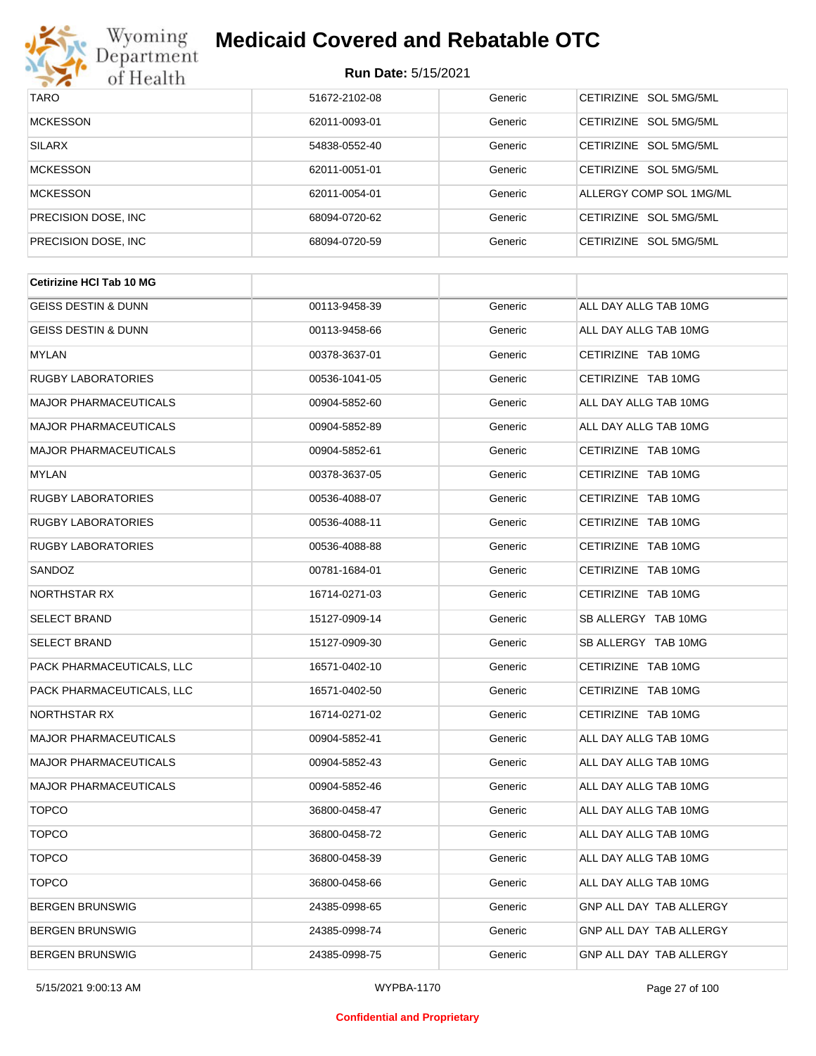| TARO | 51672-2102-08 | Generic | CETIRIZINE SOL 5MG/5ML |
|---|---|---|---|
| MCKESSON | 62011-0093-01 | Generic | CETIRIZINE SOL 5MG/5ML |
| SILARX | 54838-0552-40 | Generic | CETIRIZINE SOL 5MG/5ML |
| MCKESSON | 62011-0051-01 | Generic | CETIRIZINE SOL 5MG/5ML |
| MCKESSON | 62011-0054-01 | Generic | ALLERGY COMP SOL 1MG/ML |
| PRECISION DOSE, INC | 68094-0720-62 | Generic | CETIRIZINE SOL 5MG/5ML |
| PRECISION DOSE, INC | 68094-0720-59 | Generic | CETIRIZINE SOL 5MG/5ML |

| **Cetirizine HCl Tab 10 MG** | | | |
|---|---|---|---|
| GEISS DESTIN & DUNN | 00113-9458-39 | Generic | ALL DAY ALLG TAB 10MG |
| GEISS DESTIN & DUNN | 00113-9458-66 | Generic | ALL DAY ALLG TAB 10MG |
| MYLAN | 00378-3637-01 | Generic | CETIRIZINE TAB 10MG |
| RUGBY LABORATORIES | 00536-1041-05 | Generic | CETIRIZINE TAB 10MG |
| MAJOR PHARMACEUTICALS | 00904-5852-60 | Generic | ALL DAY ALLG TAB 10MG |
| MAJOR PHARMACEUTICALS | 00904-5852-89 | Generic | ALL DAY ALLG TAB 10MG |
| MAJOR PHARMACEUTICALS | 00904-5852-61 | Generic | CETIRIZINE TAB 10MG |
| MYLAN | 00378-3637-05 | Generic | CETIRIZINE TAB 10MG |
| RUGBY LABORATORIES | 00536-4088-07 | Generic | CETIRIZINE TAB 10MG |
| RUGBY LABORATORIES | 00536-4088-11 | Generic | CETIRIZINE TAB 10MG |
| RUGBY LABORATORIES | 00536-4088-88 | Generic | CETIRIZINE TAB 10MG |
| SANDOZ | 00781-1684-01 | Generic | CETIRIZINE TAB 10MG |
| NORTHSTAR RX | 16714-0271-03 | Generic | CETIRIZINE TAB 10MG |
| SELECT BRAND | 15127-0909-14 | Generic | SB ALLERGY TAB 10MG |
| SELECT BRAND | 15127-0909-30 | Generic | SB ALLERGY TAB 10MG |
| PACK PHARMACEUTICALS, LLC | 16571-0402-10 | Generic | CETIRIZINE TAB 10MG |
| PACK PHARMACEUTICALS, LLC | 16571-0402-50 | Generic | CETIRIZINE TAB 10MG |
| NORTHSTAR RX | 16714-0271-02 | Generic | CETIRIZINE TAB 10MG |
| MAJOR PHARMACEUTICALS | 00904-5852-41 | Generic | ALL DAY ALLG TAB 10MG |
| MAJOR PHARMACEUTICALS | 00904-5852-43 | Generic | ALL DAY ALLG TAB 10MG |
| MAJOR PHARMACEUTICALS | 00904-5852-46 | Generic | ALL DAY ALLG TAB 10MG |
| TOPCO | 36800-0458-47 | Generic | ALL DAY ALLG TAB 10MG |
| TOPCO | 36800-0458-72 | Generic | ALL DAY ALLG TAB 10MG |
| TOPCO | 36800-0458-39 | Generic | ALL DAY ALLG TAB 10MG |
| TOPCO | 36800-0458-66 | Generic | ALL DAY ALLG TAB 10MG |
| BERGEN BRUNSWIG | 24385-0998-65 | Generic | GNP ALL DAY TAB ALLERGY |
| BERGEN BRUNSWIG | 24385-0998-74 | Generic | GNP ALL DAY TAB ALLERGY |
| BERGEN BRUNSWIG | 24385-0998-75 | Generic | GNP ALL DAY TAB ALLERGY |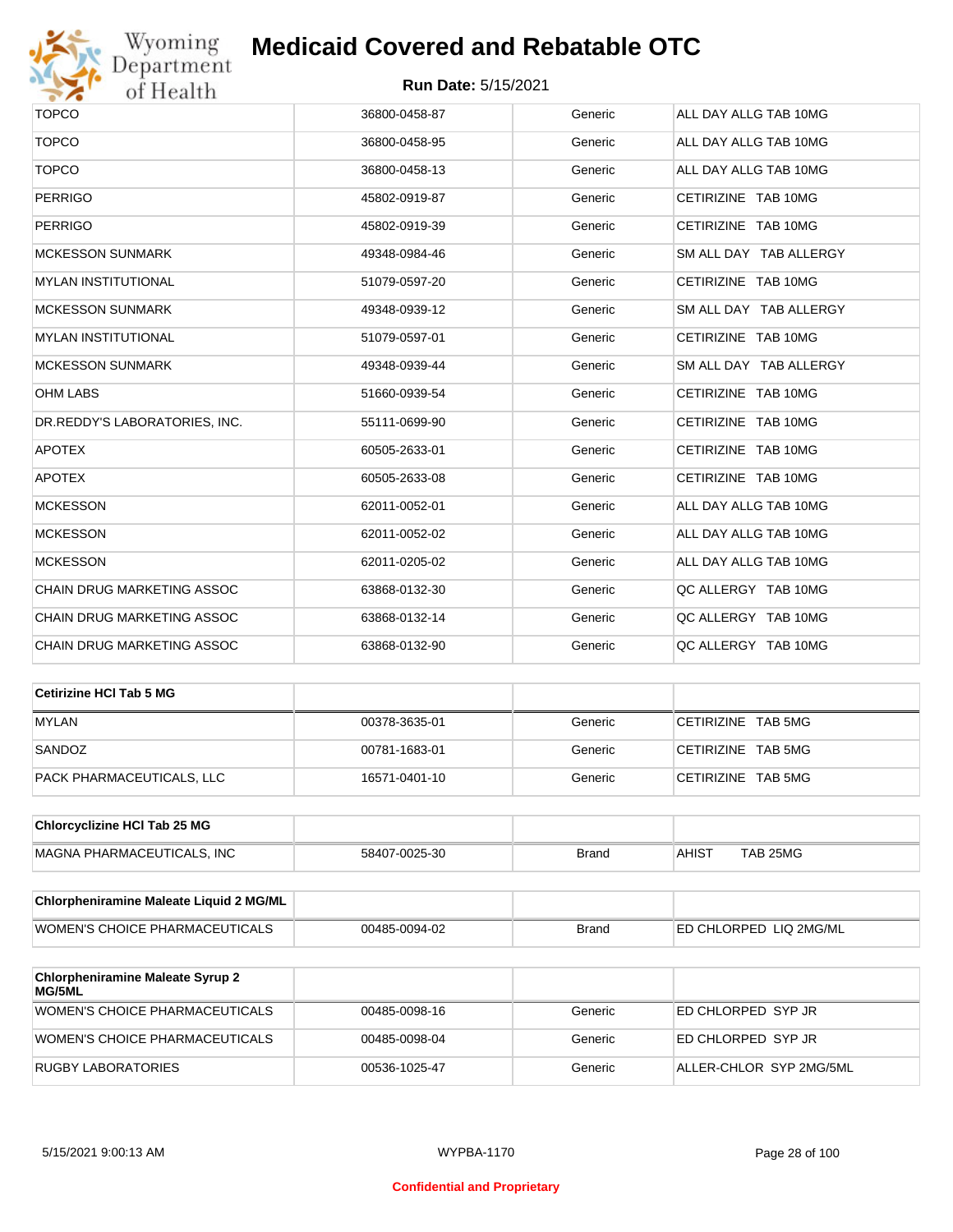| | | | |
|---|---|---|---|
| TOPCO | 36800-0458-87 | Generic | ALL DAY ALLG TAB 10MG |
| TOPCO | 36800-0458-95 | Generic | ALL DAY ALLG TAB 10MG |
| TOPCO | 36800-0458-13 | Generic | ALL DAY ALLG TAB 10MG |
| PERRIGO | 45802-0919-87 | Generic | CETIRIZINE TAB 10MG |
| PERRIGO | 45802-0919-39 | Generic | CETIRIZINE TAB 10MG |
| MCKESSON SUNMARK | 49348-0984-46 | Generic | SM ALL DAY TAB ALLERGY |
| MYLAN INSTITUTIONAL | 51079-0597-20 | Generic | CETIRIZINE TAB 10MG |
| MCKESSON SUNMARK | 49348-0939-12 | Generic | SM ALL DAY TAB ALLERGY |
| MYLAN INSTITUTIONAL | 51079-0597-01 | Generic | CETIRIZINE TAB 10MG |
| MCKESSON SUNMARK | 49348-0939-44 | Generic | SM ALL DAY TAB ALLERGY |
| OHM LABS | 51660-0939-54 | Generic | CETIRIZINE TAB 10MG |
| DR.REDDY'S LABORATORIES, INC. | 55111-0699-90 | Generic | CETIRIZINE TAB 10MG |
| APOTEX | 60505-2633-01 | Generic | CETIRIZINE TAB 10MG |
| APOTEX | 60505-2633-08 | Generic | CETIRIZINE TAB 10MG |
| MCKESSON | 62011-0052-01 | Generic | ALL DAY ALLG TAB 10MG |
| MCKESSON | 62011-0052-02 | Generic | ALL DAY ALLG TAB 10MG |
| MCKESSON | 62011-0205-02 | Generic | ALL DAY ALLG TAB 10MG |
| CHAIN DRUG MARKETING ASSOC | 63868-0132-30 | Generic | QC ALLERGY TAB 10MG |
| CHAIN DRUG MARKETING ASSOC | 63868-0132-14 | Generic | QC ALLERGY TAB 10MG |
| CHAIN DRUG MARKETING ASSOC | 63868-0132-90 | Generic | QC ALLERGY TAB 10MG |

| Cetirizine HCl Tab 5 MG | | | |
|---|---|---|---|
| MYLAN | 00378-3635-01 | Generic | CETIRIZINE TAB 5MG |
| SANDOZ | 00781-1683-01 | Generic | CETIRIZINE TAB 5MG |
| PACK PHARMACEUTICALS, LLC | 16571-0401-10 | Generic | CETIRIZINE TAB 5MG |

| Chlorcyclizine HCl Tab 25 MG | | | |
|---|---|---|---|
| MAGNA PHARMACEUTICALS, INC | 58407-0025-30 | Brand | AHIST TAB 25MG |

| Chlorpheniramine Maleate Liquid 2 MG/ML | | | |
|---|---|---|---|
| WOMEN'S CHOICE PHARMACEUTICALS | 00485-0094-02 | Brand | ED CHLORPED LIQ 2MG/ML |

| Chlorpheniramine Maleate Syrup 2 MG/5ML | | | |
|---|---|---|---|
| WOMEN'S CHOICE PHARMACEUTICALS | 00485-0098-16 | Generic | ED CHLORPED SYP JR |
| WOMEN'S CHOICE PHARMACEUTICALS | 00485-0098-04 | Generic | ED CHLORPED SYP JR |
| RUGBY LABORATORIES | 00536-1025-47 | Generic | ALLER-CHLOR SYP 2MG/5ML |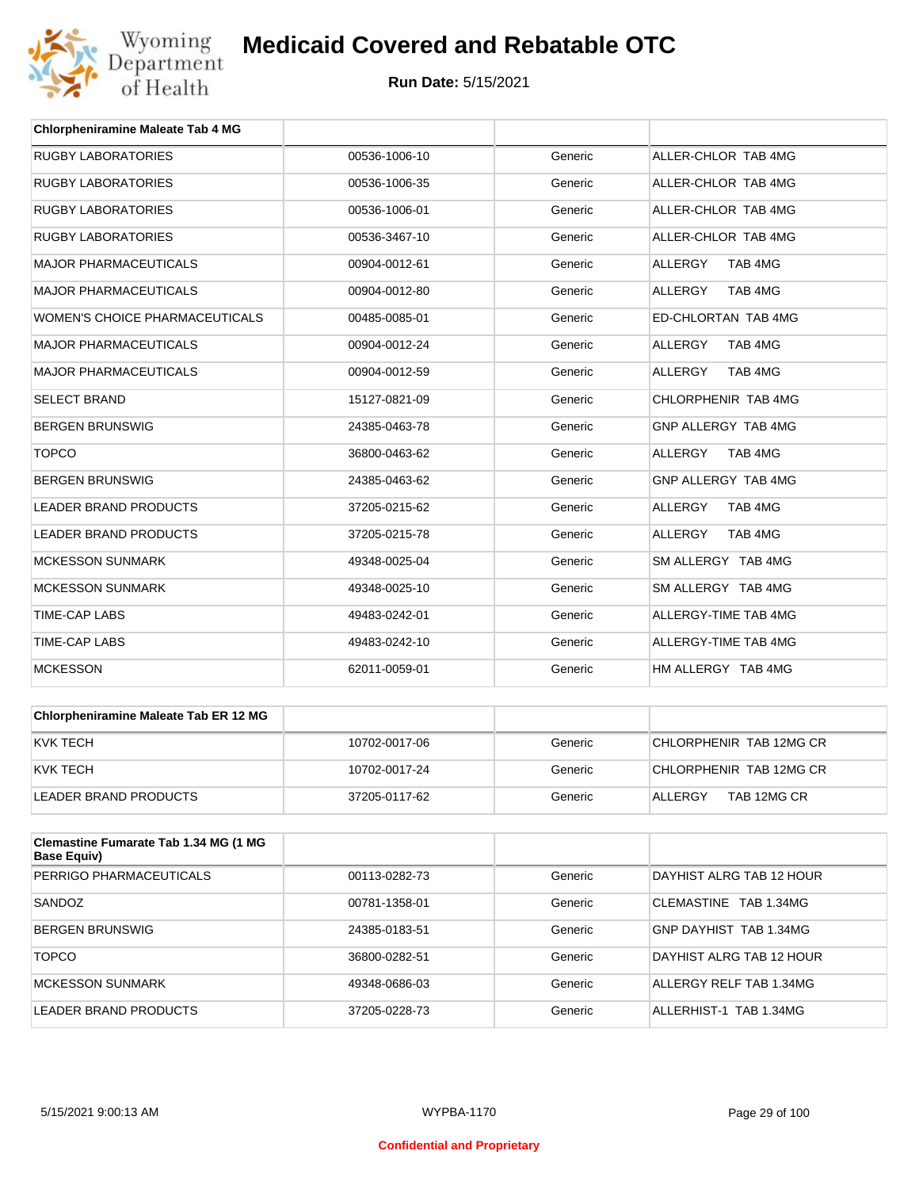# Medicaid Covered and Rebatable OTC

**Run Date:** 5/15/2021

| Chlorpheniramine Maleate Tab 4 MG | | | |
|---|---|---|---|
| RUGBY LABORATORIES | 00536-1006-10 | Generic | ALLER-CHLOR TAB 4MG |
| RUGBY LABORATORIES | 00536-1006-35 | Generic | ALLER-CHLOR TAB 4MG |
| RUGBY LABORATORIES | 00536-1006-01 | Generic | ALLER-CHLOR TAB 4MG |
| RUGBY LABORATORIES | 00536-3467-10 | Generic | ALLER-CHLOR TAB 4MG |
| MAJOR PHARMACEUTICALS | 00904-0012-61 | Generic | ALLERGY TAB 4MG |
| MAJOR PHARMACEUTICALS | 00904-0012-80 | Generic | ALLERGY TAB 4MG |
| WOMEN'S CHOICE PHARMACEUTICALS | 00485-0085-01 | Generic | ED-CHLORTAN TAB 4MG |
| MAJOR PHARMACEUTICALS | 00904-0012-24 | Generic | ALLERGY TAB 4MG |
| MAJOR PHARMACEUTICALS | 00904-0012-59 | Generic | ALLERGY TAB 4MG |
| SELECT BRAND | 15127-0821-09 | Generic | CHLORPHENIR TAB 4MG |
| BERGEN BRUNSWIG | 24385-0463-78 | Generic | GNP ALLERGY TAB 4MG |
| TOPCO | 36800-0463-62 | Generic | ALLERGY TAB 4MG |
| BERGEN BRUNSWIG | 24385-0463-62 | Generic | GNP ALLERGY TAB 4MG |
| LEADER BRAND PRODUCTS | 37205-0215-62 | Generic | ALLERGY TAB 4MG |
| LEADER BRAND PRODUCTS | 37205-0215-78 | Generic | ALLERGY TAB 4MG |
| MCKESSON SUNMARK | 49348-0025-04 | Generic | SM ALLERGY TAB 4MG |
| MCKESSON SUNMARK | 49348-0025-10 | Generic | SM ALLERGY TAB 4MG |
| TIME-CAP LABS | 49483-0242-01 | Generic | ALLERGY-TIME TAB 4MG |
| TIME-CAP LABS | 49483-0242-10 | Generic | ALLERGY-TIME TAB 4MG |
| MCKESSON | 62011-0059-01 | Generic | HM ALLERGY TAB 4MG |

| Chlorpheniramine Maleate Tab ER 12 MG | | | |
|---|---|---|---|
| KVK TECH | 10702-0017-06 | Generic | CHLORPHENIR TAB 12MG CR |
| KVK TECH | 10702-0017-24 | Generic | CHLORPHENIR TAB 12MG CR |
| LEADER BRAND PRODUCTS | 37205-0117-62 | Generic | ALLERGY TAB 12MG CR |

| Clemastine Fumarate Tab 1.34 MG (1 MG Base Equiv) | | | |
|---|---|---|---|
| PERRIGO PHARMACEUTICALS | 00113-0282-73 | Generic | DAYHIST ALRG TAB 12 HOUR |
| SANDOZ | 00781-1358-01 | Generic | CLEMASTINE TAB 1.34MG |
| BERGEN BRUNSWIG | 24385-0183-51 | Generic | GNP DAYHIST TAB 1.34MG |
| TOPCO | 36800-0282-51 | Generic | DAYHIST ALRG TAB 12 HOUR |
| MCKESSON SUNMARK | 49348-0686-03 | Generic | ALLERGY RELF TAB 1.34MG |
| LEADER BRAND PRODUCTS | 37205-0228-73 | Generic | ALLERHIST-1 TAB 1.34MG |

5/15/2021 9:00:13 AM WYPBA-1170

Confidential and Proprietary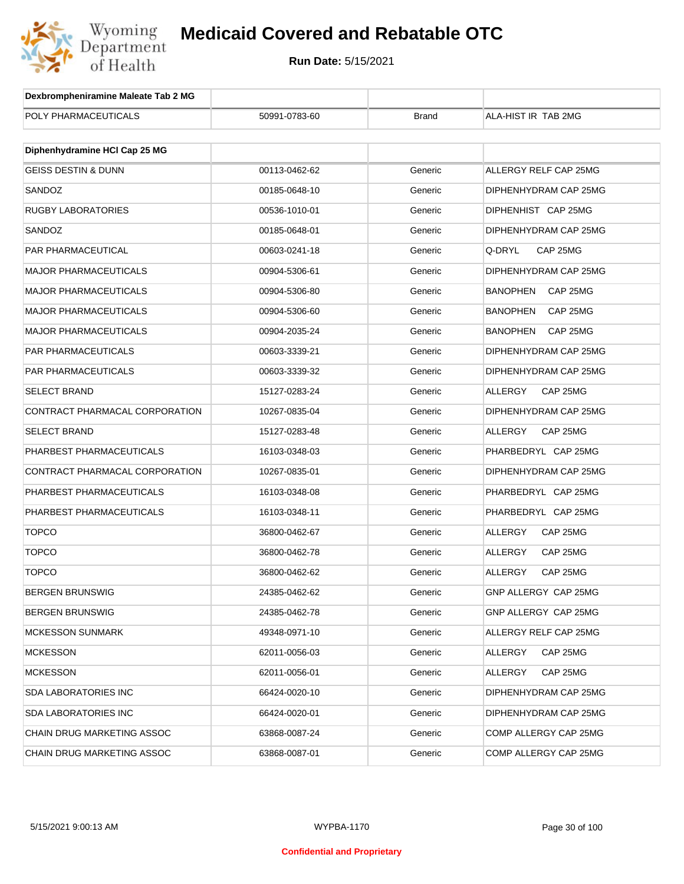| Dexbrompheniramine Maleate Tab 2 MG | | | |
|---|---|---|---|
| POLY PHARMACEUTICALS | 50991-0783-60 | Brand | ALA-HIST IR TAB 2MG |

| Diphenhydramine HCl Cap 25 MG | | | |
|---|---|---|---|
| GEISS DESTIN & DUNN | 00113-0462-62 | Generic | ALLERGY RELF CAP 25MG |
| SANDOZ | 00185-0648-10 | Generic | DIPHENHYDRAM CAP 25MG |
| RUGBY LABORATORIES | 00536-1010-01 | Generic | DIPHENHIST CAP 25MG |
| SANDOZ | 00185-0648-01 | Generic | DIPHENHYDRAM CAP 25MG |
| PAR PHARMACEUTICAL | 00603-0241-18 | Generic | Q-DRYL CAP 25MG |
| MAJOR PHARMACEUTICALS | 00904-5306-61 | Generic | DIPHENHYDRAM CAP 25MG |
| MAJOR PHARMACEUTICALS | 00904-5306-80 | Generic | BANOPHEN CAP 25MG |
| MAJOR PHARMACEUTICALS | 00904-5306-60 | Generic | BANOPHEN CAP 25MG |
| MAJOR PHARMACEUTICALS | 00904-2035-24 | Generic | BANOPHEN CAP 25MG |
| PAR PHARMACEUTICALS | 00603-3339-21 | Generic | DIPHENHYDRAM CAP 25MG |
| PAR PHARMACEUTICALS | 00603-3339-32 | Generic | DIPHENHYDRAM CAP 25MG |
| SELECT BRAND | 15127-0283-24 | Generic | ALLERGY CAP 25MG |
| CONTRACT PHARMACAL CORPORATION | 10267-0835-04 | Generic | DIPHENHYDRAM CAP 25MG |
| SELECT BRAND | 15127-0283-48 | Generic | ALLERGY CAP 25MG |
| PHARBEST PHARMACEUTICALS | 16103-0348-03 | Generic | PHARBEDRYL CAP 25MG |
| CONTRACT PHARMACAL CORPORATION | 10267-0835-01 | Generic | DIPHENHYDRAM CAP 25MG |
| PHARBEST PHARMACEUTICALS | 16103-0348-08 | Generic | PHARBEDRYL CAP 25MG |
| PHARBEST PHARMACEUTICALS | 16103-0348-11 | Generic | PHARBEDRYL CAP 25MG |
| TOPCO | 36800-0462-67 | Generic | ALLERGY CAP 25MG |
| TOPCO | 36800-0462-78 | Generic | ALLERGY CAP 25MG |
| TOPCO | 36800-0462-62 | Generic | ALLERGY CAP 25MG |
| BERGEN BRUNSWIG | 24385-0462-62 | Generic | GNP ALLERGY CAP 25MG |
| BERGEN BRUNSWIG | 24385-0462-78 | Generic | GNP ALLERGY CAP 25MG |
| MCKESSON SUNMARK | 49348-0971-10 | Generic | ALLERGY RELF CAP 25MG |
| MCKESSON | 62011-0056-03 | Generic | ALLERGY CAP 25MG |
| MCKESSON | 62011-0056-01 | Generic | ALLERGY CAP 25MG |
| SDA LABORATORIES INC | 66424-0020-10 | Generic | DIPHENHYDRAM CAP 25MG |
| SDA LABORATORIES INC | 66424-0020-01 | Generic | DIPHENHYDRAM CAP 25MG |
| CHAIN DRUG MARKETING ASSOC | 63868-0087-24 | Generic | COMP ALLERGY CAP 25MG |
| CHAIN DRUG MARKETING ASSOC | 63868-0087-01 | Generic | COMP ALLERGY CAP 25MG |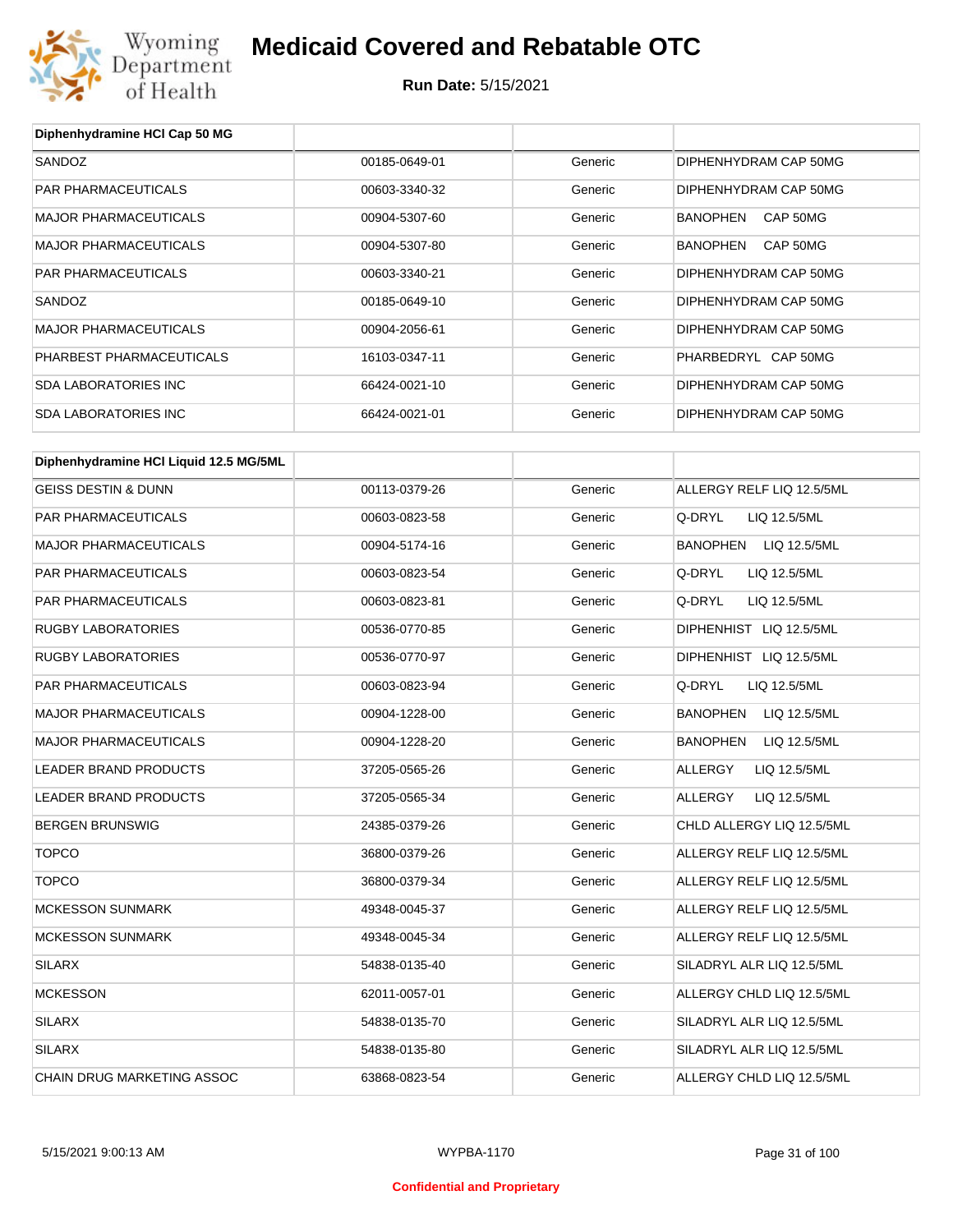# Medicaid Covered and Rebatable OTC

**Run Date:** 5/15/2021

| Diphenhydramine HCl Cap 50 MG | | | |
|---|---|---|---|
| SANDOZ | 00185-0649-01 | Generic | DIPHENHYDRAM CAP 50MG |
| PAR PHARMACEUTICALS | 00603-3340-32 | Generic | DIPHENHYDRAM CAP 50MG |
| MAJOR PHARMACEUTICALS | 00904-5307-60 | Generic | BANOPHEN CAP 50MG |
| MAJOR PHARMACEUTICALS | 00904-5307-80 | Generic | BANOPHEN CAP 50MG |
| PAR PHARMACEUTICALS | 00603-3340-21 | Generic | DIPHENHYDRAM CAP 50MG |
| SANDOZ | 00185-0649-10 | Generic | DIPHENHYDRAM CAP 50MG |
| MAJOR PHARMACEUTICALS | 00904-2056-61 | Generic | DIPHENHYDRAM CAP 50MG |
| PHARBEST PHARMACEUTICALS | 16103-0347-11 | Generic | PHARBEDRYL CAP 50MG |
| SDA LABORATORIES INC | 66424-0021-10 | Generic | DIPHENHYDRAM CAP 50MG |
| SDA LABORATORIES INC | 66424-0021-01 | Generic | DIPHENHYDRAM CAP 50MG |

| Diphenhydramine HCl Liquid 12.5 MG/5ML | | | |
|---|---|---|---|
| GEISS DESTIN & DUNN | 00113-0379-26 | Generic | ALLERGY RELF LIQ 12.5/5ML |
| PAR PHARMACEUTICALS | 00603-0823-58 | Generic | Q-DRYL LIQ 12.5/5ML |
| MAJOR PHARMACEUTICALS | 00904-5174-16 | Generic | BANOPHEN LIQ 12.5/5ML |
| PAR PHARMACEUTICALS | 00603-0823-54 | Generic | Q-DRYL LIQ 12.5/5ML |
| PAR PHARMACEUTICALS | 00603-0823-81 | Generic | Q-DRYL LIQ 12.5/5ML |
| RUGBY LABORATORIES | 00536-0770-85 | Generic | DIPHENHIST LIQ 12.5/5ML |
| RUGBY LABORATORIES | 00536-0770-97 | Generic | DIPHENHIST LIQ 12.5/5ML |
| PAR PHARMACEUTICALS | 00603-0823-94 | Generic | Q-DRYL LIQ 12.5/5ML |
| MAJOR PHARMACEUTICALS | 00904-1228-00 | Generic | BANOPHEN LIQ 12.5/5ML |
| MAJOR PHARMACEUTICALS | 00904-1228-20 | Generic | BANOPHEN LIQ 12.5/5ML |
| LEADER BRAND PRODUCTS | 37205-0565-26 | Generic | ALLERGY LIQ 12.5/5ML |
| LEADER BRAND PRODUCTS | 37205-0565-34 | Generic | ALLERGY LIQ 12.5/5ML |
| BERGEN BRUNSWIG | 24385-0379-26 | Generic | CHLD ALLERGY LIQ 12.5/5ML |
| TOPCO | 36800-0379-26 | Generic | ALLERGY RELF LIQ 12.5/5ML |
| TOPCO | 36800-0379-34 | Generic | ALLERGY RELF LIQ 12.5/5ML |
| MCKESSON SUNMARK | 49348-0045-37 | Generic | ALLERGY RELF LIQ 12.5/5ML |
| MCKESSON SUNMARK | 49348-0045-34 | Generic | ALLERGY RELF LIQ 12.5/5ML |
| SILARX | 54838-0135-40 | Generic | SILADRYL ALR LIQ 12.5/5ML |
| MCKESSON | 62011-0057-01 | Generic | ALLERGY CHLD LIQ 12.5/5ML |
| SILARX | 54838-0135-70 | Generic | SILADRYL ALR LIQ 12.5/5ML |
| SILARX | 54838-0135-80 | Generic | SILADRYL ALR LIQ 12.5/5ML |
| CHAIN DRUG MARKETING ASSOC | 63868-0823-54 | Generic | ALLERGY CHLD LIQ 12.5/5ML |

5/15/2021 9:00:13 AM WYPBA-1170

Confidential and Proprietary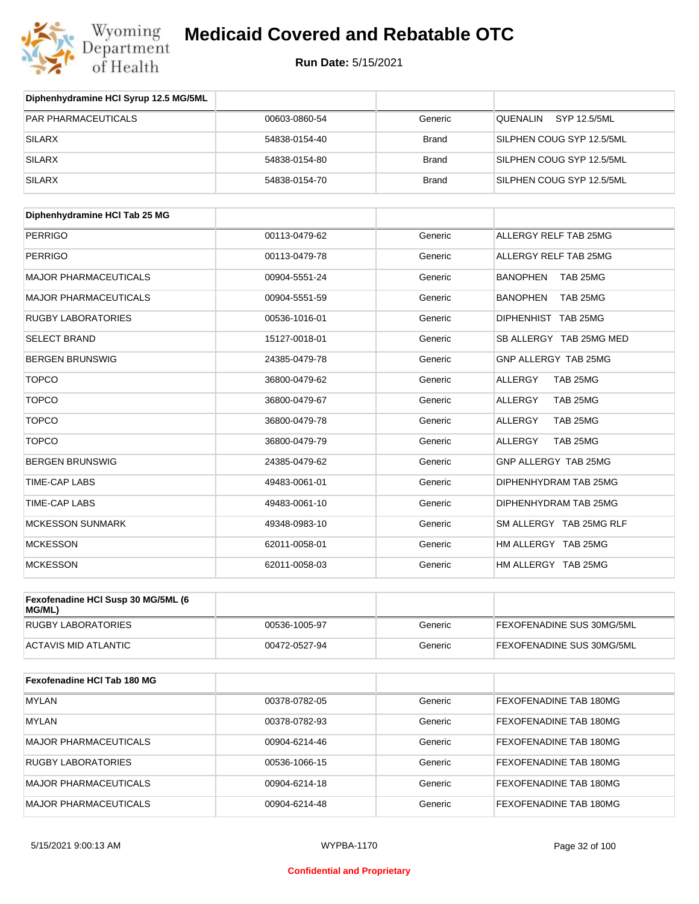| Diphenhydramine HCl Syrup 12.5 MG/5ML | | | |
|---|---|---|---|
| PAR PHARMACEUTICALS | 00603-0860-54 | Generic | QUENALIN SYP 12.5/5ML |
| SILARX | 54838-0154-40 | Brand | SILPHEN COUG SYP 12.5/5ML |
| SILARX | 54838-0154-80 | Brand | SILPHEN COUG SYP 12.5/5ML |
| SILARX | 54838-0154-70 | Brand | SILPHEN COUG SYP 12.5/5ML |

| Diphenhydramine HCl Tab 25 MG | | | |
|---|---|---|---|
| PERRIGO | 00113-0479-62 | Generic | ALLERGY RELF TAB 25MG |
| PERRIGO | 00113-0479-78 | Generic | ALLERGY RELF TAB 25MG |
| MAJOR PHARMACEUTICALS | 00904-5551-24 | Generic | BANOPHEN TAB 25MG |
| MAJOR PHARMACEUTICALS | 00904-5551-59 | Generic | BANOPHEN TAB 25MG |
| RUGBY LABORATORIES | 00536-1016-01 | Generic | DIPHENHIST TAB 25MG |
| SELECT BRAND | 15127-0018-01 | Generic | SB ALLERGY TAB 25MG MED |
| BERGEN BRUNSWIG | 24385-0479-78 | Generic | GNP ALLERGY TAB 25MG |
| TOPCO | 36800-0479-62 | Generic | ALLERGY TAB 25MG |
| TOPCO | 36800-0479-67 | Generic | ALLERGY TAB 25MG |
| TOPCO | 36800-0479-78 | Generic | ALLERGY TAB 25MG |
| TOPCO | 36800-0479-79 | Generic | ALLERGY TAB 25MG |
| BERGEN BRUNSWIG | 24385-0479-62 | Generic | GNP ALLERGY TAB 25MG |
| TIME-CAP LABS | 49483-0061-01 | Generic | DIPHENHYDRAM TAB 25MG |
| TIME-CAP LABS | 49483-0061-10 | Generic | DIPHENHYDRAM TAB 25MG |
| MCKESSON SUNMARK | 49348-0983-10 | Generic | SM ALLERGY TAB 25MG RLF |
| MCKESSON | 62011-0058-01 | Generic | HM ALLERGY TAB 25MG |
| MCKESSON | 62011-0058-03 | Generic | HM ALLERGY TAB 25MG |

| Fexofenadine HCl Susp 30 MG/5ML (6 MG/ML) | | | |
|---|---|---|---|
| RUGBY LABORATORIES | 00536-1005-97 | Generic | FEXOFENADINE SUS 30MG/5ML |
| ACTAVIS MID ATLANTIC | 00472-0527-94 | Generic | FEXOFENADINE SUS 30MG/5ML |

| Fexofenadine HCl Tab 180 MG | | | |
|---|---|---|---|
| MYLAN | 00378-0782-05 | Generic | FEXOFENADINE TAB 180MG |
| MYLAN | 00378-0782-93 | Generic | FEXOFENADINE TAB 180MG |
| MAJOR PHARMACEUTICALS | 00904-6214-46 | Generic | FEXOFENADINE TAB 180MG |
| RUGBY LABORATORIES | 00536-1066-15 | Generic | FEXOFENADINE TAB 180MG |
| MAJOR PHARMACEUTICALS | 00904-6214-18 | Generic | FEXOFENADINE TAB 180MG |
| MAJOR PHARMACEUTICALS | 00904-6214-48 | Generic | FEXOFENADINE TAB 180MG |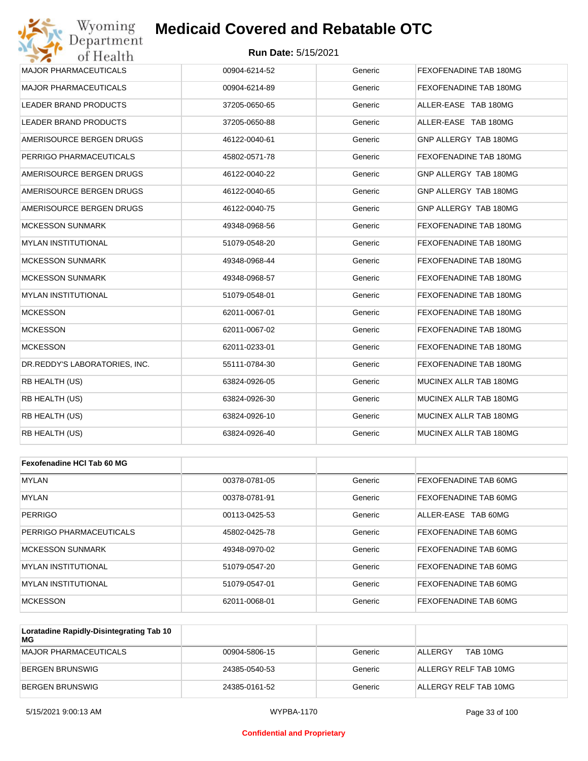| | | | |
|---|---|---|---|
| MAJOR PHARMACEUTICALS | 00904-6214-52 | Generic | FEXOFENADINE TAB 180MG |
| MAJOR PHARMACEUTICALS | 00904-6214-89 | Generic | FEXOFENADINE TAB 180MG |
| LEADER BRAND PRODUCTS | 37205-0650-65 | Generic | ALLER-EASE TAB 180MG |
| LEADER BRAND PRODUCTS | 37205-0650-88 | Generic | ALLER-EASE TAB 180MG |
| AMERISOURCE BERGEN DRUGS | 46122-0040-61 | Generic | GNP ALLERGY TAB 180MG |
| PERRIGO PHARMACEUTICALS | 45802-0571-78 | Generic | FEXOFENADINE TAB 180MG |
| AMERISOURCE BERGEN DRUGS | 46122-0040-22 | Generic | GNP ALLERGY TAB 180MG |
| AMERISOURCE BERGEN DRUGS | 46122-0040-65 | Generic | GNP ALLERGY TAB 180MG |
| AMERISOURCE BERGEN DRUGS | 46122-0040-75 | Generic | GNP ALLERGY TAB 180MG |
| MCKESSON SUNMARK | 49348-0968-56 | Generic | FEXOFENADINE TAB 180MG |
| MYLAN INSTITUTIONAL | 51079-0548-20 | Generic | FEXOFENADINE TAB 180MG |
| MCKESSON SUNMARK | 49348-0968-44 | Generic | FEXOFENADINE TAB 180MG |
| MCKESSON SUNMARK | 49348-0968-57 | Generic | FEXOFENADINE TAB 180MG |
| MYLAN INSTITUTIONAL | 51079-0548-01 | Generic | FEXOFENADINE TAB 180MG |
| MCKESSON | 62011-0067-01 | Generic | FEXOFENADINE TAB 180MG |
| MCKESSON | 62011-0067-02 | Generic | FEXOFENADINE TAB 180MG |
| MCKESSON | 62011-0233-01 | Generic | FEXOFENADINE TAB 180MG |
| DR.REDDY'S LABORATORIES, INC. | 55111-0784-30 | Generic | FEXOFENADINE TAB 180MG |
| RB HEALTH (US) | 63824-0926-05 | Generic | MUCINEX ALLR TAB 180MG |
| RB HEALTH (US) | 63824-0926-30 | Generic | MUCINEX ALLR TAB 180MG |
| RB HEALTH (US) | 63824-0926-10 | Generic | MUCINEX ALLR TAB 180MG |
| RB HEALTH (US) | 63824-0926-40 | Generic | MUCINEX ALLR TAB 180MG |

| **Fexofenadine HCl Tab 60 MG** | | | |
|---|---|---|---|
| MYLAN | 00378-0781-05 | Generic | FEXOFENADINE TAB 60MG |
| MYLAN | 00378-0781-91 | Generic | FEXOFENADINE TAB 60MG |
| PERRIGO | 00113-0425-53 | Generic | ALLER-EASE TAB 60MG |
| PERRIGO PHARMACEUTICALS | 45802-0425-78 | Generic | FEXOFENADINE TAB 60MG |
| MCKESSON SUNMARK | 49348-0970-02 | Generic | FEXOFENADINE TAB 60MG |
| MYLAN INSTITUTIONAL | 51079-0547-20 | Generic | FEXOFENADINE TAB 60MG |
| MYLAN INSTITUTIONAL | 51079-0547-01 | Generic | FEXOFENADINE TAB 60MG |
| MCKESSON | 62011-0068-01 | Generic | FEXOFENADINE TAB 60MG |

| **Loratadine Rapidly-Disintegrating Tab 10 MG** | | | |
|---|---|---|---|
| MAJOR PHARMACEUTICALS | 00904-5806-15 | Generic | ALLERGY TAB 10MG |
| BERGEN BRUNSWIG | 24385-0540-53 | Generic | ALLERGY RELF TAB 10MG |
| BERGEN BRUNSWIG | 24385-0161-52 | Generic | ALLERGY RELF TAB 10MG |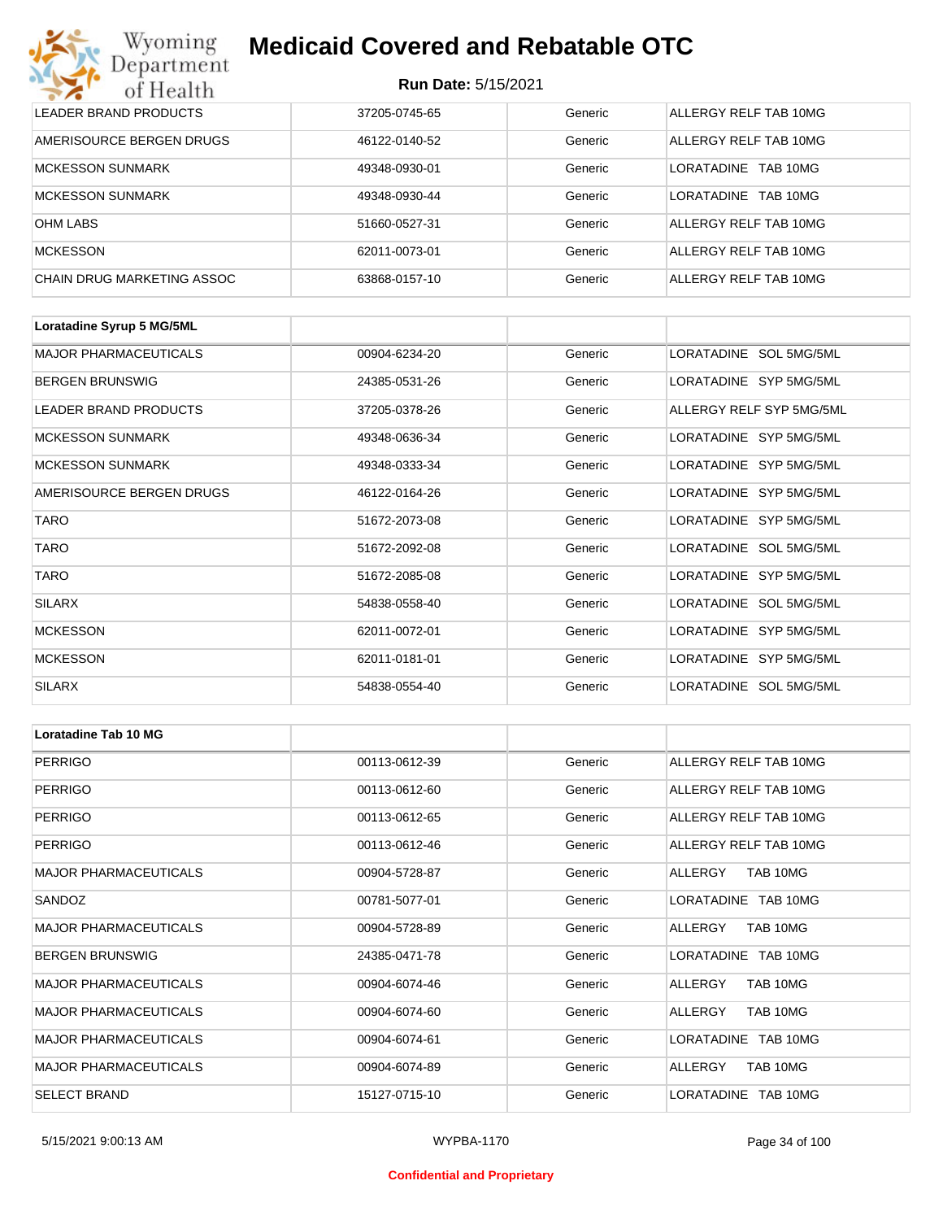| | | | |
|---|---|---|---|
| LEADER BRAND PRODUCTS | 37205-0745-65 | Generic | ALLERGY RELF TAB 10MG |
| AMERISOURCE BERGEN DRUGS | 46122-0140-52 | Generic | ALLERGY RELF TAB 10MG |
| MCKESSON SUNMARK | 49348-0930-01 | Generic | LORATADINE TAB 10MG |
| MCKESSON SUNMARK | 49348-0930-44 | Generic | LORATADINE TAB 10MG |
| OHM LABS | 51660-0527-31 | Generic | ALLERGY RELF TAB 10MG |
| MCKESSON | 62011-0073-01 | Generic | ALLERGY RELF TAB 10MG |
| CHAIN DRUG MARKETING ASSOC | 63868-0157-10 | Generic | ALLERGY RELF TAB 10MG |

| **Loratadine Syrup 5 MG/5ML** | | | |
|---|---|---|---|
| MAJOR PHARMACEUTICALS | 00904-6234-20 | Generic | LORATADINE SOL 5MG/5ML |
| BERGEN BRUNSWIG | 24385-0531-26 | Generic | LORATADINE SYP 5MG/5ML |
| LEADER BRAND PRODUCTS | 37205-0378-26 | Generic | ALLERGY RELF SYP 5MG/5ML |
| MCKESSON SUNMARK | 49348-0636-34 | Generic | LORATADINE SYP 5MG/5ML |
| MCKESSON SUNMARK | 49348-0333-34 | Generic | LORATADINE SYP 5MG/5ML |
| AMERISOURCE BERGEN DRUGS | 46122-0164-26 | Generic | LORATADINE SYP 5MG/5ML |
| TARO | 51672-2073-08 | Generic | LORATADINE SYP 5MG/5ML |
| TARO | 51672-2092-08 | Generic | LORATADINE SOL 5MG/5ML |
| TARO | 51672-2085-08 | Generic | LORATADINE SYP 5MG/5ML |
| SILARX | 54838-0558-40 | Generic | LORATADINE SOL 5MG/5ML |
| MCKESSON | 62011-0072-01 | Generic | LORATADINE SYP 5MG/5ML |
| MCKESSON | 62011-0181-01 | Generic | LORATADINE SYP 5MG/5ML |
| SILARX | 54838-0554-40 | Generic | LORATADINE SOL 5MG/5ML |

| **Loratadine Tab 10 MG** | | | |
|---|---|---|---|
| PERRIGO | 00113-0612-39 | Generic | ALLERGY RELF TAB 10MG |
| PERRIGO | 00113-0612-60 | Generic | ALLERGY RELF TAB 10MG |
| PERRIGO | 00113-0612-65 | Generic | ALLERGY RELF TAB 10MG |
| PERRIGO | 00113-0612-46 | Generic | ALLERGY RELF TAB 10MG |
| MAJOR PHARMACEUTICALS | 00904-5728-87 | Generic | ALLERGY TAB 10MG |
| SANDOZ | 00781-5077-01 | Generic | LORATADINE TAB 10MG |
| MAJOR PHARMACEUTICALS | 00904-5728-89 | Generic | ALLERGY TAB 10MG |
| BERGEN BRUNSWIG | 24385-0471-78 | Generic | LORATADINE TAB 10MG |
| MAJOR PHARMACEUTICALS | 00904-6074-46 | Generic | ALLERGY TAB 10MG |
| MAJOR PHARMACEUTICALS | 00904-6074-60 | Generic | ALLERGY TAB 10MG |
| MAJOR PHARMACEUTICALS | 00904-6074-61 | Generic | LORATADINE TAB 10MG |
| MAJOR PHARMACEUTICALS | 00904-6074-89 | Generic | ALLERGY TAB 10MG |
| SELECT BRAND | 15127-0715-10 | Generic | LORATADINE TAB 10MG |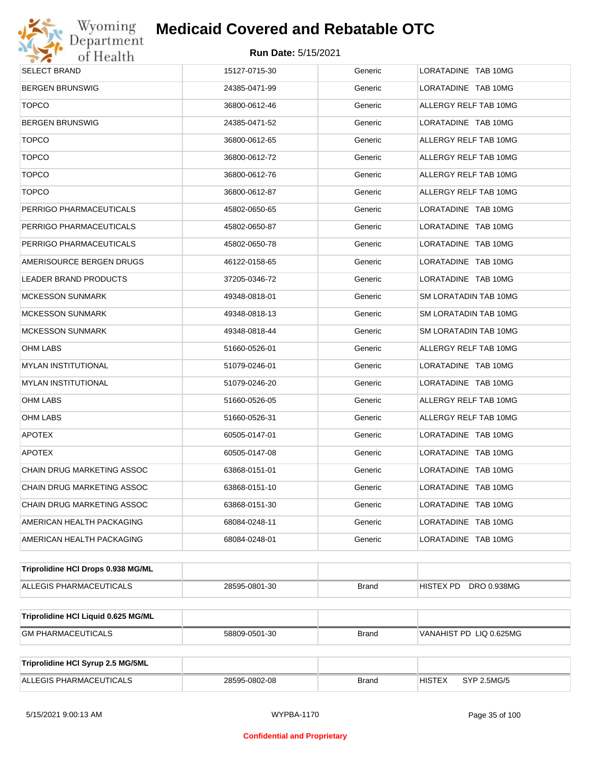| | | | |
|---|---|---|---|
| SELECT BRAND | 15127-0715-30 | Generic | LORATADINE TAB 10MG |
| BERGEN BRUNSWIG | 24385-0471-99 | Generic | LORATADINE TAB 10MG |
| TOPCO | 36800-0612-46 | Generic | ALLERGY RELF TAB 10MG |
| BERGEN BRUNSWIG | 24385-0471-52 | Generic | LORATADINE TAB 10MG |
| TOPCO | 36800-0612-65 | Generic | ALLERGY RELF TAB 10MG |
| TOPCO | 36800-0612-72 | Generic | ALLERGY RELF TAB 10MG |
| TOPCO | 36800-0612-76 | Generic | ALLERGY RELF TAB 10MG |
| TOPCO | 36800-0612-87 | Generic | ALLERGY RELF TAB 10MG |
| PERRIGO PHARMACEUTICALS | 45802-0650-65 | Generic | LORATADINE TAB 10MG |
| PERRIGO PHARMACEUTICALS | 45802-0650-87 | Generic | LORATADINE TAB 10MG |
| PERRIGO PHARMACEUTICALS | 45802-0650-78 | Generic | LORATADINE TAB 10MG |
| AMERISOURCE BERGEN DRUGS | 46122-0158-65 | Generic | LORATADINE TAB 10MG |
| LEADER BRAND PRODUCTS | 37205-0346-72 | Generic | LORATADINE TAB 10MG |
| MCKESSON SUNMARK | 49348-0818-01 | Generic | SM LORATADIN TAB 10MG |
| MCKESSON SUNMARK | 49348-0818-13 | Generic | SM LORATADIN TAB 10MG |
| MCKESSON SUNMARK | 49348-0818-44 | Generic | SM LORATADIN TAB 10MG |
| OHM LABS | 51660-0526-01 | Generic | ALLERGY RELF TAB 10MG |
| MYLAN INSTITUTIONAL | 51079-0246-01 | Generic | LORATADINE TAB 10MG |
| MYLAN INSTITUTIONAL | 51079-0246-20 | Generic | LORATADINE TAB 10MG |
| OHM LABS | 51660-0526-05 | Generic | ALLERGY RELF TAB 10MG |
| OHM LABS | 51660-0526-31 | Generic | ALLERGY RELF TAB 10MG |
| APOTEX | 60505-0147-01 | Generic | LORATADINE TAB 10MG |
| APOTEX | 60505-0147-08 | Generic | LORATADINE TAB 10MG |
| CHAIN DRUG MARKETING ASSOC | 63868-0151-01 | Generic | LORATADINE TAB 10MG |
| CHAIN DRUG MARKETING ASSOC | 63868-0151-10 | Generic | LORATADINE TAB 10MG |
| CHAIN DRUG MARKETING ASSOC | 63868-0151-30 | Generic | LORATADINE TAB 10MG |
| AMERICAN HEALTH PACKAGING | 68084-0248-11 | Generic | LORATADINE TAB 10MG |
| AMERICAN HEALTH PACKAGING | 68084-0248-01 | Generic | LORATADINE TAB 10MG |

| **Triprolidine HCl Drops 0.938 MG/ML** | | | |
|---|---|---|---|
| ALLEGIS PHARMACEUTICALS | 28595-0801-30 | Brand | HISTEX PD DRO 0.938MG |

| **Triprolidine HCl Liquid 0.625 MG/ML** | | | |
|---|---|---|---|
| GM PHARMACEUTICALS | 58809-0501-30 | Brand | VANAHIST PD LIQ 0.625MG |

| **Triprolidine HCl Syrup 2.5 MG/5ML** | | | |
|---|---|---|---|
| ALLEGIS PHARMACEUTICALS | 28595-0802-08 | Brand | HISTEX SYP 2.5MG/5 |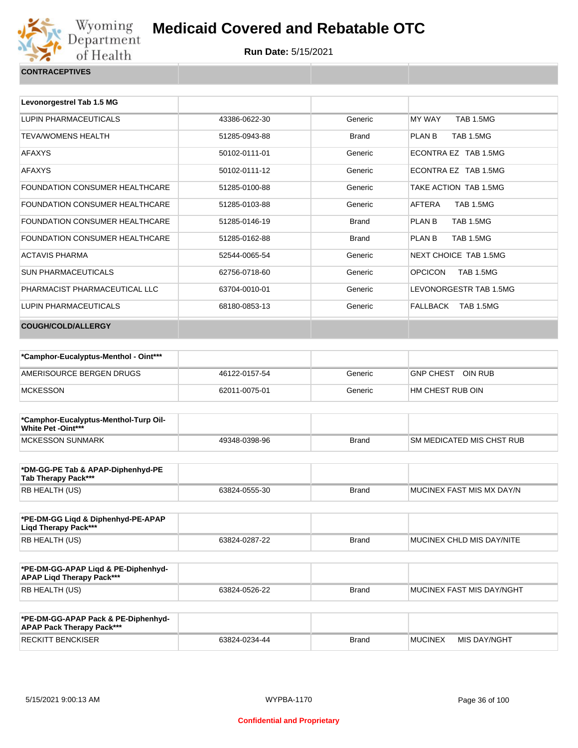# Medicaid Covered and Rebatable OTC

**Run Date:** 5/15/2021

## CONTRACEPTIVES

| Levonorgestrel Tab 1.5 MG | | | |
|---|---|---|---|
| LUPIN PHARMACEUTICALS | 43386-0622-30 | Generic | MY WAY TAB 1.5MG |
| TEVA/WOMENS HEALTH | 51285-0943-88 | Brand | PLAN B TAB 1.5MG |
| AFAXYS | 50102-0111-01 | Generic | ECONTRA EZ TAB 1.5MG |
| AFAXYS | 50102-0111-12 | Generic | ECONTRA EZ TAB 1.5MG |
| FOUNDATION CONSUMER HEALTHCARE | 51285-0100-88 | Generic | TAKE ACTION TAB 1.5MG |
| FOUNDATION CONSUMER HEALTHCARE | 51285-0103-88 | Generic | AFTERA TAB 1.5MG |
| FOUNDATION CONSUMER HEALTHCARE | 51285-0146-19 | Brand | PLAN B TAB 1.5MG |
| FOUNDATION CONSUMER HEALTHCARE | 51285-0162-88 | Brand | PLAN B TAB 1.5MG |
| ACTAVIS PHARMA | 52544-0065-54 | Generic | NEXT CHOICE TAB 1.5MG |
| SUN PHARMACEUTICALS | 62756-0718-60 | Generic | OPCICON TAB 1.5MG |
| PHARMACIST PHARMACEUTICAL LLC | 63704-0010-01 | Generic | LEVONORGESTR TAB 1.5MG |
| LUPIN PHARMACEUTICALS | 68180-0853-13 | Generic | FALLBACK TAB 1.5MG |

## COUGH/COLD/ALLERGY

| *Camphor-Eucalyptus-Menthol - Oint*** | | | |
|---|---|---|---|
| AMERISOURCE BERGEN DRUGS | 46122-0157-54 | Generic | GNP CHEST OIN RUB |
| MCKESSON | 62011-0075-01 | Generic | HM CHEST RUB OIN |

| *Camphor-Eucalyptus-Menthol-Turp Oil-White Pet -Oint*** | | | |
|---|---|---|---|
| MCKESSON SUNMARK | 49348-0398-96 | Brand | SM MEDICATED MIS CHST RUB |

| *DM-GG-PE Tab & APAP-Diphenhyd-PE Tab Therapy Pack*** | | | |
|---|---|---|---|
| RB HEALTH (US) | 63824-0555-30 | Brand | MUCINEX FAST MIS MX DAY/N |

| *PE-DM-GG Liqd & Diphenhyd-PE-APAP Liqd Therapy Pack*** | | | |
|---|---|---|---|
| RB HEALTH (US) | 63824-0287-22 | Brand | MUCINEX CHLD MIS DAY/NITE |

| *PE-DM-GG-APAP Liqd & PE-Diphenhyd-APAP Liqd Therapy Pack*** | | | |
|---|---|---|---|
| RB HEALTH (US) | 63824-0526-22 | Brand | MUCINEX FAST MIS DAY/NGHT |

| *PE-DM-GG-APAP Pack & PE-Diphenhyd-APAP Pack Therapy Pack*** | | | |
|---|---|---|---|
| RECKITT BENCKISER | 63824-0234-44 | Brand | MUCINEX MIS DAY/NGHT |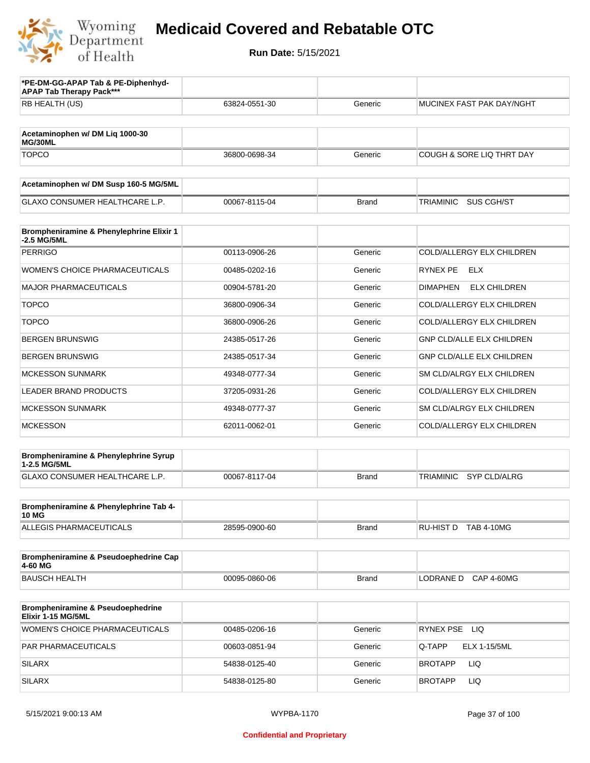# Medicaid Covered and Rebatable OTC

**Run Date:** 5/15/2021

| *PE-DM-GG-APAP Tab & PE-Diphenhyd-APAP Tab Therapy Pack*** | | | |
|---|---|---|---|
| RB HEALTH (US) | 63824-0551-30 | Generic | MUCINEX FAST PAK DAY/NGHT |

| Acetaminophen w/ DM Liq 1000-30 MG/30ML | | | |
|---|---|---|---|
| TOPCO | 36800-0698-34 | Generic | COUGH & SORE LIQ THRT DAY |

| Acetaminophen w/ DM Susp 160-5 MG/5ML | | | |
|---|---|---|---|
| GLAXO CONSUMER HEALTHCARE L.P. | 00067-8115-04 | Brand | TRIAMINIC SUS CGH/ST |

| Brompheniramine & Phenylephrine Elixir 1-2.5 MG/5ML | | | |
|---|---|---|---|
| PERRIGO | 00113-0906-26 | Generic | COLD/ALLERGY ELX CHILDREN |
| WOMEN'S CHOICE PHARMACEUTICALS | 00485-0202-16 | Generic | RYNEX PE ELX |
| MAJOR PHARMACEUTICALS | 00904-5781-20 | Generic | DIMAPHEN ELX CHILDREN |
| TOPCO | 36800-0906-34 | Generic | COLD/ALLERGY ELX CHILDREN |
| TOPCO | 36800-0906-26 | Generic | COLD/ALLERGY ELX CHILDREN |
| BERGEN BRUNSWIG | 24385-0517-26 | Generic | GNP CLD/ALLE ELX CHILDREN |
| BERGEN BRUNSWIG | 24385-0517-34 | Generic | GNP CLD/ALLE ELX CHILDREN |
| MCKESSON SUNMARK | 49348-0777-34 | Generic | SM CLD/ALRGY ELX CHILDREN |
| LEADER BRAND PRODUCTS | 37205-0931-26 | Generic | COLD/ALLERGY ELX CHILDREN |
| MCKESSON SUNMARK | 49348-0777-37 | Generic | SM CLD/ALRGY ELX CHILDREN |
| MCKESSON | 62011-0062-01 | Generic | COLD/ALLERGY ELX CHILDREN |

| Brompheniramine & Phenylephrine Syrup 1-2.5 MG/5ML | | | |
|---|---|---|---|
| GLAXO CONSUMER HEALTHCARE L.P. | 00067-8117-04 | Brand | TRIAMINIC SYP CLD/ALRG |

| Brompheniramine & Phenylephrine Tab 4-10 MG | | | |
|---|---|---|---|
| ALLEGIS PHARMACEUTICALS | 28595-0900-60 | Brand | RU-HIST D TAB 4-10MG |

| Brompheniramine & Pseudoephedrine Cap 4-60 MG | | | |
|---|---|---|---|
| BAUSCH HEALTH | 00095-0860-06 | Brand | LODRANE D CAP 4-60MG |

| Brompheniramine & Pseudoephedrine Elixir 1-15 MG/5ML | | | |
|---|---|---|---|
| WOMEN'S CHOICE PHARMACEUTICALS | 00485-0206-16 | Generic | RYNEX PSE LIQ |
| PAR PHARMACEUTICALS | 00603-0851-94 | Generic | Q-TAPP ELX 1-15/5ML |
| SILARX | 54838-0125-40 | Generic | BROTAPP LIQ |
| SILARX | 54838-0125-80 | Generic | BROTAPP LIQ |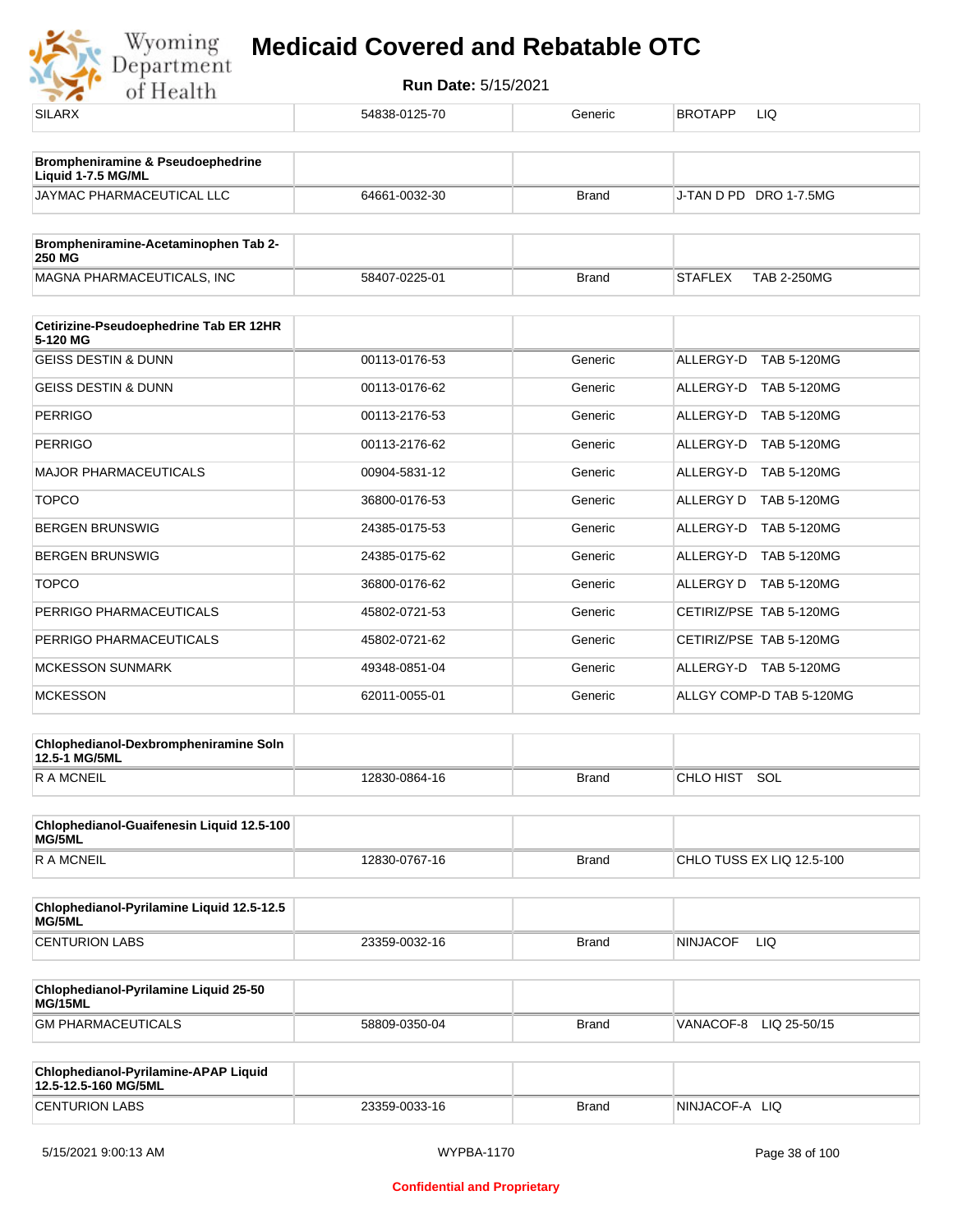| | | | |
|---|---|---|---|
| SILARX | 54838-0125-70 | Generic | BROTAPP LIQ |

| **Brompheniramine & Pseudoephedrine Liquid 1-7.5 MG/ML** | | | |
|---|---|---|---|
| JAYMAC PHARMACEUTICAL LLC | 64661-0032-30 | Brand | J-TAN D PD DRO 1-7.5MG |

| **Brompheniramine-Acetaminophen Tab 2-250 MG** | | | |
|---|---|---|---|
| MAGNA PHARMACEUTICALS, INC | 58407-0225-01 | Brand | STAFLEX TAB 2-250MG |

| **Cetirizine-Pseudoephedrine Tab ER 12HR 5-120 MG** | | | |
|---|---|---|---|
| GEISS DESTIN & DUNN | 00113-0176-53 | Generic | ALLERGY-D TAB 5-120MG |
| GEISS DESTIN & DUNN | 00113-0176-62 | Generic | ALLERGY-D TAB 5-120MG |
| PERRIGO | 00113-2176-53 | Generic | ALLERGY-D TAB 5-120MG |
| PERRIGO | 00113-2176-62 | Generic | ALLERGY-D TAB 5-120MG |
| MAJOR PHARMACEUTICALS | 00904-5831-12 | Generic | ALLERGY-D TAB 5-120MG |
| TOPCO | 36800-0176-53 | Generic | ALLERGY D TAB 5-120MG |
| BERGEN BRUNSWIG | 24385-0175-53 | Generic | ALLERGY-D TAB 5-120MG |
| BERGEN BRUNSWIG | 24385-0175-62 | Generic | ALLERGY-D TAB 5-120MG |
| TOPCO | 36800-0176-62 | Generic | ALLERGY D TAB 5-120MG |
| PERRIGO PHARMACEUTICALS | 45802-0721-53 | Generic | CETIRIZ/PSE TAB 5-120MG |
| PERRIGO PHARMACEUTICALS | 45802-0721-62 | Generic | CETIRIZ/PSE TAB 5-120MG |
| MCKESSON SUNMARK | 49348-0851-04 | Generic | ALLERGY-D TAB 5-120MG |
| MCKESSON | 62011-0055-01 | Generic | ALLGY COMP-D TAB 5-120MG |

| **Chlophedianol-Dexbrompheniramine Soln 12.5-1 MG/5ML** | | | |
|---|---|---|---|
| R A MCNEIL | 12830-0864-16 | Brand | CHLO HIST SOL |

| **Chlophedianol-Guaifenesin Liquid 12.5-100 MG/5ML** | | | |
|---|---|---|---|
| R A MCNEIL | 12830-0767-16 | Brand | CHLO TUSS EX LIQ 12.5-100 |

| **Chlophedianol-Pyrilamine Liquid 12.5-12.5 MG/5ML** | | | |
|---|---|---|---|
| CENTURION LABS | 23359-0032-16 | Brand | NINJACOF LIQ |

| **Chlophedianol-Pyrilamine Liquid 25-50 MG/15ML** | | | |
|---|---|---|---|
| GM PHARMACEUTICALS | 58809-0350-04 | Brand | VANACOF-8 LIQ 25-50/15 |

| **Chlophedianol-Pyrilamine-APAP Liquid 12.5-12.5-160 MG/5ML** | | | |
|---|---|---|---|
| CENTURION LABS | 23359-0033-16 | Brand | NINJACOF-A LIQ |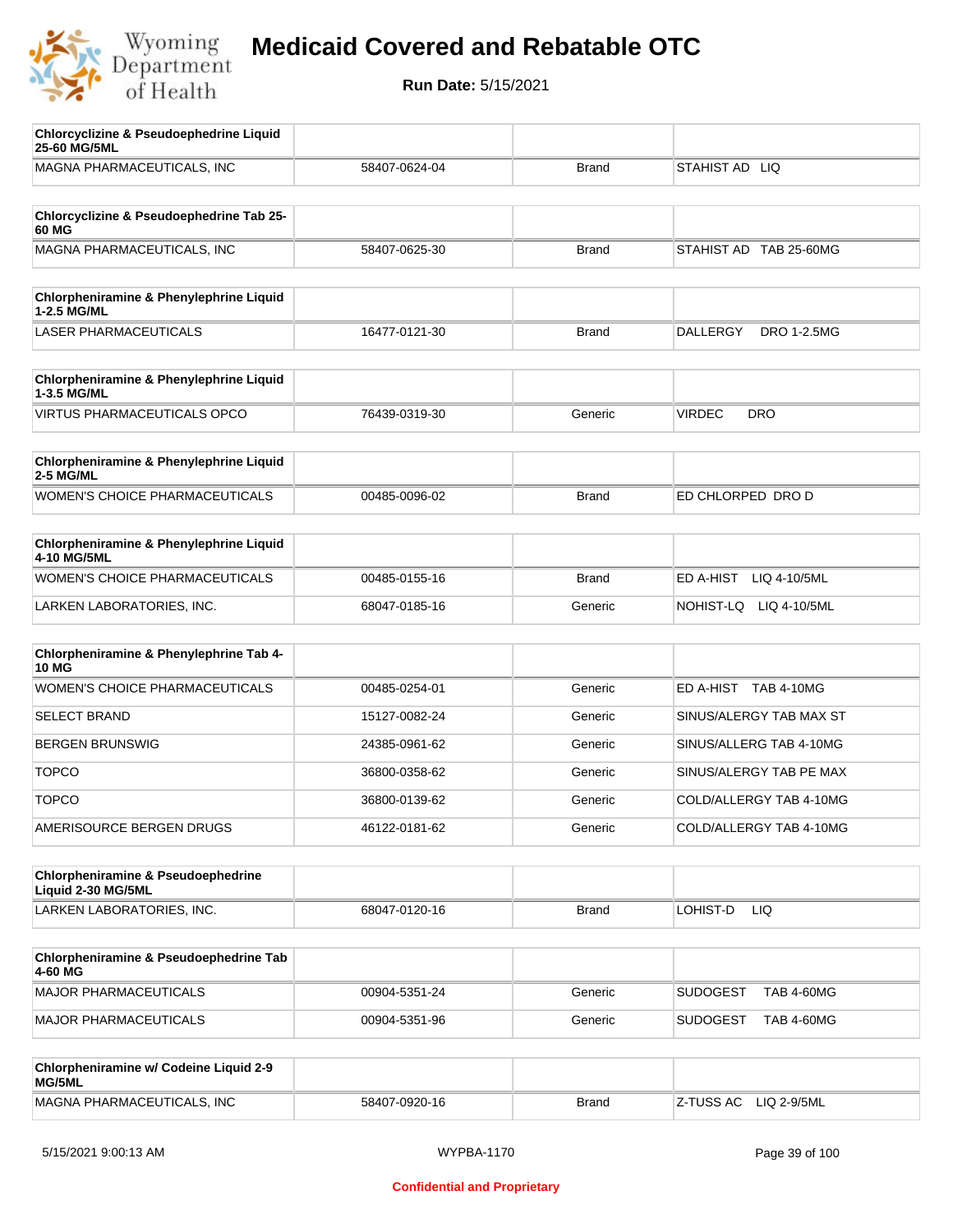# Medicaid Covered and Rebatable OTC

**Run Date:** 5/15/2021

| Chlorcyclizine & Pseudoephedrine Liquid 25-60 MG/5ML | | | |
|---|---|---|---|
| MAGNA PHARMACEUTICALS, INC | 58407-0624-04 | Brand | STAHIST AD LIQ |

| Chlorcyclizine & Pseudoephedrine Tab 25-60 MG | | | |
|---|---|---|---|
| MAGNA PHARMACEUTICALS, INC | 58407-0625-30 | Brand | STAHIST AD TAB 25-60MG |

| Chlorpheniramine & Phenylephrine Liquid 1-2.5 MG/ML | | | |
|---|---|---|---|
| LASER PHARMACEUTICALS | 16477-0121-30 | Brand | DALLERGY DRO 1-2.5MG |

| Chlorpheniramine & Phenylephrine Liquid 1-3.5 MG/ML | | | |
|---|---|---|---|
| VIRTUS PHARMACEUTICALS OPCO | 76439-0319-30 | Generic | VIRDEC DRO |

| Chlorpheniramine & Phenylephrine Liquid 2-5 MG/ML | | | |
|---|---|---|---|
| WOMEN'S CHOICE PHARMACEUTICALS | 00485-0096-02 | Brand | ED CHLORPED DRO D |

| Chlorpheniramine & Phenylephrine Liquid 4-10 MG/5ML | | | |
|---|---|---|---|
| WOMEN'S CHOICE PHARMACEUTICALS | 00485-0155-16 | Brand | ED A-HIST LIQ 4-10/5ML |
| LARKEN LABORATORIES, INC. | 68047-0185-16 | Generic | NOHIST-LQ LIQ 4-10/5ML |

| Chlorpheniramine & Phenylephrine Tab 4-10 MG | | | |
|---|---|---|---|
| WOMEN'S CHOICE PHARMACEUTICALS | 00485-0254-01 | Generic | ED A-HIST TAB 4-10MG |
| SELECT BRAND | 15127-0082-24 | Generic | SINUS/ALERGY TAB MAX ST |
| BERGEN BRUNSWIG | 24385-0961-62 | Generic | SINUS/ALLERG TAB 4-10MG |
| TOPCO | 36800-0358-62 | Generic | SINUS/ALERGY TAB PE MAX |
| TOPCO | 36800-0139-62 | Generic | COLD/ALLERGY TAB 4-10MG |
| AMERISOURCE BERGEN DRUGS | 46122-0181-62 | Generic | COLD/ALLERGY TAB 4-10MG |

| Chlorpheniramine & Pseudoephedrine Liquid 2-30 MG/5ML | | | |
|---|---|---|---|
| LARKEN LABORATORIES, INC. | 68047-0120-16 | Brand | LOHIST-D LIQ |

| Chlorpheniramine & Pseudoephedrine Tab 4-60 MG | | | |
|---|---|---|---|
| MAJOR PHARMACEUTICALS | 00904-5351-24 | Generic | SUDOGEST TAB 4-60MG |
| MAJOR PHARMACEUTICALS | 00904-5351-96 | Generic | SUDOGEST TAB 4-60MG |

| Chlorpheniramine w/ Codeine Liquid 2-9 MG/5ML | | | |
|---|---|---|---|
| MAGNA PHARMACEUTICALS, INC | 58407-0920-16 | Brand | Z-TUSS AC LIQ 2-9/5ML |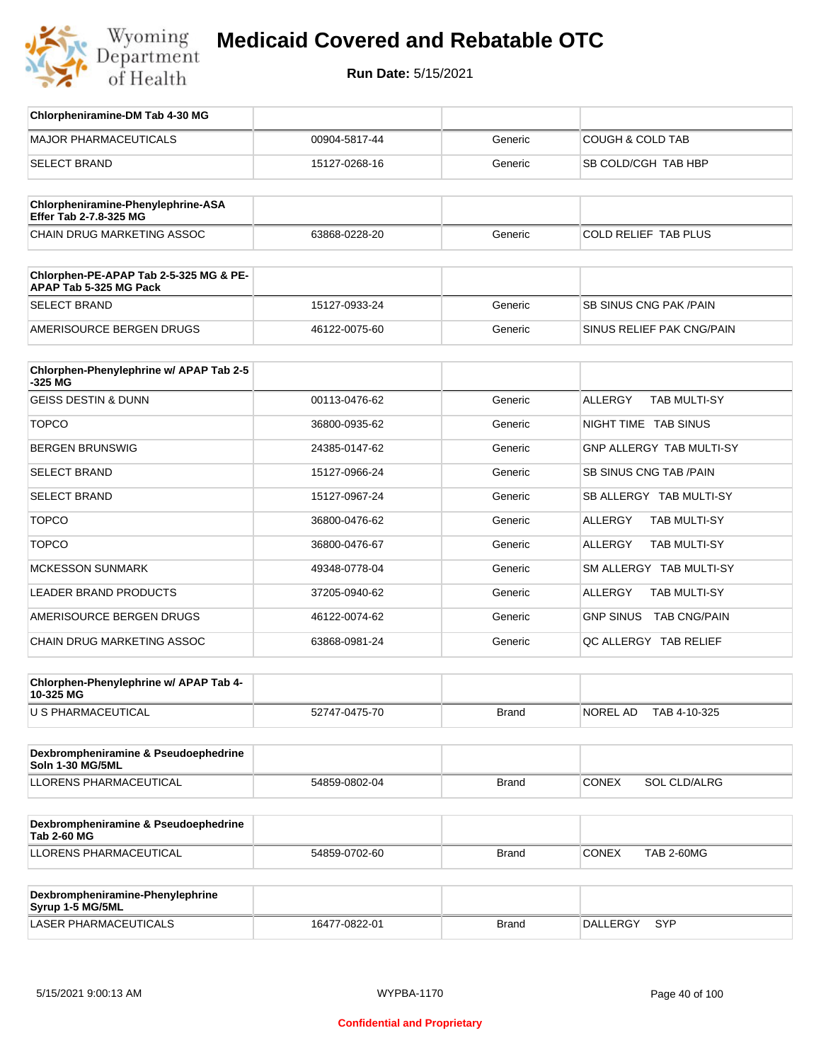# Medicaid Covered and Rebatable OTC

**Run Date:** 5/15/2021

| Chlorpheniramine-DM Tab 4-30 MG | | | |
|---|---|---|---|
| MAJOR PHARMACEUTICALS | 00904-5817-44 | Generic | COUGH & COLD TAB |
| SELECT BRAND | 15127-0268-16 | Generic | SB COLD/CGH TAB HBP |

| Chlorpheniramine-Phenylephrine-ASA Effer Tab 2-7.8-325 MG | | | |
|---|---|---|---|
| CHAIN DRUG MARKETING ASSOC | 63868-0228-20 | Generic | COLD RELIEF TAB PLUS |

| Chlorphen-PE-APAP Tab 2-5-325 MG & PE-APAP Tab 5-325 MG Pack | | | |
|---|---|---|---|
| SELECT BRAND | 15127-0933-24 | Generic | SB SINUS CNG PAK /PAIN |
| AMERISOURCE BERGEN DRUGS | 46122-0075-60 | Generic | SINUS RELIEF PAK CNG/PAIN |

| Chlorphen-Phenylephrine w/ APAP Tab 2-5-325 MG | | | |
|---|---|---|---|
| GEISS DESTIN & DUNN | 00113-0476-62 | Generic | ALLERGY TAB MULTI-SY |
| TOPCO | 36800-0935-62 | Generic | NIGHT TIME TAB SINUS |
| BERGEN BRUNSWIG | 24385-0147-62 | Generic | GNP ALLERGY TAB MULTI-SY |
| SELECT BRAND | 15127-0966-24 | Generic | SB SINUS CNG TAB /PAIN |
| SELECT BRAND | 15127-0967-24 | Generic | SB ALLERGY TAB MULTI-SY |
| TOPCO | 36800-0476-62 | Generic | ALLERGY TAB MULTI-SY |
| TOPCO | 36800-0476-67 | Generic | ALLERGY TAB MULTI-SY |
| MCKESSON SUNMARK | 49348-0778-04 | Generic | SM ALLERGY TAB MULTI-SY |
| LEADER BRAND PRODUCTS | 37205-0940-62 | Generic | ALLERGY TAB MULTI-SY |
| AMERISOURCE BERGEN DRUGS | 46122-0074-62 | Generic | GNP SINUS TAB CNG/PAIN |
| CHAIN DRUG MARKETING ASSOC | 63868-0981-24 | Generic | QC ALLERGY TAB RELIEF |

| Chlorphen-Phenylephrine w/ APAP Tab 4-10-325 MG | | | |
|---|---|---|---|
| U S PHARMACEUTICAL | 52747-0475-70 | Brand | NOREL AD TAB 4-10-325 |

| Dexbrompheniramine & Pseudoephedrine Soln 1-30 MG/5ML | | | |
|---|---|---|---|
| LLORENS PHARMACEUTICAL | 54859-0802-04 | Brand | CONEX SOL CLD/ALRG |

| Dexbrompheniramine & Pseudoephedrine Tab 2-60 MG | | | |
|---|---|---|---|
| LLORENS PHARMACEUTICAL | 54859-0702-60 | Brand | CONEX TAB 2-60MG |

| Dexbrompheniramine-Phenylephrine Syrup 1-5 MG/5ML | | | |
|---|---|---|---|
| LASER PHARMACEUTICALS | 16477-0822-01 | Brand | DALLERGY SYP |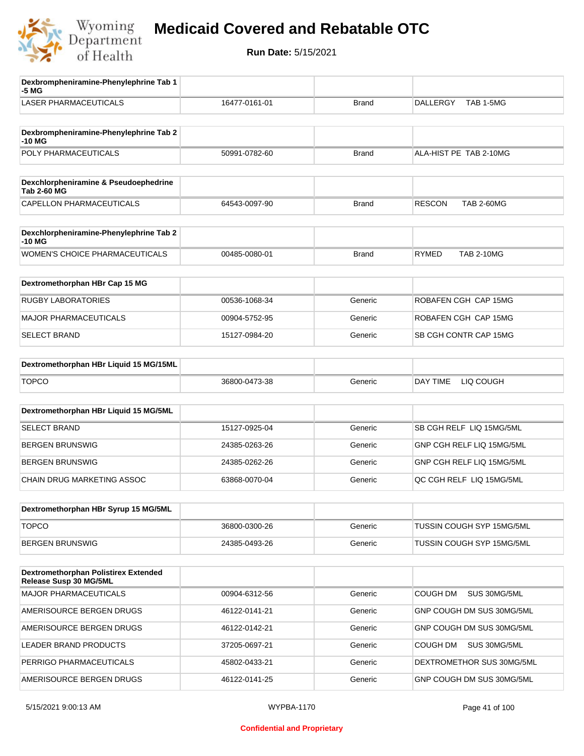# Medicaid Covered and Rebatable OTC

**Run Date:** 5/15/2021

| Dexbrompheniramine-Phenylephrine Tab 1-5 MG | | | |
|---|---|---|---|
| LASER PHARMACEUTICALS | 16477-0161-01 | Brand | DALLERGY TAB 1-5MG |

| Dexbrompheniramine-Phenylephrine Tab 2-10 MG | | | |
|---|---|---|---|
| POLY PHARMACEUTICALS | 50991-0782-60 | Brand | ALA-HIST PE TAB 2-10MG |

| Dexchlorpheniramine & Pseudoephedrine Tab 2-60 MG | | | |
|---|---|---|---|
| CAPELLON PHARMACEUTICALS | 64543-0097-90 | Brand | RESCON TAB 2-60MG |

| Dexchlorpheniramine-Phenylephrine Tab 2-10 MG | | | |
|---|---|---|---|
| WOMEN'S CHOICE PHARMACEUTICALS | 00485-0080-01 | Brand | RYMED TAB 2-10MG |

| Dextromethorphan HBr Cap 15 MG | | | |
|---|---|---|---|
| RUGBY LABORATORIES | 00536-1068-34 | Generic | ROBAFEN CGH CAP 15MG |
| MAJOR PHARMACEUTICALS | 00904-5752-95 | Generic | ROBAFEN CGH CAP 15MG |
| SELECT BRAND | 15127-0984-20 | Generic | SB CGH CONTR CAP 15MG |

| Dextromethorphan HBr Liquid 15 MG/15ML | | | |
|---|---|---|---|
| TOPCO | 36800-0473-38 | Generic | DAY TIME LIQ COUGH |

| Dextromethorphan HBr Liquid 15 MG/5ML | | | |
|---|---|---|---|
| SELECT BRAND | 15127-0925-04 | Generic | SB CGH RELF LIQ 15MG/5ML |
| BERGEN BRUNSWIG | 24385-0263-26 | Generic | GNP CGH RELF LIQ 15MG/5ML |
| BERGEN BRUNSWIG | 24385-0262-26 | Generic | GNP CGH RELF LIQ 15MG/5ML |
| CHAIN DRUG MARKETING ASSOC | 63868-0070-04 | Generic | QC CGH RELF LIQ 15MG/5ML |

| Dextromethorphan HBr Syrup 15 MG/5ML | | | |
|---|---|---|---|
| TOPCO | 36800-0300-26 | Generic | TUSSIN COUGH SYP 15MG/5ML |
| BERGEN BRUNSWIG | 24385-0493-26 | Generic | TUSSIN COUGH SYP 15MG/5ML |

| Dextromethorphan Polistirex Extended Release Susp 30 MG/5ML | | | |
|---|---|---|---|
| MAJOR PHARMACEUTICALS | 00904-6312-56 | Generic | COUGH DM SUS 30MG/5ML |
| AMERISOURCE BERGEN DRUGS | 46122-0141-21 | Generic | GNP COUGH DM SUS 30MG/5ML |
| AMERISOURCE BERGEN DRUGS | 46122-0142-21 | Generic | GNP COUGH DM SUS 30MG/5ML |
| LEADER BRAND PRODUCTS | 37205-0697-21 | Generic | COUGH DM SUS 30MG/5ML |
| PERRIGO PHARMACEUTICALS | 45802-0433-21 | Generic | DEXTROMETHOR SUS 30MG/5ML |
| AMERISOURCE BERGEN DRUGS | 46122-0141-25 | Generic | GNP COUGH DM SUS 30MG/5ML |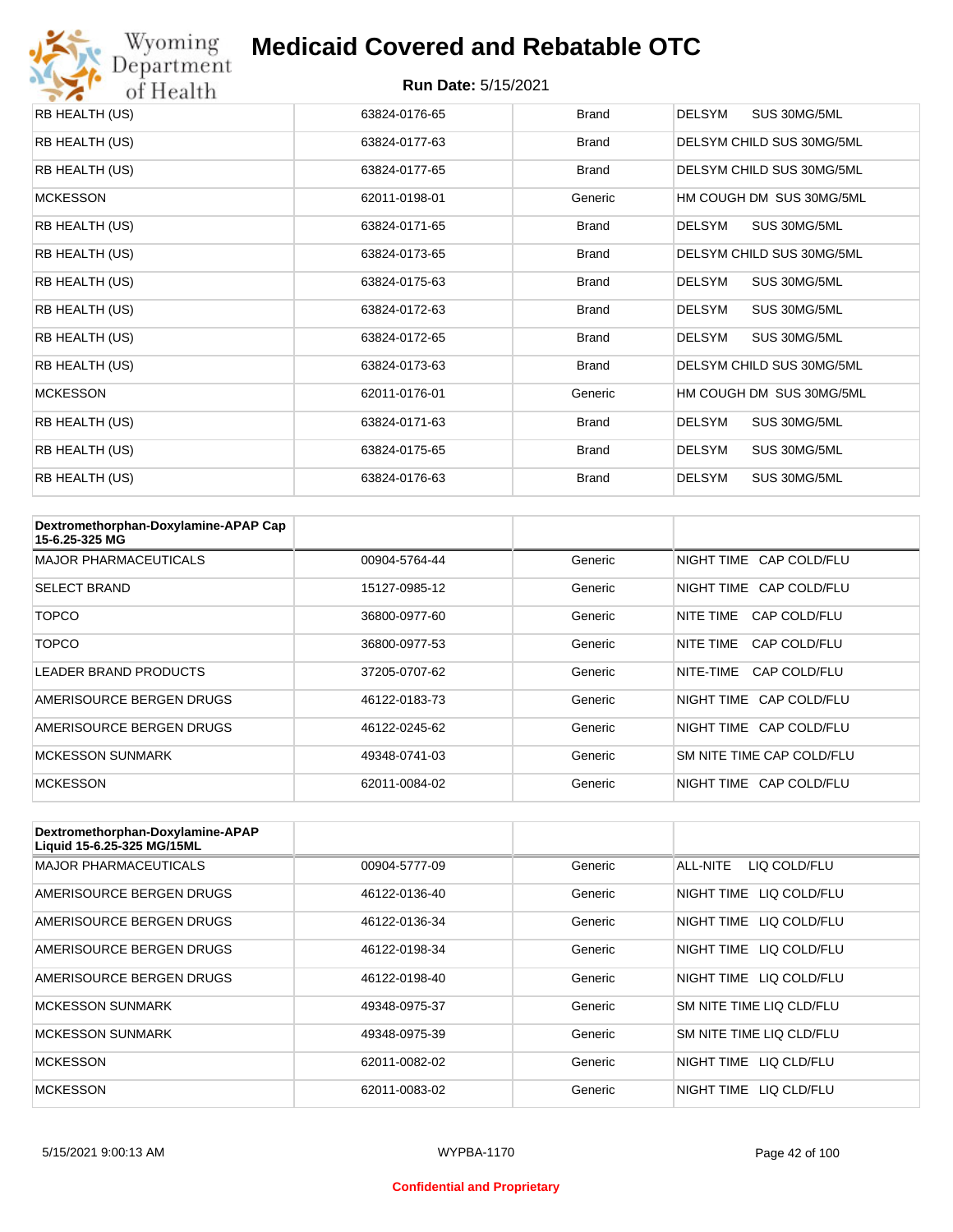# Medicaid Covered and Rebatable OTC

**Run Date:** 5/15/2021

| | | | |
|---|---|---|---|
| RB HEALTH (US) | 63824-0176-65 | Brand | DELSYM SUS 30MG/5ML |
| RB HEALTH (US) | 63824-0177-63 | Brand | DELSYM CHILD SUS 30MG/5ML |
| RB HEALTH (US) | 63824-0177-65 | Brand | DELSYM CHILD SUS 30MG/5ML |
| MCKESSON | 62011-0198-01 | Generic | HM COUGH DM SUS 30MG/5ML |
| RB HEALTH (US) | 63824-0171-65 | Brand | DELSYM SUS 30MG/5ML |
| RB HEALTH (US) | 63824-0173-65 | Brand | DELSYM CHILD SUS 30MG/5ML |
| RB HEALTH (US) | 63824-0175-63 | Brand | DELSYM SUS 30MG/5ML |
| RB HEALTH (US) | 63824-0172-63 | Brand | DELSYM SUS 30MG/5ML |
| RB HEALTH (US) | 63824-0172-65 | Brand | DELSYM SUS 30MG/5ML |
| RB HEALTH (US) | 63824-0173-63 | Brand | DELSYM CHILD SUS 30MG/5ML |
| MCKESSON | 62011-0176-01 | Generic | HM COUGH DM SUS 30MG/5ML |
| RB HEALTH (US) | 63824-0171-63 | Brand | DELSYM SUS 30MG/5ML |
| RB HEALTH (US) | 63824-0175-65 | Brand | DELSYM SUS 30MG/5ML |
| RB HEALTH (US) | 63824-0176-63 | Brand | DELSYM SUS 30MG/5ML |

| Dextromethorphan-Doxylamine-APAP Cap 15-6.25-325 MG | | | |
|---|---|---|---|
| MAJOR PHARMACEUTICALS | 00904-5764-44 | Generic | NIGHT TIME CAP COLD/FLU |
| SELECT BRAND | 15127-0985-12 | Generic | NIGHT TIME CAP COLD/FLU |
| TOPCO | 36800-0977-60 | Generic | NITE TIME CAP COLD/FLU |
| TOPCO | 36800-0977-53 | Generic | NITE TIME CAP COLD/FLU |
| LEADER BRAND PRODUCTS | 37205-0707-62 | Generic | NITE-TIME CAP COLD/FLU |
| AMERISOURCE BERGEN DRUGS | 46122-0183-73 | Generic | NIGHT TIME CAP COLD/FLU |
| AMERISOURCE BERGEN DRUGS | 46122-0245-62 | Generic | NIGHT TIME CAP COLD/FLU |
| MCKESSON SUNMARK | 49348-0741-03 | Generic | SM NITE TIME CAP COLD/FLU |
| MCKESSON | 62011-0084-02 | Generic | NIGHT TIME CAP COLD/FLU |

| Dextromethorphan-Doxylamine-APAP Liquid 15-6.25-325 MG/15ML | | | |
|---|---|---|---|
| MAJOR PHARMACEUTICALS | 00904-5777-09 | Generic | ALL-NITE LIQ COLD/FLU |
| AMERISOURCE BERGEN DRUGS | 46122-0136-40 | Generic | NIGHT TIME LIQ COLD/FLU |
| AMERISOURCE BERGEN DRUGS | 46122-0136-34 | Generic | NIGHT TIME LIQ COLD/FLU |
| AMERISOURCE BERGEN DRUGS | 46122-0198-34 | Generic | NIGHT TIME LIQ COLD/FLU |
| AMERISOURCE BERGEN DRUGS | 46122-0198-40 | Generic | NIGHT TIME LIQ COLD/FLU |
| MCKESSON SUNMARK | 49348-0975-37 | Generic | SM NITE TIME LIQ CLD/FLU |
| MCKESSON SUNMARK | 49348-0975-39 | Generic | SM NITE TIME LIQ CLD/FLU |
| MCKESSON | 62011-0082-02 | Generic | NIGHT TIME LIQ CLD/FLU |
| MCKESSON | 62011-0083-02 | Generic | NIGHT TIME LIQ CLD/FLU |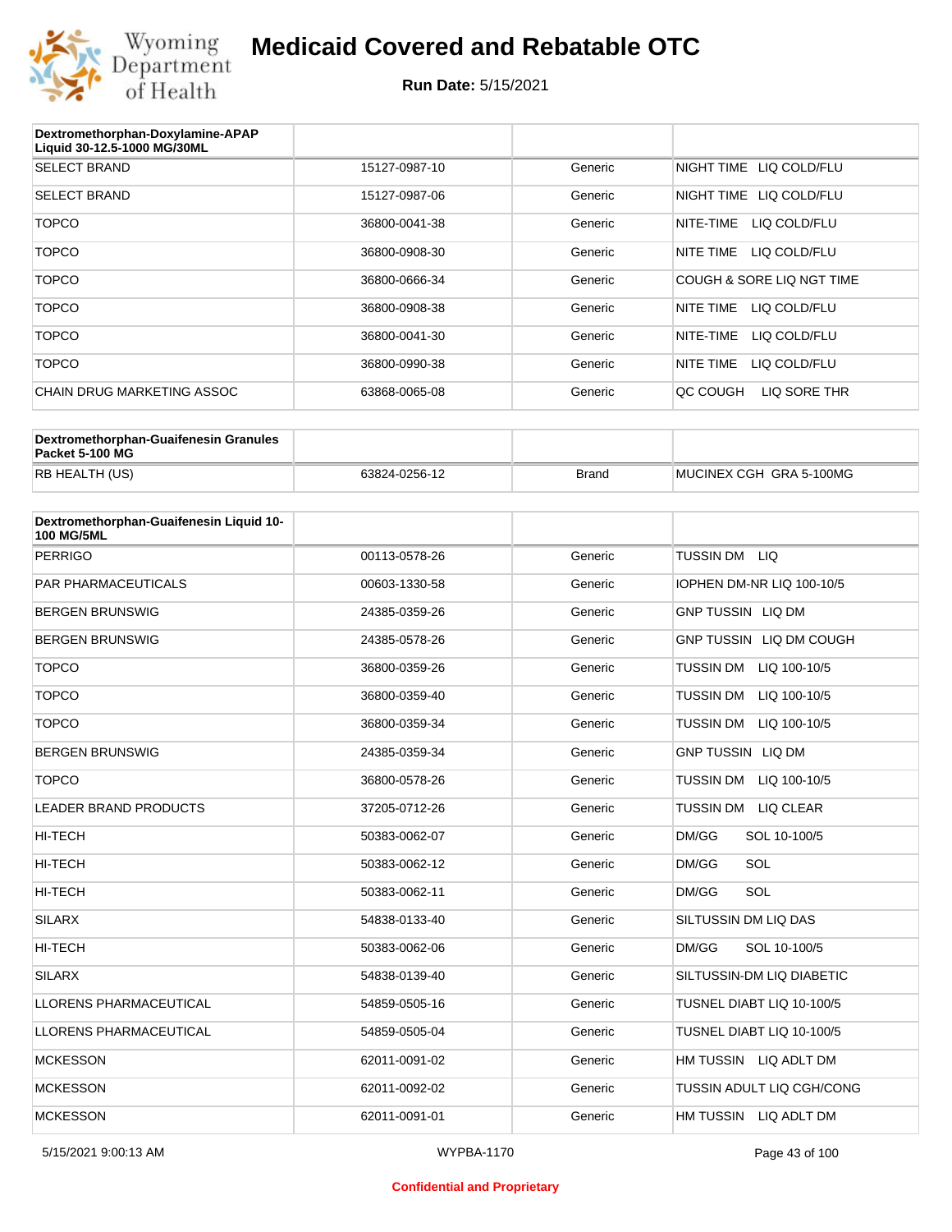# Medicaid Covered and Rebatable OTC

**Run Date:** 5/15/2021

| Dextromethorphan-Doxylamine-APAP Liquid 30-12.5-1000 MG/30ML | | | |
|---|---|---|---|
| SELECT BRAND | 15127-0987-10 | Generic | NIGHT TIME LIQ COLD/FLU |
| SELECT BRAND | 15127-0987-06 | Generic | NIGHT TIME LIQ COLD/FLU |
| TOPCO | 36800-0041-38 | Generic | NITE-TIME LIQ COLD/FLU |
| TOPCO | 36800-0908-30 | Generic | NITE TIME LIQ COLD/FLU |
| TOPCO | 36800-0666-34 | Generic | COUGH & SORE LIQ NGT TIME |
| TOPCO | 36800-0908-38 | Generic | NITE TIME LIQ COLD/FLU |
| TOPCO | 36800-0041-30 | Generic | NITE-TIME LIQ COLD/FLU |
| TOPCO | 36800-0990-38 | Generic | NITE TIME LIQ COLD/FLU |
| CHAIN DRUG MARKETING ASSOC | 63868-0065-08 | Generic | QC COUGH LIQ SORE THR |

| Dextromethorphan-Guaifenesin Granules Packet 5-100 MG | | | |
|---|---|---|---|
| RB HEALTH (US) | 63824-0256-12 | Brand | MUCINEX CGH GRA 5-100MG |

| Dextromethorphan-Guaifenesin Liquid 10-100 MG/5ML | | | |
|---|---|---|---|
| PERRIGO | 00113-0578-26 | Generic | TUSSIN DM LIQ |
| PAR PHARMACEUTICALS | 00603-1330-58 | Generic | IOPHEN DM-NR LIQ 100-10/5 |
| BERGEN BRUNSWIG | 24385-0359-26 | Generic | GNP TUSSIN LIQ DM |
| BERGEN BRUNSWIG | 24385-0578-26 | Generic | GNP TUSSIN LIQ DM COUGH |
| TOPCO | 36800-0359-26 | Generic | TUSSIN DM LIQ 100-10/5 |
| TOPCO | 36800-0359-40 | Generic | TUSSIN DM LIQ 100-10/5 |
| TOPCO | 36800-0359-34 | Generic | TUSSIN DM LIQ 100-10/5 |
| BERGEN BRUNSWIG | 24385-0359-34 | Generic | GNP TUSSIN LIQ DM |
| TOPCO | 36800-0578-26 | Generic | TUSSIN DM LIQ 100-10/5 |
| LEADER BRAND PRODUCTS | 37205-0712-26 | Generic | TUSSIN DM LIQ CLEAR |
| HI-TECH | 50383-0062-07 | Generic | DM/GG SOL 10-100/5 |
| HI-TECH | 50383-0062-12 | Generic | DM/GG SOL |
| HI-TECH | 50383-0062-11 | Generic | DM/GG SOL |
| SILARX | 54838-0133-40 | Generic | SILTUSSIN DM LIQ DAS |
| HI-TECH | 50383-0062-06 | Generic | DM/GG SOL 10-100/5 |
| SILARX | 54838-0139-40 | Generic | SILTUSSIN-DM LIQ DIABETIC |
| LLORENS PHARMACEUTICAL | 54859-0505-16 | Generic | TUSNEL DIABT LIQ 10-100/5 |
| LLORENS PHARMACEUTICAL | 54859-0505-04 | Generic | TUSNEL DIABT LIQ 10-100/5 |
| MCKESSON | 62011-0091-02 | Generic | HM TUSSIN LIQ ADLT DM |
| MCKESSON | 62011-0092-02 | Generic | TUSSIN ADULT LIQ CGH/CONG |
| MCKESSON | 62011-0091-01 | Generic | HM TUSSIN LIQ ADLT DM |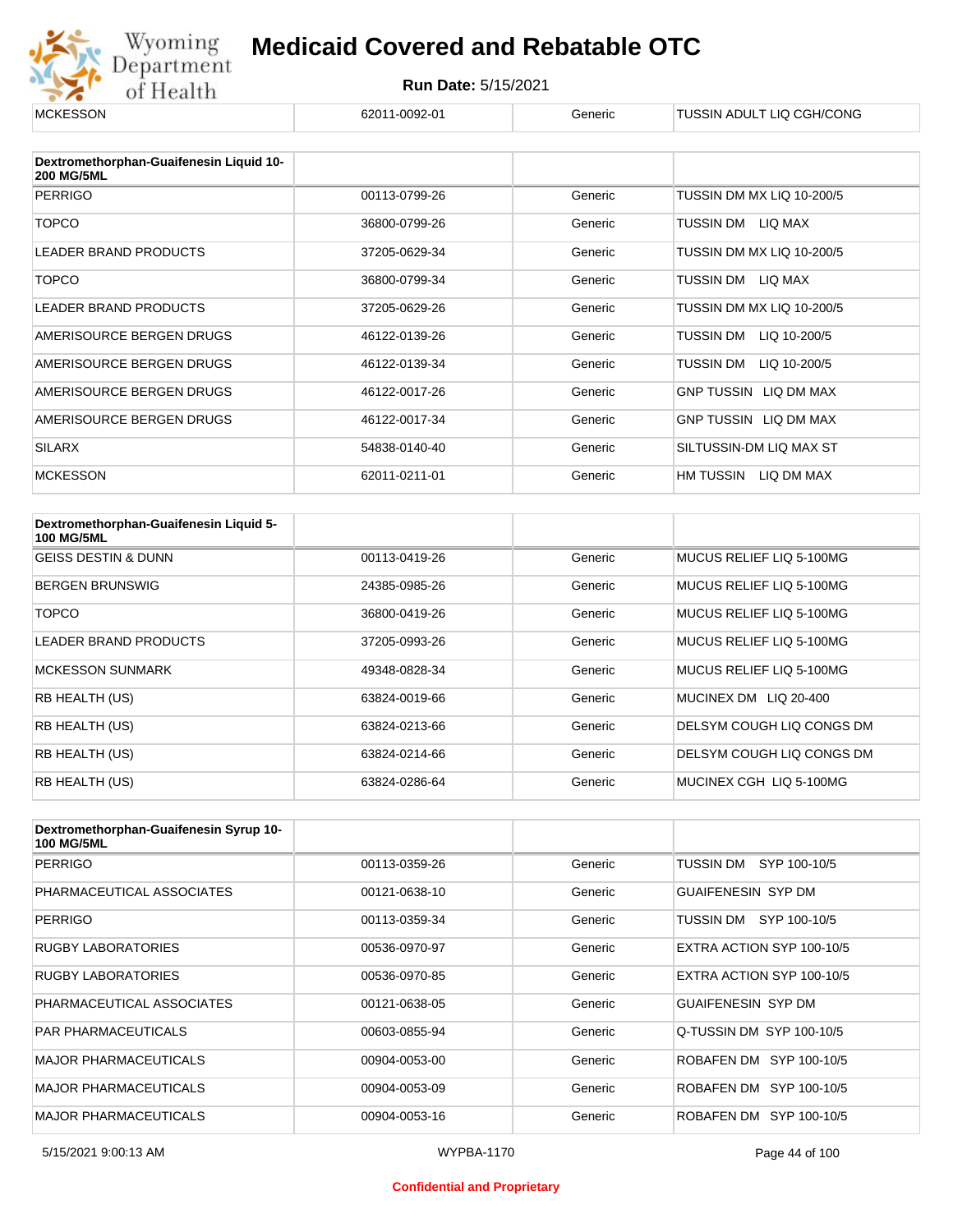| MCKESSON | 62011-0092-01 | Generic | TUSSIN ADULT LIQ CGH/CONG |
|---|---|---|---|

| Dextromethorphan-Guaifenesin Liquid 10-200 MG/5ML | | | |
|---|---|---|---|
| PERRIGO | 00113-0799-26 | Generic | TUSSIN DM MX LIQ 10-200/5 |
| TOPCO | 36800-0799-26 | Generic | TUSSIN DM LIQ MAX |
| LEADER BRAND PRODUCTS | 37205-0629-34 | Generic | TUSSIN DM MX LIQ 10-200/5 |
| TOPCO | 36800-0799-34 | Generic | TUSSIN DM LIQ MAX |
| LEADER BRAND PRODUCTS | 37205-0629-26 | Generic | TUSSIN DM MX LIQ 10-200/5 |
| AMERISOURCE BERGEN DRUGS | 46122-0139-26 | Generic | TUSSIN DM LIQ 10-200/5 |
| AMERISOURCE BERGEN DRUGS | 46122-0139-34 | Generic | TUSSIN DM LIQ 10-200/5 |
| AMERISOURCE BERGEN DRUGS | 46122-0017-26 | Generic | GNP TUSSIN LIQ DM MAX |
| AMERISOURCE BERGEN DRUGS | 46122-0017-34 | Generic | GNP TUSSIN LIQ DM MAX |
| SILARX | 54838-0140-40 | Generic | SILTUSSIN-DM LIQ MAX ST |
| MCKESSON | 62011-0211-01 | Generic | HM TUSSIN LIQ DM MAX |

| Dextromethorphan-Guaifenesin Liquid 5-100 MG/5ML | | | |
|---|---|---|---|
| GEISS DESTIN & DUNN | 00113-0419-26 | Generic | MUCUS RELIEF LIQ 5-100MG |
| BERGEN BRUNSWIG | 24385-0985-26 | Generic | MUCUS RELIEF LIQ 5-100MG |
| TOPCO | 36800-0419-26 | Generic | MUCUS RELIEF LIQ 5-100MG |
| LEADER BRAND PRODUCTS | 37205-0993-26 | Generic | MUCUS RELIEF LIQ 5-100MG |
| MCKESSON SUNMARK | 49348-0828-34 | Generic | MUCUS RELIEF LIQ 5-100MG |
| RB HEALTH (US) | 63824-0019-66 | Generic | MUCINEX DM LIQ 20-400 |
| RB HEALTH (US) | 63824-0213-66 | Generic | DELSYM COUGH LIQ CONGS DM |
| RB HEALTH (US) | 63824-0214-66 | Generic | DELSYM COUGH LIQ CONGS DM |
| RB HEALTH (US) | 63824-0286-64 | Generic | MUCINEX CGH LIQ 5-100MG |

| Dextromethorphan-Guaifenesin Syrup 10-100 MG/5ML | | | |
|---|---|---|---|
| PERRIGO | 00113-0359-26 | Generic | TUSSIN DM SYP 100-10/5 |
| PHARMACEUTICAL ASSOCIATES | 00121-0638-10 | Generic | GUAIFENESIN SYP DM |
| PERRIGO | 00113-0359-34 | Generic | TUSSIN DM SYP 100-10/5 |
| RUGBY LABORATORIES | 00536-0970-97 | Generic | EXTRA ACTION SYP 100-10/5 |
| RUGBY LABORATORIES | 00536-0970-85 | Generic | EXTRA ACTION SYP 100-10/5 |
| PHARMACEUTICAL ASSOCIATES | 00121-0638-05 | Generic | GUAIFENESIN SYP DM |
| PAR PHARMACEUTICALS | 00603-0855-94 | Generic | Q-TUSSIN DM SYP 100-10/5 |
| MAJOR PHARMACEUTICALS | 00904-0053-00 | Generic | ROBAFEN DM SYP 100-10/5 |
| MAJOR PHARMACEUTICALS | 00904-0053-09 | Generic | ROBAFEN DM SYP 100-10/5 |
| MAJOR PHARMACEUTICALS | 00904-0053-16 | Generic | ROBAFEN DM SYP 100-10/5 |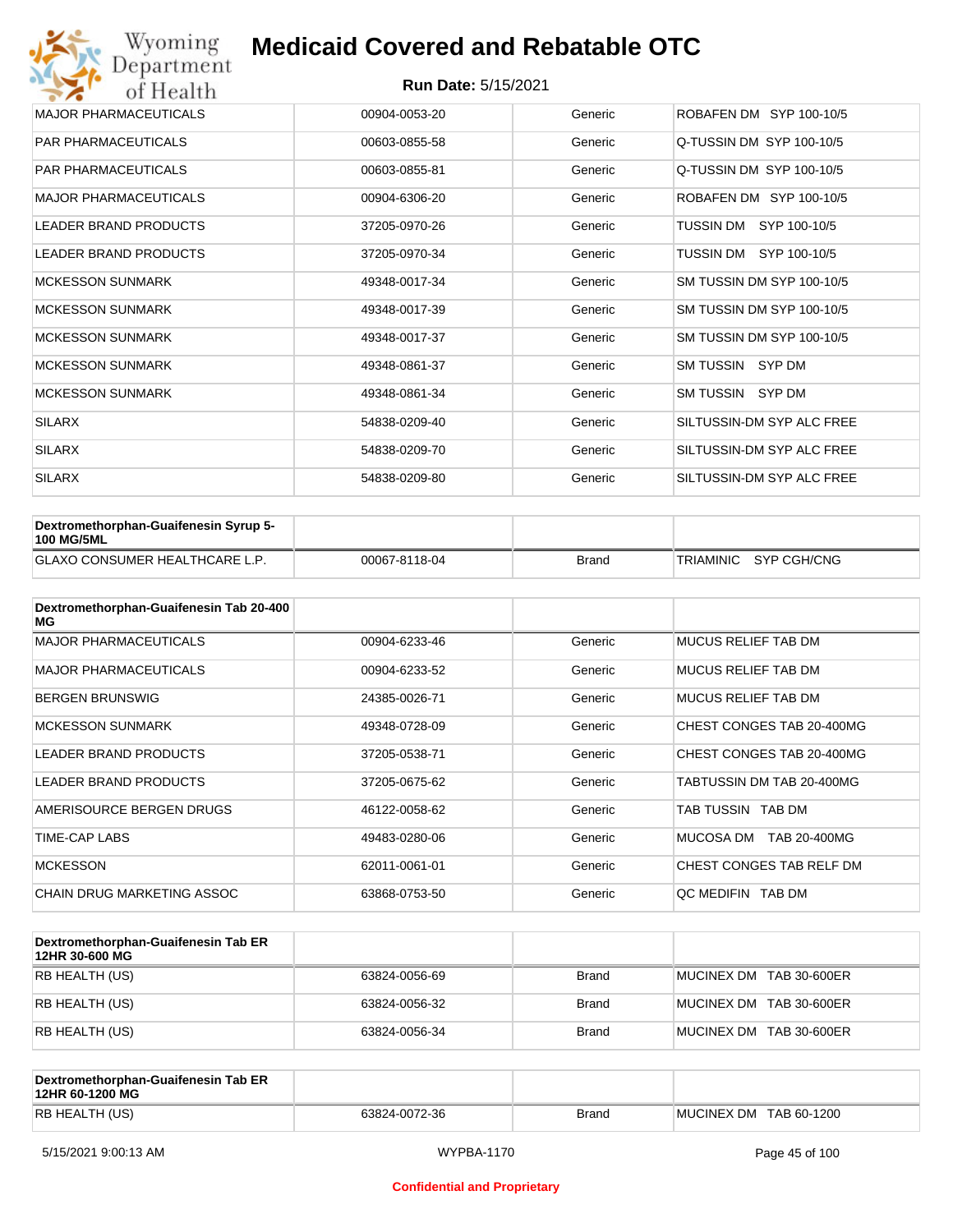| | | | |
|---|---|---|---|
| MAJOR PHARMACEUTICALS | 00904-0053-20 | Generic | ROBAFEN DM SYP 100-10/5 |
| PAR PHARMACEUTICALS | 00603-0855-58 | Generic | Q-TUSSIN DM SYP 100-10/5 |
| PAR PHARMACEUTICALS | 00603-0855-81 | Generic | Q-TUSSIN DM SYP 100-10/5 |
| MAJOR PHARMACEUTICALS | 00904-6306-20 | Generic | ROBAFEN DM SYP 100-10/5 |
| LEADER BRAND PRODUCTS | 37205-0970-26 | Generic | TUSSIN DM SYP 100-10/5 |
| LEADER BRAND PRODUCTS | 37205-0970-34 | Generic | TUSSIN DM SYP 100-10/5 |
| MCKESSON SUNMARK | 49348-0017-34 | Generic | SM TUSSIN DM SYP 100-10/5 |
| MCKESSON SUNMARK | 49348-0017-39 | Generic | SM TUSSIN DM SYP 100-10/5 |
| MCKESSON SUNMARK | 49348-0017-37 | Generic | SM TUSSIN DM SYP 100-10/5 |
| MCKESSON SUNMARK | 49348-0861-37 | Generic | SM TUSSIN SYP DM |
| MCKESSON SUNMARK | 49348-0861-34 | Generic | SM TUSSIN SYP DM |
| SILARX | 54838-0209-40 | Generic | SILTUSSIN-DM SYP ALC FREE |
| SILARX | 54838-0209-70 | Generic | SILTUSSIN-DM SYP ALC FREE |
| SILARX | 54838-0209-80 | Generic | SILTUSSIN-DM SYP ALC FREE |

| **Dextromethorphan-Guaifenesin Syrup 5-100 MG/5ML** | | | |
|---|---|---|---|
| GLAXO CONSUMER HEALTHCARE L.P. | 00067-8118-04 | Brand | TRIAMINIC SYP CGH/CNG |

| **Dextromethorphan-Guaifenesin Tab 20-400 MG** | | | |
|---|---|---|---|
| MAJOR PHARMACEUTICALS | 00904-6233-46 | Generic | MUCUS RELIEF TAB DM |
| MAJOR PHARMACEUTICALS | 00904-6233-52 | Generic | MUCUS RELIEF TAB DM |
| BERGEN BRUNSWIG | 24385-0026-71 | Generic | MUCUS RELIEF TAB DM |
| MCKESSON SUNMARK | 49348-0728-09 | Generic | CHEST CONGES TAB 20-400MG |
| LEADER BRAND PRODUCTS | 37205-0538-71 | Generic | CHEST CONGES TAB 20-400MG |
| LEADER BRAND PRODUCTS | 37205-0675-62 | Generic | TABTUSSIN DM TAB 20-400MG |
| AMERISOURCE BERGEN DRUGS | 46122-0058-62 | Generic | TAB TUSSIN TAB DM |
| TIME-CAP LABS | 49483-0280-06 | Generic | MUCOSA DM TAB 20-400MG |
| MCKESSON | 62011-0061-01 | Generic | CHEST CONGES TAB RELF DM |
| CHAIN DRUG MARKETING ASSOC | 63868-0753-50 | Generic | QC MEDIFIN TAB DM |

| **Dextromethorphan-Guaifenesin Tab ER 12HR 30-600 MG** | | | |
|---|---|---|---|
| RB HEALTH (US) | 63824-0056-69 | Brand | MUCINEX DM TAB 30-600ER |
| RB HEALTH (US) | 63824-0056-32 | Brand | MUCINEX DM TAB 30-600ER |
| RB HEALTH (US) | 63824-0056-34 | Brand | MUCINEX DM TAB 30-600ER |

| **Dextromethorphan-Guaifenesin Tab ER 12HR 60-1200 MG** | | | |
|---|---|---|---|
| RB HEALTH (US) | 63824-0072-36 | Brand | MUCINEX DM TAB 60-1200 |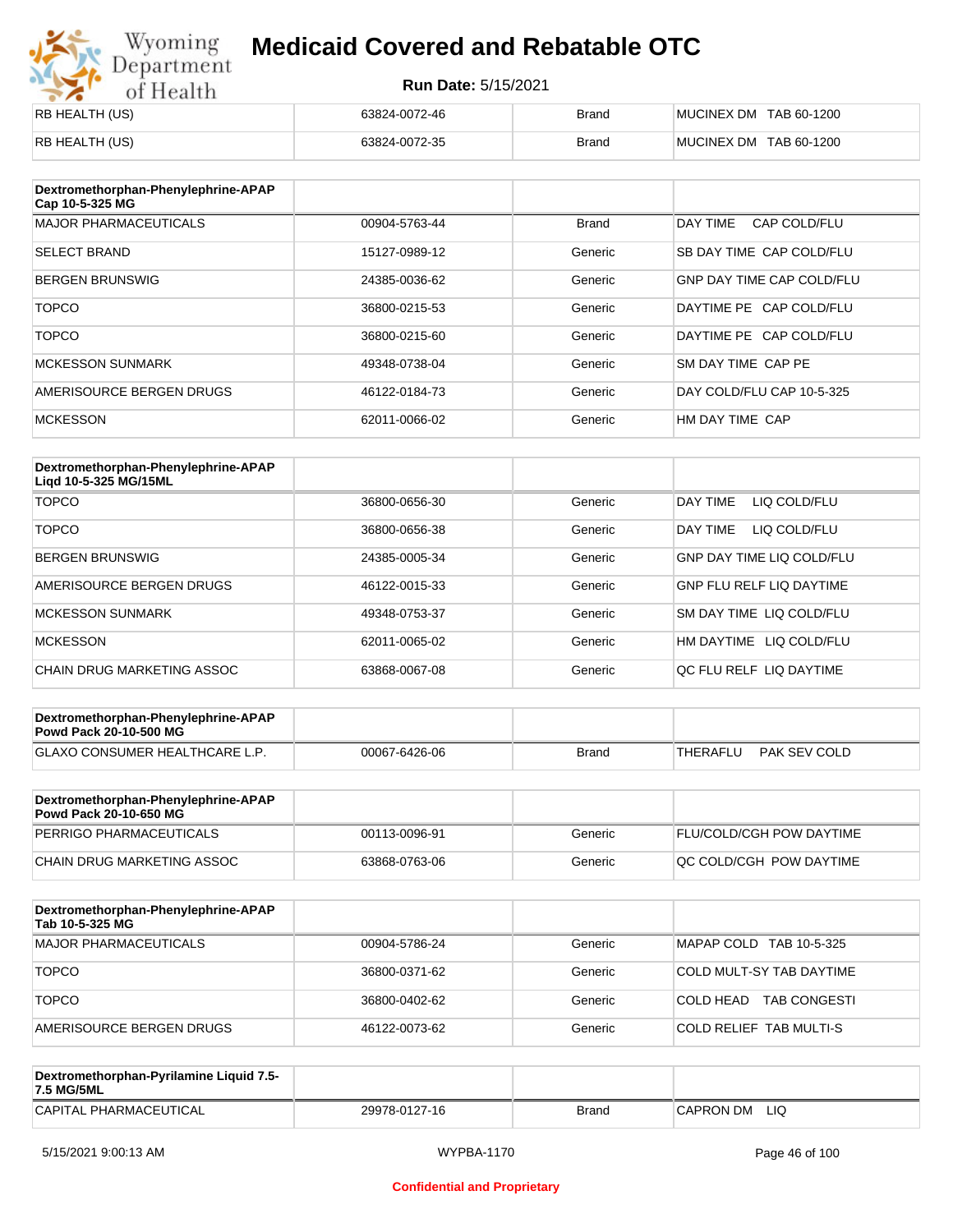| | | | |
|---|---|---|---|
| RB HEALTH (US) | 63824-0072-46 | Brand | MUCINEX DM TAB 60-1200 |
| RB HEALTH (US) | 63824-0072-35 | Brand | MUCINEX DM TAB 60-1200 |

| Dextromethorphan-Phenylephrine-APAP Cap 10-5-325 MG | | | |
|---|---|---|---|
| MAJOR PHARMACEUTICALS | 00904-5763-44 | Brand | DAY TIME CAP COLD/FLU |
| SELECT BRAND | 15127-0989-12 | Generic | SB DAY TIME CAP COLD/FLU |
| BERGEN BRUNSWIG | 24385-0036-62 | Generic | GNP DAY TIME CAP COLD/FLU |
| TOPCO | 36800-0215-53 | Generic | DAYTIME PE CAP COLD/FLU |
| TOPCO | 36800-0215-60 | Generic | DAYTIME PE CAP COLD/FLU |
| MCKESSON SUNMARK | 49348-0738-04 | Generic | SM DAY TIME CAP PE |
| AMERISOURCE BERGEN DRUGS | 46122-0184-73 | Generic | DAY COLD/FLU CAP 10-5-325 |
| MCKESSON | 62011-0066-02 | Generic | HM DAY TIME CAP |

| Dextromethorphan-Phenylephrine-APAP Liqd 10-5-325 MG/15ML | | | |
|---|---|---|---|
| TOPCO | 36800-0656-30 | Generic | DAY TIME LIQ COLD/FLU |
| TOPCO | 36800-0656-38 | Generic | DAY TIME LIQ COLD/FLU |
| BERGEN BRUNSWIG | 24385-0005-34 | Generic | GNP DAY TIME LIQ COLD/FLU |
| AMERISOURCE BERGEN DRUGS | 46122-0015-33 | Generic | GNP FLU RELF LIQ DAYTIME |
| MCKESSON SUNMARK | 49348-0753-37 | Generic | SM DAY TIME LIQ COLD/FLU |
| MCKESSON | 62011-0065-02 | Generic | HM DAYTIME LIQ COLD/FLU |
| CHAIN DRUG MARKETING ASSOC | 63868-0067-08 | Generic | QC FLU RELF LIQ DAYTIME |

| Dextromethorphan-Phenylephrine-APAP Powd Pack 20-10-500 MG | | | |
|---|---|---|---|
| GLAXO CONSUMER HEALTHCARE L.P. | 00067-6426-06 | Brand | THERAFLU PAK SEV COLD |

| Dextromethorphan-Phenylephrine-APAP Powd Pack 20-10-650 MG | | | |
|---|---|---|---|
| PERRIGO PHARMACEUTICALS | 00113-0096-91 | Generic | FLU/COLD/CGH POW DAYTIME |
| CHAIN DRUG MARKETING ASSOC | 63868-0763-06 | Generic | QC COLD/CGH POW DAYTIME |

| Dextromethorphan-Phenylephrine-APAP Tab 10-5-325 MG | | | |
|---|---|---|---|
| MAJOR PHARMACEUTICALS | 00904-5786-24 | Generic | MAPAP COLD TAB 10-5-325 |
| TOPCO | 36800-0371-62 | Generic | COLD MULT-SY TAB DAYTIME |
| TOPCO | 36800-0402-62 | Generic | COLD HEAD TAB CONGESTI |
| AMERISOURCE BERGEN DRUGS | 46122-0073-62 | Generic | COLD RELIEF TAB MULTI-S |

| Dextromethorphan-Pyrilamine Liquid 7.5-7.5 MG/5ML | | | |
|---|---|---|---|
| CAPITAL PHARMACEUTICAL | 29978-0127-16 | Brand | CAPRON DM LIQ |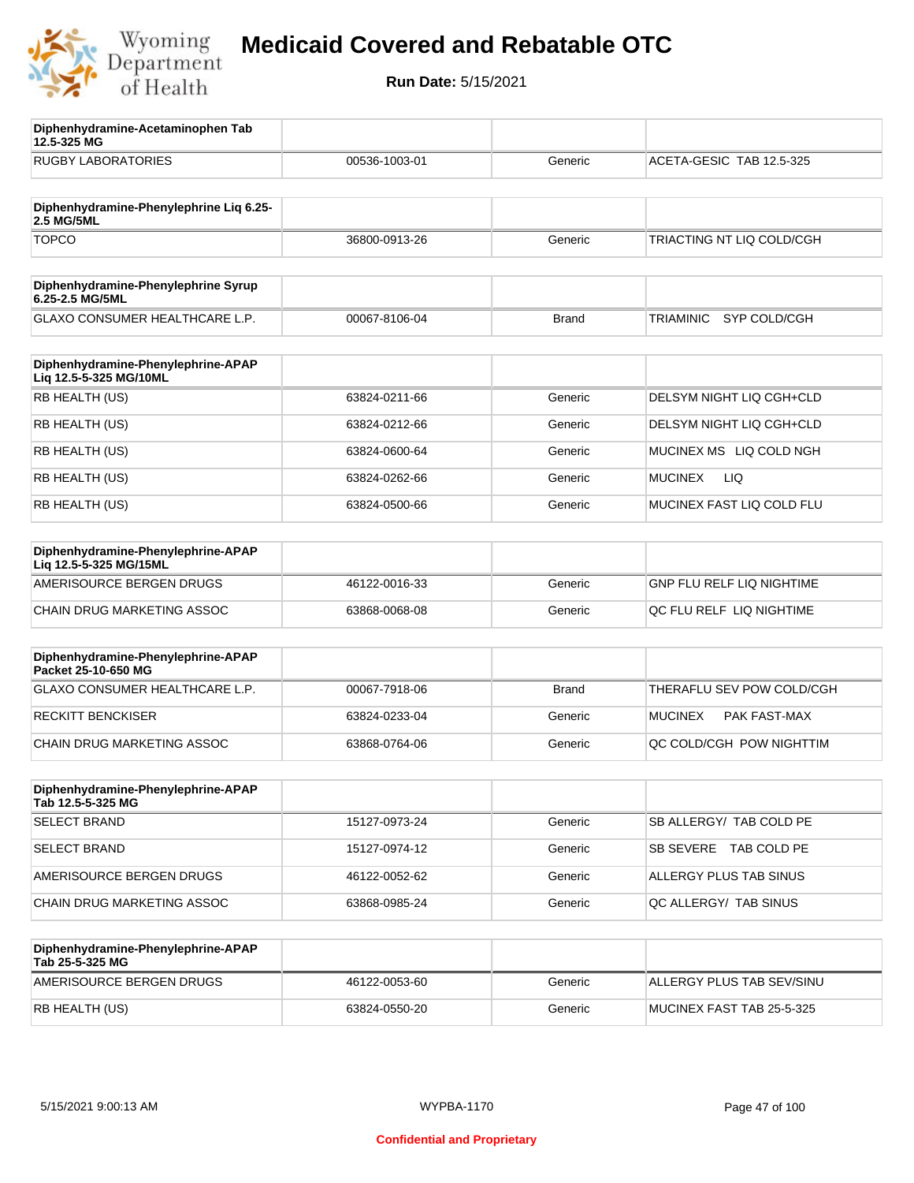# Medicaid Covered and Rebatable OTC

**Run Date:** 5/15/2021

| Diphenhydramine-Acetaminophen Tab 12.5-325 MG | | | |
|---|---|---|---|
| RUGBY LABORATORIES | 00536-1003-01 | Generic | ACETA-GESIC TAB 12.5-325 |

| Diphenhydramine-Phenylephrine Liq 6.25-2.5 MG/5ML | | | |
|---|---|---|---|
| TOPCO | 36800-0913-26 | Generic | TRIACTING NT LIQ COLD/CGH |

| Diphenhydramine-Phenylephrine Syrup 6.25-2.5 MG/5ML | | | |
|---|---|---|---|
| GLAXO CONSUMER HEALTHCARE L.P. | 00067-8106-04 | Brand | TRIAMINIC SYP COLD/CGH |

| Diphenhydramine-Phenylephrine-APAP Liq 12.5-5-325 MG/10ML | | | |
|---|---|---|---|
| RB HEALTH (US) | 63824-0211-66 | Generic | DELSYM NIGHT LIQ CGH+CLD |
| RB HEALTH (US) | 63824-0212-66 | Generic | DELSYM NIGHT LIQ CGH+CLD |
| RB HEALTH (US) | 63824-0600-64 | Generic | MUCINEX MS LIQ COLD NGH |
| RB HEALTH (US) | 63824-0262-66 | Generic | MUCINEX LIQ |
| RB HEALTH (US) | 63824-0500-66 | Generic | MUCINEX FAST LIQ COLD FLU |

| Diphenhydramine-Phenylephrine-APAP Liq 12.5-5-325 MG/15ML | | | |
|---|---|---|---|
| AMERISOURCE BERGEN DRUGS | 46122-0016-33 | Generic | GNP FLU RELF LIQ NIGHTIME |
| CHAIN DRUG MARKETING ASSOC | 63868-0068-08 | Generic | QC FLU RELF LIQ NIGHTIME |

| Diphenhydramine-Phenylephrine-APAP Packet 25-10-650 MG | | | |
|---|---|---|---|
| GLAXO CONSUMER HEALTHCARE L.P. | 00067-7918-06 | Brand | THERAFLU SEV POW COLD/CGH |
| RECKITT BENCKISER | 63824-0233-04 | Generic | MUCINEX PAK FAST-MAX |
| CHAIN DRUG MARKETING ASSOC | 63868-0764-06 | Generic | QC COLD/CGH POW NIGHTTIM |

| Diphenhydramine-Phenylephrine-APAP Tab 12.5-5-325 MG | | | |
|---|---|---|---|
| SELECT BRAND | 15127-0973-24 | Generic | SB ALLERGY/ TAB COLD PE |
| SELECT BRAND | 15127-0974-12 | Generic | SB SEVERE TAB COLD PE |
| AMERISOURCE BERGEN DRUGS | 46122-0052-62 | Generic | ALLERGY PLUS TAB SINUS |
| CHAIN DRUG MARKETING ASSOC | 63868-0985-24 | Generic | QC ALLERGY/ TAB SINUS |

| Diphenhydramine-Phenylephrine-APAP Tab 25-5-325 MG | | | |
|---|---|---|---|
| AMERISOURCE BERGEN DRUGS | 46122-0053-60 | Generic | ALLERGY PLUS TAB SEV/SINU |
| RB HEALTH (US) | 63824-0550-20 | Generic | MUCINEX FAST TAB 25-5-325 |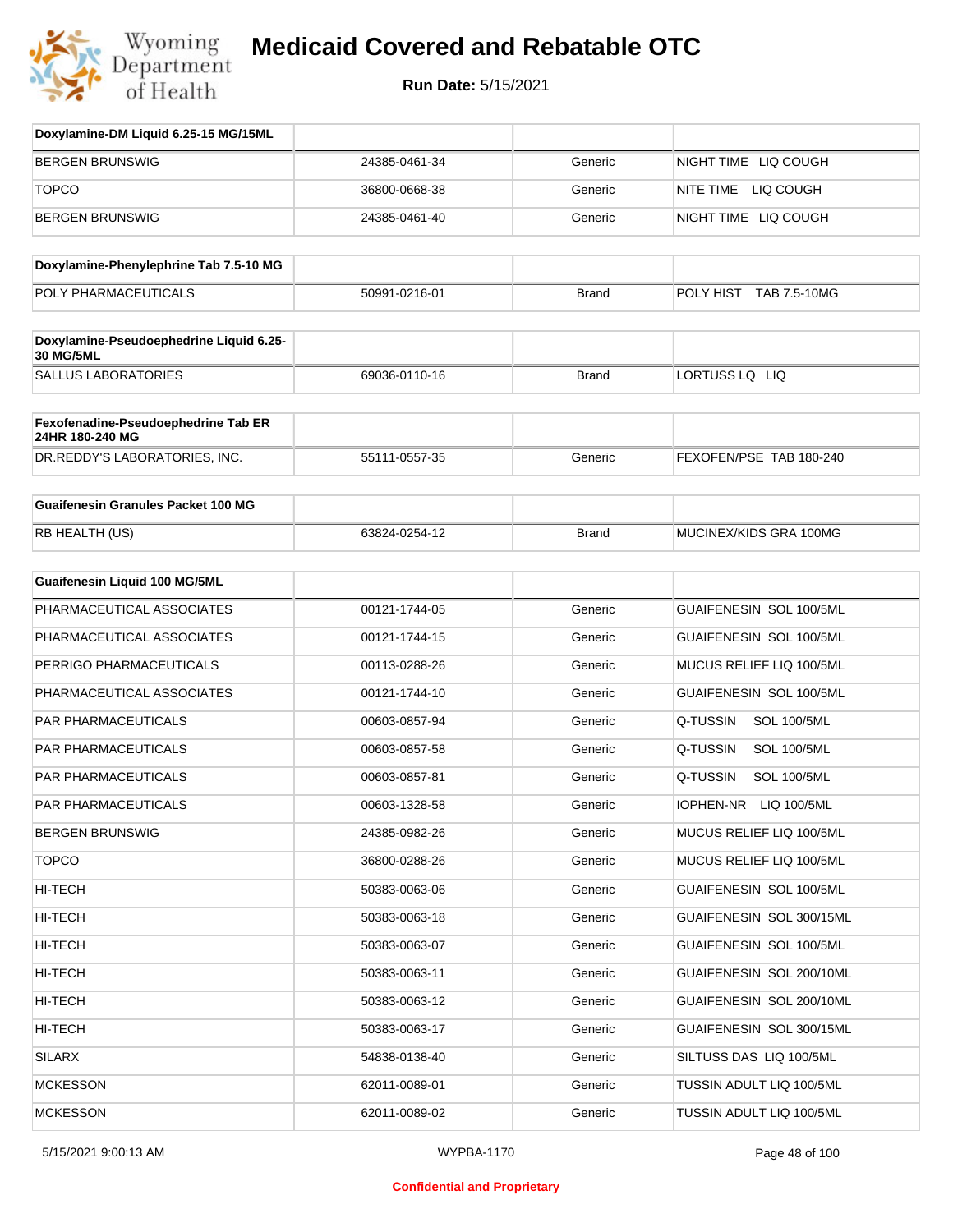| Doxylamine-DM Liquid 6.25-15 MG/15ML | | | |
|---|---|---|---|
| BERGEN BRUNSWIG | 24385-0461-34 | Generic | NIGHT TIME LIQ COUGH |
| TOPCO | 36800-0668-38 | Generic | NITE TIME LIQ COUGH |
| BERGEN BRUNSWIG | 24385-0461-40 | Generic | NIGHT TIME LIQ COUGH |

| Doxylamine-Phenylephrine Tab 7.5-10 MG | | | |
|---|---|---|---|
| POLY PHARMACEUTICALS | 50991-0216-01 | Brand | POLY HIST TAB 7.5-10MG |

| Doxylamine-Pseudoephedrine Liquid 6.25-30 MG/5ML | | | |
|---|---|---|---|
| SALLUS LABORATORIES | 69036-0110-16 | Brand | LORTUSS LQ LIQ |

| Fexofenadine-Pseudoephedrine Tab ER 24HR 180-240 MG | | | |
|---|---|---|---|
| DR.REDDY'S LABORATORIES, INC. | 55111-0557-35 | Generic | FEXOFEN/PSE TAB 180-240 |

| Guaifenesin Granules Packet 100 MG | | | |
|---|---|---|---|
| RB HEALTH (US) | 63824-0254-12 | Brand | MUCINEX/KIDS GRA 100MG |

| Guaifenesin Liquid 100 MG/5ML | | | |
|---|---|---|---|
| PHARMACEUTICAL ASSOCIATES | 00121-1744-05 | Generic | GUAIFENESIN SOL 100/5ML |
| PHARMACEUTICAL ASSOCIATES | 00121-1744-15 | Generic | GUAIFENESIN SOL 100/5ML |
| PERRIGO PHARMACEUTICALS | 00113-0288-26 | Generic | MUCUS RELIEF LIQ 100/5ML |
| PHARMACEUTICAL ASSOCIATES | 00121-1744-10 | Generic | GUAIFENESIN SOL 100/5ML |
| PAR PHARMACEUTICALS | 00603-0857-94 | Generic | Q-TUSSIN SOL 100/5ML |
| PAR PHARMACEUTICALS | 00603-0857-58 | Generic | Q-TUSSIN SOL 100/5ML |
| PAR PHARMACEUTICALS | 00603-0857-81 | Generic | Q-TUSSIN SOL 100/5ML |
| PAR PHARMACEUTICALS | 00603-1328-58 | Generic | IOPHEN-NR LIQ 100/5ML |
| BERGEN BRUNSWIG | 24385-0982-26 | Generic | MUCUS RELIEF LIQ 100/5ML |
| TOPCO | 36800-0288-26 | Generic | MUCUS RELIEF LIQ 100/5ML |
| HI-TECH | 50383-0063-06 | Generic | GUAIFENESIN SOL 100/5ML |
| HI-TECH | 50383-0063-18 | Generic | GUAIFENESIN SOL 300/15ML |
| HI-TECH | 50383-0063-07 | Generic | GUAIFENESIN SOL 100/5ML |
| HI-TECH | 50383-0063-11 | Generic | GUAIFENESIN SOL 200/10ML |
| HI-TECH | 50383-0063-12 | Generic | GUAIFENESIN SOL 200/10ML |
| HI-TECH | 50383-0063-17 | Generic | GUAIFENESIN SOL 300/15ML |
| SILARX | 54838-0138-40 | Generic | SILTUSS DAS LIQ 100/5ML |
| MCKESSON | 62011-0089-01 | Generic | TUSSIN ADULT LIQ 100/5ML |
| MCKESSON | 62011-0089-02 | Generic | TUSSIN ADULT LIQ 100/5ML |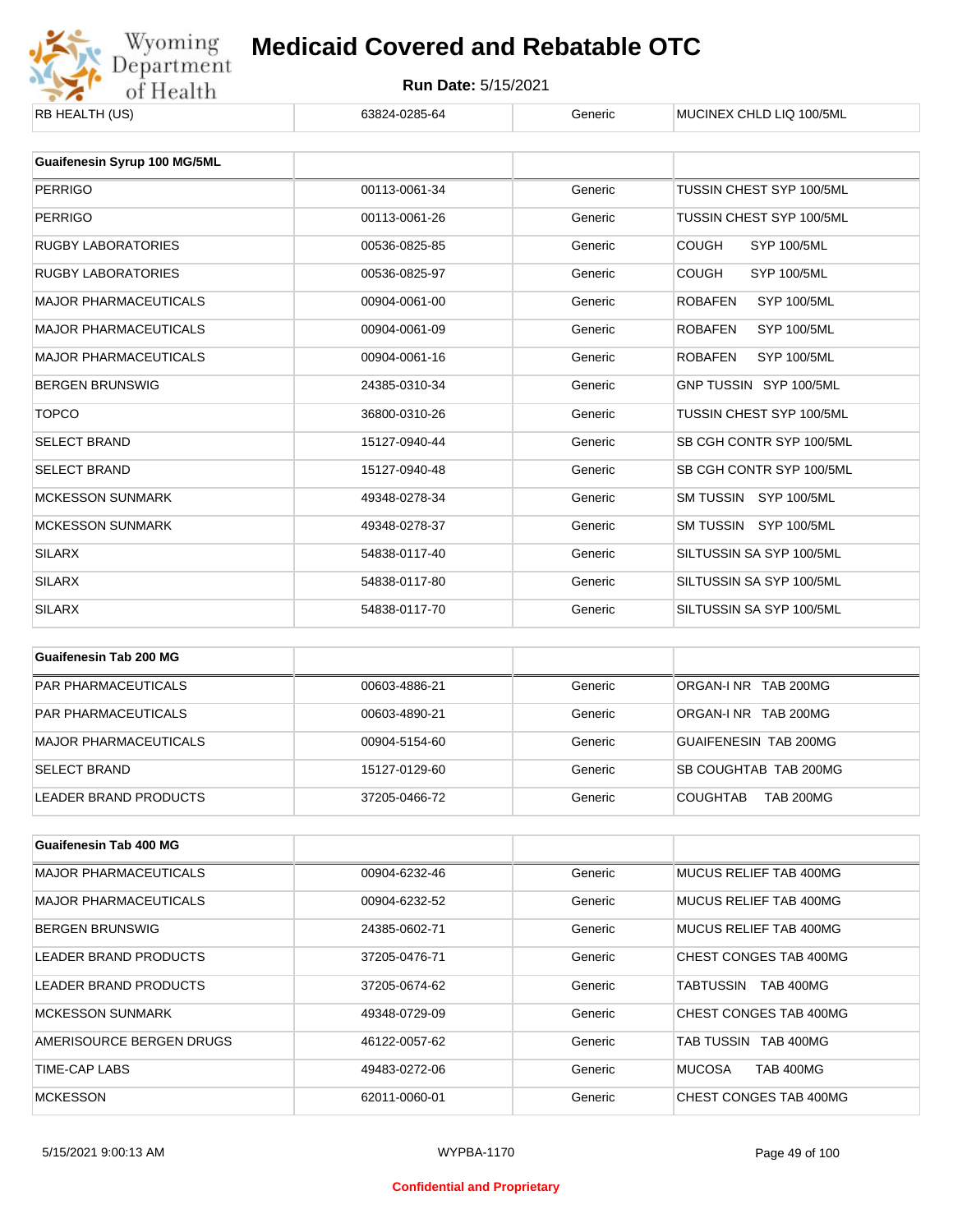| RB HEALTH (US) | 63824-0285-64 | Generic | MUCINEX CHLD LIQ 100/5ML |
|---|---|---|---|

| Guaifenesin Syrup 100 MG/5ML | | | |
|---|---|---|---|
| PERRIGO | 00113-0061-34 | Generic | TUSSIN CHEST SYP 100/5ML |
| PERRIGO | 00113-0061-26 | Generic | TUSSIN CHEST SYP 100/5ML |
| RUGBY LABORATORIES | 00536-0825-85 | Generic | COUGH SYP 100/5ML |
| RUGBY LABORATORIES | 00536-0825-97 | Generic | COUGH SYP 100/5ML |
| MAJOR PHARMACEUTICALS | 00904-0061-00 | Generic | ROBAFEN SYP 100/5ML |
| MAJOR PHARMACEUTICALS | 00904-0061-09 | Generic | ROBAFEN SYP 100/5ML |
| MAJOR PHARMACEUTICALS | 00904-0061-16 | Generic | ROBAFEN SYP 100/5ML |
| BERGEN BRUNSWIG | 24385-0310-34 | Generic | GNP TUSSIN SYP 100/5ML |
| TOPCO | 36800-0310-26 | Generic | TUSSIN CHEST SYP 100/5ML |
| SELECT BRAND | 15127-0940-44 | Generic | SB CGH CONTR SYP 100/5ML |
| SELECT BRAND | 15127-0940-48 | Generic | SB CGH CONTR SYP 100/5ML |
| MCKESSON SUNMARK | 49348-0278-34 | Generic | SM TUSSIN SYP 100/5ML |
| MCKESSON SUNMARK | 49348-0278-37 | Generic | SM TUSSIN SYP 100/5ML |
| SILARX | 54838-0117-40 | Generic | SILTUSSIN SA SYP 100/5ML |
| SILARX | 54838-0117-80 | Generic | SILTUSSIN SA SYP 100/5ML |
| SILARX | 54838-0117-70 | Generic | SILTUSSIN SA SYP 100/5ML |

| Guaifenesin Tab 200 MG | | | |
|---|---|---|---|
| PAR PHARMACEUTICALS | 00603-4886-21 | Generic | ORGAN-I NR TAB 200MG |
| PAR PHARMACEUTICALS | 00603-4890-21 | Generic | ORGAN-I NR TAB 200MG |
| MAJOR PHARMACEUTICALS | 00904-5154-60 | Generic | GUAIFENESIN TAB 200MG |
| SELECT BRAND | 15127-0129-60 | Generic | SB COUGHTAB TAB 200MG |
| LEADER BRAND PRODUCTS | 37205-0466-72 | Generic | COUGHTAB TAB 200MG |

| Guaifenesin Tab 400 MG | | | |
|---|---|---|---|
| MAJOR PHARMACEUTICALS | 00904-6232-46 | Generic | MUCUS RELIEF TAB 400MG |
| MAJOR PHARMACEUTICALS | 00904-6232-52 | Generic | MUCUS RELIEF TAB 400MG |
| BERGEN BRUNSWIG | 24385-0602-71 | Generic | MUCUS RELIEF TAB 400MG |
| LEADER BRAND PRODUCTS | 37205-0476-71 | Generic | CHEST CONGES TAB 400MG |
| LEADER BRAND PRODUCTS | 37205-0674-62 | Generic | TABTUSSIN TAB 400MG |
| MCKESSON SUNMARK | 49348-0729-09 | Generic | CHEST CONGES TAB 400MG |
| AMERISOURCE BERGEN DRUGS | 46122-0057-62 | Generic | TAB TUSSIN TAB 400MG |
| TIME-CAP LABS | 49483-0272-06 | Generic | MUCOSA TAB 400MG |
| MCKESSON | 62011-0060-01 | Generic | CHEST CONGES TAB 400MG |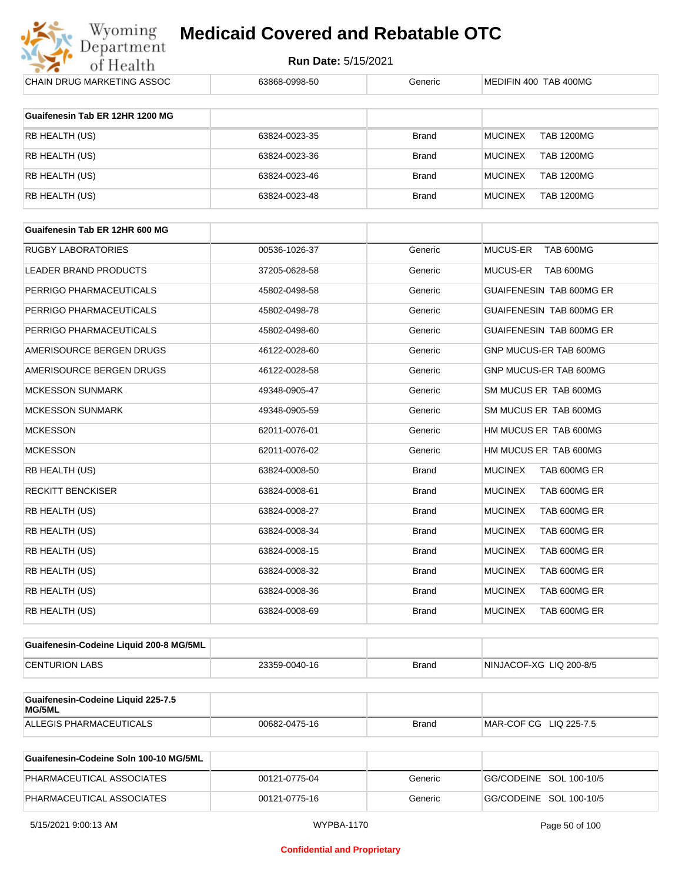| CHAIN DRUG MARKETING ASSOC | 63868-0998-50 | Generic | MEDIFIN 400 TAB 400MG |
|---|---|---|---|

| Guaifenesin Tab ER 12HR 1200 MG | | | |
|---|---|---|---|
| RB HEALTH (US) | 63824-0023-35 | Brand | MUCINEX TAB 1200MG |
| RB HEALTH (US) | 63824-0023-36 | Brand | MUCINEX TAB 1200MG |
| RB HEALTH (US) | 63824-0023-46 | Brand | MUCINEX TAB 1200MG |
| RB HEALTH (US) | 63824-0023-48 | Brand | MUCINEX TAB 1200MG |

| Guaifenesin Tab ER 12HR 600 MG | | | |
|---|---|---|---|
| RUGBY LABORATORIES | 00536-1026-37 | Generic | MUCUS-ER TAB 600MG |
| LEADER BRAND PRODUCTS | 37205-0628-58 | Generic | MUCUS-ER TAB 600MG |
| PERRIGO PHARMACEUTICALS | 45802-0498-58 | Generic | GUAIFENESIN TAB 600MG ER |
| PERRIGO PHARMACEUTICALS | 45802-0498-78 | Generic | GUAIFENESIN TAB 600MG ER |
| PERRIGO PHARMACEUTICALS | 45802-0498-60 | Generic | GUAIFENESIN TAB 600MG ER |
| AMERISOURCE BERGEN DRUGS | 46122-0028-60 | Generic | GNP MUCUS-ER TAB 600MG |
| AMERISOURCE BERGEN DRUGS | 46122-0028-58 | Generic | GNP MUCUS-ER TAB 600MG |
| MCKESSON SUNMARK | 49348-0905-47 | Generic | SM MUCUS ER TAB 600MG |
| MCKESSON SUNMARK | 49348-0905-59 | Generic | SM MUCUS ER TAB 600MG |
| MCKESSON | 62011-0076-01 | Generic | HM MUCUS ER TAB 600MG |
| MCKESSON | 62011-0076-02 | Generic | HM MUCUS ER TAB 600MG |
| RB HEALTH (US) | 63824-0008-50 | Brand | MUCINEX TAB 600MG ER |
| RECKITT BENCKISER | 63824-0008-61 | Brand | MUCINEX TAB 600MG ER |
| RB HEALTH (US) | 63824-0008-27 | Brand | MUCINEX TAB 600MG ER |
| RB HEALTH (US) | 63824-0008-34 | Brand | MUCINEX TAB 600MG ER |
| RB HEALTH (US) | 63824-0008-15 | Brand | MUCINEX TAB 600MG ER |
| RB HEALTH (US) | 63824-0008-32 | Brand | MUCINEX TAB 600MG ER |
| RB HEALTH (US) | 63824-0008-36 | Brand | MUCINEX TAB 600MG ER |
| RB HEALTH (US) | 63824-0008-69 | Brand | MUCINEX TAB 600MG ER |

| Guaifenesin-Codeine Liquid 200-8 MG/5ML | | | |
|---|---|---|---|
| CENTURION LABS | 23359-0040-16 | Brand | NINJACOF-XG LIQ 200-8/5 |

| Guaifenesin-Codeine Liquid 225-7.5 MG/5ML | | | |
|---|---|---|---|
| ALLEGIS PHARMACEUTICALS | 00682-0475-16 | Brand | MAR-COF CG LIQ 225-7.5 |

| Guaifenesin-Codeine Soln 100-10 MG/5ML | | | |
|---|---|---|---|
| PHARMACEUTICAL ASSOCIATES | 00121-0775-04 | Generic | GG/CODEINE SOL 100-10/5 |
| PHARMACEUTICAL ASSOCIATES | 00121-0775-16 | Generic | GG/CODEINE SOL 100-10/5 |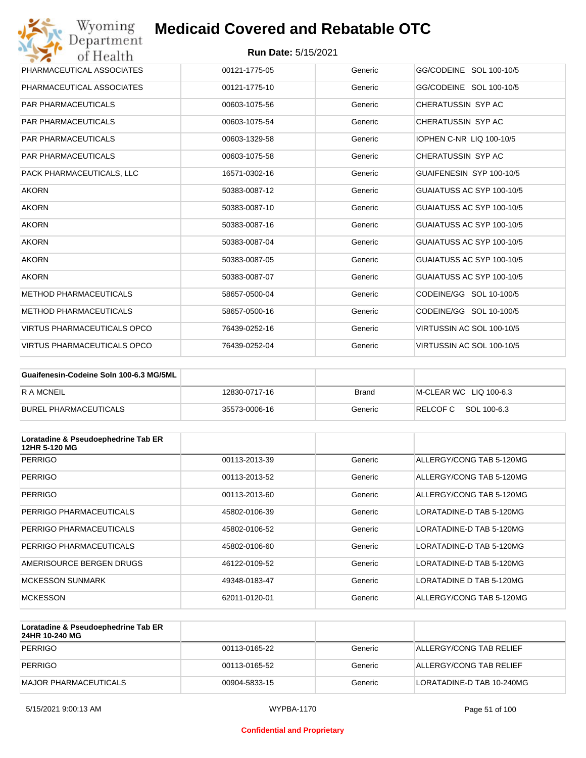| | | | |
|---|---|---|---|
| PHARMACEUTICAL ASSOCIATES | 00121-1775-05 | Generic | GG/CODEINE SOL 100-10/5 |
| PHARMACEUTICAL ASSOCIATES | 00121-1775-10 | Generic | GG/CODEINE SOL 100-10/5 |
| PAR PHARMACEUTICALS | 00603-1075-56 | Generic | CHERATUSSIN SYP AC |
| PAR PHARMACEUTICALS | 00603-1075-54 | Generic | CHERATUSSIN SYP AC |
| PAR PHARMACEUTICALS | 00603-1329-58 | Generic | IOPHEN C-NR LIQ 100-10/5 |
| PAR PHARMACEUTICALS | 00603-1075-58 | Generic | CHERATUSSIN SYP AC |
| PACK PHARMACEUTICALS, LLC | 16571-0302-16 | Generic | GUAIFENESIN SYP 100-10/5 |
| AKORN | 50383-0087-12 | Generic | GUAIATUSS AC SYP 100-10/5 |
| AKORN | 50383-0087-10 | Generic | GUAIATUSS AC SYP 100-10/5 |
| AKORN | 50383-0087-16 | Generic | GUAIATUSS AC SYP 100-10/5 |
| AKORN | 50383-0087-04 | Generic | GUAIATUSS AC SYP 100-10/5 |
| AKORN | 50383-0087-05 | Generic | GUAIATUSS AC SYP 100-10/5 |
| AKORN | 50383-0087-07 | Generic | GUAIATUSS AC SYP 100-10/5 |
| METHOD PHARMACEUTICALS | 58657-0500-04 | Generic | CODEINE/GG SOL 10-100/5 |
| METHOD PHARMACEUTICALS | 58657-0500-16 | Generic | CODEINE/GG SOL 10-100/5 |
| VIRTUS PHARMACEUTICALS OPCO | 76439-0252-16 | Generic | VIRTUSSIN AC SOL 100-10/5 |
| VIRTUS PHARMACEUTICALS OPCO | 76439-0252-04 | Generic | VIRTUSSIN AC SOL 100-10/5 |

| Guaifenesin-Codeine Soln 100-6.3 MG/5ML | | | |
|---|---|---|---|
| R A MCNEIL | 12830-0717-16 | Brand | M-CLEAR WC LIQ 100-6.3 |
| BUREL PHARMACEUTICALS | 35573-0006-16 | Generic | RELCOF C SOL 100-6.3 |

| Loratadine & Pseudoephedrine Tab ER 12HR 5-120 MG | | | |
|---|---|---|---|
| PERRIGO | 00113-2013-39 | Generic | ALLERGY/CONG TAB 5-120MG |
| PERRIGO | 00113-2013-52 | Generic | ALLERGY/CONG TAB 5-120MG |
| PERRIGO | 00113-2013-60 | Generic | ALLERGY/CONG TAB 5-120MG |
| PERRIGO PHARMACEUTICALS | 45802-0106-39 | Generic | LORATADINE-D TAB 5-120MG |
| PERRIGO PHARMACEUTICALS | 45802-0106-52 | Generic | LORATADINE-D TAB 5-120MG |
| PERRIGO PHARMACEUTICALS | 45802-0106-60 | Generic | LORATADINE-D TAB 5-120MG |
| AMERISOURCE BERGEN DRUGS | 46122-0109-52 | Generic | LORATADINE-D TAB 5-120MG |
| MCKESSON SUNMARK | 49348-0183-47 | Generic | LORATADINE D TAB 5-120MG |
| MCKESSON | 62011-0120-01 | Generic | ALLERGY/CONG TAB 5-120MG |

| Loratadine & Pseudoephedrine Tab ER 24HR 10-240 MG | | | |
|---|---|---|---|
| PERRIGO | 00113-0165-22 | Generic | ALLERGY/CONG TAB RELIEF |
| PERRIGO | 00113-0165-52 | Generic | ALLERGY/CONG TAB RELIEF |
| MAJOR PHARMACEUTICALS | 00904-5833-15 | Generic | LORATADINE-D TAB 10-240MG |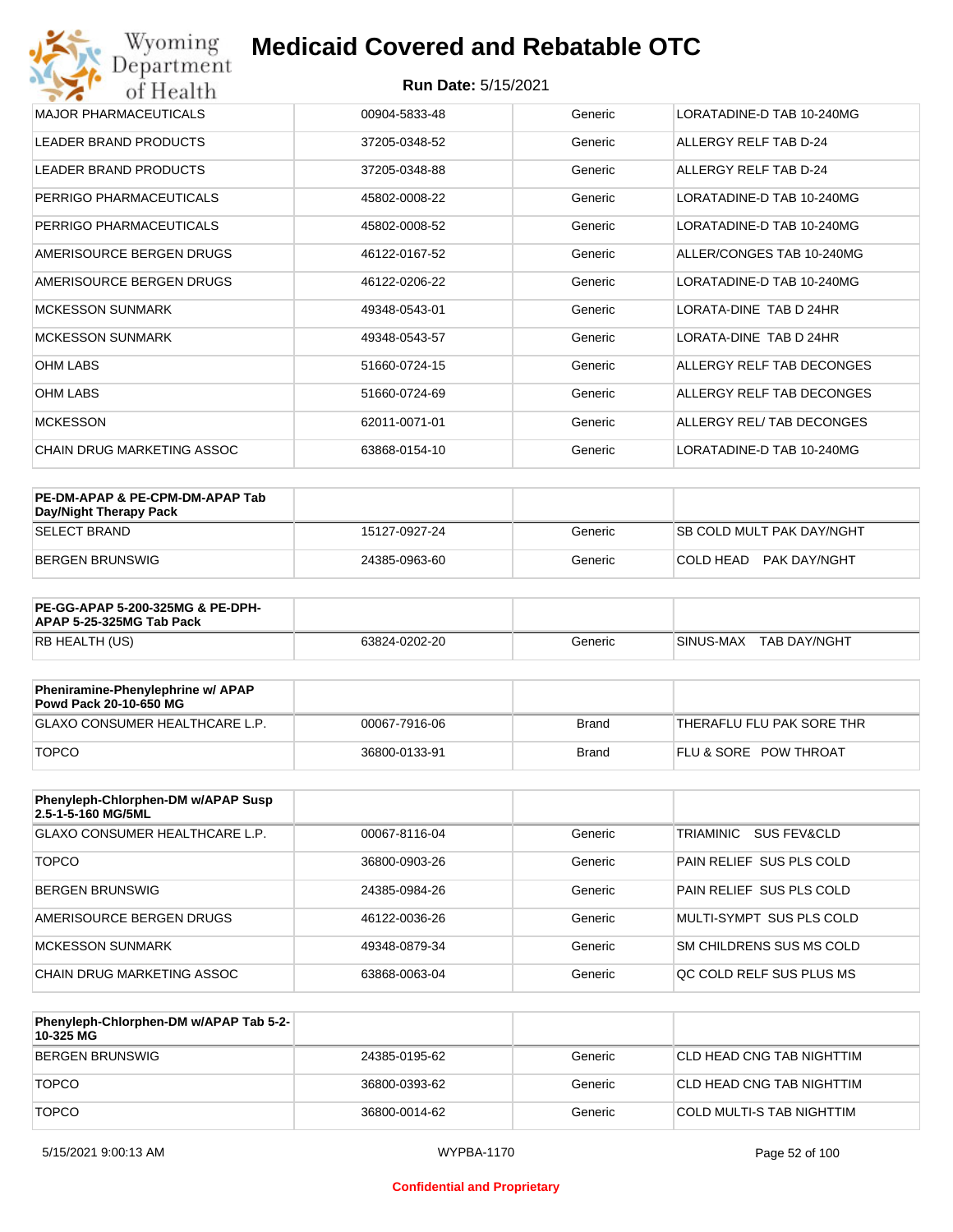| | | | |
|---|---|---|---|
| MAJOR PHARMACEUTICALS | 00904-5833-48 | Generic | LORATADINE-D TAB 10-240MG |
| LEADER BRAND PRODUCTS | 37205-0348-52 | Generic | ALLERGY RELF TAB D-24 |
| LEADER BRAND PRODUCTS | 37205-0348-88 | Generic | ALLERGY RELF TAB D-24 |
| PERRIGO PHARMACEUTICALS | 45802-0008-22 | Generic | LORATADINE-D TAB 10-240MG |
| PERRIGO PHARMACEUTICALS | 45802-0008-52 | Generic | LORATADINE-D TAB 10-240MG |
| AMERISOURCE BERGEN DRUGS | 46122-0167-52 | Generic | ALLER/CONGES TAB 10-240MG |
| AMERISOURCE BERGEN DRUGS | 46122-0206-22 | Generic | LORATADINE-D TAB 10-240MG |
| MCKESSON SUNMARK | 49348-0543-01 | Generic | LORATA-DINE TAB D 24HR |
| MCKESSON SUNMARK | 49348-0543-57 | Generic | LORATA-DINE TAB D 24HR |
| OHM LABS | 51660-0724-15 | Generic | ALLERGY RELF TAB DECONGES |
| OHM LABS | 51660-0724-69 | Generic | ALLERGY RELF TAB DECONGES |
| MCKESSON | 62011-0071-01 | Generic | ALLERGY REL/ TAB DECONGES |
| CHAIN DRUG MARKETING ASSOC | 63868-0154-10 | Generic | LORATADINE-D TAB 10-240MG |

| **PE-DM-APAP & PE-CPM-DM-APAP Tab Day/Night Therapy Pack** | | | |
|---|---|---|---|
| SELECT BRAND | 15127-0927-24 | Generic | SB COLD MULT PAK DAY/NGHT |
| BERGEN BRUNSWIG | 24385-0963-60 | Generic | COLD HEAD PAK DAY/NGHT |

| **PE-GG-APAP 5-200-325MG & PE-DPH-APAP 5-25-325MG Tab Pack** | | | |
|---|---|---|---|
| RB HEALTH (US) | 63824-0202-20 | Generic | SINUS-MAX TAB DAY/NGHT |

| **Pheniramine-Phenylephrine w/ APAP Powd Pack 20-10-650 MG** | | | |
|---|---|---|---|
| GLAXO CONSUMER HEALTHCARE L.P. | 00067-7916-06 | Brand | THERAFLU FLU PAK SORE THR |
| TOPCO | 36800-0133-91 | Brand | FLU & SORE POW THROAT |

| **Phenyleph-Chlorphen-DM w/APAP Susp 2.5-1-5-160 MG/5ML** | | | |
|---|---|---|---|
| GLAXO CONSUMER HEALTHCARE L.P. | 00067-8116-04 | Generic | TRIAMINIC SUS FEV&CLD |
| TOPCO | 36800-0903-26 | Generic | PAIN RELIEF SUS PLS COLD |
| BERGEN BRUNSWIG | 24385-0984-26 | Generic | PAIN RELIEF SUS PLS COLD |
| AMERISOURCE BERGEN DRUGS | 46122-0036-26 | Generic | MULTI-SYMPT SUS PLS COLD |
| MCKESSON SUNMARK | 49348-0879-34 | Generic | SM CHILDRENS SUS MS COLD |
| CHAIN DRUG MARKETING ASSOC | 63868-0063-04 | Generic | QC COLD RELF SUS PLUS MS |

| **Phenyleph-Chlorphen-DM w/APAP Tab 5-2-10-325 MG** | | | |
|---|---|---|---|
| BERGEN BRUNSWIG | 24385-0195-62 | Generic | CLD HEAD CNG TAB NIGHTTIM |
| TOPCO | 36800-0393-62 | Generic | CLD HEAD CNG TAB NIGHTTIM |
| TOPCO | 36800-0014-62 | Generic | COLD MULTI-S TAB NIGHTTIM |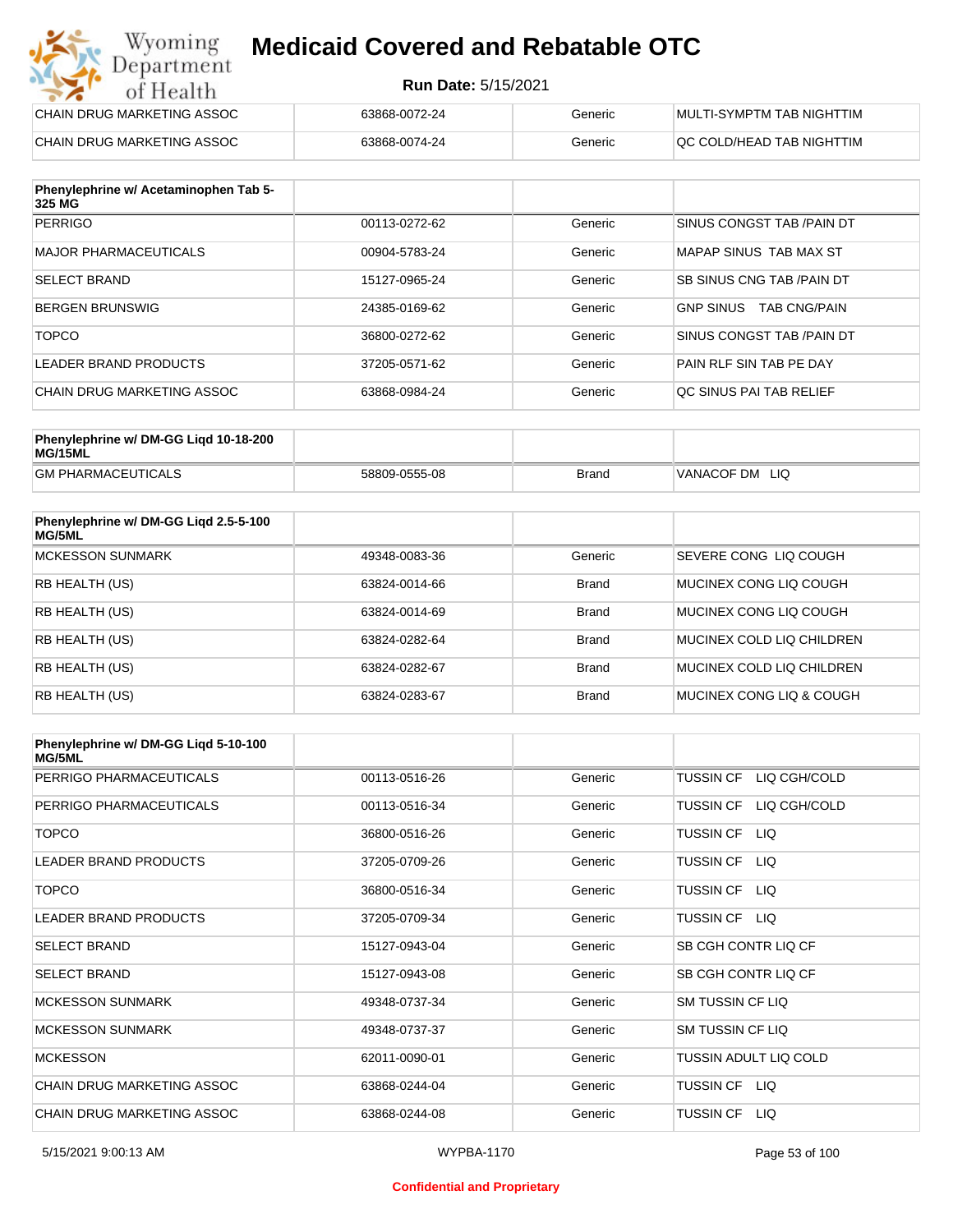| | | | |
|---|---|---|---|
| CHAIN DRUG MARKETING ASSOC | 63868-0072-24 | Generic | MULTI-SYMPTM TAB NIGHTTIM |
| CHAIN DRUG MARKETING ASSOC | 63868-0074-24 | Generic | QC COLD/HEAD TAB NIGHTTIM |

| Phenylephrine w/ Acetaminophen Tab 5-325 MG | | | |
|---|---|---|---|
| PERRIGO | 00113-0272-62 | Generic | SINUS CONGST TAB /PAIN DT |
| MAJOR PHARMACEUTICALS | 00904-5783-24 | Generic | MAPAP SINUS TAB MAX ST |
| SELECT BRAND | 15127-0965-24 | Generic | SB SINUS CNG TAB /PAIN DT |
| BERGEN BRUNSWIG | 24385-0169-62 | Generic | GNP SINUS TAB CNG/PAIN |
| TOPCO | 36800-0272-62 | Generic | SINUS CONGST TAB /PAIN DT |
| LEADER BRAND PRODUCTS | 37205-0571-62 | Generic | PAIN RLF SIN TAB PE DAY |
| CHAIN DRUG MARKETING ASSOC | 63868-0984-24 | Generic | QC SINUS PAI TAB RELIEF |

| Phenylephrine w/ DM-GG Liqd 10-18-200 MG/15ML | | | |
|---|---|---|---|
| GM PHARMACEUTICALS | 58809-0555-08 | Brand | VANACOF DM LIQ |

| Phenylephrine w/ DM-GG Liqd 2.5-5-100 MG/5ML | | | |
|---|---|---|---|
| MCKESSON SUNMARK | 49348-0083-36 | Generic | SEVERE CONG LIQ COUGH |
| RB HEALTH (US) | 63824-0014-66 | Brand | MUCINEX CONG LIQ COUGH |
| RB HEALTH (US) | 63824-0014-69 | Brand | MUCINEX CONG LIQ COUGH |
| RB HEALTH (US) | 63824-0282-64 | Brand | MUCINEX COLD LIQ CHILDREN |
| RB HEALTH (US) | 63824-0282-67 | Brand | MUCINEX COLD LIQ CHILDREN |
| RB HEALTH (US) | 63824-0283-67 | Brand | MUCINEX CONG LIQ & COUGH |

| Phenylephrine w/ DM-GG Liqd 5-10-100 MG/5ML | | | |
|---|---|---|---|
| PERRIGO PHARMACEUTICALS | 00113-0516-26 | Generic | TUSSIN CF LIQ CGH/COLD |
| PERRIGO PHARMACEUTICALS | 00113-0516-34 | Generic | TUSSIN CF LIQ CGH/COLD |
| TOPCO | 36800-0516-26 | Generic | TUSSIN CF LIQ |
| LEADER BRAND PRODUCTS | 37205-0709-26 | Generic | TUSSIN CF LIQ |
| TOPCO | 36800-0516-34 | Generic | TUSSIN CF LIQ |
| LEADER BRAND PRODUCTS | 37205-0709-34 | Generic | TUSSIN CF LIQ |
| SELECT BRAND | 15127-0943-04 | Generic | SB CGH CONTR LIQ CF |
| SELECT BRAND | 15127-0943-08 | Generic | SB CGH CONTR LIQ CF |
| MCKESSON SUNMARK | 49348-0737-34 | Generic | SM TUSSIN CF LIQ |
| MCKESSON SUNMARK | 49348-0737-37 | Generic | SM TUSSIN CF LIQ |
| MCKESSON | 62011-0090-01 | Generic | TUSSIN ADULT LIQ COLD |
| CHAIN DRUG MARKETING ASSOC | 63868-0244-04 | Generic | TUSSIN CF LIQ |
| CHAIN DRUG MARKETING ASSOC | 63868-0244-08 | Generic | TUSSIN CF LIQ |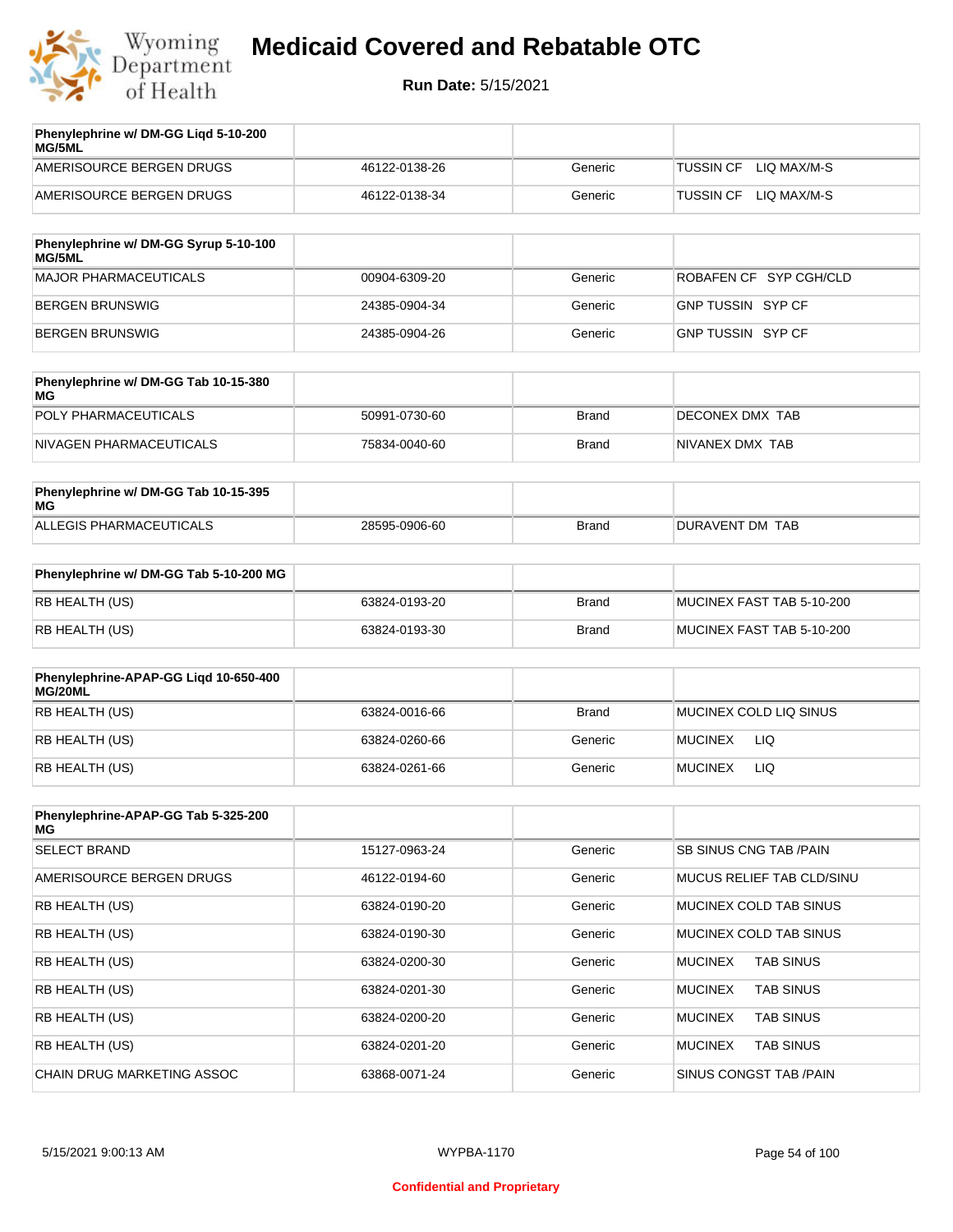# Medicaid Covered and Rebatable OTC

**Run Date:** 5/15/2021

| Phenylephrine w/ DM-GG Liqd 5-10-200 MG/5ML | | | |
|---|---|---|---|
| AMERISOURCE BERGEN DRUGS | 46122-0138-26 | Generic | TUSSIN CF LIQ MAX/M-S |
| AMERISOURCE BERGEN DRUGS | 46122-0138-34 | Generic | TUSSIN CF LIQ MAX/M-S |

| Phenylephrine w/ DM-GG Syrup 5-10-100 MG/5ML | | | |
|---|---|---|---|
| MAJOR PHARMACEUTICALS | 00904-6309-20 | Generic | ROBAFEN CF SYP CGH/CLD |
| BERGEN BRUNSWIG | 24385-0904-34 | Generic | GNP TUSSIN SYP CF |
| BERGEN BRUNSWIG | 24385-0904-26 | Generic | GNP TUSSIN SYP CF |

| Phenylephrine w/ DM-GG Tab 10-15-380 MG | | | |
|---|---|---|---|
| POLY PHARMACEUTICALS | 50991-0730-60 | Brand | DECONEX DMX TAB |
| NIVAGEN PHARMACEUTICALS | 75834-0040-60 | Brand | NIVANEX DMX TAB |

| Phenylephrine w/ DM-GG Tab 10-15-395 MG | | | |
|---|---|---|---|
| ALLEGIS PHARMACEUTICALS | 28595-0906-60 | Brand | DURAVENT DM TAB |

| Phenylephrine w/ DM-GG Tab 5-10-200 MG | | | |
|---|---|---|---|
| RB HEALTH (US) | 63824-0193-20 | Brand | MUCINEX FAST TAB 5-10-200 |
| RB HEALTH (US) | 63824-0193-30 | Brand | MUCINEX FAST TAB 5-10-200 |

| Phenylephrine-APAP-GG Liqd 10-650-400 MG/20ML | | | |
|---|---|---|---|
| RB HEALTH (US) | 63824-0016-66 | Brand | MUCINEX COLD LIQ SINUS |
| RB HEALTH (US) | 63824-0260-66 | Generic | MUCINEX LIQ |
| RB HEALTH (US) | 63824-0261-66 | Generic | MUCINEX LIQ |

| Phenylephrine-APAP-GG Tab 5-325-200 MG | | | |
|---|---|---|---|
| SELECT BRAND | 15127-0963-24 | Generic | SB SINUS CNG TAB /PAIN |
| AMERISOURCE BERGEN DRUGS | 46122-0194-60 | Generic | MUCUS RELIEF TAB CLD/SINU |
| RB HEALTH (US) | 63824-0190-20 | Generic | MUCINEX COLD TAB SINUS |
| RB HEALTH (US) | 63824-0190-30 | Generic | MUCINEX COLD TAB SINUS |
| RB HEALTH (US) | 63824-0200-30 | Generic | MUCINEX TAB SINUS |
| RB HEALTH (US) | 63824-0201-30 | Generic | MUCINEX TAB SINUS |
| RB HEALTH (US) | 63824-0200-20 | Generic | MUCINEX TAB SINUS |
| RB HEALTH (US) | 63824-0201-20 | Generic | MUCINEX TAB SINUS |
| CHAIN DRUG MARKETING ASSOC | 63868-0071-24 | Generic | SINUS CONGST TAB /PAIN |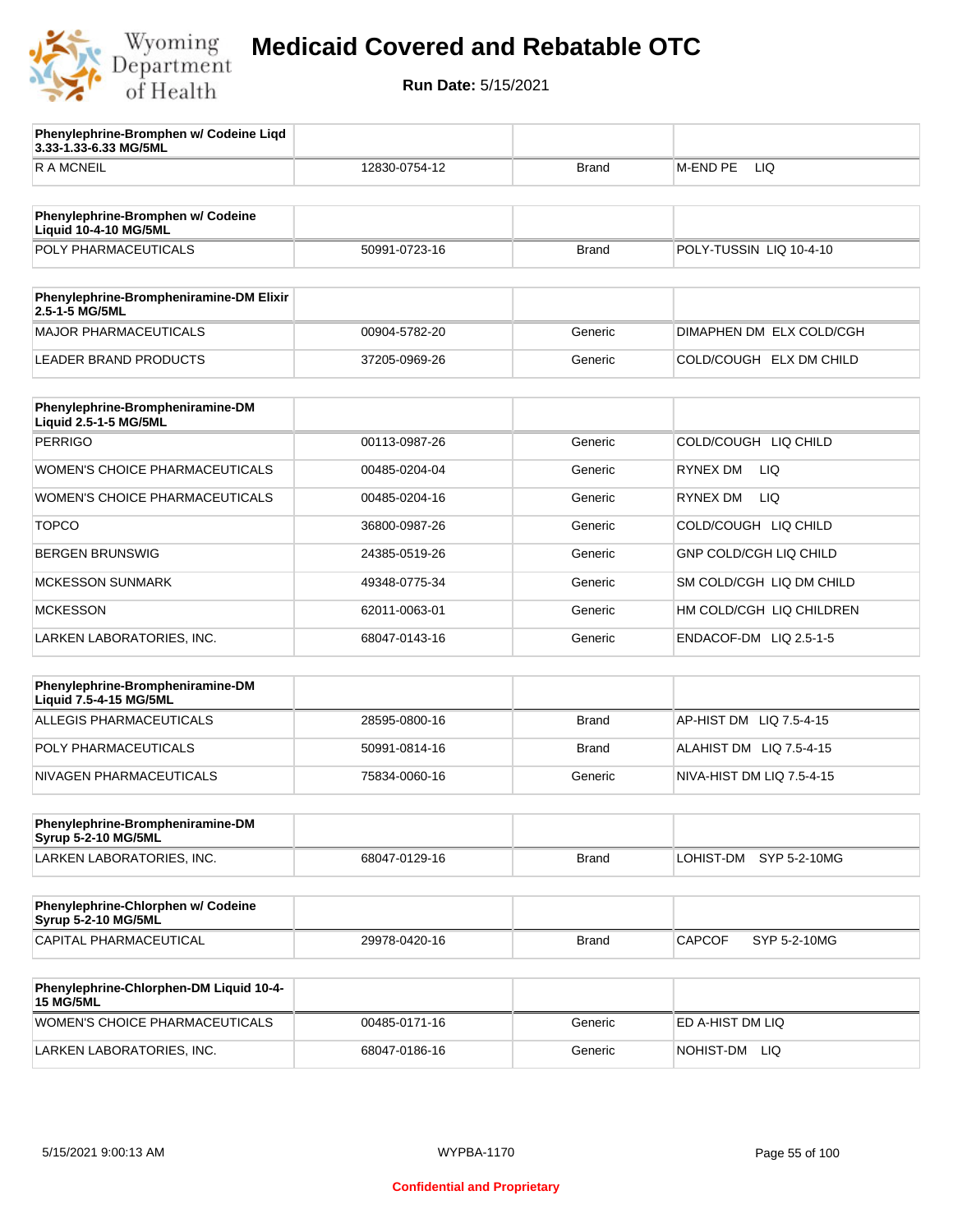# Medicaid Covered and Rebatable OTC

**Run Date:** 5/15/2021

| Phenylephrine-Bromphen w/ Codeine Liqd 3.33-1.33-6.33 MG/5ML | | | |
|---|---|---|---|
| R A MCNEIL | 12830-0754-12 | Brand | M-END PE LIQ |

| Phenylephrine-Bromphen w/ Codeine Liquid 10-4-10 MG/5ML | | | |
|---|---|---|---|
| POLY PHARMACEUTICALS | 50991-0723-16 | Brand | POLY-TUSSIN LIQ 10-4-10 |

| Phenylephrine-Brompheniramine-DM Elixir 2.5-1-5 MG/5ML | | | |
|---|---|---|---|
| MAJOR PHARMACEUTICALS | 00904-5782-20 | Generic | DIMAPHEN DM ELX COLD/CGH |
| LEADER BRAND PRODUCTS | 37205-0969-26 | Generic | COLD/COUGH ELX DM CHILD |

| Phenylephrine-Brompheniramine-DM Liquid 2.5-1-5 MG/5ML | | | |
|---|---|---|---|
| PERRIGO | 00113-0987-26 | Generic | COLD/COUGH LIQ CHILD |
| WOMEN'S CHOICE PHARMACEUTICALS | 00485-0204-04 | Generic | RYNEX DM LIQ |
| WOMEN'S CHOICE PHARMACEUTICALS | 00485-0204-16 | Generic | RYNEX DM LIQ |
| TOPCO | 36800-0987-26 | Generic | COLD/COUGH LIQ CHILD |
| BERGEN BRUNSWIG | 24385-0519-26 | Generic | GNP COLD/CGH LIQ CHILD |
| MCKESSON SUNMARK | 49348-0775-34 | Generic | SM COLD/CGH LIQ DM CHILD |
| MCKESSON | 62011-0063-01 | Generic | HM COLD/CGH LIQ CHILDREN |
| LARKEN LABORATORIES, INC. | 68047-0143-16 | Generic | ENDACOF-DM LIQ 2.5-1-5 |

| Phenylephrine-Brompheniramine-DM Liquid 7.5-4-15 MG/5ML | | | |
|---|---|---|---|
| ALLEGIS PHARMACEUTICALS | 28595-0800-16 | Brand | AP-HIST DM LIQ 7.5-4-15 |
| POLY PHARMACEUTICALS | 50991-0814-16 | Brand | ALAHIST DM LIQ 7.5-4-15 |
| NIVAGEN PHARMACEUTICALS | 75834-0060-16 | Generic | NIVA-HIST DM LIQ 7.5-4-15 |

| Phenylephrine-Brompheniramine-DM Syrup 5-2-10 MG/5ML | | | |
|---|---|---|---|
| LARKEN LABORATORIES, INC. | 68047-0129-16 | Brand | LOHIST-DM SYP 5-2-10MG |

| Phenylephrine-Chlorphen w/ Codeine Syrup 5-2-10 MG/5ML | | | |
|---|---|---|---|
| CAPITAL PHARMACEUTICAL | 29978-0420-16 | Brand | CAPCOF SYP 5-2-10MG |

| Phenylephrine-Chlorphen-DM Liquid 10-4-15 MG/5ML | | | |
|---|---|---|---|
| WOMEN'S CHOICE PHARMACEUTICALS | 00485-0171-16 | Generic | ED A-HIST DM LIQ |
| LARKEN LABORATORIES, INC. | 68047-0186-16 | Generic | NOHIST-DM LIQ |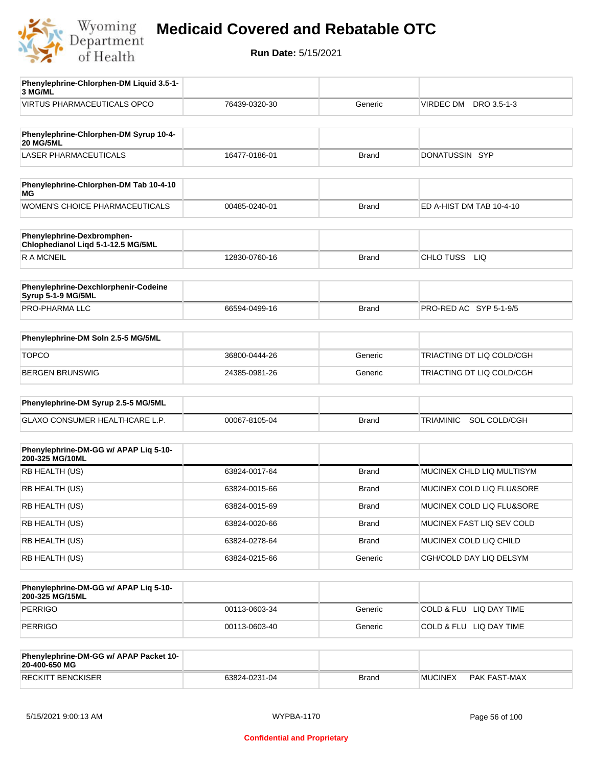# Medicaid Covered and Rebatable OTC

**Run Date:** 5/15/2021

| Phenylephrine-Chlorphen-DM Liquid 3.5-1-3 MG/ML | | | |
|---|---|---|---|
| VIRTUS PHARMACEUTICALS OPCO | 76439-0320-30 | Generic | VIRDEC DM DRO 3.5-1-3 |

| Phenylephrine-Chlorphen-DM Syrup 10-4-20 MG/5ML | | | |
|---|---|---|---|
| LASER PHARMACEUTICALS | 16477-0186-01 | Brand | DONATUSSIN SYP |

| Phenylephrine-Chlorphen-DM Tab 10-4-10 MG | | | |
|---|---|---|---|
| WOMEN'S CHOICE PHARMACEUTICALS | 00485-0240-01 | Brand | ED A-HIST DM TAB 10-4-10 |

| Phenylephrine-Dexbromphen-Chlophedianol Liqd 5-1-12.5 MG/5ML | | | |
|---|---|---|---|
| R A MCNEIL | 12830-0760-16 | Brand | CHLO TUSS LIQ |

| Phenylephrine-Dexchlorphenir-Codeine Syrup 5-1-9 MG/5ML | | | |
|---|---|---|---|
| PRO-PHARMA LLC | 66594-0499-16 | Brand | PRO-RED AC SYP 5-1-9/5 |

| Phenylephrine-DM Soln 2.5-5 MG/5ML | | | |
|---|---|---|---|
| TOPCO | 36800-0444-26 | Generic | TRIACTING DT LIQ COLD/CGH |
| BERGEN BRUNSWIG | 24385-0981-26 | Generic | TRIACTING DT LIQ COLD/CGH |

| Phenylephrine-DM Syrup 2.5-5 MG/5ML | | | |
|---|---|---|---|
| GLAXO CONSUMER HEALTHCARE L.P. | 00067-8105-04 | Brand | TRIAMINIC SOL COLD/CGH |

| Phenylephrine-DM-GG w/ APAP Liq 5-10-200-325 MG/10ML | | | |
|---|---|---|---|
| RB HEALTH (US) | 63824-0017-64 | Brand | MUCINEX CHLD LIQ MULTISYM |
| RB HEALTH (US) | 63824-0015-66 | Brand | MUCINEX COLD LIQ FLU&SORE |
| RB HEALTH (US) | 63824-0015-69 | Brand | MUCINEX COLD LIQ FLU&SORE |
| RB HEALTH (US) | 63824-0020-66 | Brand | MUCINEX FAST LIQ SEV COLD |
| RB HEALTH (US) | 63824-0278-64 | Brand | MUCINEX COLD LIQ CHILD |
| RB HEALTH (US) | 63824-0215-66 | Generic | CGH/COLD DAY LIQ DELSYM |

| Phenylephrine-DM-GG w/ APAP Liq 5-10-200-325 MG/15ML | | | |
|---|---|---|---|
| PERRIGO | 00113-0603-34 | Generic | COLD & FLU LIQ DAY TIME |
| PERRIGO | 00113-0603-40 | Generic | COLD & FLU LIQ DAY TIME |

| Phenylephrine-DM-GG w/ APAP Packet 10-20-400-650 MG | | | |
|---|---|---|---|
| RECKITT BENCKISER | 63824-0231-04 | Brand | MUCINEX PAK FAST-MAX |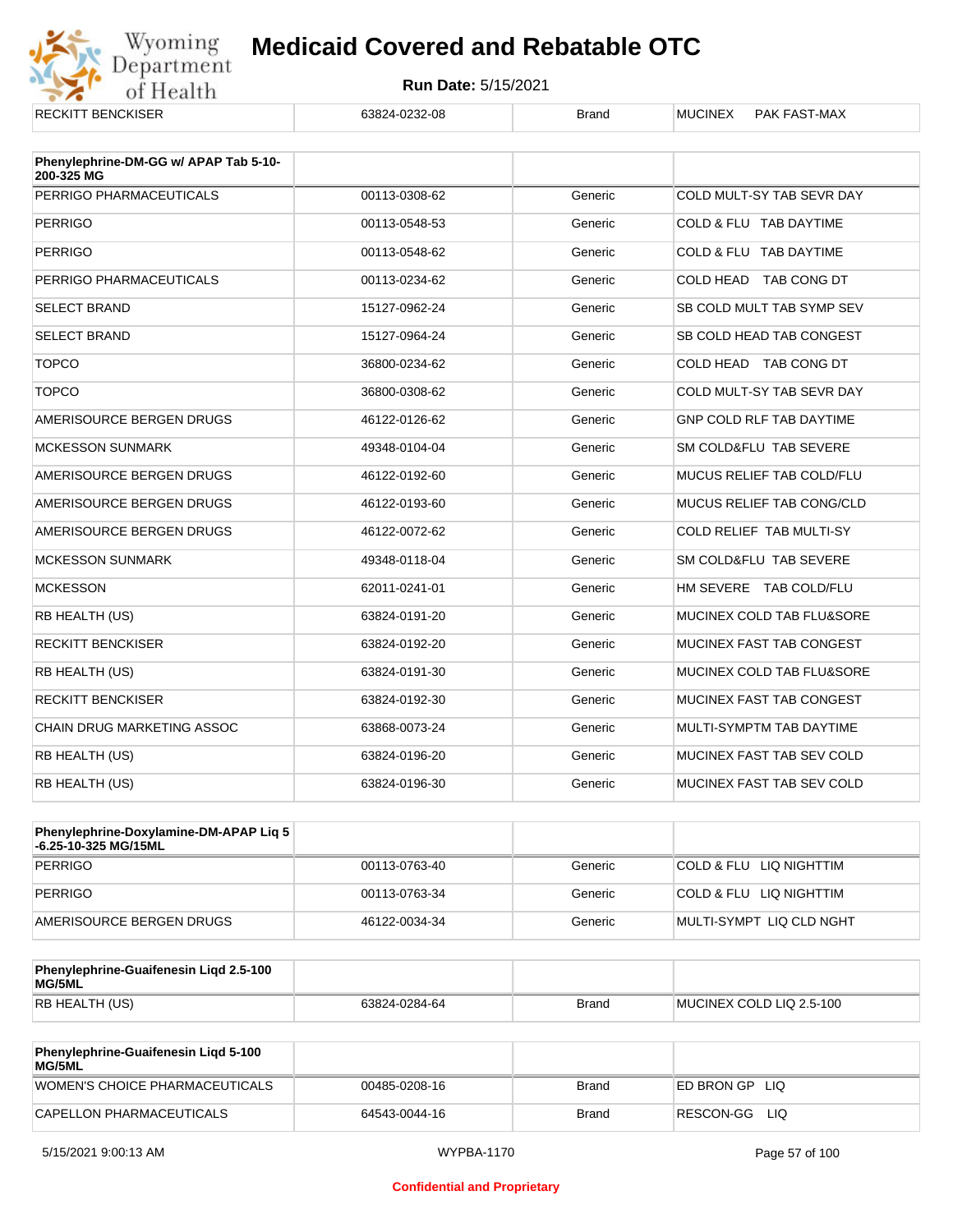| RECKITT BENCKISER | 63824-0232-08 | Brand | MUCINEX PAK FAST-MAX |
|---|---|---|---|

| Phenylephrine-DM-GG w/ APAP Tab 5-10-200-325 MG | | | |
|---|---|---|---|
| PERRIGO PHARMACEUTICALS | 00113-0308-62 | Generic | COLD MULT-SY TAB SEVR DAY |
| PERRIGO | 00113-0548-53 | Generic | COLD & FLU TAB DAYTIME |
| PERRIGO | 00113-0548-62 | Generic | COLD & FLU TAB DAYTIME |
| PERRIGO PHARMACEUTICALS | 00113-0234-62 | Generic | COLD HEAD TAB CONG DT |
| SELECT BRAND | 15127-0962-24 | Generic | SB COLD MULT TAB SYMP SEV |
| SELECT BRAND | 15127-0964-24 | Generic | SB COLD HEAD TAB CONGEST |
| TOPCO | 36800-0234-62 | Generic | COLD HEAD TAB CONG DT |
| TOPCO | 36800-0308-62 | Generic | COLD MULT-SY TAB SEVR DAY |
| AMERISOURCE BERGEN DRUGS | 46122-0126-62 | Generic | GNP COLD RLF TAB DAYTIME |
| MCKESSON SUNMARK | 49348-0104-04 | Generic | SM COLD&FLU TAB SEVERE |
| AMERISOURCE BERGEN DRUGS | 46122-0192-60 | Generic | MUCUS RELIEF TAB COLD/FLU |
| AMERISOURCE BERGEN DRUGS | 46122-0193-60 | Generic | MUCUS RELIEF TAB CONG/CLD |
| AMERISOURCE BERGEN DRUGS | 46122-0072-62 | Generic | COLD RELIEF TAB MULTI-SY |
| MCKESSON SUNMARK | 49348-0118-04 | Generic | SM COLD&FLU TAB SEVERE |
| MCKESSON | 62011-0241-01 | Generic | HM SEVERE TAB COLD/FLU |
| RB HEALTH (US) | 63824-0191-20 | Generic | MUCINEX COLD TAB FLU&SORE |
| RECKITT BENCKISER | 63824-0192-20 | Generic | MUCINEX FAST TAB CONGEST |
| RB HEALTH (US) | 63824-0191-30 | Generic | MUCINEX COLD TAB FLU&SORE |
| RECKITT BENCKISER | 63824-0192-30 | Generic | MUCINEX FAST TAB CONGEST |
| CHAIN DRUG MARKETING ASSOC | 63868-0073-24 | Generic | MULTI-SYMPTM TAB DAYTIME |
| RB HEALTH (US) | 63824-0196-20 | Generic | MUCINEX FAST TAB SEV COLD |
| RB HEALTH (US) | 63824-0196-30 | Generic | MUCINEX FAST TAB SEV COLD |

| Phenylephrine-Doxylamine-DM-APAP Liq 5-6.25-10-325 MG/15ML | | | |
|---|---|---|---|
| PERRIGO | 00113-0763-40 | Generic | COLD & FLU LIQ NIGHTTIM |
| PERRIGO | 00113-0763-34 | Generic | COLD & FLU LIQ NIGHTTIM |
| AMERISOURCE BERGEN DRUGS | 46122-0034-34 | Generic | MULTI-SYMPT LIQ CLD NGHT |

| Phenylephrine-Guaifenesin Liqd 2.5-100 MG/5ML | | | |
|---|---|---|---|
| RB HEALTH (US) | 63824-0284-64 | Brand | MUCINEX COLD LIQ 2.5-100 |

| Phenylephrine-Guaifenesin Liqd 5-100 MG/5ML | | | |
|---|---|---|---|
| WOMEN'S CHOICE PHARMACEUTICALS | 00485-0208-16 | Brand | ED BRON GP LIQ |
| CAPELLON PHARMACEUTICALS | 64543-0044-16 | Brand | RESCON-GG LIQ |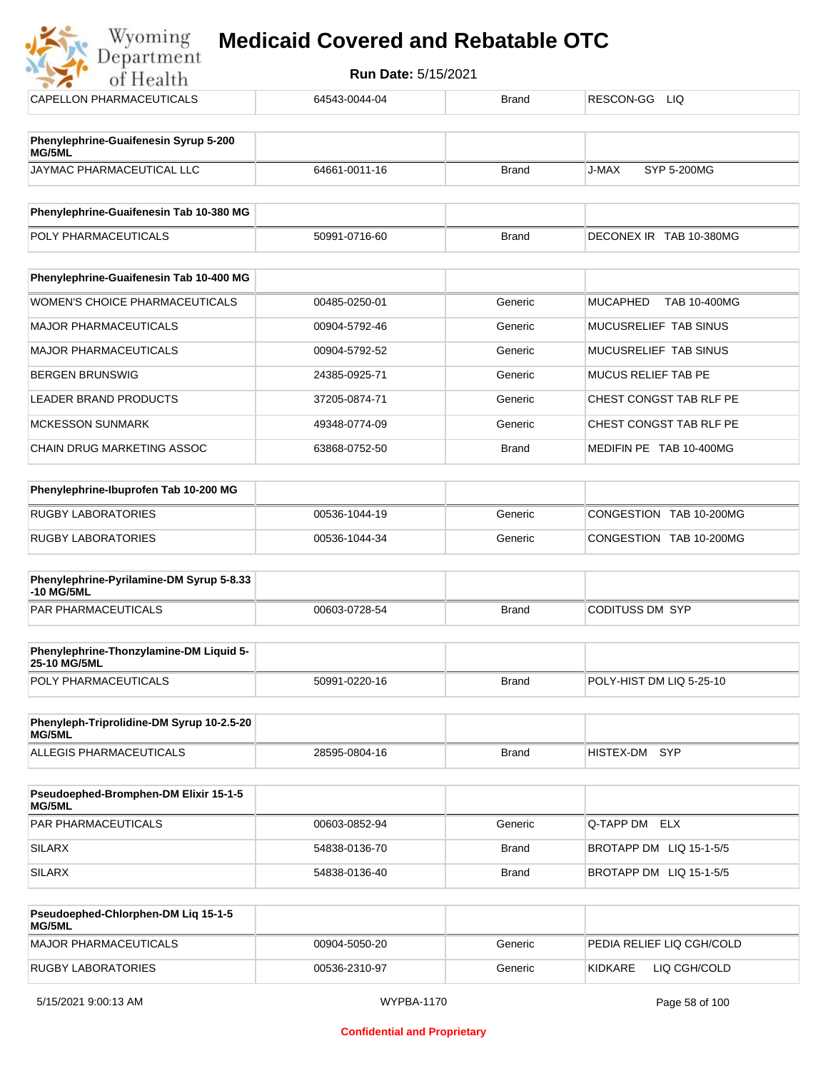# Medicaid Covered and Rebatable OTC

**Run Date:** 5/15/2021

| CAPELLON PHARMACEUTICALS | 64543-0044-04 | Brand | RESCON-GG LIQ |
|---|---|---|---|

| Phenylephrine-Guaifenesin Syrup 5-200 MG/5ML | | | |
|---|---|---|---|
| JAYMAC PHARMACEUTICAL LLC | 64661-0011-16 | Brand | J-MAX SYP 5-200MG |

| Phenylephrine-Guaifenesin Tab 10-380 MG | | | |
|---|---|---|---|
| POLY PHARMACEUTICALS | 50991-0716-60 | Brand | DECONEX IR TAB 10-380MG |

| Phenylephrine-Guaifenesin Tab 10-400 MG | | | |
|---|---|---|---|
| WOMEN'S CHOICE PHARMACEUTICALS | 00485-0250-01 | Generic | MUCAPHED TAB 10-400MG |
| MAJOR PHARMACEUTICALS | 00904-5792-46 | Generic | MUCUSRELIEF TAB SINUS |
| MAJOR PHARMACEUTICALS | 00904-5792-52 | Generic | MUCUSRELIEF TAB SINUS |
| BERGEN BRUNSWIG | 24385-0925-71 | Generic | MUCUS RELIEF TAB PE |
| LEADER BRAND PRODUCTS | 37205-0874-71 | Generic | CHEST CONGST TAB RLF PE |
| MCKESSON SUNMARK | 49348-0774-09 | Generic | CHEST CONGST TAB RLF PE |
| CHAIN DRUG MARKETING ASSOC | 63868-0752-50 | Brand | MEDIFIN PE TAB 10-400MG |

| Phenylephrine-Ibuprofen Tab 10-200 MG | | | |
|---|---|---|---|
| RUGBY LABORATORIES | 00536-1044-19 | Generic | CONGESTION TAB 10-200MG |
| RUGBY LABORATORIES | 00536-1044-34 | Generic | CONGESTION TAB 10-200MG |

| Phenylephrine-Pyrilamine-DM Syrup 5-8.33-10 MG/5ML | | | |
|---|---|---|---|
| PAR PHARMACEUTICALS | 00603-0728-54 | Brand | CODITUSS DM SYP |

| Phenylephrine-Thonzylamine-DM Liquid 5-25-10 MG/5ML | | | |
|---|---|---|---|
| POLY PHARMACEUTICALS | 50991-0220-16 | Brand | POLY-HIST DM LIQ 5-25-10 |

| Phenyleph-Triprolidine-DM Syrup 10-2.5-20 MG/5ML | | | |
|---|---|---|---|
| ALLEGIS PHARMACEUTICALS | 28595-0804-16 | Brand | HISTEX-DM SYP |

| Pseudoephed-Bromphen-DM Elixir 15-1-5 MG/5ML | | | |
|---|---|---|---|
| PAR PHARMACEUTICALS | 00603-0852-94 | Generic | Q-TAPP DM ELX |
| SILARX | 54838-0136-70 | Brand | BROTAPP DM LIQ 15-1-5/5 |
| SILARX | 54838-0136-40 | Brand | BROTAPP DM LIQ 15-1-5/5 |

| Pseudoephed-Chlorphen-DM Liq 15-1-5 MG/5ML | | | |
|---|---|---|---|
| MAJOR PHARMACEUTICALS | 00904-5050-20 | Generic | PEDIA RELIEF LIQ CGH/COLD |
| RUGBY LABORATORIES | 00536-2310-97 | Generic | KIDKARE LIQ CGH/COLD |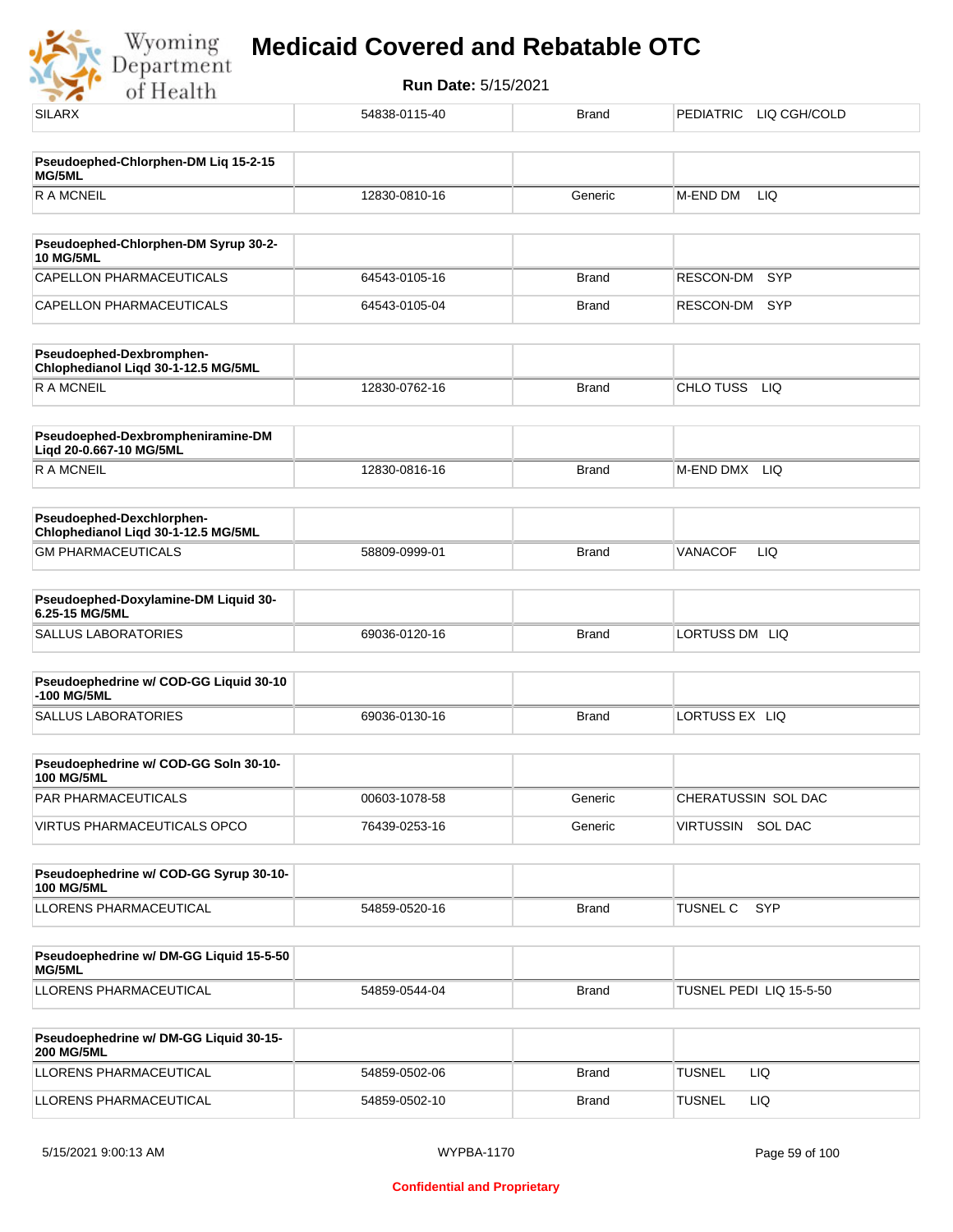| SILARX | 54838-0115-40 | Brand | PEDIATRIC LIQ CGH/COLD |
|---|---|---|---|

| Pseudoephed-Chlorphen-DM Liq 15-2-15 MG/5ML | | | |
|---|---|---|---|
| R A MCNEIL | 12830-0810-16 | Generic | M-END DM LIQ |

| Pseudoephed-Chlorphen-DM Syrup 30-2-10 MG/5ML | | | |
|---|---|---|---|
| CAPELLON PHARMACEUTICALS | 64543-0105-16 | Brand | RESCON-DM SYP |
| CAPELLON PHARMACEUTICALS | 64543-0105-04 | Brand | RESCON-DM SYP |

| Pseudoephed-Dexbromphen-Chlophedianol Liqd 30-1-12.5 MG/5ML | | | |
|---|---|---|---|
| R A MCNEIL | 12830-0762-16 | Brand | CHLO TUSS LIQ |

| Pseudoephed-Dexbrompheniramine-DM Liqd 20-0.667-10 MG/5ML | | | |
|---|---|---|---|
| R A MCNEIL | 12830-0816-16 | Brand | M-END DMX LIQ |

| Pseudoephed-Dexchlorphen-Chlophedianol Liqd 30-1-12.5 MG/5ML | | | |
|---|---|---|---|
| GM PHARMACEUTICALS | 58809-0999-01 | Brand | VANACOF LIQ |

| Pseudoephed-Doxylamine-DM Liquid 30-6.25-15 MG/5ML | | | |
|---|---|---|---|
| SALLUS LABORATORIES | 69036-0120-16 | Brand | LORTUSS DM LIQ |

| Pseudoephedrine w/ COD-GG Liquid 30-10-100 MG/5ML | | | |
|---|---|---|---|
| SALLUS LABORATORIES | 69036-0130-16 | Brand | LORTUSS EX LIQ |

| Pseudoephedrine w/ COD-GG Soln 30-10-100 MG/5ML | | | |
|---|---|---|---|
| PAR PHARMACEUTICALS | 00603-1078-58 | Generic | CHERATUSSIN SOL DAC |
| VIRTUS PHARMACEUTICALS OPCO | 76439-0253-16 | Generic | VIRTUSSIN SOL DAC |

| Pseudoephedrine w/ COD-GG Syrup 30-10-100 MG/5ML | | | |
|---|---|---|---|
| LLORENS PHARMACEUTICAL | 54859-0520-16 | Brand | TUSNEL C SYP |

| Pseudoephedrine w/ DM-GG Liquid 15-5-50 MG/5ML | | | |
|---|---|---|---|
| LLORENS PHARMACEUTICAL | 54859-0544-04 | Brand | TUSNEL PEDI LIQ 15-5-50 |

| Pseudoephedrine w/ DM-GG Liquid 30-15-200 MG/5ML | | | |
|---|---|---|---|
| LLORENS PHARMACEUTICAL | 54859-0502-06 | Brand | TUSNEL LIQ |
| LLORENS PHARMACEUTICAL | 54859-0502-10 | Brand | TUSNEL LIQ |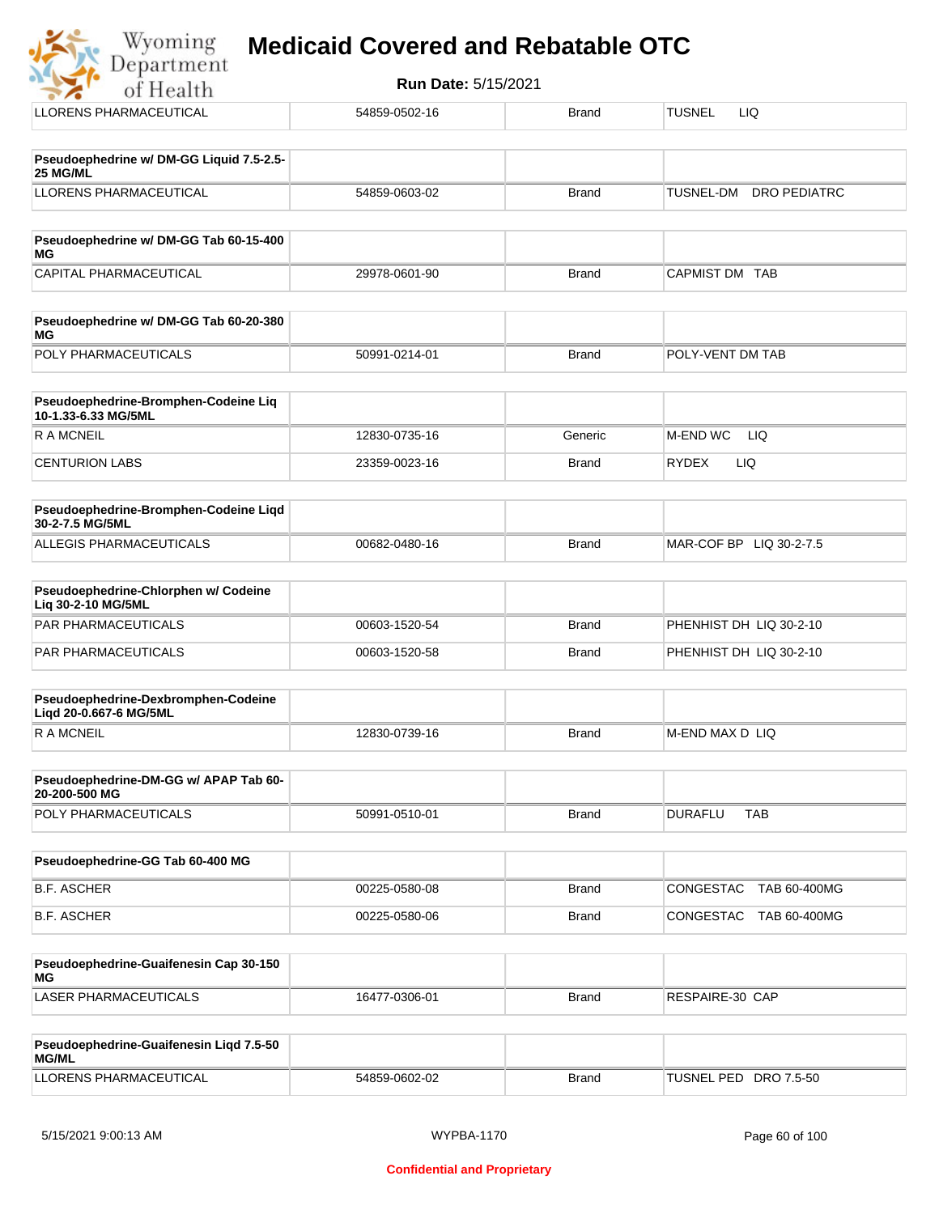| | | | |
|---|---|---|---|
| LLORENS PHARMACEUTICAL | 54859-0502-16 | Brand | TUSNEL LIQ |

| **Pseudoephedrine w/ DM-GG Liquid 7.5-2.5-25 MG/ML** | | | |
|---|---|---|---|
| LLORENS PHARMACEUTICAL | 54859-0603-02 | Brand | TUSNEL-DM DRO PEDIATRC |

| **Pseudoephedrine w/ DM-GG Tab 60-15-400 MG** | | | |
|---|---|---|---|
| CAPITAL PHARMACEUTICAL | 29978-0601-90 | Brand | CAPMIST DM TAB |

| **Pseudoephedrine w/ DM-GG Tab 60-20-380 MG** | | | |
|---|---|---|---|
| POLY PHARMACEUTICALS | 50991-0214-01 | Brand | POLY-VENT DM TAB |

| **Pseudoephedrine-Bromphen-Codeine Liq 10-1.33-6.33 MG/5ML** | | | |
|---|---|---|---|
| R A MCNEIL | 12830-0735-16 | Generic | M-END WC LIQ |
| CENTURION LABS | 23359-0023-16 | Brand | RYDEX LIQ |

| **Pseudoephedrine-Bromphen-Codeine Liqd 30-2-7.5 MG/5ML** | | | |
|---|---|---|---|
| ALLEGIS PHARMACEUTICALS | 00682-0480-16 | Brand | MAR-COF BP LIQ 30-2-7.5 |

| **Pseudoephedrine-Chlorphen w/ Codeine Liq 30-2-10 MG/5ML** | | | |
|---|---|---|---|
| PAR PHARMACEUTICALS | 00603-1520-54 | Brand | PHENHIST DH LIQ 30-2-10 |
| PAR PHARMACEUTICALS | 00603-1520-58 | Brand | PHENHIST DH LIQ 30-2-10 |

| **Pseudoephedrine-Dexbromphen-Codeine Liqd 20-0.667-6 MG/5ML** | | | |
|---|---|---|---|
| R A MCNEIL | 12830-0739-16 | Brand | M-END MAX D LIQ |

| **Pseudoephedrine-DM-GG w/ APAP Tab 60-20-200-500 MG** | | | |
|---|---|---|---|
| POLY PHARMACEUTICALS | 50991-0510-01 | Brand | DURAFLU TAB |

| **Pseudoephedrine-GG Tab 60-400 MG** | | | |
|---|---|---|---|
| B.F. ASCHER | 00225-0580-08 | Brand | CONGESTAC TAB 60-400MG |
| B.F. ASCHER | 00225-0580-06 | Brand | CONGESTAC TAB 60-400MG |

| **Pseudoephedrine-Guaifenesin Cap 30-150 MG** | | | |
|---|---|---|---|
| LASER PHARMACEUTICALS | 16477-0306-01 | Brand | RESPAIRE-30 CAP |

| **Pseudoephedrine-Guaifenesin Liqd 7.5-50 MG/ML** | | | |
|---|---|---|---|
| LLORENS PHARMACEUTICAL | 54859-0602-02 | Brand | TUSNEL PED DRO 7.5-50 |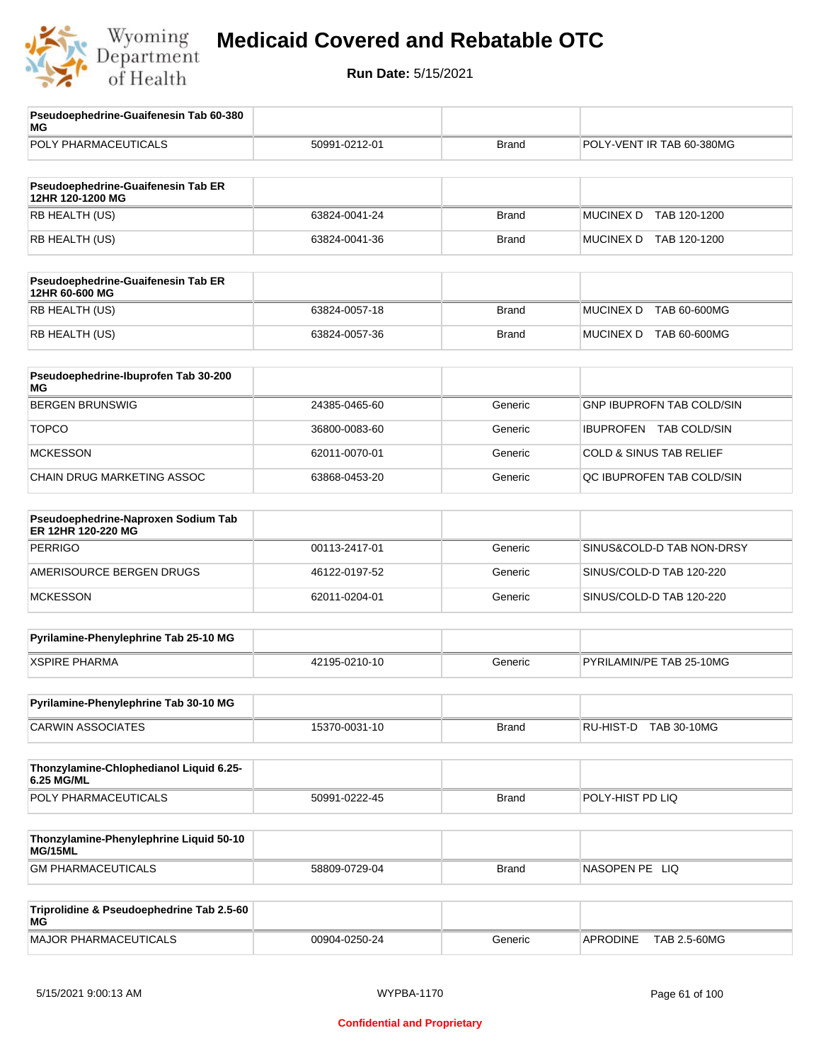| Pseudoephedrine-Guaifenesin Tab 60-380 MG | | | |
|---|---|---|---|
| POLY PHARMACEUTICALS | 50991-0212-01 | Brand | POLY-VENT IR TAB 60-380MG |

| Pseudoephedrine-Guaifenesin Tab ER 12HR 120-1200 MG | | | |
|---|---|---|---|
| RB HEALTH (US) | 63824-0041-24 | Brand | MUCINEX D TAB 120-1200 |
| RB HEALTH (US) | 63824-0041-36 | Brand | MUCINEX D TAB 120-1200 |

| Pseudoephedrine-Guaifenesin Tab ER 12HR 60-600 MG | | | |
|---|---|---|---|
| RB HEALTH (US) | 63824-0057-18 | Brand | MUCINEX D TAB 60-600MG |
| RB HEALTH (US) | 63824-0057-36 | Brand | MUCINEX D TAB 60-600MG |

| Pseudoephedrine-Ibuprofen Tab 30-200 MG | | | |
|---|---|---|---|
| BERGEN BRUNSWIG | 24385-0465-60 | Generic | GNP IBUPROFN TAB COLD/SIN |
| TOPCO | 36800-0083-60 | Generic | IBUPROFEN TAB COLD/SIN |
| MCKESSON | 62011-0070-01 | Generic | COLD & SINUS TAB RELIEF |
| CHAIN DRUG MARKETING ASSOC | 63868-0453-20 | Generic | QC IBUPROFEN TAB COLD/SIN |

| Pseudoephedrine-Naproxen Sodium Tab ER 12HR 120-220 MG | | | |
|---|---|---|---|
| PERRIGO | 00113-2417-01 | Generic | SINUS&COLD-D TAB NON-DRSY |
| AMERISOURCE BERGEN DRUGS | 46122-0197-52 | Generic | SINUS/COLD-D TAB 120-220 |
| MCKESSON | 62011-0204-01 | Generic | SINUS/COLD-D TAB 120-220 |

| Pyrilamine-Phenylephrine Tab 25-10 MG | | | |
|---|---|---|---|
| XSPIRE PHARMA | 42195-0210-10 | Generic | PYRILAMIN/PE TAB 25-10MG |

| Pyrilamine-Phenylephrine Tab 30-10 MG | | | |
|---|---|---|---|
| CARWIN ASSOCIATES | 15370-0031-10 | Brand | RU-HIST-D TAB 30-10MG |

| Thonzylamine-Chlophedianol Liquid 6.25-6.25 MG/ML | | | |
|---|---|---|---|
| POLY PHARMACEUTICALS | 50991-0222-45 | Brand | POLY-HIST PD LIQ |

| Thonzylamine-Phenylephrine Liquid 50-10 MG/15ML | | | |
|---|---|---|---|
| GM PHARMACEUTICALS | 58809-0729-04 | Brand | NASOPEN PE LIQ |

| Triprolidine & Pseudoephedrine Tab 2.5-60 MG | | | |
|---|---|---|---|
| MAJOR PHARMACEUTICALS | 00904-0250-24 | Generic | APRODINE TAB 2.5-60MG |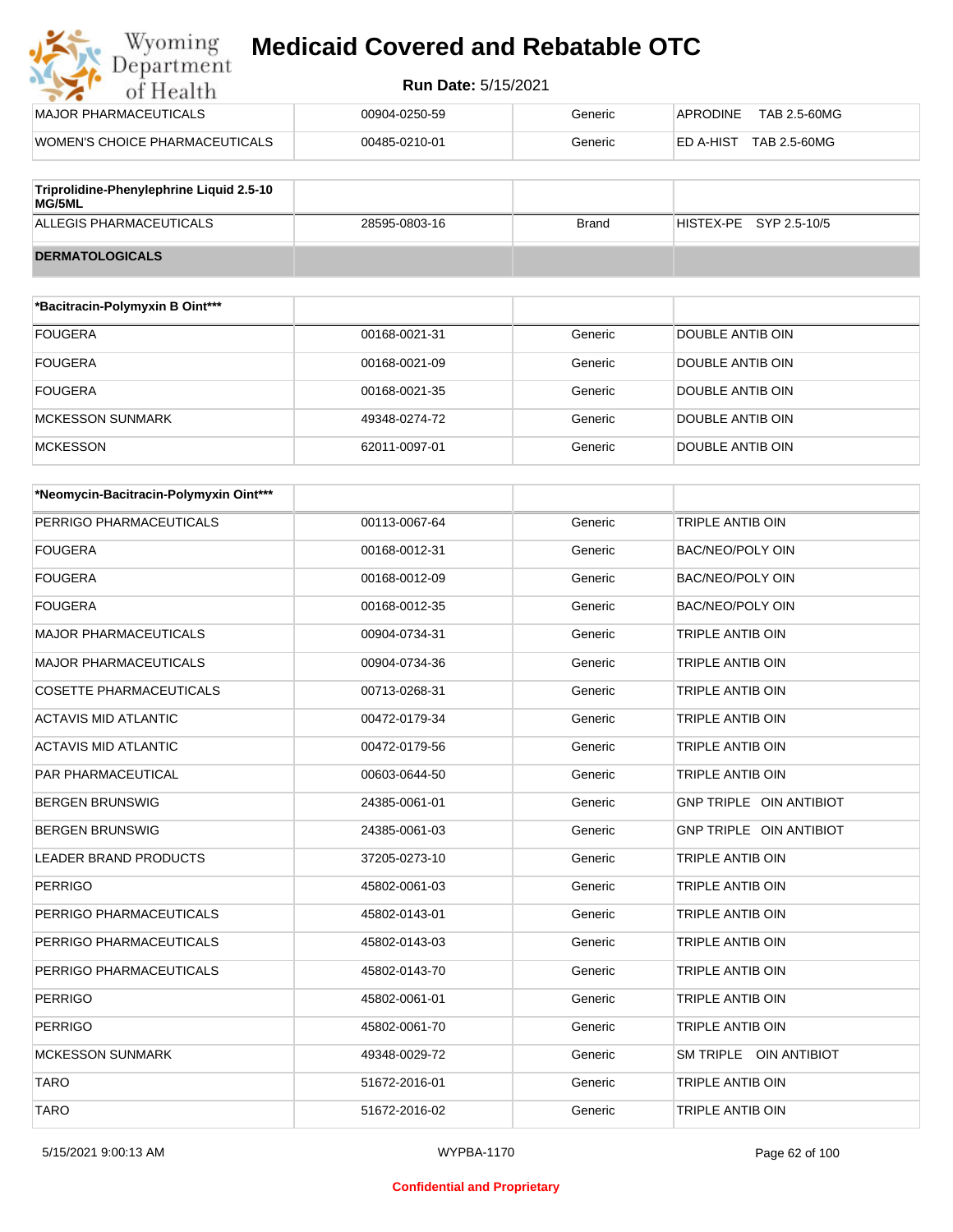| | | | |
|---|---|---|---|
| MAJOR PHARMACEUTICALS | 00904-0250-59 | Generic | APRODINE TAB 2.5-60MG |
| WOMEN'S CHOICE PHARMACEUTICALS | 00485-0210-01 | Generic | ED A-HIST TAB 2.5-60MG |

| Triprolidine-Phenylephrine Liquid 2.5-10 MG/5ML | | | |
|---|---|---|---|
| ALLEGIS PHARMACEUTICALS | 28595-0803-16 | Brand | HISTEX-PE SYP 2.5-10/5 |

**DERMATOLOGICALS**

| *Bacitracin-Polymyxin B Oint*** | | | |
|---|---|---|---|
| FOUGERA | 00168-0021-31 | Generic | DOUBLE ANTIB OIN |
| FOUGERA | 00168-0021-09 | Generic | DOUBLE ANTIB OIN |
| FOUGERA | 00168-0021-35 | Generic | DOUBLE ANTIB OIN |
| MCKESSON SUNMARK | 49348-0274-72 | Generic | DOUBLE ANTIB OIN |
| MCKESSON | 62011-0097-01 | Generic | DOUBLE ANTIB OIN |

| *Neomycin-Bacitracin-Polymyxin Oint*** | | | |
|---|---|---|---|
| PERRIGO PHARMACEUTICALS | 00113-0067-64 | Generic | TRIPLE ANTIB OIN |
| FOUGERA | 00168-0012-31 | Generic | BAC/NEO/POLY OIN |
| FOUGERA | 00168-0012-09 | Generic | BAC/NEO/POLY OIN |
| FOUGERA | 00168-0012-35 | Generic | BAC/NEO/POLY OIN |
| MAJOR PHARMACEUTICALS | 00904-0734-31 | Generic | TRIPLE ANTIB OIN |
| MAJOR PHARMACEUTICALS | 00904-0734-36 | Generic | TRIPLE ANTIB OIN |
| COSETTE PHARMACEUTICALS | 00713-0268-31 | Generic | TRIPLE ANTIB OIN |
| ACTAVIS MID ATLANTIC | 00472-0179-34 | Generic | TRIPLE ANTIB OIN |
| ACTAVIS MID ATLANTIC | 00472-0179-56 | Generic | TRIPLE ANTIB OIN |
| PAR PHARMACEUTICAL | 00603-0644-50 | Generic | TRIPLE ANTIB OIN |
| BERGEN BRUNSWIG | 24385-0061-01 | Generic | GNP TRIPLE OIN ANTIBIOT |
| BERGEN BRUNSWIG | 24385-0061-03 | Generic | GNP TRIPLE OIN ANTIBIOT |
| LEADER BRAND PRODUCTS | 37205-0273-10 | Generic | TRIPLE ANTIB OIN |
| PERRIGO | 45802-0061-03 | Generic | TRIPLE ANTIB OIN |
| PERRIGO PHARMACEUTICALS | 45802-0143-01 | Generic | TRIPLE ANTIB OIN |
| PERRIGO PHARMACEUTICALS | 45802-0143-03 | Generic | TRIPLE ANTIB OIN |
| PERRIGO PHARMACEUTICALS | 45802-0143-70 | Generic | TRIPLE ANTIB OIN |
| PERRIGO | 45802-0061-01 | Generic | TRIPLE ANTIB OIN |
| PERRIGO | 45802-0061-70 | Generic | TRIPLE ANTIB OIN |
| MCKESSON SUNMARK | 49348-0029-72 | Generic | SM TRIPLE OIN ANTIBIOT |
| TARO | 51672-2016-01 | Generic | TRIPLE ANTIB OIN |
| TARO | 51672-2016-02 | Generic | TRIPLE ANTIB OIN |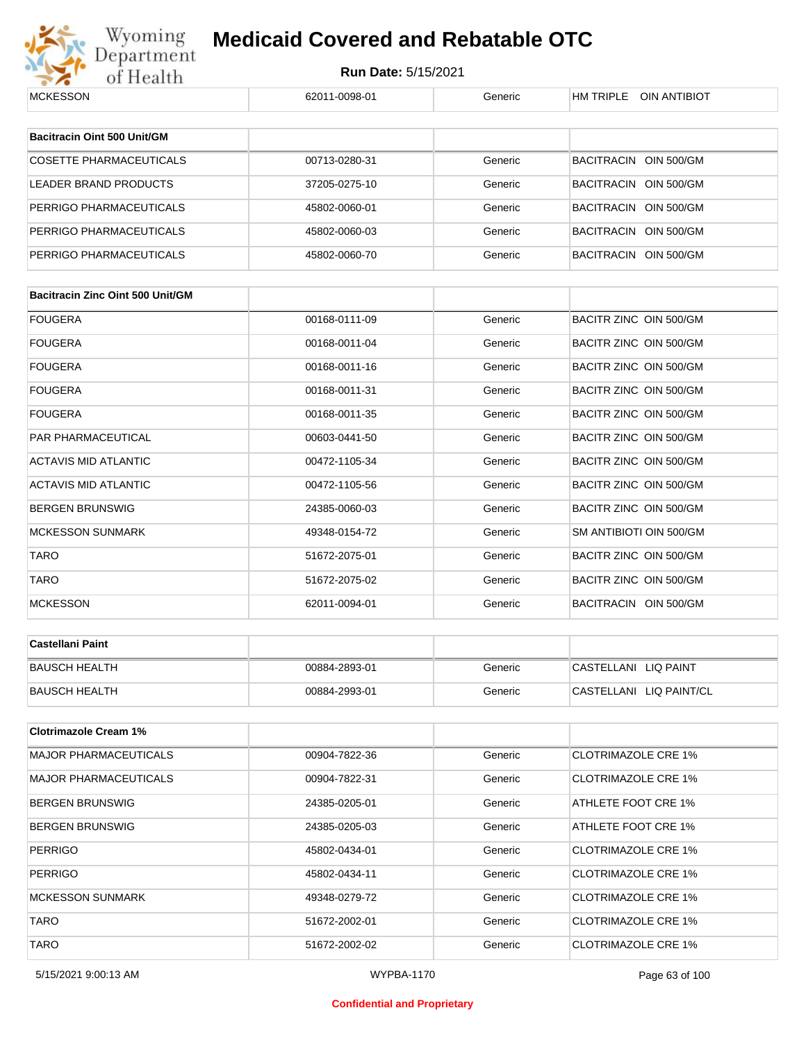| MCKESSON | 62011-0098-01 | Generic | HM TRIPLE OIN ANTIBIOT |
|---|---|---|---|

| Bacitracin Oint 500 Unit/GM | | | |
|---|---|---|---|
| COSETTE PHARMACEUTICALS | 00713-0280-31 | Generic | BACITRACIN OIN 500/GM |
| LEADER BRAND PRODUCTS | 37205-0275-10 | Generic | BACITRACIN OIN 500/GM |
| PERRIGO PHARMACEUTICALS | 45802-0060-01 | Generic | BACITRACIN OIN 500/GM |
| PERRIGO PHARMACEUTICALS | 45802-0060-03 | Generic | BACITRACIN OIN 500/GM |
| PERRIGO PHARMACEUTICALS | 45802-0060-70 | Generic | BACITRACIN OIN 500/GM |

| Bacitracin Zinc Oint 500 Unit/GM | | | |
|---|---|---|---|
| FOUGERA | 00168-0111-09 | Generic | BACITR ZINC OIN 500/GM |
| FOUGERA | 00168-0011-04 | Generic | BACITR ZINC OIN 500/GM |
| FOUGERA | 00168-0011-16 | Generic | BACITR ZINC OIN 500/GM |
| FOUGERA | 00168-0011-31 | Generic | BACITR ZINC OIN 500/GM |
| FOUGERA | 00168-0011-35 | Generic | BACITR ZINC OIN 500/GM |
| PAR PHARMACEUTICAL | 00603-0441-50 | Generic | BACITR ZINC OIN 500/GM |
| ACTAVIS MID ATLANTIC | 00472-1105-34 | Generic | BACITR ZINC OIN 500/GM |
| ACTAVIS MID ATLANTIC | 00472-1105-56 | Generic | BACITR ZINC OIN 500/GM |
| BERGEN BRUNSWIG | 24385-0060-03 | Generic | BACITR ZINC OIN 500/GM |
| MCKESSON SUNMARK | 49348-0154-72 | Generic | SM ANTIBIOTI OIN 500/GM |
| TARO | 51672-2075-01 | Generic | BACITR ZINC OIN 500/GM |
| TARO | 51672-2075-02 | Generic | BACITR ZINC OIN 500/GM |
| MCKESSON | 62011-0094-01 | Generic | BACITRACIN OIN 500/GM |

| Castellani Paint | | | |
|---|---|---|---|
| BAUSCH HEALTH | 00884-2893-01 | Generic | CASTELLANI LIQ PAINT |
| BAUSCH HEALTH | 00884-2993-01 | Generic | CASTELLANI LIQ PAINT/CL |

| Clotrimazole Cream 1% | | | |
|---|---|---|---|
| MAJOR PHARMACEUTICALS | 00904-7822-36 | Generic | CLOTRIMAZOLE CRE 1% |
| MAJOR PHARMACEUTICALS | 00904-7822-31 | Generic | CLOTRIMAZOLE CRE 1% |
| BERGEN BRUNSWIG | 24385-0205-01 | Generic | ATHLETE FOOT CRE 1% |
| BERGEN BRUNSWIG | 24385-0205-03 | Generic | ATHLETE FOOT CRE 1% |
| PERRIGO | 45802-0434-01 | Generic | CLOTRIMAZOLE CRE 1% |
| PERRIGO | 45802-0434-11 | Generic | CLOTRIMAZOLE CRE 1% |
| MCKESSON SUNMARK | 49348-0279-72 | Generic | CLOTRIMAZOLE CRE 1% |
| TARO | 51672-2002-01 | Generic | CLOTRIMAZOLE CRE 1% |
| TARO | 51672-2002-02 | Generic | CLOTRIMAZOLE CRE 1% |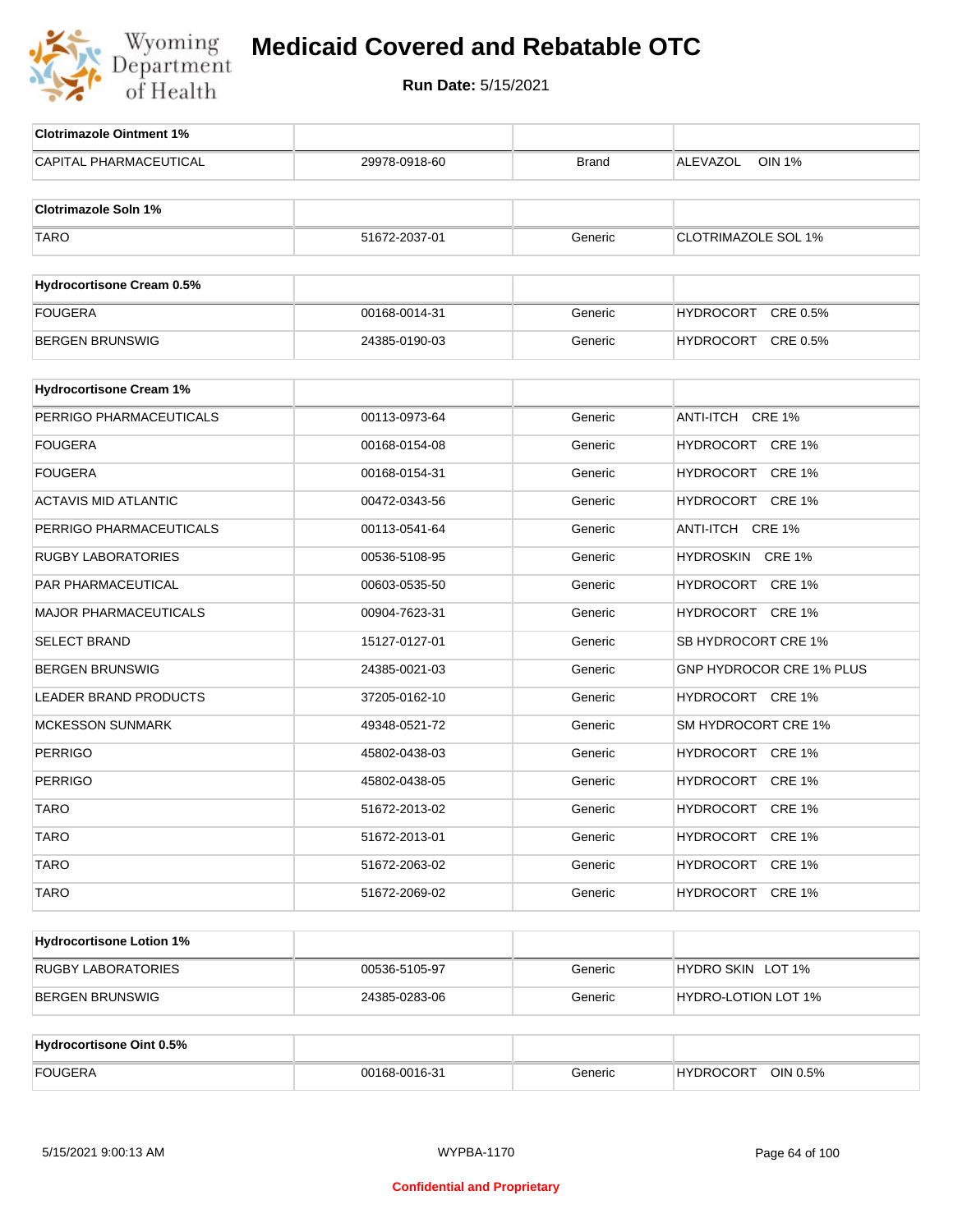# Medicaid Covered and Rebatable OTC

**Run Date:** 5/15/2021

| Clotrimazole Ointment 1% | | | |
|---|---|---|---|
| CAPITAL PHARMACEUTICAL | 29978-0918-60 | Brand | ALEVAZOL OIN 1% |

| Clotrimazole Soln 1% | | | |
|---|---|---|---|
| TARO | 51672-2037-01 | Generic | CLOTRIMAZOLE SOL 1% |

| Hydrocortisone Cream 0.5% | | | |
|---|---|---|---|
| FOUGERA | 00168-0014-31 | Generic | HYDROCORT CRE 0.5% |
| BERGEN BRUNSWIG | 24385-0190-03 | Generic | HYDROCORT CRE 0.5% |

| Hydrocortisone Cream 1% | | | |
|---|---|---|---|
| PERRIGO PHARMACEUTICALS | 00113-0973-64 | Generic | ANTI-ITCH CRE 1% |
| FOUGERA | 00168-0154-08 | Generic | HYDROCORT CRE 1% |
| FOUGERA | 00168-0154-31 | Generic | HYDROCORT CRE 1% |
| ACTAVIS MID ATLANTIC | 00472-0343-56 | Generic | HYDROCORT CRE 1% |
| PERRIGO PHARMACEUTICALS | 00113-0541-64 | Generic | ANTI-ITCH CRE 1% |
| RUGBY LABORATORIES | 00536-5108-95 | Generic | HYDROSKIN CRE 1% |
| PAR PHARMACEUTICAL | 00603-0535-50 | Generic | HYDROCORT CRE 1% |
| MAJOR PHARMACEUTICALS | 00904-7623-31 | Generic | HYDROCORT CRE 1% |
| SELECT BRAND | 15127-0127-01 | Generic | SB HYDROCORT CRE 1% |
| BERGEN BRUNSWIG | 24385-0021-03 | Generic | GNP HYDROCOR CRE 1% PLUS |
| LEADER BRAND PRODUCTS | 37205-0162-10 | Generic | HYDROCORT CRE 1% |
| MCKESSON SUNMARK | 49348-0521-72 | Generic | SM HYDROCORT CRE 1% |
| PERRIGO | 45802-0438-03 | Generic | HYDROCORT CRE 1% |
| PERRIGO | 45802-0438-05 | Generic | HYDROCORT CRE 1% |
| TARO | 51672-2013-02 | Generic | HYDROCORT CRE 1% |
| TARO | 51672-2013-01 | Generic | HYDROCORT CRE 1% |
| TARO | 51672-2063-02 | Generic | HYDROCORT CRE 1% |
| TARO | 51672-2069-02 | Generic | HYDROCORT CRE 1% |

| Hydrocortisone Lotion 1% | | | |
|---|---|---|---|
| RUGBY LABORATORIES | 00536-5105-97 | Generic | HYDRO SKIN LOT 1% |
| BERGEN BRUNSWIG | 24385-0283-06 | Generic | HYDRO-LOTION LOT 1% |

| Hydrocortisone Oint 0.5% | | | |
|---|---|---|---|
| FOUGERA | 00168-0016-31 | Generic | HYDROCORT OIN 0.5% |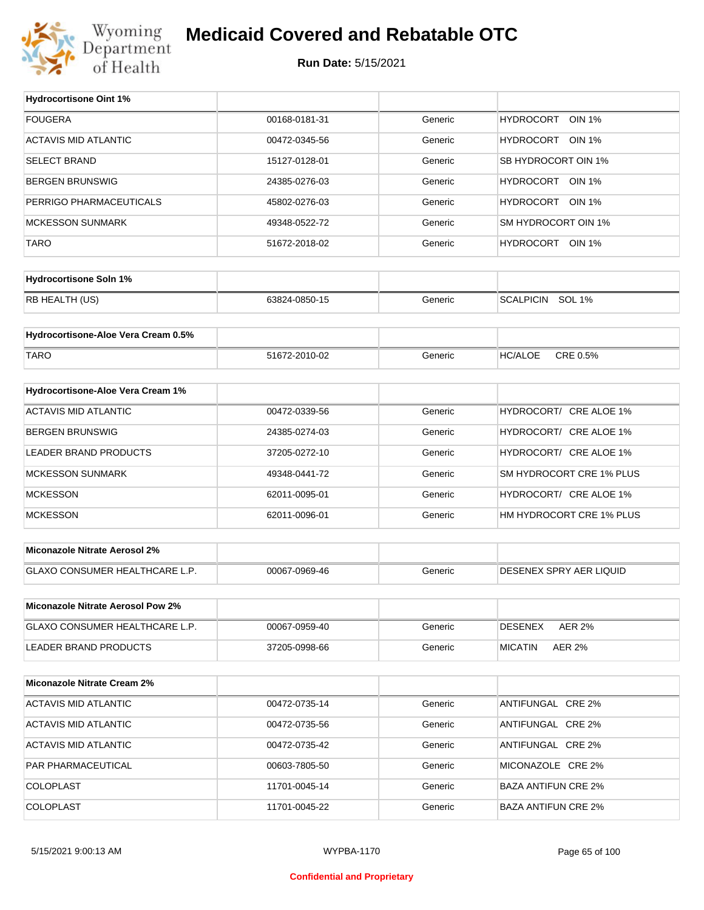# Medicaid Covered and Rebatable OTC

**Run Date:** 5/15/2021

| Hydrocortisone Oint 1% | | | |
|---|---|---|---|
| FOUGERA | 00168-0181-31 | Generic | HYDROCORT OIN 1% |
| ACTAVIS MID ATLANTIC | 00472-0345-56 | Generic | HYDROCORT OIN 1% |
| SELECT BRAND | 15127-0128-01 | Generic | SB HYDROCORT OIN 1% |
| BERGEN BRUNSWIG | 24385-0276-03 | Generic | HYDROCORT OIN 1% |
| PERRIGO PHARMACEUTICALS | 45802-0276-03 | Generic | HYDROCORT OIN 1% |
| MCKESSON SUNMARK | 49348-0522-72 | Generic | SM HYDROCORT OIN 1% |
| TARO | 51672-2018-02 | Generic | HYDROCORT OIN 1% |

| Hydrocortisone Soln 1% | | | |
|---|---|---|---|
| RB HEALTH (US) | 63824-0850-15 | Generic | SCALPICIN SOL 1% |

| Hydrocortisone-Aloe Vera Cream 0.5% | | | |
|---|---|---|---|
| TARO | 51672-2010-02 | Generic | HC/ALOE CRE 0.5% |

| Hydrocortisone-Aloe Vera Cream 1% | | | |
|---|---|---|---|
| ACTAVIS MID ATLANTIC | 00472-0339-56 | Generic | HYDROCORT/ CRE ALOE 1% |
| BERGEN BRUNSWIG | 24385-0274-03 | Generic | HYDROCORT/ CRE ALOE 1% |
| LEADER BRAND PRODUCTS | 37205-0272-10 | Generic | HYDROCORT/ CRE ALOE 1% |
| MCKESSON SUNMARK | 49348-0441-72 | Generic | SM HYDROCORT CRE 1% PLUS |
| MCKESSON | 62011-0095-01 | Generic | HYDROCORT/ CRE ALOE 1% |
| MCKESSON | 62011-0096-01 | Generic | HM HYDROCORT CRE 1% PLUS |

| Miconazole Nitrate Aerosol 2% | | | |
|---|---|---|---|
| GLAXO CONSUMER HEALTHCARE L.P. | 00067-0969-46 | Generic | DESENEX SPRY AER LIQUID |

| Miconazole Nitrate Aerosol Pow 2% | | | |
|---|---|---|---|
| GLAXO CONSUMER HEALTHCARE L.P. | 00067-0959-40 | Generic | DESENEX AER 2% |
| LEADER BRAND PRODUCTS | 37205-0998-66 | Generic | MICATIN AER 2% |

| Miconazole Nitrate Cream 2% | | | |
|---|---|---|---|
| ACTAVIS MID ATLANTIC | 00472-0735-14 | Generic | ANTIFUNGAL CRE 2% |
| ACTAVIS MID ATLANTIC | 00472-0735-56 | Generic | ANTIFUNGAL CRE 2% |
| ACTAVIS MID ATLANTIC | 00472-0735-42 | Generic | ANTIFUNGAL CRE 2% |
| PAR PHARMACEUTICAL | 00603-7805-50 | Generic | MICONAZOLE CRE 2% |
| COLOPLAST | 11701-0045-14 | Generic | BAZA ANTIFUN CRE 2% |
| COLOPLAST | 11701-0045-22 | Generic | BAZA ANTIFUN CRE 2% |

5/15/2021 9:00:13 AM WYPBA-1170

Confidential and Proprietary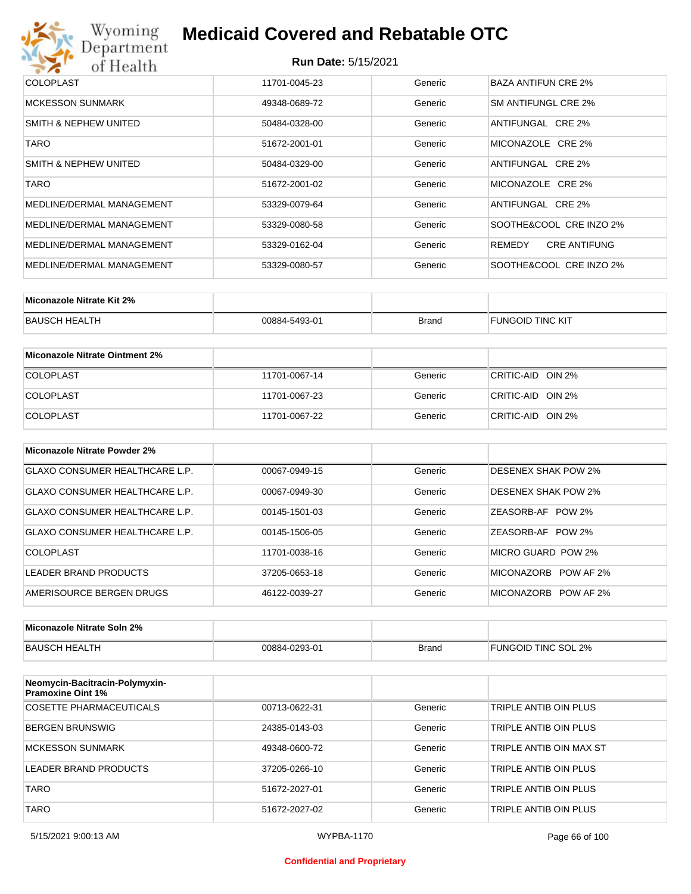| | | | |
|---|---|---|---|
| COLOPLAST | 11701-0045-23 | Generic | BAZA ANTIFUN CRE 2% |
| MCKESSON SUNMARK | 49348-0689-72 | Generic | SM ANTIFUNGL CRE 2% |
| SMITH & NEPHEW UNITED | 50484-0328-00 | Generic | ANTIFUNGAL CRE 2% |
| TARO | 51672-2001-01 | Generic | MICONAZOLE CRE 2% |
| SMITH & NEPHEW UNITED | 50484-0329-00 | Generic | ANTIFUNGAL CRE 2% |
| TARO | 51672-2001-02 | Generic | MICONAZOLE CRE 2% |
| MEDLINE/DERMAL MANAGEMENT | 53329-0079-64 | Generic | ANTIFUNGAL CRE 2% |
| MEDLINE/DERMAL MANAGEMENT | 53329-0080-58 | Generic | SOOTHE&COOL CRE INZO 2% |
| MEDLINE/DERMAL MANAGEMENT | 53329-0162-04 | Generic | REMEDY CRE ANTIFUNG |
| MEDLINE/DERMAL MANAGEMENT | 53329-0080-57 | Generic | SOOTHE&COOL CRE INZO 2% |

| Miconazole Nitrate Kit 2% | | | |
|---|---|---|---|
| BAUSCH HEALTH | 00884-5493-01 | Brand | FUNGOID TINC KIT |

| Miconazole Nitrate Ointment 2% | | | |
|---|---|---|---|
| COLOPLAST | 11701-0067-14 | Generic | CRITIC-AID OIN 2% |
| COLOPLAST | 11701-0067-23 | Generic | CRITIC-AID OIN 2% |
| COLOPLAST | 11701-0067-22 | Generic | CRITIC-AID OIN 2% |

| Miconazole Nitrate Powder 2% | | | |
|---|---|---|---|
| GLAXO CONSUMER HEALTHCARE L.P. | 00067-0949-15 | Generic | DESENEX SHAK POW 2% |
| GLAXO CONSUMER HEALTHCARE L.P. | 00067-0949-30 | Generic | DESENEX SHAK POW 2% |
| GLAXO CONSUMER HEALTHCARE L.P. | 00145-1501-03 | Generic | ZEASORB-AF POW 2% |
| GLAXO CONSUMER HEALTHCARE L.P. | 00145-1506-05 | Generic | ZEASORB-AF POW 2% |
| COLOPLAST | 11701-0038-16 | Generic | MICRO GUARD POW 2% |
| LEADER BRAND PRODUCTS | 37205-0653-18 | Generic | MICONAZORB POW AF 2% |
| AMERISOURCE BERGEN DRUGS | 46122-0039-27 | Generic | MICONAZORB POW AF 2% |

| Miconazole Nitrate Soln 2% | | | |
|---|---|---|---|
| BAUSCH HEALTH | 00884-0293-01 | Brand | FUNGOID TINC SOL 2% |

| Neomycin-Bacitracin-Polymyxin-Pramoxine Oint 1% | | | |
|---|---|---|---|
| COSETTE PHARMACEUTICALS | 00713-0622-31 | Generic | TRIPLE ANTIB OIN PLUS |
| BERGEN BRUNSWIG | 24385-0143-03 | Generic | TRIPLE ANTIB OIN PLUS |
| MCKESSON SUNMARK | 49348-0600-72 | Generic | TRIPLE ANTIB OIN MAX ST |
| LEADER BRAND PRODUCTS | 37205-0266-10 | Generic | TRIPLE ANTIB OIN PLUS |
| TARO | 51672-2027-01 | Generic | TRIPLE ANTIB OIN PLUS |
| TARO | 51672-2027-02 | Generic | TRIPLE ANTIB OIN PLUS |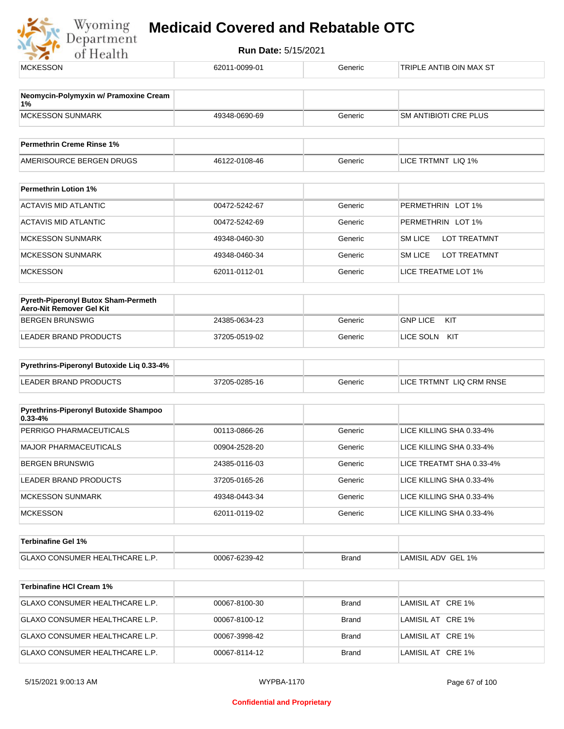| | | | |
|---|---|---|---|
| MCKESSON | 62011-0099-01 | Generic | TRIPLE ANTIB OIN MAX ST |

| **Neomycin-Polymyxin w/ Pramoxine Cream 1%** | | | |
|---|---|---|---|
| MCKESSON SUNMARK | 49348-0690-69 | Generic | SM ANTIBIOTI CRE PLUS |

| **Permethrin Creme Rinse 1%** | | | |
|---|---|---|---|
| AMERISOURCE BERGEN DRUGS | 46122-0108-46 | Generic | LICE TRTMNT LIQ 1% |

| **Permethrin Lotion 1%** | | | |
|---|---|---|---|
| ACTAVIS MID ATLANTIC | 00472-5242-67 | Generic | PERMETHRIN LOT 1% |
| ACTAVIS MID ATLANTIC | 00472-5242-69 | Generic | PERMETHRIN LOT 1% |
| MCKESSON SUNMARK | 49348-0460-30 | Generic | SM LICE LOT TREATMNT |
| MCKESSON SUNMARK | 49348-0460-34 | Generic | SM LICE LOT TREATMNT |
| MCKESSON | 62011-0112-01 | Generic | LICE TREATME LOT 1% |

| **Pyreth-Piperonyl Butox Sham-Permeth Aero-Nit Remover Gel Kit** | | | |
|---|---|---|---|
| BERGEN BRUNSWIG | 24385-0634-23 | Generic | GNP LICE KIT |
| LEADER BRAND PRODUCTS | 37205-0519-02 | Generic | LICE SOLN KIT |

| **Pyrethrins-Piperonyl Butoxide Liq 0.33-4%** | | | |
|---|---|---|---|
| LEADER BRAND PRODUCTS | 37205-0285-16 | Generic | LICE TRTMNT LIQ CRM RNSE |

| **Pyrethrins-Piperonyl Butoxide Shampoo 0.33-4%** | | | |
|---|---|---|---|
| PERRIGO PHARMACEUTICALS | 00113-0866-26 | Generic | LICE KILLING SHA 0.33-4% |
| MAJOR PHARMACEUTICALS | 00904-2528-20 | Generic | LICE KILLING SHA 0.33-4% |
| BERGEN BRUNSWIG | 24385-0116-03 | Generic | LICE TREATMT SHA 0.33-4% |
| LEADER BRAND PRODUCTS | 37205-0165-26 | Generic | LICE KILLING SHA 0.33-4% |
| MCKESSON SUNMARK | 49348-0443-34 | Generic | LICE KILLING SHA 0.33-4% |
| MCKESSON | 62011-0119-02 | Generic | LICE KILLING SHA 0.33-4% |

| **Terbinafine Gel 1%** | | | |
|---|---|---|---|
| GLAXO CONSUMER HEALTHCARE L.P. | 00067-6239-42 | Brand | LAMISIL ADV GEL 1% |

| **Terbinafine HCl Cream 1%** | | | |
|---|---|---|---|
| GLAXO CONSUMER HEALTHCARE L.P. | 00067-8100-30 | Brand | LAMISIL AT CRE 1% |
| GLAXO CONSUMER HEALTHCARE L.P. | 00067-8100-12 | Brand | LAMISIL AT CRE 1% |
| GLAXO CONSUMER HEALTHCARE L.P. | 00067-3998-42 | Brand | LAMISIL AT CRE 1% |
| GLAXO CONSUMER HEALTHCARE L.P. | 00067-8114-12 | Brand | LAMISIL AT CRE 1% |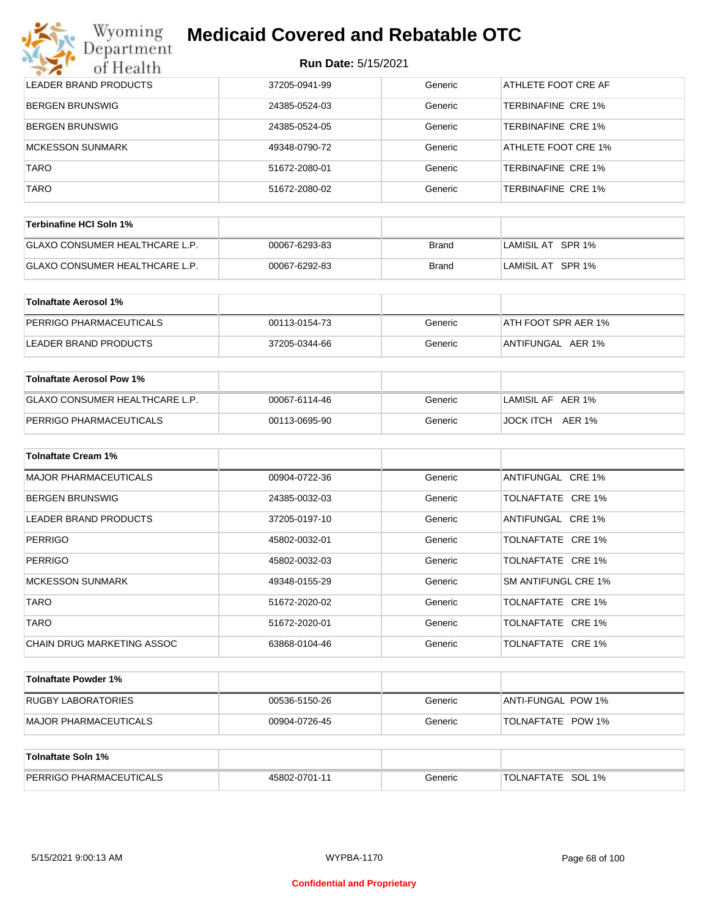# Medicaid Covered and Rebatable OTC

**Run Date:** 5/15/2021

| | | | |
|---|---|---|---|
| LEADER BRAND PRODUCTS | 37205-0941-99 | Generic | ATHLETE FOOT CRE AF |
| BERGEN BRUNSWIG | 24385-0524-03 | Generic | TERBINAFINE CRE 1% |
| BERGEN BRUNSWIG | 24385-0524-05 | Generic | TERBINAFINE CRE 1% |
| MCKESSON SUNMARK | 49348-0790-72 | Generic | ATHLETE FOOT CRE 1% |
| TARO | 51672-2080-01 | Generic | TERBINAFINE CRE 1% |
| TARO | 51672-2080-02 | Generic | TERBINAFINE CRE 1% |

| Terbinafine HCl Soln 1% | | | |
|---|---|---|---|
| GLAXO CONSUMER HEALTHCARE L.P. | 00067-6293-83 | Brand | LAMISIL AT SPR 1% |
| GLAXO CONSUMER HEALTHCARE L.P. | 00067-6292-83 | Brand | LAMISIL AT SPR 1% |

| Tolnaftate Aerosol 1% | | | |
|---|---|---|---|
| PERRIGO PHARMACEUTICALS | 00113-0154-73 | Generic | ATH FOOT SPR AER 1% |
| LEADER BRAND PRODUCTS | 37205-0344-66 | Generic | ANTIFUNGAL AER 1% |

| Tolnaftate Aerosol Pow 1% | | | |
|---|---|---|---|
| GLAXO CONSUMER HEALTHCARE L.P. | 00067-6114-46 | Generic | LAMISIL AF AER 1% |
| PERRIGO PHARMACEUTICALS | 00113-0695-90 | Generic | JOCK ITCH AER 1% |

| Tolnaftate Cream 1% | | | |
|---|---|---|---|
| MAJOR PHARMACEUTICALS | 00904-0722-36 | Generic | ANTIFUNGAL CRE 1% |
| BERGEN BRUNSWIG | 24385-0032-03 | Generic | TOLNAFTATE CRE 1% |
| LEADER BRAND PRODUCTS | 37205-0197-10 | Generic | ANTIFUNGAL CRE 1% |
| PERRIGO | 45802-0032-01 | Generic | TOLNAFTATE CRE 1% |
| PERRIGO | 45802-0032-03 | Generic | TOLNAFTATE CRE 1% |
| MCKESSON SUNMARK | 49348-0155-29 | Generic | SM ANTIFUNGL CRE 1% |
| TARO | 51672-2020-02 | Generic | TOLNAFTATE CRE 1% |
| TARO | 51672-2020-01 | Generic | TOLNAFTATE CRE 1% |
| CHAIN DRUG MARKETING ASSOC | 63868-0104-46 | Generic | TOLNAFTATE CRE 1% |

| Tolnaftate Powder 1% | | | |
|---|---|---|---|
| RUGBY LABORATORIES | 00536-5150-26 | Generic | ANTI-FUNGAL POW 1% |
| MAJOR PHARMACEUTICALS | 00904-0726-45 | Generic | TOLNAFTATE POW 1% |

| Tolnaftate Soln 1% | | | |
|---|---|---|---|
| PERRIGO PHARMACEUTICALS | 45802-0701-11 | Generic | TOLNAFTATE SOL 1% |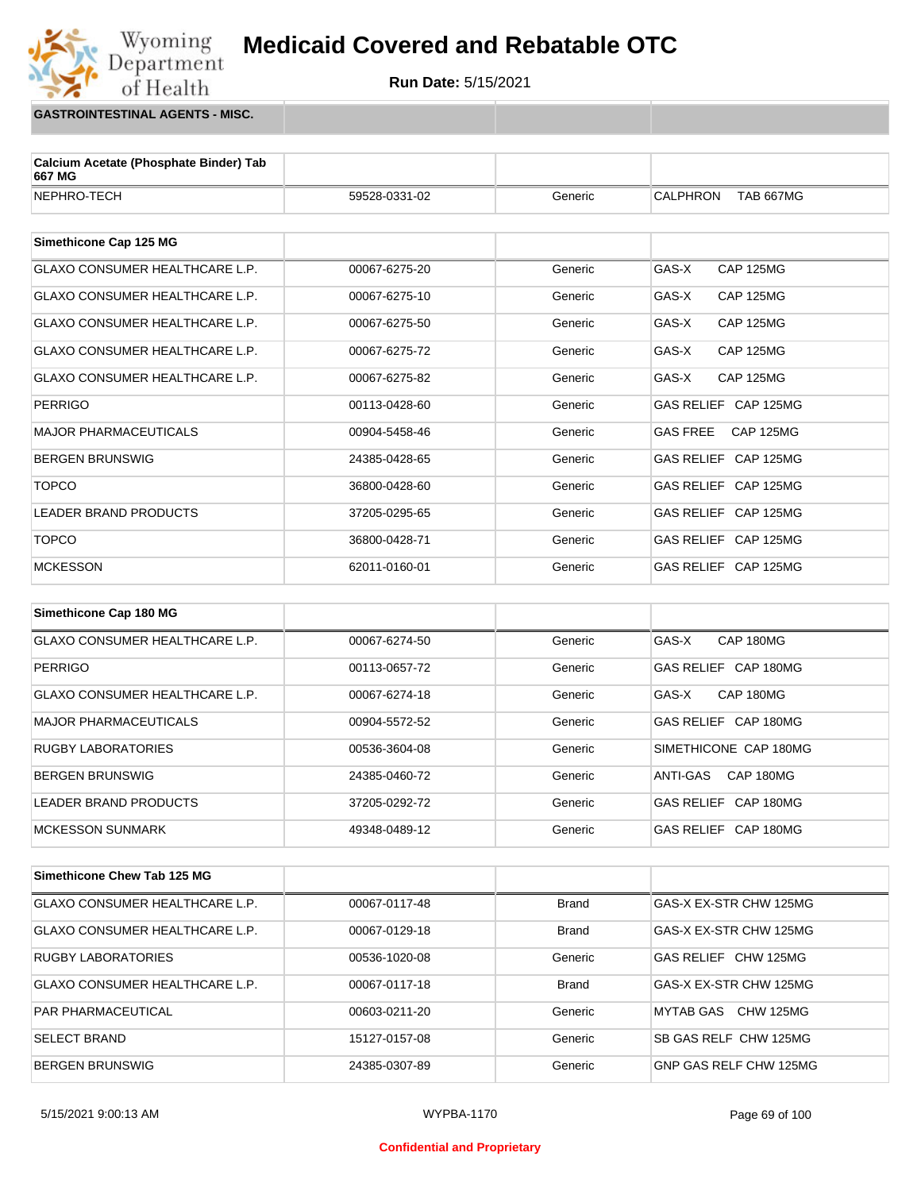# Medicaid Covered and Rebatable OTC

**Run Date:** 5/15/2021

## GASTROINTESTINAL AGENTS - MISC.

| Calcium Acetate (Phosphate Binder) Tab 667 MG | | | |
|---|---|---|---|
| NEPHRO-TECH | 59528-0331-02 | Generic | CALPHRON TAB 667MG |

| Simethicone Cap 125 MG | | | |
|---|---|---|---|
| GLAXO CONSUMER HEALTHCARE L.P. | 00067-6275-20 | Generic | GAS-X CAP 125MG |
| GLAXO CONSUMER HEALTHCARE L.P. | 00067-6275-10 | Generic | GAS-X CAP 125MG |
| GLAXO CONSUMER HEALTHCARE L.P. | 00067-6275-50 | Generic | GAS-X CAP 125MG |
| GLAXO CONSUMER HEALTHCARE L.P. | 00067-6275-72 | Generic | GAS-X CAP 125MG |
| GLAXO CONSUMER HEALTHCARE L.P. | 00067-6275-82 | Generic | GAS-X CAP 125MG |
| PERRIGO | 00113-0428-60 | Generic | GAS RELIEF CAP 125MG |
| MAJOR PHARMACEUTICALS | 00904-5458-46 | Generic | GAS FREE CAP 125MG |
| BERGEN BRUNSWIG | 24385-0428-65 | Generic | GAS RELIEF CAP 125MG |
| TOPCO | 36800-0428-60 | Generic | GAS RELIEF CAP 125MG |
| LEADER BRAND PRODUCTS | 37205-0295-65 | Generic | GAS RELIEF CAP 125MG |
| TOPCO | 36800-0428-71 | Generic | GAS RELIEF CAP 125MG |
| MCKESSON | 62011-0160-01 | Generic | GAS RELIEF CAP 125MG |

| Simethicone Cap 180 MG | | | |
|---|---|---|---|
| GLAXO CONSUMER HEALTHCARE L.P. | 00067-6274-50 | Generic | GAS-X CAP 180MG |
| PERRIGO | 00113-0657-72 | Generic | GAS RELIEF CAP 180MG |
| GLAXO CONSUMER HEALTHCARE L.P. | 00067-6274-18 | Generic | GAS-X CAP 180MG |
| MAJOR PHARMACEUTICALS | 00904-5572-52 | Generic | GAS RELIEF CAP 180MG |
| RUGBY LABORATORIES | 00536-3604-08 | Generic | SIMETHICONE CAP 180MG |
| BERGEN BRUNSWIG | 24385-0460-72 | Generic | ANTI-GAS CAP 180MG |
| LEADER BRAND PRODUCTS | 37205-0292-72 | Generic | GAS RELIEF CAP 180MG |
| MCKESSON SUNMARK | 49348-0489-12 | Generic | GAS RELIEF CAP 180MG |

| Simethicone Chew Tab 125 MG | | | |
|---|---|---|---|
| GLAXO CONSUMER HEALTHCARE L.P. | 00067-0117-48 | Brand | GAS-X EX-STR CHW 125MG |
| GLAXO CONSUMER HEALTHCARE L.P. | 00067-0129-18 | Brand | GAS-X EX-STR CHW 125MG |
| RUGBY LABORATORIES | 00536-1020-08 | Generic | GAS RELIEF CHW 125MG |
| GLAXO CONSUMER HEALTHCARE L.P. | 00067-0117-18 | Brand | GAS-X EX-STR CHW 125MG |
| PAR PHARMACEUTICAL | 00603-0211-20 | Generic | MYTAB GAS CHW 125MG |
| SELECT BRAND | 15127-0157-08 | Generic | SB GAS RELF CHW 125MG |
| BERGEN BRUNSWIG | 24385-0307-89 | Generic | GNP GAS RELF CHW 125MG |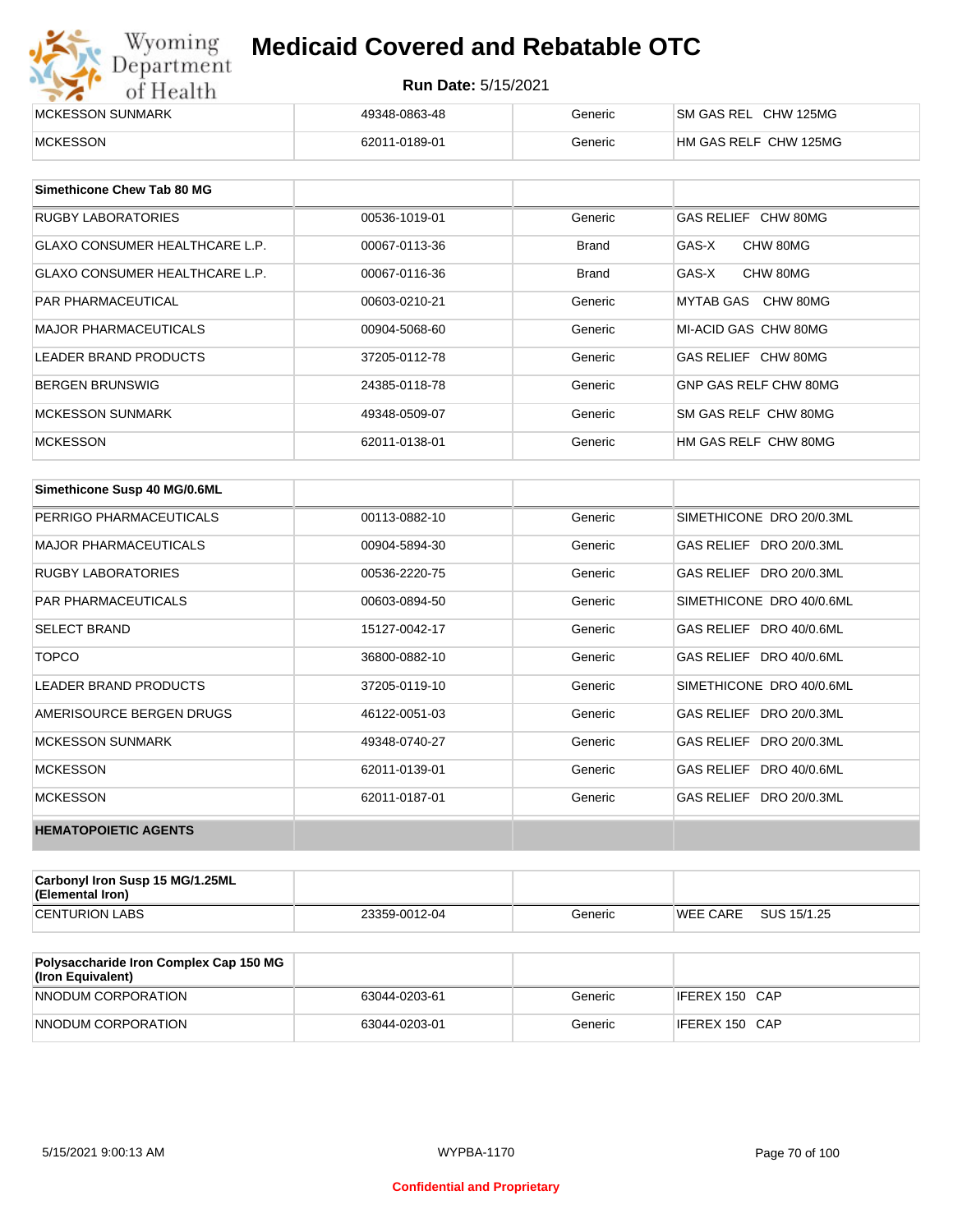| | | | |
|---|---|---|---|
| MCKESSON SUNMARK | 49348-0863-48 | Generic | SM GAS REL CHW 125MG |
| MCKESSON | 62011-0189-01 | Generic | HM GAS RELF CHW 125MG |

| Simethicone Chew Tab 80 MG | | | |
|---|---|---|---|
| RUGBY LABORATORIES | 00536-1019-01 | Generic | GAS RELIEF CHW 80MG |
| GLAXO CONSUMER HEALTHCARE L.P. | 00067-0113-36 | Brand | GAS-X CHW 80MG |
| GLAXO CONSUMER HEALTHCARE L.P. | 00067-0116-36 | Brand | GAS-X CHW 80MG |
| PAR PHARMACEUTICAL | 00603-0210-21 | Generic | MYTAB GAS CHW 80MG |
| MAJOR PHARMACEUTICALS | 00904-5068-60 | Generic | MI-ACID GAS CHW 80MG |
| LEADER BRAND PRODUCTS | 37205-0112-78 | Generic | GAS RELIEF CHW 80MG |
| BERGEN BRUNSWIG | 24385-0118-78 | Generic | GNP GAS RELF CHW 80MG |
| MCKESSON SUNMARK | 49348-0509-07 | Generic | SM GAS RELF CHW 80MG |
| MCKESSON | 62011-0138-01 | Generic | HM GAS RELF CHW 80MG |

| Simethicone Susp 40 MG/0.6ML | | | |
|---|---|---|---|
| PERRIGO PHARMACEUTICALS | 00113-0882-10 | Generic | SIMETHICONE DRO 20/0.3ML |
| MAJOR PHARMACEUTICALS | 00904-5894-30 | Generic | GAS RELIEF DRO 20/0.3ML |
| RUGBY LABORATORIES | 00536-2220-75 | Generic | GAS RELIEF DRO 20/0.3ML |
| PAR PHARMACEUTICALS | 00603-0894-50 | Generic | SIMETHICONE DRO 40/0.6ML |
| SELECT BRAND | 15127-0042-17 | Generic | GAS RELIEF DRO 40/0.6ML |
| TOPCO | 36800-0882-10 | Generic | GAS RELIEF DRO 40/0.6ML |
| LEADER BRAND PRODUCTS | 37205-0119-10 | Generic | SIMETHICONE DRO 40/0.6ML |
| AMERISOURCE BERGEN DRUGS | 46122-0051-03 | Generic | GAS RELIEF DRO 20/0.3ML |
| MCKESSON SUNMARK | 49348-0740-27 | Generic | GAS RELIEF DRO 20/0.3ML |
| MCKESSON | 62011-0139-01 | Generic | GAS RELIEF DRO 40/0.6ML |
| MCKESSON | 62011-0187-01 | Generic | GAS RELIEF DRO 20/0.3ML |
| **HEMATOPOIETIC AGENTS** | | | |

| Carbonyl Iron Susp 15 MG/1.25ML (Elemental Iron) | | | |
|---|---|---|---|
| CENTURION LABS | 23359-0012-04 | Generic | WEE CARE SUS 15/1.25 |

| Polysaccharide Iron Complex Cap 150 MG (Iron Equivalent) | | | |
|---|---|---|---|
| NNODUM CORPORATION | 63044-0203-61 | Generic | IFEREX 150 CAP |
| NNODUM CORPORATION | 63044-0203-01 | Generic | IFEREX 150 CAP |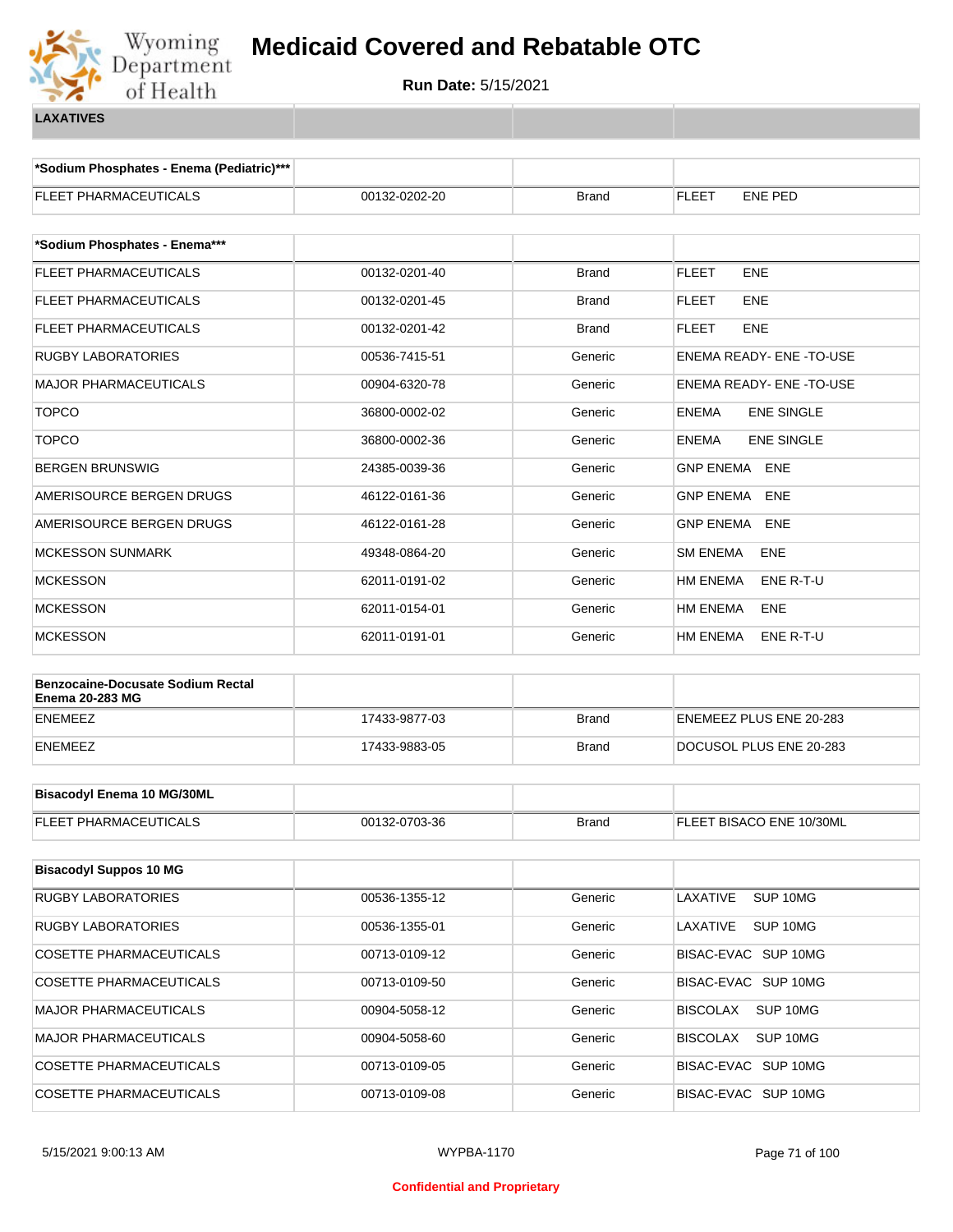# Medicaid Covered and Rebatable OTC

**Run Date:** 5/15/2021

**LAXATIVES**

| *Sodium Phosphates - Enema (Pediatric)*** | | | |
|---|---|---|---|
| FLEET PHARMACEUTICALS | 00132-0202-20 | Brand | FLEET ENE PED |

| *Sodium Phosphates - Enema*** | | | |
|---|---|---|---|
| FLEET PHARMACEUTICALS | 00132-0201-40 | Brand | FLEET ENE |
| FLEET PHARMACEUTICALS | 00132-0201-45 | Brand | FLEET ENE |
| FLEET PHARMACEUTICALS | 00132-0201-42 | Brand | FLEET ENE |
| RUGBY LABORATORIES | 00536-7415-51 | Generic | ENEMA READY- ENE -TO-USE |
| MAJOR PHARMACEUTICALS | 00904-6320-78 | Generic | ENEMA READY- ENE -TO-USE |
| TOPCO | 36800-0002-02 | Generic | ENEMA ENE SINGLE |
| TOPCO | 36800-0002-36 | Generic | ENEMA ENE SINGLE |
| BERGEN BRUNSWIG | 24385-0039-36 | Generic | GNP ENEMA ENE |
| AMERISOURCE BERGEN DRUGS | 46122-0161-36 | Generic | GNP ENEMA ENE |
| AMERISOURCE BERGEN DRUGS | 46122-0161-28 | Generic | GNP ENEMA ENE |
| MCKESSON SUNMARK | 49348-0864-20 | Generic | SM ENEMA ENE |
| MCKESSON | 62011-0191-02 | Generic | HM ENEMA ENE R-T-U |
| MCKESSON | 62011-0154-01 | Generic | HM ENEMA ENE |
| MCKESSON | 62011-0191-01 | Generic | HM ENEMA ENE R-T-U |

| Benzocaine-Docusate Sodium Rectal Enema 20-283 MG | | | |
|---|---|---|---|
| ENEMEEZ | 17433-9877-03 | Brand | ENEMEEZ PLUS ENE 20-283 |
| ENEMEEZ | 17433-9883-05 | Brand | DOCUSOL PLUS ENE 20-283 |

| Bisacodyl Enema 10 MG/30ML | | | |
|---|---|---|---|
| FLEET PHARMACEUTICALS | 00132-0703-36 | Brand | FLEET BISACO ENE 10/30ML |

| Bisacodyl Suppos 10 MG | | | |
|---|---|---|---|
| RUGBY LABORATORIES | 00536-1355-12 | Generic | LAXATIVE SUP 10MG |
| RUGBY LABORATORIES | 00536-1355-01 | Generic | LAXATIVE SUP 10MG |
| COSETTE PHARMACEUTICALS | 00713-0109-12 | Generic | BISAC-EVAC SUP 10MG |
| COSETTE PHARMACEUTICALS | 00713-0109-50 | Generic | BISAC-EVAC SUP 10MG |
| MAJOR PHARMACEUTICALS | 00904-5058-12 | Generic | BISCOLAX SUP 10MG |
| MAJOR PHARMACEUTICALS | 00904-5058-60 | Generic | BISCOLAX SUP 10MG |
| COSETTE PHARMACEUTICALS | 00713-0109-05 | Generic | BISAC-EVAC SUP 10MG |
| COSETTE PHARMACEUTICALS | 00713-0109-08 | Generic | BISAC-EVAC SUP 10MG |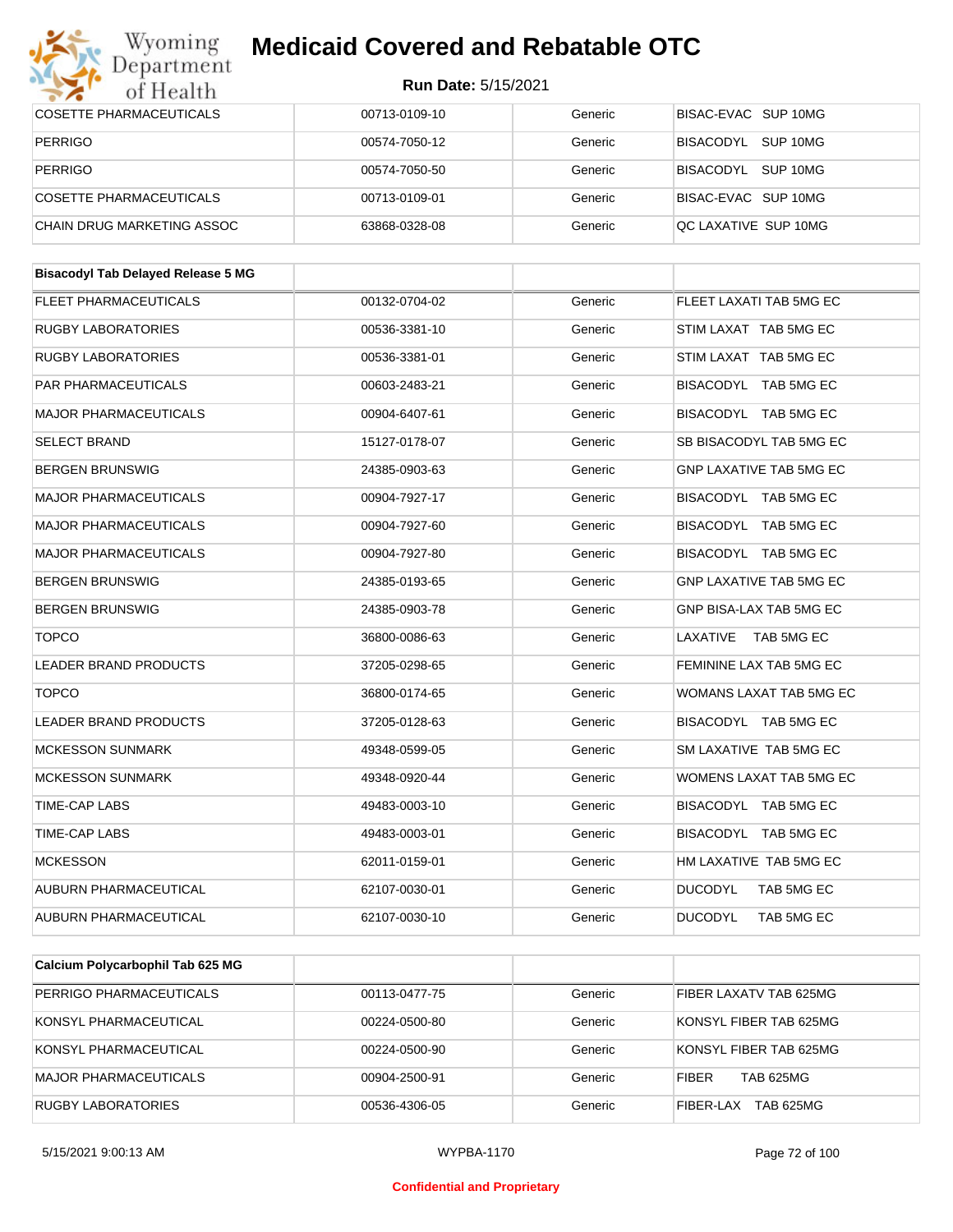| | | | |
|---|---|---|---|
| COSETTE PHARMACEUTICALS | 00713-0109-10 | Generic | BISAC-EVAC SUP 10MG |
| PERRIGO | 00574-7050-12 | Generic | BISACODYL SUP 10MG |
| PERRIGO | 00574-7050-50 | Generic | BISACODYL SUP 10MG |
| COSETTE PHARMACEUTICALS | 00713-0109-01 | Generic | BISAC-EVAC SUP 10MG |
| CHAIN DRUG MARKETING ASSOC | 63868-0328-08 | Generic | QC LAXATIVE SUP 10MG |

| **Bisacodyl Tab Delayed Release 5 MG** | | | |
|---|---|---|---|
| FLEET PHARMACEUTICALS | 00132-0704-02 | Generic | FLEET LAXATI TAB 5MG EC |
| RUGBY LABORATORIES | 00536-3381-10 | Generic | STIM LAXAT TAB 5MG EC |
| RUGBY LABORATORIES | 00536-3381-01 | Generic | STIM LAXAT TAB 5MG EC |
| PAR PHARMACEUTICALS | 00603-2483-21 | Generic | BISACODYL TAB 5MG EC |
| MAJOR PHARMACEUTICALS | 00904-6407-61 | Generic | BISACODYL TAB 5MG EC |
| SELECT BRAND | 15127-0178-07 | Generic | SB BISACODYL TAB 5MG EC |
| BERGEN BRUNSWIG | 24385-0903-63 | Generic | GNP LAXATIVE TAB 5MG EC |
| MAJOR PHARMACEUTICALS | 00904-7927-17 | Generic | BISACODYL TAB 5MG EC |
| MAJOR PHARMACEUTICALS | 00904-7927-60 | Generic | BISACODYL TAB 5MG EC |
| MAJOR PHARMACEUTICALS | 00904-7927-80 | Generic | BISACODYL TAB 5MG EC |
| BERGEN BRUNSWIG | 24385-0193-65 | Generic | GNP LAXATIVE TAB 5MG EC |
| BERGEN BRUNSWIG | 24385-0903-78 | Generic | GNP BISA-LAX TAB 5MG EC |
| TOPCO | 36800-0086-63 | Generic | LAXATIVE TAB 5MG EC |
| LEADER BRAND PRODUCTS | 37205-0298-65 | Generic | FEMININE LAX TAB 5MG EC |
| TOPCO | 36800-0174-65 | Generic | WOMANS LAXAT TAB 5MG EC |
| LEADER BRAND PRODUCTS | 37205-0128-63 | Generic | BISACODYL TAB 5MG EC |
| MCKESSON SUNMARK | 49348-0599-05 | Generic | SM LAXATIVE TAB 5MG EC |
| MCKESSON SUNMARK | 49348-0920-44 | Generic | WOMENS LAXAT TAB 5MG EC |
| TIME-CAP LABS | 49483-0003-10 | Generic | BISACODYL TAB 5MG EC |
| TIME-CAP LABS | 49483-0003-01 | Generic | BISACODYL TAB 5MG EC |
| MCKESSON | 62011-0159-01 | Generic | HM LAXATIVE TAB 5MG EC |
| AUBURN PHARMACEUTICAL | 62107-0030-01 | Generic | DUCODYL TAB 5MG EC |
| AUBURN PHARMACEUTICAL | 62107-0030-10 | Generic | DUCODYL TAB 5MG EC |

| **Calcium Polycarbophil Tab 625 MG** | | | |
|---|---|---|---|
| PERRIGO PHARMACEUTICALS | 00113-0477-75 | Generic | FIBER LAXATV TAB 625MG |
| KONSYL PHARMACEUTICAL | 00224-0500-80 | Generic | KONSYL FIBER TAB 625MG |
| KONSYL PHARMACEUTICAL | 00224-0500-90 | Generic | KONSYL FIBER TAB 625MG |
| MAJOR PHARMACEUTICALS | 00904-2500-91 | Generic | FIBER TAB 625MG |
| RUGBY LABORATORIES | 00536-4306-05 | Generic | FIBER-LAX TAB 625MG |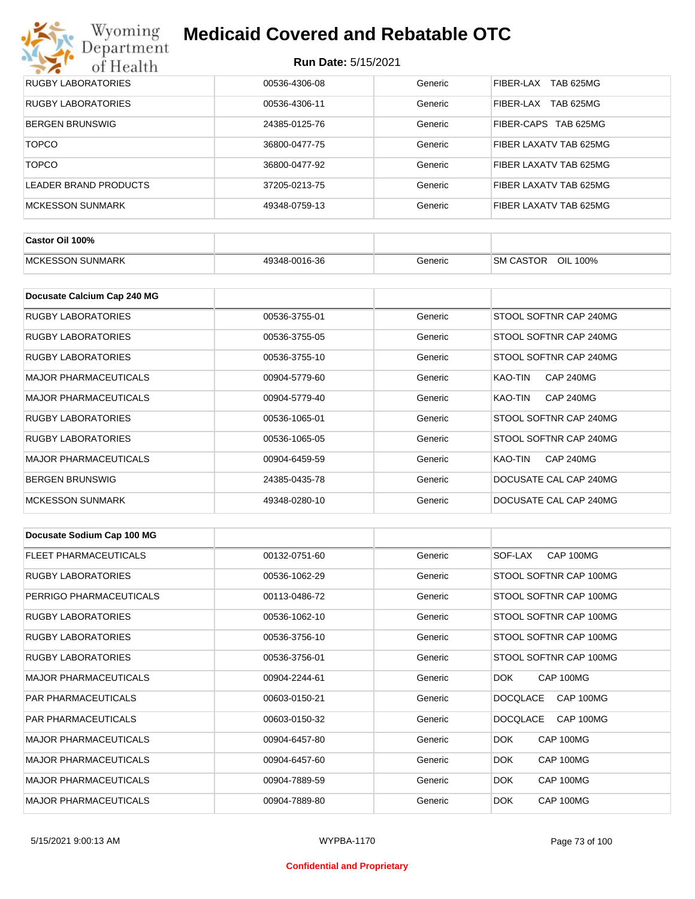| | | | |
|---|---|---|---|
| RUGBY LABORATORIES | 00536-4306-08 | Generic | FIBER-LAX TAB 625MG |
| RUGBY LABORATORIES | 00536-4306-11 | Generic | FIBER-LAX TAB 625MG |
| BERGEN BRUNSWIG | 24385-0125-76 | Generic | FIBER-CAPS TAB 625MG |
| TOPCO | 36800-0477-75 | Generic | FIBER LAXATV TAB 625MG |
| TOPCO | 36800-0477-92 | Generic | FIBER LAXATV TAB 625MG |
| LEADER BRAND PRODUCTS | 37205-0213-75 | Generic | FIBER LAXATV TAB 625MG |
| MCKESSON SUNMARK | 49348-0759-13 | Generic | FIBER LAXATV TAB 625MG |

| **Castor Oil 100%** | | | |
|---|---|---|---|
| MCKESSON SUNMARK | 49348-0016-36 | Generic | SM CASTOR OIL 100% |

| **Docusate Calcium Cap 240 MG** | | | |
|---|---|---|---|
| RUGBY LABORATORIES | 00536-3755-01 | Generic | STOOL SOFTNR CAP 240MG |
| RUGBY LABORATORIES | 00536-3755-05 | Generic | STOOL SOFTNR CAP 240MG |
| RUGBY LABORATORIES | 00536-3755-10 | Generic | STOOL SOFTNR CAP 240MG |
| MAJOR PHARMACEUTICALS | 00904-5779-60 | Generic | KAO-TIN CAP 240MG |
| MAJOR PHARMACEUTICALS | 00904-5779-40 | Generic | KAO-TIN CAP 240MG |
| RUGBY LABORATORIES | 00536-1065-01 | Generic | STOOL SOFTNR CAP 240MG |
| RUGBY LABORATORIES | 00536-1065-05 | Generic | STOOL SOFTNR CAP 240MG |
| MAJOR PHARMACEUTICALS | 00904-6459-59 | Generic | KAO-TIN CAP 240MG |
| BERGEN BRUNSWIG | 24385-0435-78 | Generic | DOCUSATE CAL CAP 240MG |
| MCKESSON SUNMARK | 49348-0280-10 | Generic | DOCUSATE CAL CAP 240MG |

| **Docusate Sodium Cap 100 MG** | | | |
|---|---|---|---|
| FLEET PHARMACEUTICALS | 00132-0751-60 | Generic | SOF-LAX CAP 100MG |
| RUGBY LABORATORIES | 00536-1062-29 | Generic | STOOL SOFTNR CAP 100MG |
| PERRIGO PHARMACEUTICALS | 00113-0486-72 | Generic | STOOL SOFTNR CAP 100MG |
| RUGBY LABORATORIES | 00536-1062-10 | Generic | STOOL SOFTNR CAP 100MG |
| RUGBY LABORATORIES | 00536-3756-10 | Generic | STOOL SOFTNR CAP 100MG |
| RUGBY LABORATORIES | 00536-3756-01 | Generic | STOOL SOFTNR CAP 100MG |
| MAJOR PHARMACEUTICALS | 00904-2244-61 | Generic | DOK CAP 100MG |
| PAR PHARMACEUTICALS | 00603-0150-21 | Generic | DOCQLACE CAP 100MG |
| PAR PHARMACEUTICALS | 00603-0150-32 | Generic | DOCQLACE CAP 100MG |
| MAJOR PHARMACEUTICALS | 00904-6457-80 | Generic | DOK CAP 100MG |
| MAJOR PHARMACEUTICALS | 00904-6457-60 | Generic | DOK CAP 100MG |
| MAJOR PHARMACEUTICALS | 00904-7889-59 | Generic | DOK CAP 100MG |
| MAJOR PHARMACEUTICALS | 00904-7889-80 | Generic | DOK CAP 100MG |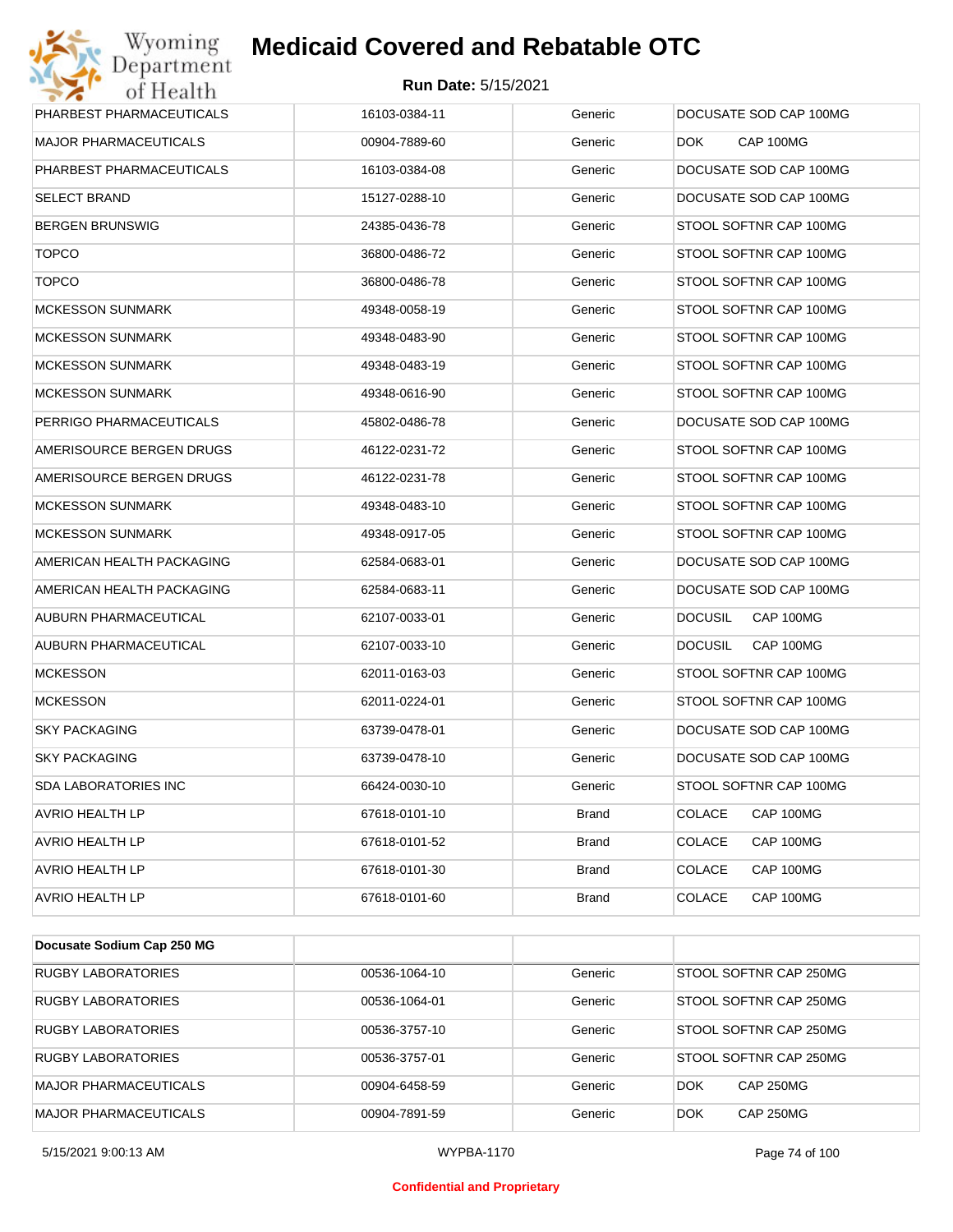| | | | |
|---|---|---|---|
| PHARBEST PHARMACEUTICALS | 16103-0384-11 | Generic | DOCUSATE SOD CAP 100MG |
| MAJOR PHARMACEUTICALS | 00904-7889-60 | Generic | DOK CAP 100MG |
| PHARBEST PHARMACEUTICALS | 16103-0384-08 | Generic | DOCUSATE SOD CAP 100MG |
| SELECT BRAND | 15127-0288-10 | Generic | DOCUSATE SOD CAP 100MG |
| BERGEN BRUNSWIG | 24385-0436-78 | Generic | STOOL SOFTNR CAP 100MG |
| TOPCO | 36800-0486-72 | Generic | STOOL SOFTNR CAP 100MG |
| TOPCO | 36800-0486-78 | Generic | STOOL SOFTNR CAP 100MG |
| MCKESSON SUNMARK | 49348-0058-19 | Generic | STOOL SOFTNR CAP 100MG |
| MCKESSON SUNMARK | 49348-0483-90 | Generic | STOOL SOFTNR CAP 100MG |
| MCKESSON SUNMARK | 49348-0483-19 | Generic | STOOL SOFTNR CAP 100MG |
| MCKESSON SUNMARK | 49348-0616-90 | Generic | STOOL SOFTNR CAP 100MG |
| PERRIGO PHARMACEUTICALS | 45802-0486-78 | Generic | DOCUSATE SOD CAP 100MG |
| AMERISOURCE BERGEN DRUGS | 46122-0231-72 | Generic | STOOL SOFTNR CAP 100MG |
| AMERISOURCE BERGEN DRUGS | 46122-0231-78 | Generic | STOOL SOFTNR CAP 100MG |
| MCKESSON SUNMARK | 49348-0483-10 | Generic | STOOL SOFTNR CAP 100MG |
| MCKESSON SUNMARK | 49348-0917-05 | Generic | STOOL SOFTNR CAP 100MG |
| AMERICAN HEALTH PACKAGING | 62584-0683-01 | Generic | DOCUSATE SOD CAP 100MG |
| AMERICAN HEALTH PACKAGING | 62584-0683-11 | Generic | DOCUSATE SOD CAP 100MG |
| AUBURN PHARMACEUTICAL | 62107-0033-01 | Generic | DOCUSIL CAP 100MG |
| AUBURN PHARMACEUTICAL | 62107-0033-10 | Generic | DOCUSIL CAP 100MG |
| MCKESSON | 62011-0163-03 | Generic | STOOL SOFTNR CAP 100MG |
| MCKESSON | 62011-0224-01 | Generic | STOOL SOFTNR CAP 100MG |
| SKY PACKAGING | 63739-0478-01 | Generic | DOCUSATE SOD CAP 100MG |
| SKY PACKAGING | 63739-0478-10 | Generic | DOCUSATE SOD CAP 100MG |
| SDA LABORATORIES INC | 66424-0030-10 | Generic | STOOL SOFTNR CAP 100MG |
| AVRIO HEALTH LP | 67618-0101-10 | Brand | COLACE CAP 100MG |
| AVRIO HEALTH LP | 67618-0101-52 | Brand | COLACE CAP 100MG |
| AVRIO HEALTH LP | 67618-0101-30 | Brand | COLACE CAP 100MG |
| AVRIO HEALTH LP | 67618-0101-60 | Brand | COLACE CAP 100MG |

| Docusate Sodium Cap 250 MG | | | |
|---|---|---|---|
| RUGBY LABORATORIES | 00536-1064-10 | Generic | STOOL SOFTNR CAP 250MG |
| RUGBY LABORATORIES | 00536-1064-01 | Generic | STOOL SOFTNR CAP 250MG |
| RUGBY LABORATORIES | 00536-3757-10 | Generic | STOOL SOFTNR CAP 250MG |
| RUGBY LABORATORIES | 00536-3757-01 | Generic | STOOL SOFTNR CAP 250MG |
| MAJOR PHARMACEUTICALS | 00904-6458-59 | Generic | DOK CAP 250MG |
| MAJOR PHARMACEUTICALS | 00904-7891-59 | Generic | DOK CAP 250MG |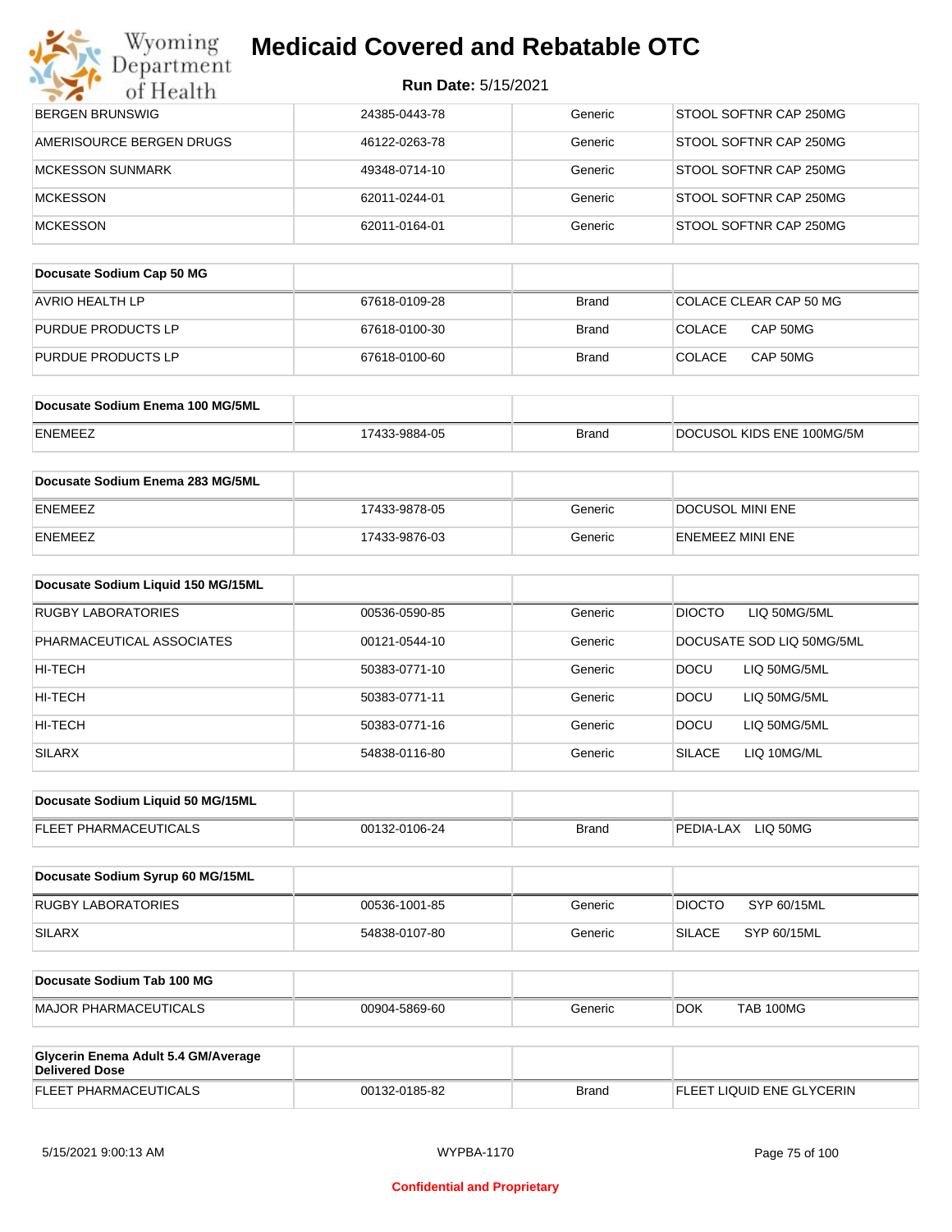| | | | |
|---|---|---|---|
| BERGEN BRUNSWIG | 24385-0443-78 | Generic | STOOL SOFTNR CAP 250MG |
| AMERISOURCE BERGEN DRUGS | 46122-0263-78 | Generic | STOOL SOFTNR CAP 250MG |
| MCKESSON SUNMARK | 49348-0714-10 | Generic | STOOL SOFTNR CAP 250MG |
| MCKESSON | 62011-0244-01 | Generic | STOOL SOFTNR CAP 250MG |
| MCKESSON | 62011-0164-01 | Generic | STOOL SOFTNR CAP 250MG |

| **Docusate Sodium Cap 50 MG** | | | |
|---|---|---|---|
| AVRIO HEALTH LP | 67618-0109-28 | Brand | COLACE CLEAR CAP 50 MG |
| PURDUE PRODUCTS LP | 67618-0100-30 | Brand | COLACE CAP 50MG |
| PURDUE PRODUCTS LP | 67618-0100-60 | Brand | COLACE CAP 50MG |

| **Docusate Sodium Enema 100 MG/5ML** | | | |
|---|---|---|---|
| ENEMEEZ | 17433-9884-05 | Brand | DOCUSOL KIDS ENE 100MG/5M |

| **Docusate Sodium Enema 283 MG/5ML** | | | |
|---|---|---|---|
| ENEMEEZ | 17433-9878-05 | Generic | DOCUSOL MINI ENE |
| ENEMEEZ | 17433-9876-03 | Generic | ENEMEEZ MINI ENE |

| **Docusate Sodium Liquid 150 MG/15ML** | | | |
|---|---|---|---|
| RUGBY LABORATORIES | 00536-0590-85 | Generic | DIOCTO LIQ 50MG/5ML |
| PHARMACEUTICAL ASSOCIATES | 00121-0544-10 | Generic | DOCUSATE SOD LIQ 50MG/5ML |
| HI-TECH | 50383-0771-10 | Generic | DOCU LIQ 50MG/5ML |
| HI-TECH | 50383-0771-11 | Generic | DOCU LIQ 50MG/5ML |
| HI-TECH | 50383-0771-16 | Generic | DOCU LIQ 50MG/5ML |
| SILARX | 54838-0116-80 | Generic | SILACE LIQ 10MG/ML |

| **Docusate Sodium Liquid 50 MG/15ML** | | | |
|---|---|---|---|
| FLEET PHARMACEUTICALS | 00132-0106-24 | Brand | PEDIA-LAX LIQ 50MG |

| **Docusate Sodium Syrup 60 MG/15ML** | | | |
|---|---|---|---|
| RUGBY LABORATORIES | 00536-1001-85 | Generic | DIOCTO SYP 60/15ML |
| SILARX | 54838-0107-80 | Generic | SILACE SYP 60/15ML |

| **Docusate Sodium Tab 100 MG** | | | |
|---|---|---|---|
| MAJOR PHARMACEUTICALS | 00904-5869-60 | Generic | DOK TAB 100MG |

| **Glycerin Enema Adult 5.4 GM/Average Delivered Dose** | | | |
|---|---|---|---|
| FLEET PHARMACEUTICALS | 00132-0185-82 | Brand | FLEET LIQUID ENE GLYCERIN |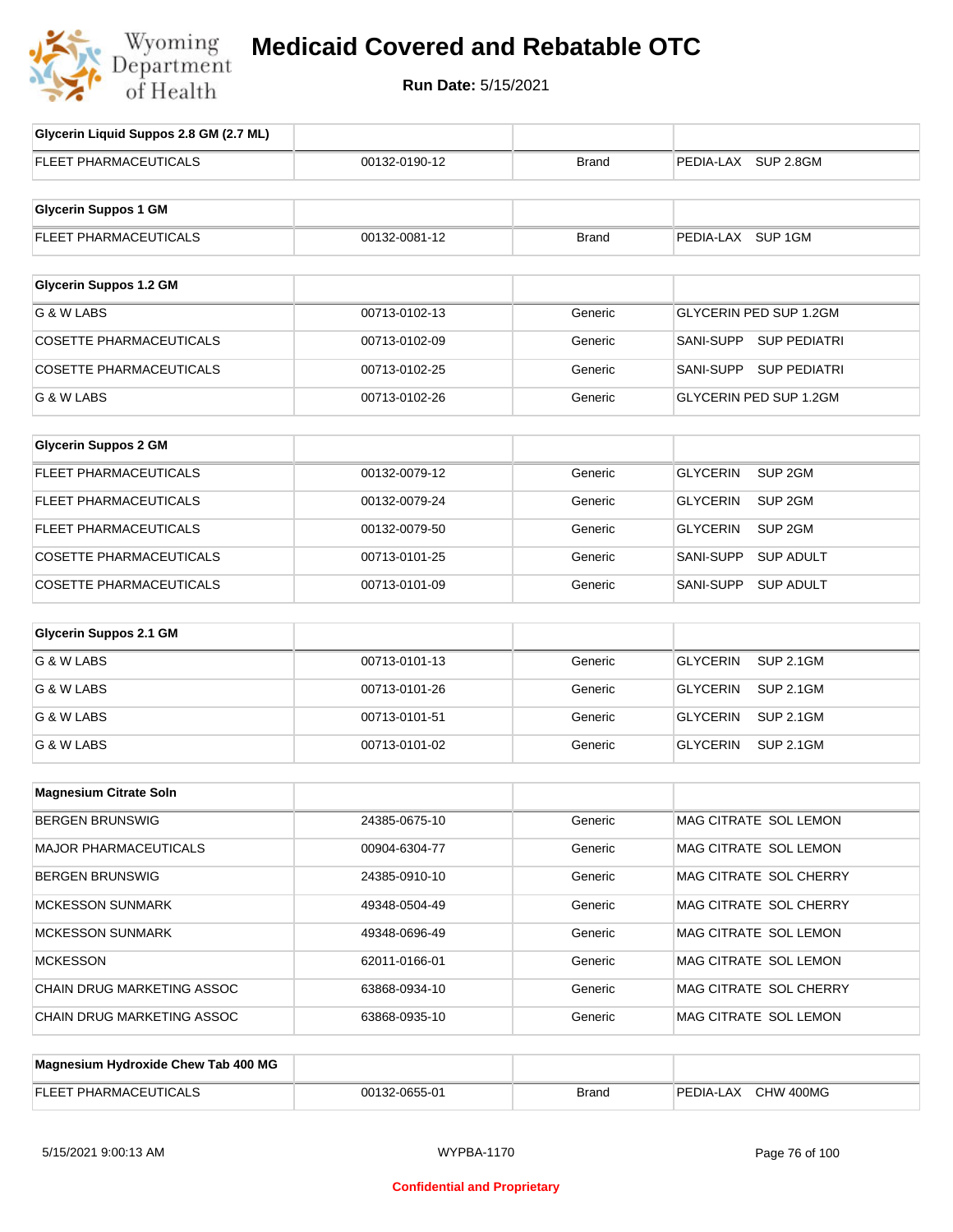# Medicaid Covered and Rebatable OTC

**Run Date:** 5/15/2021

| Glycerin Liquid Suppos 2.8 GM (2.7 ML) | | | |
|---|---|---|---|
| FLEET PHARMACEUTICALS | 00132-0190-12 | Brand | PEDIA-LAX SUP 2.8GM |

| Glycerin Suppos 1 GM | | | |
|---|---|---|---|
| FLEET PHARMACEUTICALS | 00132-0081-12 | Brand | PEDIA-LAX SUP 1GM |

| Glycerin Suppos 1.2 GM | | | |
|---|---|---|---|
| G & W LABS | 00713-0102-13 | Generic | GLYCERIN PED SUP 1.2GM |
| COSETTE PHARMACEUTICALS | 00713-0102-09 | Generic | SANI-SUPP SUP PEDIATRI |
| COSETTE PHARMACEUTICALS | 00713-0102-25 | Generic | SANI-SUPP SUP PEDIATRI |
| G & W LABS | 00713-0102-26 | Generic | GLYCERIN PED SUP 1.2GM |

| Glycerin Suppos 2 GM | | | |
|---|---|---|---|
| FLEET PHARMACEUTICALS | 00132-0079-12 | Generic | GLYCERIN SUP 2GM |
| FLEET PHARMACEUTICALS | 00132-0079-24 | Generic | GLYCERIN SUP 2GM |
| FLEET PHARMACEUTICALS | 00132-0079-50 | Generic | GLYCERIN SUP 2GM |
| COSETTE PHARMACEUTICALS | 00713-0101-25 | Generic | SANI-SUPP SUP ADULT |
| COSETTE PHARMACEUTICALS | 00713-0101-09 | Generic | SANI-SUPP SUP ADULT |

| Glycerin Suppos 2.1 GM | | | |
|---|---|---|---|
| G & W LABS | 00713-0101-13 | Generic | GLYCERIN SUP 2.1GM |
| G & W LABS | 00713-0101-26 | Generic | GLYCERIN SUP 2.1GM |
| G & W LABS | 00713-0101-51 | Generic | GLYCERIN SUP 2.1GM |
| G & W LABS | 00713-0101-02 | Generic | GLYCERIN SUP 2.1GM |

| Magnesium Citrate Soln | | | |
|---|---|---|---|
| BERGEN BRUNSWIG | 24385-0675-10 | Generic | MAG CITRATE SOL LEMON |
| MAJOR PHARMACEUTICALS | 00904-6304-77 | Generic | MAG CITRATE SOL LEMON |
| BERGEN BRUNSWIG | 24385-0910-10 | Generic | MAG CITRATE SOL CHERRY |
| MCKESSON SUNMARK | 49348-0504-49 | Generic | MAG CITRATE SOL CHERRY |
| MCKESSON SUNMARK | 49348-0696-49 | Generic | MAG CITRATE SOL LEMON |
| MCKESSON | 62011-0166-01 | Generic | MAG CITRATE SOL LEMON |
| CHAIN DRUG MARKETING ASSOC | 63868-0934-10 | Generic | MAG CITRATE SOL CHERRY |
| CHAIN DRUG MARKETING ASSOC | 63868-0935-10 | Generic | MAG CITRATE SOL LEMON |

| Magnesium Hydroxide Chew Tab 400 MG | | | |
|---|---|---|---|
| FLEET PHARMACEUTICALS | 00132-0655-01 | Brand | PEDIA-LAX CHW 400MG |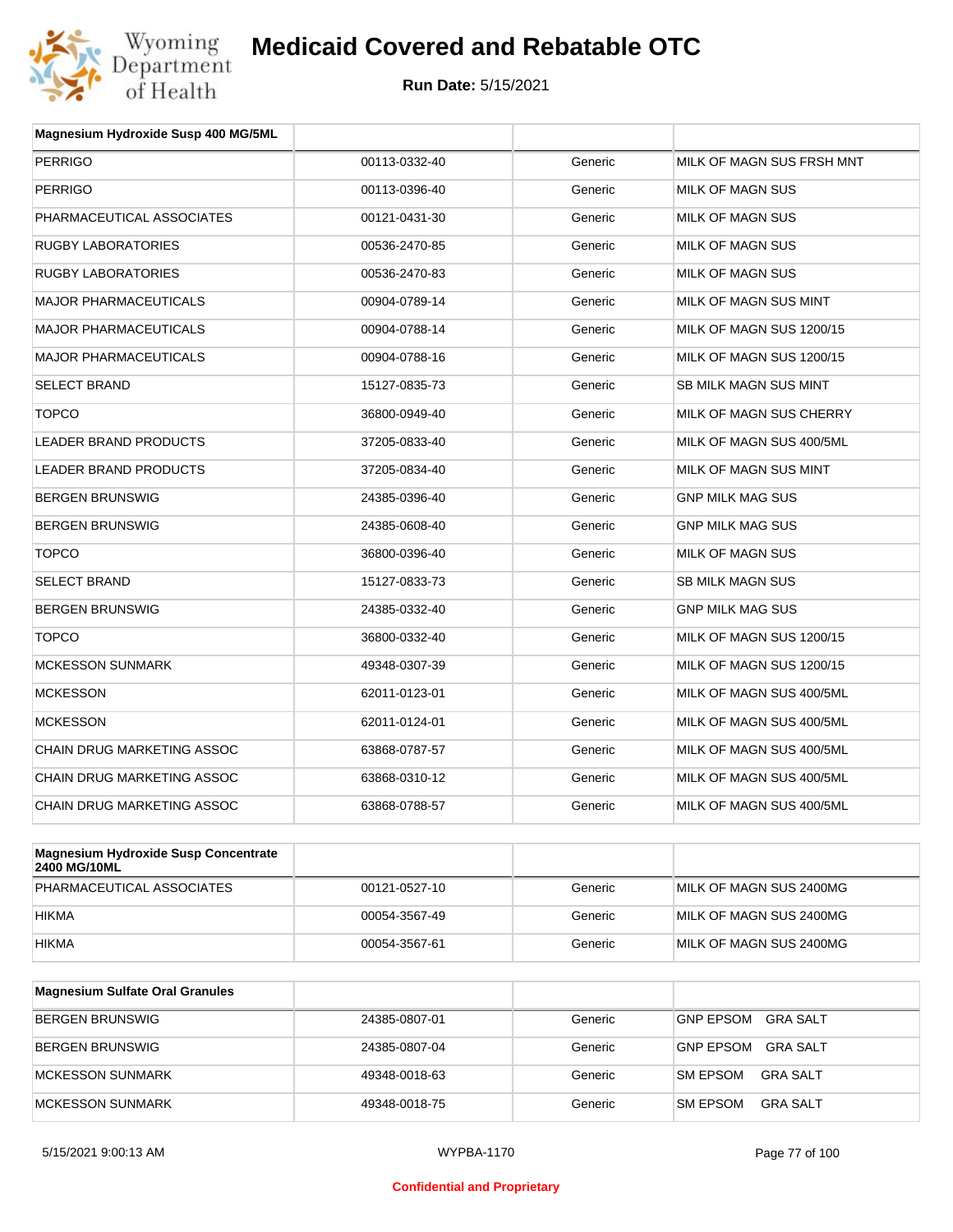# Medicaid Covered and Rebatable OTC

**Run Date:** 5/15/2021

| Magnesium Hydroxide Susp 400 MG/5ML | | | |
|---|---|---|---|
| PERRIGO | 00113-0332-40 | Generic | MILK OF MAGN SUS FRSH MNT |
| PERRIGO | 00113-0396-40 | Generic | MILK OF MAGN SUS |
| PHARMACEUTICAL ASSOCIATES | 00121-0431-30 | Generic | MILK OF MAGN SUS |
| RUGBY LABORATORIES | 00536-2470-85 | Generic | MILK OF MAGN SUS |
| RUGBY LABORATORIES | 00536-2470-83 | Generic | MILK OF MAGN SUS |
| MAJOR PHARMACEUTICALS | 00904-0789-14 | Generic | MILK OF MAGN SUS MINT |
| MAJOR PHARMACEUTICALS | 00904-0788-14 | Generic | MILK OF MAGN SUS 1200/15 |
| MAJOR PHARMACEUTICALS | 00904-0788-16 | Generic | MILK OF MAGN SUS 1200/15 |
| SELECT BRAND | 15127-0835-73 | Generic | SB MILK MAGN SUS MINT |
| TOPCO | 36800-0949-40 | Generic | MILK OF MAGN SUS CHERRY |
| LEADER BRAND PRODUCTS | 37205-0833-40 | Generic | MILK OF MAGN SUS 400/5ML |
| LEADER BRAND PRODUCTS | 37205-0834-40 | Generic | MILK OF MAGN SUS MINT |
| BERGEN BRUNSWIG | 24385-0396-40 | Generic | GNP MILK MAG SUS |
| BERGEN BRUNSWIG | 24385-0608-40 | Generic | GNP MILK MAG SUS |
| TOPCO | 36800-0396-40 | Generic | MILK OF MAGN SUS |
| SELECT BRAND | 15127-0833-73 | Generic | SB MILK MAGN SUS |
| BERGEN BRUNSWIG | 24385-0332-40 | Generic | GNP MILK MAG SUS |
| TOPCO | 36800-0332-40 | Generic | MILK OF MAGN SUS 1200/15 |
| MCKESSON SUNMARK | 49348-0307-39 | Generic | MILK OF MAGN SUS 1200/15 |
| MCKESSON | 62011-0123-01 | Generic | MILK OF MAGN SUS 400/5ML |
| MCKESSON | 62011-0124-01 | Generic | MILK OF MAGN SUS 400/5ML |
| CHAIN DRUG MARKETING ASSOC | 63868-0787-57 | Generic | MILK OF MAGN SUS 400/5ML |
| CHAIN DRUG MARKETING ASSOC | 63868-0310-12 | Generic | MILK OF MAGN SUS 400/5ML |
| CHAIN DRUG MARKETING ASSOC | 63868-0788-57 | Generic | MILK OF MAGN SUS 400/5ML |

| Magnesium Hydroxide Susp Concentrate 2400 MG/10ML | | | |
|---|---|---|---|
| PHARMACEUTICAL ASSOCIATES | 00121-0527-10 | Generic | MILK OF MAGN SUS 2400MG |
| HIKMA | 00054-3567-49 | Generic | MILK OF MAGN SUS 2400MG |
| HIKMA | 00054-3567-61 | Generic | MILK OF MAGN SUS 2400MG |

| Magnesium Sulfate Oral Granules | | | |
|---|---|---|---|
| BERGEN BRUNSWIG | 24385-0807-01 | Generic | GNP EPSOM GRA SALT |
| BERGEN BRUNSWIG | 24385-0807-04 | Generic | GNP EPSOM GRA SALT |
| MCKESSON SUNMARK | 49348-0018-63 | Generic | SM EPSOM GRA SALT |
| MCKESSON SUNMARK | 49348-0018-75 | Generic | SM EPSOM GRA SALT |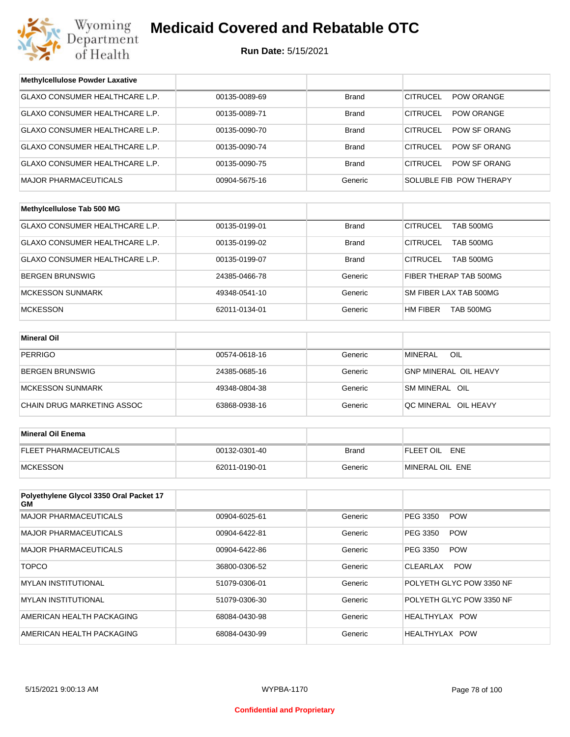# Medicaid Covered and Rebatable OTC

**Run Date:** 5/15/2021

| Methylcellulose Powder Laxative | | | |
|---|---|---|---|
| GLAXO CONSUMER HEALTHCARE L.P. | 00135-0089-69 | Brand | CITRUCEL POW ORANGE |
| GLAXO CONSUMER HEALTHCARE L.P. | 00135-0089-71 | Brand | CITRUCEL POW ORANGE |
| GLAXO CONSUMER HEALTHCARE L.P. | 00135-0090-70 | Brand | CITRUCEL POW SF ORANG |
| GLAXO CONSUMER HEALTHCARE L.P. | 00135-0090-74 | Brand | CITRUCEL POW SF ORANG |
| GLAXO CONSUMER HEALTHCARE L.P. | 00135-0090-75 | Brand | CITRUCEL POW SF ORANG |
| MAJOR PHARMACEUTICALS | 00904-5675-16 | Generic | SOLUBLE FIB POW THERAPY |

| Methylcellulose Tab 500 MG | | | |
|---|---|---|---|
| GLAXO CONSUMER HEALTHCARE L.P. | 00135-0199-01 | Brand | CITRUCEL TAB 500MG |
| GLAXO CONSUMER HEALTHCARE L.P. | 00135-0199-02 | Brand | CITRUCEL TAB 500MG |
| GLAXO CONSUMER HEALTHCARE L.P. | 00135-0199-07 | Brand | CITRUCEL TAB 500MG |
| BERGEN BRUNSWIG | 24385-0466-78 | Generic | FIBER THERAP TAB 500MG |
| MCKESSON SUNMARK | 49348-0541-10 | Generic | SM FIBER LAX TAB 500MG |
| MCKESSON | 62011-0134-01 | Generic | HM FIBER TAB 500MG |

| Mineral Oil | | | |
|---|---|---|---|
| PERRIGO | 00574-0618-16 | Generic | MINERAL OIL |
| BERGEN BRUNSWIG | 24385-0685-16 | Generic | GNP MINERAL OIL HEAVY |
| MCKESSON SUNMARK | 49348-0804-38 | Generic | SM MINERAL OIL |
| CHAIN DRUG MARKETING ASSOC | 63868-0938-16 | Generic | QC MINERAL OIL HEAVY |

| Mineral Oil Enema | | | |
|---|---|---|---|
| FLEET PHARMACEUTICALS | 00132-0301-40 | Brand | FLEET OIL ENE |
| MCKESSON | 62011-0190-01 | Generic | MINERAL OIL ENE |

| Polyethylene Glycol 3350 Oral Packet 17 GM | | | |
|---|---|---|---|
| MAJOR PHARMACEUTICALS | 00904-6025-61 | Generic | PEG 3350 POW |
| MAJOR PHARMACEUTICALS | 00904-6422-81 | Generic | PEG 3350 POW |
| MAJOR PHARMACEUTICALS | 00904-6422-86 | Generic | PEG 3350 POW |
| TOPCO | 36800-0306-52 | Generic | CLEARLAX POW |
| MYLAN INSTITUTIONAL | 51079-0306-01 | Generic | POLYETH GLYC POW 3350 NF |
| MYLAN INSTITUTIONAL | 51079-0306-30 | Generic | POLYETH GLYC POW 3350 NF |
| AMERICAN HEALTH PACKAGING | 68084-0430-98 | Generic | HEALTHYLAX POW |
| AMERICAN HEALTH PACKAGING | 68084-0430-99 | Generic | HEALTHYLAX POW |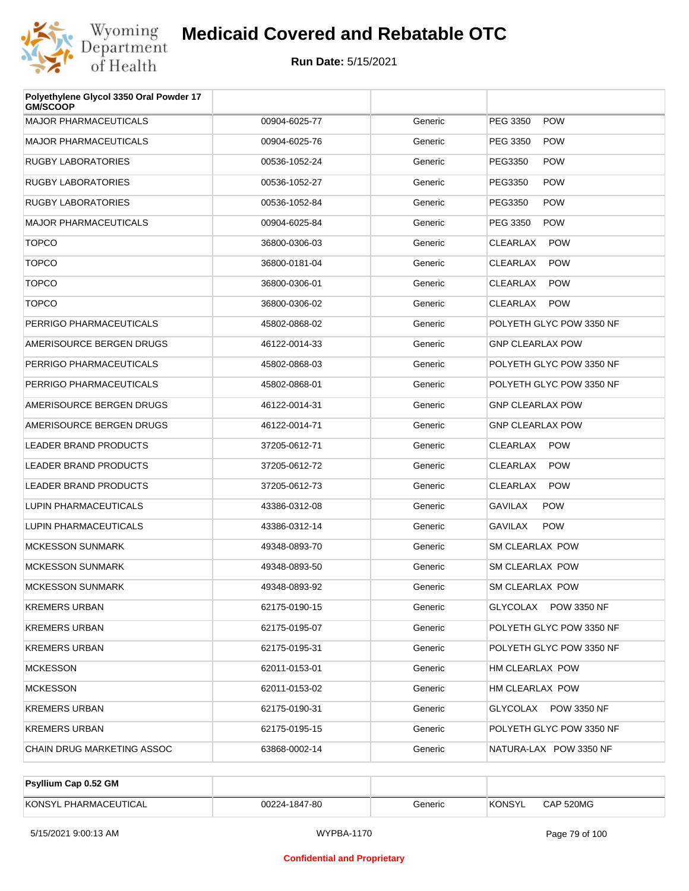| Polyethylene Glycol 3350 Oral Powder 17 GM/SCOOP | | | |
|---|---|---|---|
| MAJOR PHARMACEUTICALS | 00904-6025-77 | Generic | PEG 3350 POW |
| MAJOR PHARMACEUTICALS | 00904-6025-76 | Generic | PEG 3350 POW |
| RUGBY LABORATORIES | 00536-1052-24 | Generic | PEG3350 POW |
| RUGBY LABORATORIES | 00536-1052-27 | Generic | PEG3350 POW |
| RUGBY LABORATORIES | 00536-1052-84 | Generic | PEG3350 POW |
| MAJOR PHARMACEUTICALS | 00904-6025-84 | Generic | PEG 3350 POW |
| TOPCO | 36800-0306-03 | Generic | CLEARLAX POW |
| TOPCO | 36800-0181-04 | Generic | CLEARLAX POW |
| TOPCO | 36800-0306-01 | Generic | CLEARLAX POW |
| TOPCO | 36800-0306-02 | Generic | CLEARLAX POW |
| PERRIGO PHARMACEUTICALS | 45802-0868-02 | Generic | POLYETH GLYC POW 3350 NF |
| AMERISOURCE BERGEN DRUGS | 46122-0014-33 | Generic | GNP CLEARLAX POW |
| PERRIGO PHARMACEUTICALS | 45802-0868-03 | Generic | POLYETH GLYC POW 3350 NF |
| PERRIGO PHARMACEUTICALS | 45802-0868-01 | Generic | POLYETH GLYC POW 3350 NF |
| AMERISOURCE BERGEN DRUGS | 46122-0014-31 | Generic | GNP CLEARLAX POW |
| AMERISOURCE BERGEN DRUGS | 46122-0014-71 | Generic | GNP CLEARLAX POW |
| LEADER BRAND PRODUCTS | 37205-0612-71 | Generic | CLEARLAX POW |
| LEADER BRAND PRODUCTS | 37205-0612-72 | Generic | CLEARLAX POW |
| LEADER BRAND PRODUCTS | 37205-0612-73 | Generic | CLEARLAX POW |
| LUPIN PHARMACEUTICALS | 43386-0312-08 | Generic | GAVILAX POW |
| LUPIN PHARMACEUTICALS | 43386-0312-14 | Generic | GAVILAX POW |
| MCKESSON SUNMARK | 49348-0893-70 | Generic | SM CLEARLAX POW |
| MCKESSON SUNMARK | 49348-0893-50 | Generic | SM CLEARLAX POW |
| MCKESSON SUNMARK | 49348-0893-92 | Generic | SM CLEARLAX POW |
| KREMERS URBAN | 62175-0190-15 | Generic | GLYCOLAX POW 3350 NF |
| KREMERS URBAN | 62175-0195-07 | Generic | POLYETH GLYC POW 3350 NF |
| KREMERS URBAN | 62175-0195-31 | Generic | POLYETH GLYC POW 3350 NF |
| MCKESSON | 62011-0153-01 | Generic | HM CLEARLAX POW |
| MCKESSON | 62011-0153-02 | Generic | HM CLEARLAX POW |
| KREMERS URBAN | 62175-0190-31 | Generic | GLYCOLAX POW 3350 NF |
| KREMERS URBAN | 62175-0195-15 | Generic | POLYETH GLYC POW 3350 NF |
| CHAIN DRUG MARKETING ASSOC | 63868-0002-14 | Generic | NATURA-LAX POW 3350 NF |

| Psyllium Cap 0.52 GM | | | |
|---|---|---|---|
| KONSYL PHARMACEUTICAL | 00224-1847-80 | Generic | KONSYL CAP 520MG |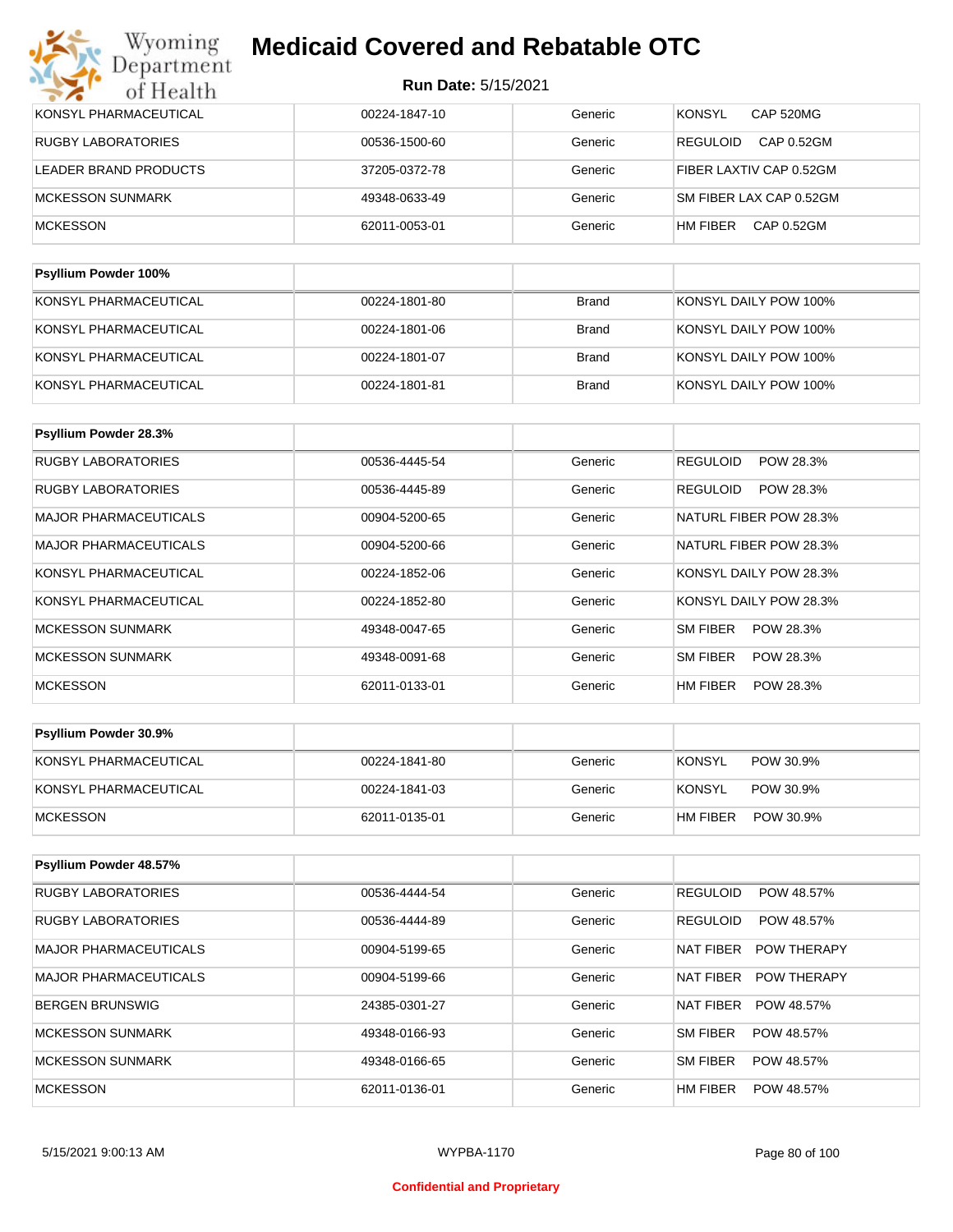# Medicaid Covered and Rebatable OTC

**Run Date:** 5/15/2021

| | | | |
|---|---|---|---|
| KONSYL PHARMACEUTICAL | 00224-1847-10 | Generic | KONSYL CAP 520MG |
| RUGBY LABORATORIES | 00536-1500-60 | Generic | REGULOID CAP 0.52GM |
| LEADER BRAND PRODUCTS | 37205-0372-78 | Generic | FIBER LAXTIV CAP 0.52GM |
| MCKESSON SUNMARK | 49348-0633-49 | Generic | SM FIBER LAX CAP 0.52GM |
| MCKESSON | 62011-0053-01 | Generic | HM FIBER CAP 0.52GM |

| Psyllium Powder 100% | | | |
|---|---|---|---|
| KONSYL PHARMACEUTICAL | 00224-1801-80 | Brand | KONSYL DAILY POW 100% |
| KONSYL PHARMACEUTICAL | 00224-1801-06 | Brand | KONSYL DAILY POW 100% |
| KONSYL PHARMACEUTICAL | 00224-1801-07 | Brand | KONSYL DAILY POW 100% |
| KONSYL PHARMACEUTICAL | 00224-1801-81 | Brand | KONSYL DAILY POW 100% |

| Psyllium Powder 28.3% | | | |
|---|---|---|---|
| RUGBY LABORATORIES | 00536-4445-54 | Generic | REGULOID POW 28.3% |
| RUGBY LABORATORIES | 00536-4445-89 | Generic | REGULOID POW 28.3% |
| MAJOR PHARMACEUTICALS | 00904-5200-65 | Generic | NATURL FIBER POW 28.3% |
| MAJOR PHARMACEUTICALS | 00904-5200-66 | Generic | NATURL FIBER POW 28.3% |
| KONSYL PHARMACEUTICAL | 00224-1852-06 | Generic | KONSYL DAILY POW 28.3% |
| KONSYL PHARMACEUTICAL | 00224-1852-80 | Generic | KONSYL DAILY POW 28.3% |
| MCKESSON SUNMARK | 49348-0047-65 | Generic | SM FIBER POW 28.3% |
| MCKESSON SUNMARK | 49348-0091-68 | Generic | SM FIBER POW 28.3% |
| MCKESSON | 62011-0133-01 | Generic | HM FIBER POW 28.3% |

| Psyllium Powder 30.9% | | | |
|---|---|---|---|
| KONSYL PHARMACEUTICAL | 00224-1841-80 | Generic | KONSYL POW 30.9% |
| KONSYL PHARMACEUTICAL | 00224-1841-03 | Generic | KONSYL POW 30.9% |
| MCKESSON | 62011-0135-01 | Generic | HM FIBER POW 30.9% |

| Psyllium Powder 48.57% | | | |
|---|---|---|---|
| RUGBY LABORATORIES | 00536-4444-54 | Generic | REGULOID POW 48.57% |
| RUGBY LABORATORIES | 00536-4444-89 | Generic | REGULOID POW 48.57% |
| MAJOR PHARMACEUTICALS | 00904-5199-65 | Generic | NAT FIBER POW THERAPY |
| MAJOR PHARMACEUTICALS | 00904-5199-66 | Generic | NAT FIBER POW THERAPY |
| BERGEN BRUNSWIG | 24385-0301-27 | Generic | NAT FIBER POW 48.57% |
| MCKESSON SUNMARK | 49348-0166-93 | Generic | SM FIBER POW 48.57% |
| MCKESSON SUNMARK | 49348-0166-65 | Generic | SM FIBER POW 48.57% |
| MCKESSON | 62011-0136-01 | Generic | HM FIBER POW 48.57% |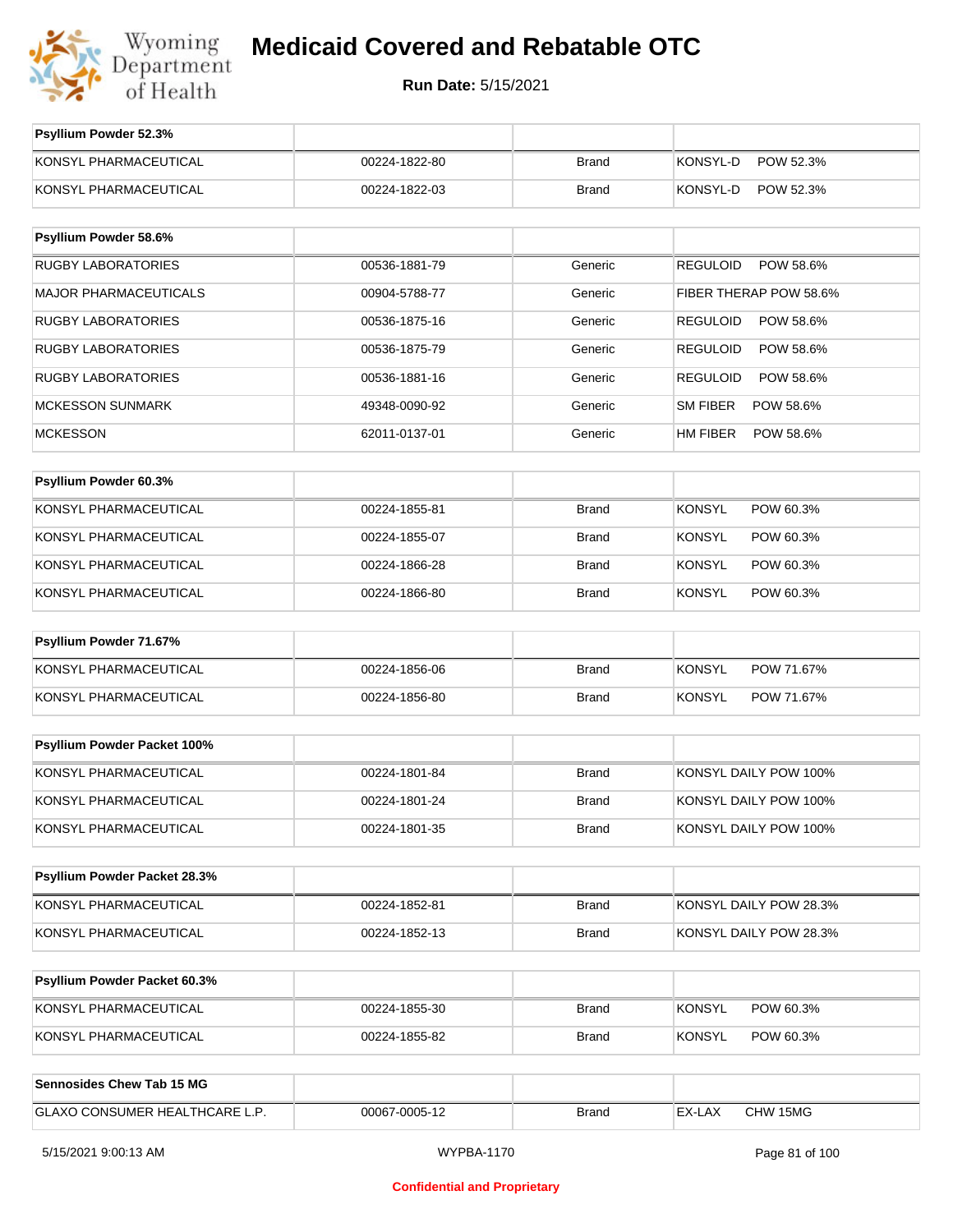# Medicaid Covered and Rebatable OTC

**Run Date:** 5/15/2021

| Psyllium Powder 52.3% | | | |
|---|---|---|---|
| KONSYL PHARMACEUTICAL | 00224-1822-80 | Brand | KONSYL-D POW 52.3% |
| KONSYL PHARMACEUTICAL | 00224-1822-03 | Brand | KONSYL-D POW 52.3% |

| Psyllium Powder 58.6% | | | |
|---|---|---|---|
| RUGBY LABORATORIES | 00536-1881-79 | Generic | REGULOID POW 58.6% |
| MAJOR PHARMACEUTICALS | 00904-5788-77 | Generic | FIBER THERAP POW 58.6% |
| RUGBY LABORATORIES | 00536-1875-16 | Generic | REGULOID POW 58.6% |
| RUGBY LABORATORIES | 00536-1875-79 | Generic | REGULOID POW 58.6% |
| RUGBY LABORATORIES | 00536-1881-16 | Generic | REGULOID POW 58.6% |
| MCKESSON SUNMARK | 49348-0090-92 | Generic | SM FIBER POW 58.6% |
| MCKESSON | 62011-0137-01 | Generic | HM FIBER POW 58.6% |

| Psyllium Powder 60.3% | | | |
|---|---|---|---|
| KONSYL PHARMACEUTICAL | 00224-1855-81 | Brand | KONSYL POW 60.3% |
| KONSYL PHARMACEUTICAL | 00224-1855-07 | Brand | KONSYL POW 60.3% |
| KONSYL PHARMACEUTICAL | 00224-1866-28 | Brand | KONSYL POW 60.3% |
| KONSYL PHARMACEUTICAL | 00224-1866-80 | Brand | KONSYL POW 60.3% |

| Psyllium Powder 71.67% | | | |
|---|---|---|---|
| KONSYL PHARMACEUTICAL | 00224-1856-06 | Brand | KONSYL POW 71.67% |
| KONSYL PHARMACEUTICAL | 00224-1856-80 | Brand | KONSYL POW 71.67% |

| Psyllium Powder Packet 100% | | | |
|---|---|---|---|
| KONSYL PHARMACEUTICAL | 00224-1801-84 | Brand | KONSYL DAILY POW 100% |
| KONSYL PHARMACEUTICAL | 00224-1801-24 | Brand | KONSYL DAILY POW 100% |
| KONSYL PHARMACEUTICAL | 00224-1801-35 | Brand | KONSYL DAILY POW 100% |

| Psyllium Powder Packet 28.3% | | | |
|---|---|---|---|
| KONSYL PHARMACEUTICAL | 00224-1852-81 | Brand | KONSYL DAILY POW 28.3% |
| KONSYL PHARMACEUTICAL | 00224-1852-13 | Brand | KONSYL DAILY POW 28.3% |

| Psyllium Powder Packet 60.3% | | | |
|---|---|---|---|
| KONSYL PHARMACEUTICAL | 00224-1855-30 | Brand | KONSYL POW 60.3% |
| KONSYL PHARMACEUTICAL | 00224-1855-82 | Brand | KONSYL POW 60.3% |

| Sennosides Chew Tab 15 MG | | | |
|---|---|---|---|
| GLAXO CONSUMER HEALTHCARE L.P. | 00067-0005-12 | Brand | EX-LAX CHW 15MG |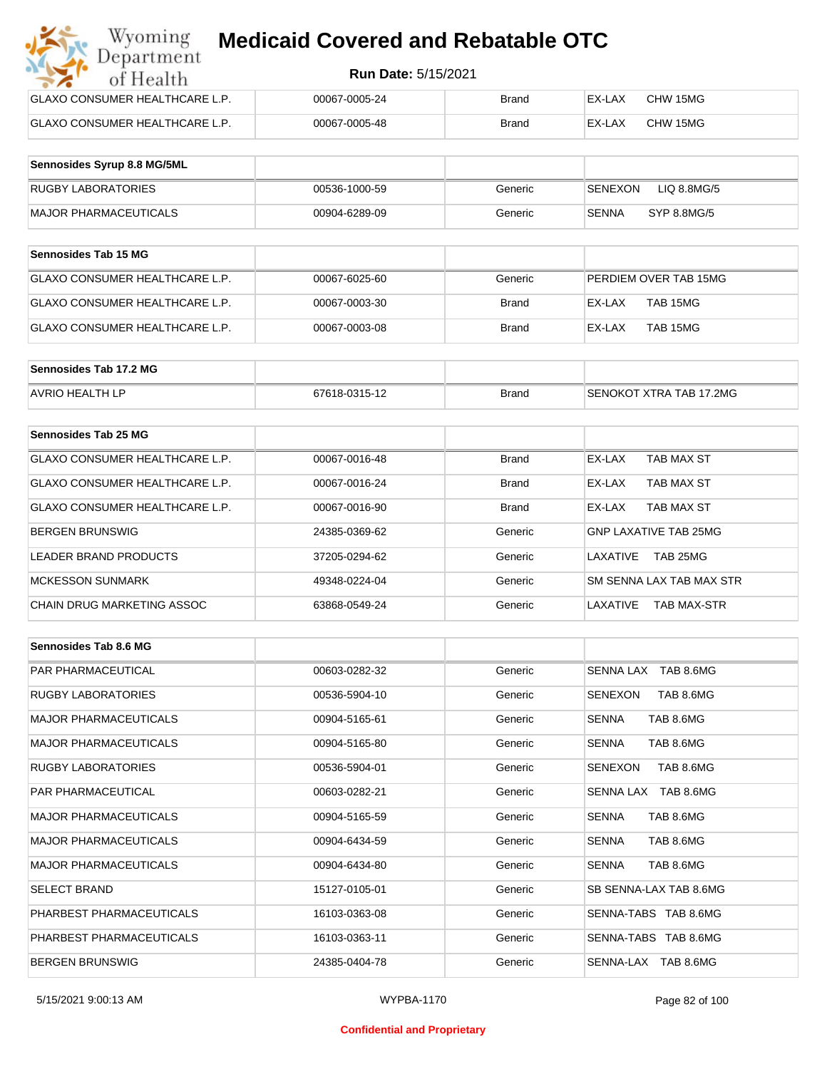| | | | |
|---|---|---|---|
| GLAXO CONSUMER HEALTHCARE L.P. | 00067-0005-24 | Brand | EX-LAX CHW 15MG |
| GLAXO CONSUMER HEALTHCARE L.P. | 00067-0005-48 | Brand | EX-LAX CHW 15MG |

| **Sennosides Syrup 8.8 MG/5ML** | | | |
|---|---|---|---|
| RUGBY LABORATORIES | 00536-1000-59 | Generic | SENEXON LIQ 8.8MG/5 |
| MAJOR PHARMACEUTICALS | 00904-6289-09 | Generic | SENNA SYP 8.8MG/5 |

| **Sennosides Tab 15 MG** | | | |
|---|---|---|---|
| GLAXO CONSUMER HEALTHCARE L.P. | 00067-6025-60 | Generic | PERDIEM OVER TAB 15MG |
| GLAXO CONSUMER HEALTHCARE L.P. | 00067-0003-30 | Brand | EX-LAX TAB 15MG |
| GLAXO CONSUMER HEALTHCARE L.P. | 00067-0003-08 | Brand | EX-LAX TAB 15MG |

| **Sennosides Tab 17.2 MG** | | | |
|---|---|---|---|
| AVRIO HEALTH LP | 67618-0315-12 | Brand | SENOKOT XTRA TAB 17.2MG |

| **Sennosides Tab 25 MG** | | | |
|---|---|---|---|
| GLAXO CONSUMER HEALTHCARE L.P. | 00067-0016-48 | Brand | EX-LAX TAB MAX ST |
| GLAXO CONSUMER HEALTHCARE L.P. | 00067-0016-24 | Brand | EX-LAX TAB MAX ST |
| GLAXO CONSUMER HEALTHCARE L.P. | 00067-0016-90 | Brand | EX-LAX TAB MAX ST |
| BERGEN BRUNSWIG | 24385-0369-62 | Generic | GNP LAXATIVE TAB 25MG |
| LEADER BRAND PRODUCTS | 37205-0294-62 | Generic | LAXATIVE TAB 25MG |
| MCKESSON SUNMARK | 49348-0224-04 | Generic | SM SENNA LAX TAB MAX STR |
| CHAIN DRUG MARKETING ASSOC | 63868-0549-24 | Generic | LAXATIVE TAB MAX-STR |

| **Sennosides Tab 8.6 MG** | | | |
|---|---|---|---|
| PAR PHARMACEUTICAL | 00603-0282-32 | Generic | SENNA LAX TAB 8.6MG |
| RUGBY LABORATORIES | 00536-5904-10 | Generic | SENEXON TAB 8.6MG |
| MAJOR PHARMACEUTICALS | 00904-5165-61 | Generic | SENNA TAB 8.6MG |
| MAJOR PHARMACEUTICALS | 00904-5165-80 | Generic | SENNA TAB 8.6MG |
| RUGBY LABORATORIES | 00536-5904-01 | Generic | SENEXON TAB 8.6MG |
| PAR PHARMACEUTICAL | 00603-0282-21 | Generic | SENNA LAX TAB 8.6MG |
| MAJOR PHARMACEUTICALS | 00904-5165-59 | Generic | SENNA TAB 8.6MG |
| MAJOR PHARMACEUTICALS | 00904-6434-59 | Generic | SENNA TAB 8.6MG |
| MAJOR PHARMACEUTICALS | 00904-6434-80 | Generic | SENNA TAB 8.6MG |
| SELECT BRAND | 15127-0105-01 | Generic | SB SENNA-LAX TAB 8.6MG |
| PHARBEST PHARMACEUTICALS | 16103-0363-08 | Generic | SENNA-TABS TAB 8.6MG |
| PHARBEST PHARMACEUTICALS | 16103-0363-11 | Generic | SENNA-TABS TAB 8.6MG |
| BERGEN BRUNSWIG | 24385-0404-78 | Generic | SENNA-LAX TAB 8.6MG |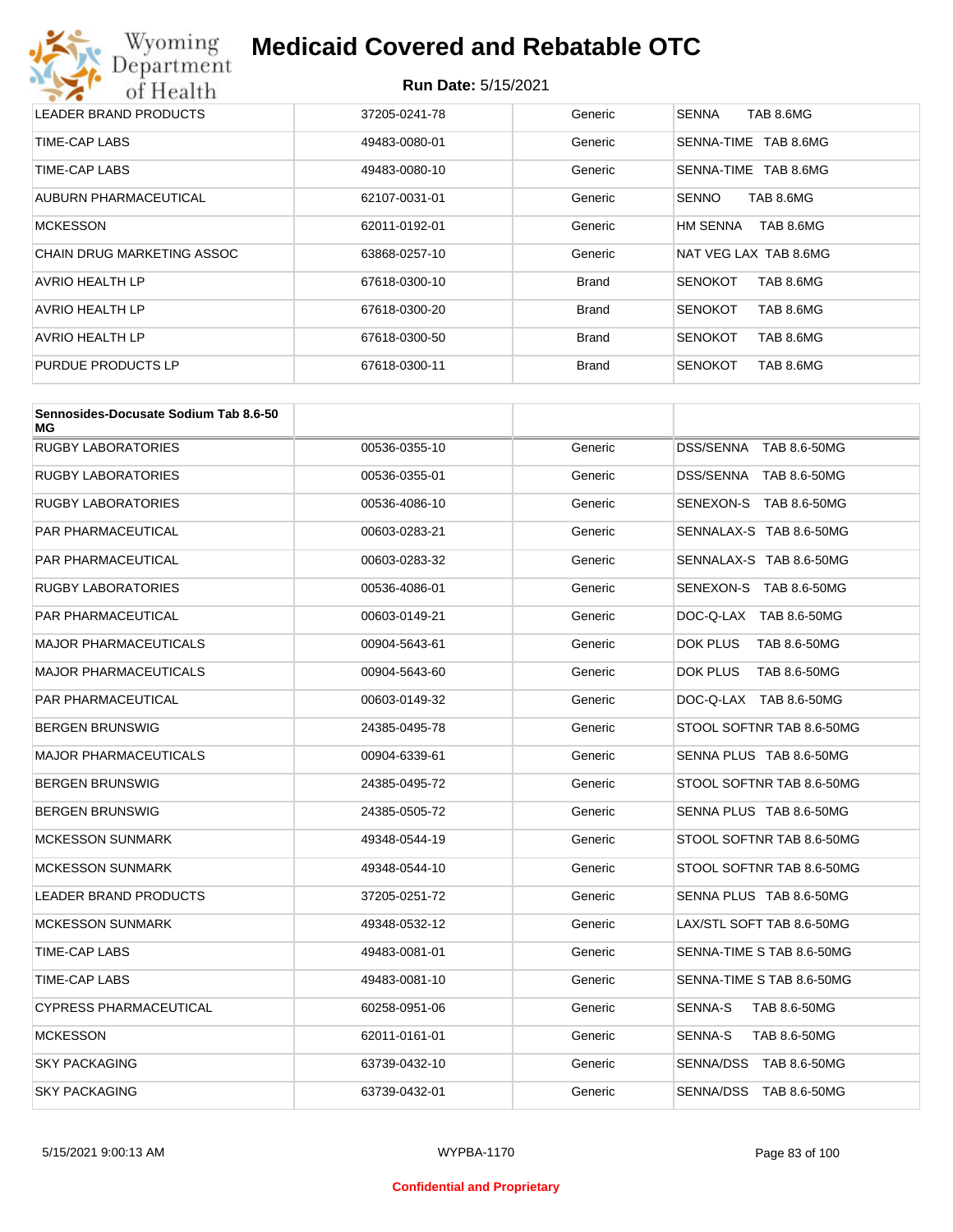# Medicaid Covered and Rebatable OTC

**Run Date:** 5/15/2021

| | | | |
|---|---|---|---|
| LEADER BRAND PRODUCTS | 37205-0241-78 | Generic | SENNA TAB 8.6MG |
| TIME-CAP LABS | 49483-0080-01 | Generic | SENNA-TIME TAB 8.6MG |
| TIME-CAP LABS | 49483-0080-10 | Generic | SENNA-TIME TAB 8.6MG |
| AUBURN PHARMACEUTICAL | 62107-0031-01 | Generic | SENNO TAB 8.6MG |
| MCKESSON | 62011-0192-01 | Generic | HM SENNA TAB 8.6MG |
| CHAIN DRUG MARKETING ASSOC | 63868-0257-10 | Generic | NAT VEG LAX TAB 8.6MG |
| AVRIO HEALTH LP | 67618-0300-10 | Brand | SENOKOT TAB 8.6MG |
| AVRIO HEALTH LP | 67618-0300-20 | Brand | SENOKOT TAB 8.6MG |
| AVRIO HEALTH LP | 67618-0300-50 | Brand | SENOKOT TAB 8.6MG |
| PURDUE PRODUCTS LP | 67618-0300-11 | Brand | SENOKOT TAB 8.6MG |

| Sennosides-Docusate Sodium Tab 8.6-50 MG | | | |
|---|---|---|---|
| RUGBY LABORATORIES | 00536-0355-10 | Generic | DSS/SENNA TAB 8.6-50MG |
| RUGBY LABORATORIES | 00536-0355-01 | Generic | DSS/SENNA TAB 8.6-50MG |
| RUGBY LABORATORIES | 00536-4086-10 | Generic | SENEXON-S TAB 8.6-50MG |
| PAR PHARMACEUTICAL | 00603-0283-21 | Generic | SENNALAX-S TAB 8.6-50MG |
| PAR PHARMACEUTICAL | 00603-0283-32 | Generic | SENNALAX-S TAB 8.6-50MG |
| RUGBY LABORATORIES | 00536-4086-01 | Generic | SENEXON-S TAB 8.6-50MG |
| PAR PHARMACEUTICAL | 00603-0149-21 | Generic | DOC-Q-LAX TAB 8.6-50MG |
| MAJOR PHARMACEUTICALS | 00904-5643-61 | Generic | DOK PLUS TAB 8.6-50MG |
| MAJOR PHARMACEUTICALS | 00904-5643-60 | Generic | DOK PLUS TAB 8.6-50MG |
| PAR PHARMACEUTICAL | 00603-0149-32 | Generic | DOC-Q-LAX TAB 8.6-50MG |
| BERGEN BRUNSWIG | 24385-0495-78 | Generic | STOOL SOFTNR TAB 8.6-50MG |
| MAJOR PHARMACEUTICALS | 00904-6339-61 | Generic | SENNA PLUS TAB 8.6-50MG |
| BERGEN BRUNSWIG | 24385-0495-72 | Generic | STOOL SOFTNR TAB 8.6-50MG |
| BERGEN BRUNSWIG | 24385-0505-72 | Generic | SENNA PLUS TAB 8.6-50MG |
| MCKESSON SUNMARK | 49348-0544-19 | Generic | STOOL SOFTNR TAB 8.6-50MG |
| MCKESSON SUNMARK | 49348-0544-10 | Generic | STOOL SOFTNR TAB 8.6-50MG |
| LEADER BRAND PRODUCTS | 37205-0251-72 | Generic | SENNA PLUS TAB 8.6-50MG |
| MCKESSON SUNMARK | 49348-0532-12 | Generic | LAX/STL SOFT TAB 8.6-50MG |
| TIME-CAP LABS | 49483-0081-01 | Generic | SENNA-TIME S TAB 8.6-50MG |
| TIME-CAP LABS | 49483-0081-10 | Generic | SENNA-TIME S TAB 8.6-50MG |
| CYPRESS PHARMACEUTICAL | 60258-0951-06 | Generic | SENNA-S TAB 8.6-50MG |
| MCKESSON | 62011-0161-01 | Generic | SENNA-S TAB 8.6-50MG |
| SKY PACKAGING | 63739-0432-10 | Generic | SENNA/DSS TAB 8.6-50MG |
| SKY PACKAGING | 63739-0432-01 | Generic | SENNA/DSS TAB 8.6-50MG |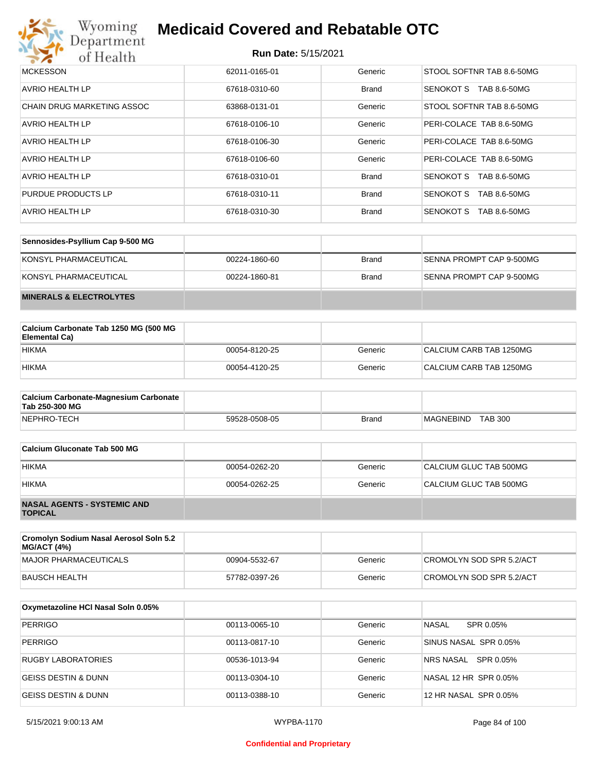| MCKESSON | 62011-0165-01 | Generic | STOOL SOFTNR TAB 8.6-50MG |
|---|---|---|---|
| AVRIO HEALTH LP | 67618-0310-60 | Brand | SENOKOT S TAB 8.6-50MG |
| CHAIN DRUG MARKETING ASSOC | 63868-0131-01 | Generic | STOOL SOFTNR TAB 8.6-50MG |
| AVRIO HEALTH LP | 67618-0106-10 | Generic | PERI-COLACE TAB 8.6-50MG |
| AVRIO HEALTH LP | 67618-0106-30 | Generic | PERI-COLACE TAB 8.6-50MG |
| AVRIO HEALTH LP | 67618-0106-60 | Generic | PERI-COLACE TAB 8.6-50MG |
| AVRIO HEALTH LP | 67618-0310-01 | Brand | SENOKOT S TAB 8.6-50MG |
| PURDUE PRODUCTS LP | 67618-0310-11 | Brand | SENOKOT S TAB 8.6-50MG |
| AVRIO HEALTH LP | 67618-0310-30 | Brand | SENOKOT S TAB 8.6-50MG |

| **Sennosides-Psyllium Cap 9-500 MG** | | | |
|---|---|---|---|
| KONSYL PHARMACEUTICAL | 00224-1860-60 | Brand | SENNA PROMPT CAP 9-500MG |
| KONSYL PHARMACEUTICAL | 00224-1860-81 | Brand | SENNA PROMPT CAP 9-500MG |
| **MINERALS & ELECTROLYTES** | | | |

| **Calcium Carbonate Tab 1250 MG (500 MG Elemental Ca)** | | | |
|---|---|---|---|
| HIKMA | 00054-8120-25 | Generic | CALCIUM CARB TAB 1250MG |
| HIKMA | 00054-4120-25 | Generic | CALCIUM CARB TAB 1250MG |

| **Calcium Carbonate-Magnesium Carbonate Tab 250-300 MG** | | | |
|---|---|---|---|
| NEPHRO-TECH | 59528-0508-05 | Brand | MAGNEBIND TAB 300 |

| **Calcium Gluconate Tab 500 MG** | | | |
|---|---|---|---|
| HIKMA | 00054-0262-20 | Generic | CALCIUM GLUC TAB 500MG |
| HIKMA | 00054-0262-25 | Generic | CALCIUM GLUC TAB 500MG |
| **NASAL AGENTS - SYSTEMIC AND TOPICAL** | | | |

| **Cromolyn Sodium Nasal Aerosol Soln 5.2 MG/ACT (4%)** | | | |
|---|---|---|---|
| MAJOR PHARMACEUTICALS | 00904-5532-67 | Generic | CROMOLYN SOD SPR 5.2/ACT |
| BAUSCH HEALTH | 57782-0397-26 | Generic | CROMOLYN SOD SPR 5.2/ACT |

| **Oxymetazoline HCl Nasal Soln 0.05%** | | | |
|---|---|---|---|
| PERRIGO | 00113-0065-10 | Generic | NASAL SPR 0.05% |
| PERRIGO | 00113-0817-10 | Generic | SINUS NASAL SPR 0.05% |
| RUGBY LABORATORIES | 00536-1013-94 | Generic | NRS NASAL SPR 0.05% |
| GEISS DESTIN & DUNN | 00113-0304-10 | Generic | NASAL 12 HR SPR 0.05% |
| GEISS DESTIN & DUNN | 00113-0388-10 | Generic | 12 HR NASAL SPR 0.05% |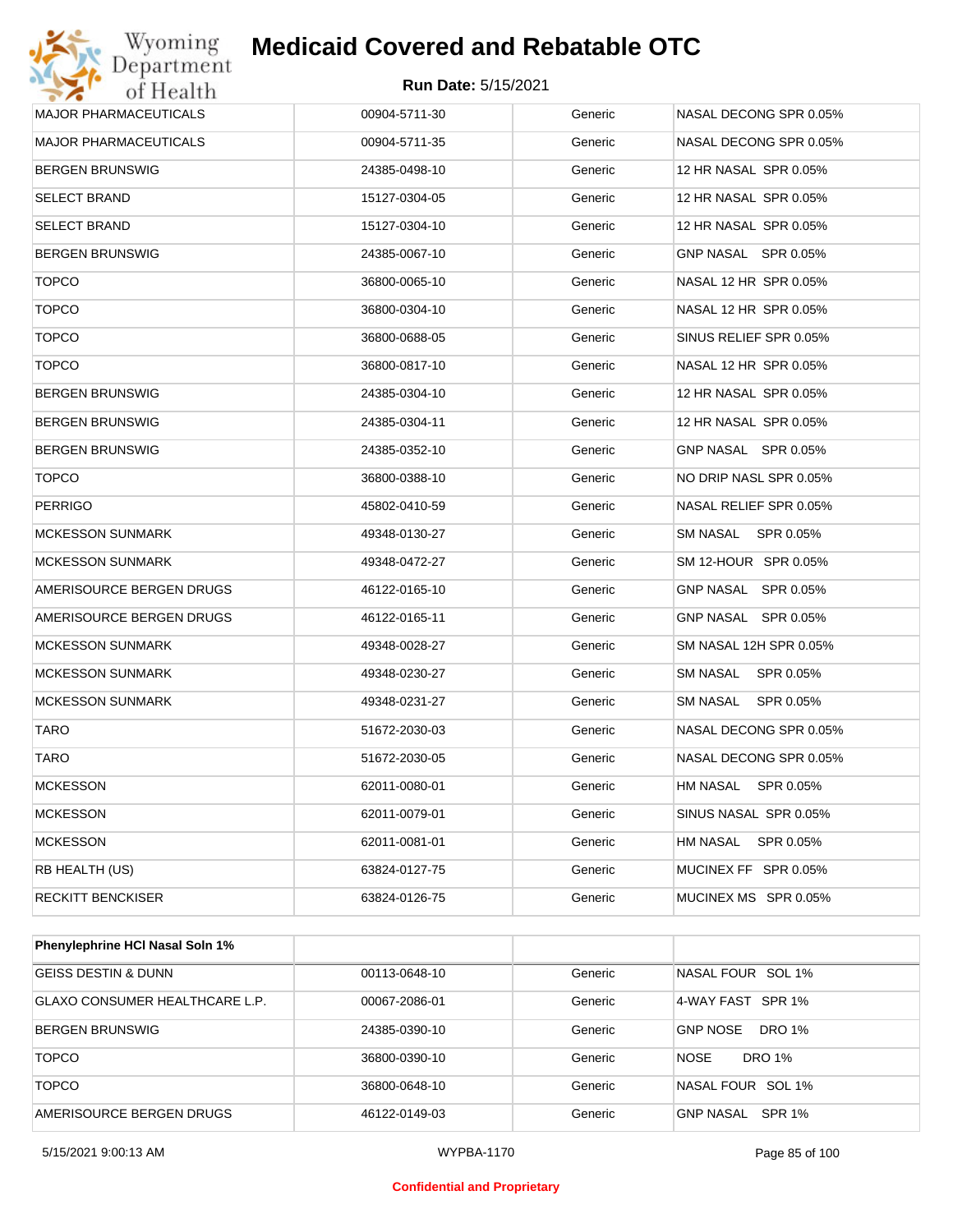# Medicaid Covered and Rebatable OTC

**Run Date:** 5/15/2021

| | | | |
|---|---|---|---|
| MAJOR PHARMACEUTICALS | 00904-5711-30 | Generic | NASAL DECONG SPR 0.05% |
| MAJOR PHARMACEUTICALS | 00904-5711-35 | Generic | NASAL DECONG SPR 0.05% |
| BERGEN BRUNSWIG | 24385-0498-10 | Generic | 12 HR NASAL SPR 0.05% |
| SELECT BRAND | 15127-0304-05 | Generic | 12 HR NASAL SPR 0.05% |
| SELECT BRAND | 15127-0304-10 | Generic | 12 HR NASAL SPR 0.05% |
| BERGEN BRUNSWIG | 24385-0067-10 | Generic | GNP NASAL SPR 0.05% |
| TOPCO | 36800-0065-10 | Generic | NASAL 12 HR SPR 0.05% |
| TOPCO | 36800-0304-10 | Generic | NASAL 12 HR SPR 0.05% |
| TOPCO | 36800-0688-05 | Generic | SINUS RELIEF SPR 0.05% |
| TOPCO | 36800-0817-10 | Generic | NASAL 12 HR SPR 0.05% |
| BERGEN BRUNSWIG | 24385-0304-10 | Generic | 12 HR NASAL SPR 0.05% |
| BERGEN BRUNSWIG | 24385-0304-11 | Generic | 12 HR NASAL SPR 0.05% |
| BERGEN BRUNSWIG | 24385-0352-10 | Generic | GNP NASAL SPR 0.05% |
| TOPCO | 36800-0388-10 | Generic | NO DRIP NASL SPR 0.05% |
| PERRIGO | 45802-0410-59 | Generic | NASAL RELIEF SPR 0.05% |
| MCKESSON SUNMARK | 49348-0130-27 | Generic | SM NASAL SPR 0.05% |
| MCKESSON SUNMARK | 49348-0472-27 | Generic | SM 12-HOUR SPR 0.05% |
| AMERISOURCE BERGEN DRUGS | 46122-0165-10 | Generic | GNP NASAL SPR 0.05% |
| AMERISOURCE BERGEN DRUGS | 46122-0165-11 | Generic | GNP NASAL SPR 0.05% |
| MCKESSON SUNMARK | 49348-0028-27 | Generic | SM NASAL 12H SPR 0.05% |
| MCKESSON SUNMARK | 49348-0230-27 | Generic | SM NASAL SPR 0.05% |
| MCKESSON SUNMARK | 49348-0231-27 | Generic | SM NASAL SPR 0.05% |
| TARO | 51672-2030-03 | Generic | NASAL DECONG SPR 0.05% |
| TARO | 51672-2030-05 | Generic | NASAL DECONG SPR 0.05% |
| MCKESSON | 62011-0080-01 | Generic | HM NASAL SPR 0.05% |
| MCKESSON | 62011-0079-01 | Generic | SINUS NASAL SPR 0.05% |
| MCKESSON | 62011-0081-01 | Generic | HM NASAL SPR 0.05% |
| RB HEALTH (US) | 63824-0127-75 | Generic | MUCINEX FF SPR 0.05% |
| RECKITT BENCKISER | 63824-0126-75 | Generic | MUCINEX MS SPR 0.05% |

| Phenylephrine HCl Nasal Soln 1% | | | |
|---|---|---|---|
| GEISS DESTIN & DUNN | 00113-0648-10 | Generic | NASAL FOUR SOL 1% |
| GLAXO CONSUMER HEALTHCARE L.P. | 00067-2086-01 | Generic | 4-WAY FAST SPR 1% |
| BERGEN BRUNSWIG | 24385-0390-10 | Generic | GNP NOSE DRO 1% |
| TOPCO | 36800-0390-10 | Generic | NOSE DRO 1% |
| TOPCO | 36800-0648-10 | Generic | NASAL FOUR SOL 1% |
| AMERISOURCE BERGEN DRUGS | 46122-0149-03 | Generic | GNP NASAL SPR 1% |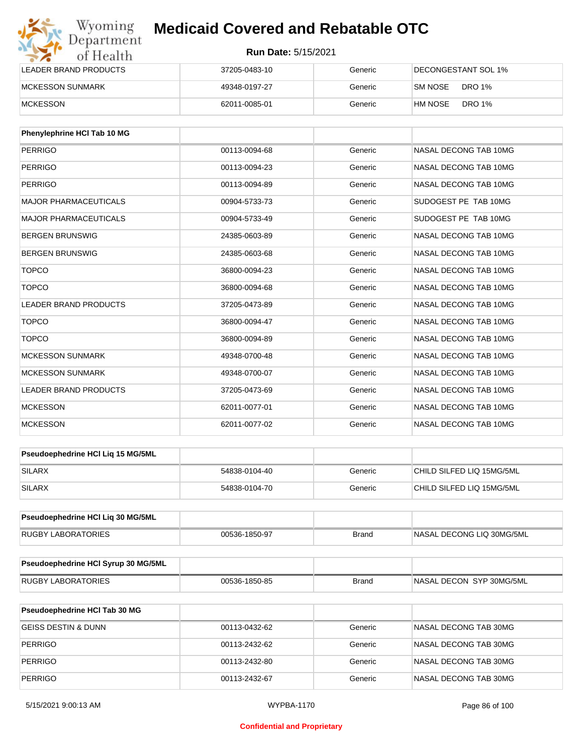| | | | |
|---|---|---|---|
| LEADER BRAND PRODUCTS | 37205-0483-10 | Generic | DECONGESTANT SOL 1% |
| MCKESSON SUNMARK | 49348-0197-27 | Generic | SM NOSE DRO 1% |
| MCKESSON | 62011-0085-01 | Generic | HM NOSE DRO 1% |

| Phenylephrine HCl Tab 10 MG | | | |
|---|---|---|---|
| PERRIGO | 00113-0094-68 | Generic | NASAL DECONG TAB 10MG |
| PERRIGO | 00113-0094-23 | Generic | NASAL DECONG TAB 10MG |
| PERRIGO | 00113-0094-89 | Generic | NASAL DECONG TAB 10MG |
| MAJOR PHARMACEUTICALS | 00904-5733-73 | Generic | SUDOGEST PE TAB 10MG |
| MAJOR PHARMACEUTICALS | 00904-5733-49 | Generic | SUDOGEST PE TAB 10MG |
| BERGEN BRUNSWIG | 24385-0603-89 | Generic | NASAL DECONG TAB 10MG |
| BERGEN BRUNSWIG | 24385-0603-68 | Generic | NASAL DECONG TAB 10MG |
| TOPCO | 36800-0094-23 | Generic | NASAL DECONG TAB 10MG |
| TOPCO | 36800-0094-68 | Generic | NASAL DECONG TAB 10MG |
| LEADER BRAND PRODUCTS | 37205-0473-89 | Generic | NASAL DECONG TAB 10MG |
| TOPCO | 36800-0094-47 | Generic | NASAL DECONG TAB 10MG |
| TOPCO | 36800-0094-89 | Generic | NASAL DECONG TAB 10MG |
| MCKESSON SUNMARK | 49348-0700-48 | Generic | NASAL DECONG TAB 10MG |
| MCKESSON SUNMARK | 49348-0700-07 | Generic | NASAL DECONG TAB 10MG |
| LEADER BRAND PRODUCTS | 37205-0473-69 | Generic | NASAL DECONG TAB 10MG |
| MCKESSON | 62011-0077-01 | Generic | NASAL DECONG TAB 10MG |
| MCKESSON | 62011-0077-02 | Generic | NASAL DECONG TAB 10MG |

| Pseudoephedrine HCl Liq 15 MG/5ML | | | |
|---|---|---|---|
| SILARX | 54838-0104-40 | Generic | CHILD SILFED LIQ 15MG/5ML |
| SILARX | 54838-0104-70 | Generic | CHILD SILFED LIQ 15MG/5ML |

| Pseudoephedrine HCl Liq 30 MG/5ML | | | |
|---|---|---|---|
| RUGBY LABORATORIES | 00536-1850-97 | Brand | NASAL DECONG LIQ 30MG/5ML |

| Pseudoephedrine HCl Syrup 30 MG/5ML | | | |
|---|---|---|---|
| RUGBY LABORATORIES | 00536-1850-85 | Brand | NASAL DECON SYP 30MG/5ML |

| Pseudoephedrine HCl Tab 30 MG | | | |
|---|---|---|---|
| GEISS DESTIN & DUNN | 00113-0432-62 | Generic | NASAL DECONG TAB 30MG |
| PERRIGO | 00113-2432-62 | Generic | NASAL DECONG TAB 30MG |
| PERRIGO | 00113-2432-80 | Generic | NASAL DECONG TAB 30MG |
| PERRIGO | 00113-2432-67 | Generic | NASAL DECONG TAB 30MG |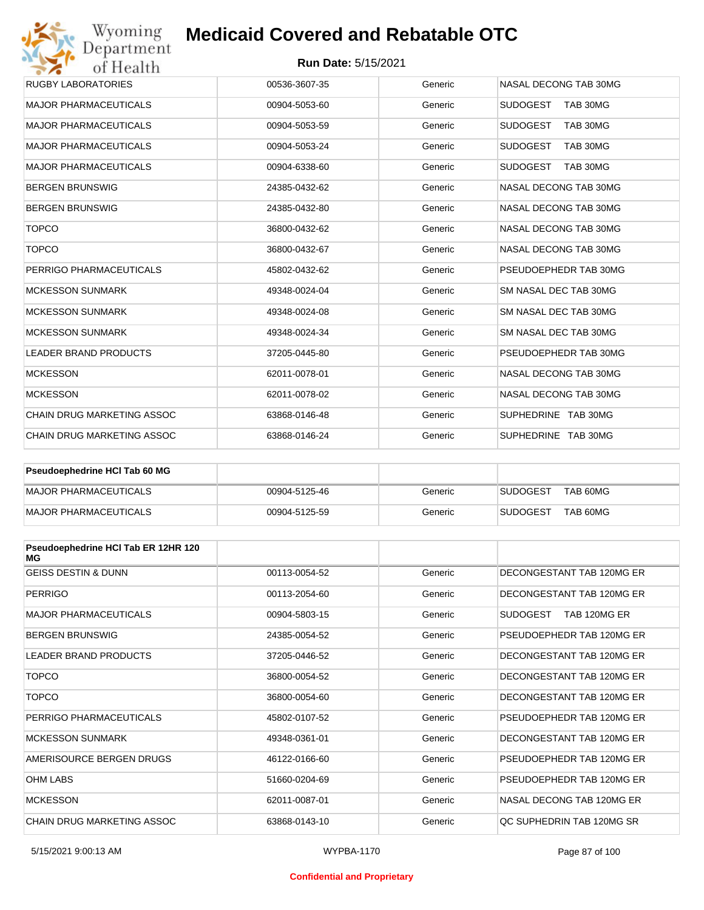| | | | |
|---|---|---|---|
| RUGBY LABORATORIES | 00536-3607-35 | Generic | NASAL DECONG TAB 30MG |
| MAJOR PHARMACEUTICALS | 00904-5053-60 | Generic | SUDOGEST TAB 30MG |
| MAJOR PHARMACEUTICALS | 00904-5053-59 | Generic | SUDOGEST TAB 30MG |
| MAJOR PHARMACEUTICALS | 00904-5053-24 | Generic | SUDOGEST TAB 30MG |
| MAJOR PHARMACEUTICALS | 00904-6338-60 | Generic | SUDOGEST TAB 30MG |
| BERGEN BRUNSWIG | 24385-0432-62 | Generic | NASAL DECONG TAB 30MG |
| BERGEN BRUNSWIG | 24385-0432-80 | Generic | NASAL DECONG TAB 30MG |
| TOPCO | 36800-0432-62 | Generic | NASAL DECONG TAB 30MG |
| TOPCO | 36800-0432-67 | Generic | NASAL DECONG TAB 30MG |
| PERRIGO PHARMACEUTICALS | 45802-0432-62 | Generic | PSEUDOEPHEDR TAB 30MG |
| MCKESSON SUNMARK | 49348-0024-04 | Generic | SM NASAL DEC TAB 30MG |
| MCKESSON SUNMARK | 49348-0024-08 | Generic | SM NASAL DEC TAB 30MG |
| MCKESSON SUNMARK | 49348-0024-34 | Generic | SM NASAL DEC TAB 30MG |
| LEADER BRAND PRODUCTS | 37205-0445-80 | Generic | PSEUDOEPHEDR TAB 30MG |
| MCKESSON | 62011-0078-01 | Generic | NASAL DECONG TAB 30MG |
| MCKESSON | 62011-0078-02 | Generic | NASAL DECONG TAB 30MG |
| CHAIN DRUG MARKETING ASSOC | 63868-0146-48 | Generic | SUPHEDRINE TAB 30MG |
| CHAIN DRUG MARKETING ASSOC | 63868-0146-24 | Generic | SUPHEDRINE TAB 30MG |

| **Pseudoephedrine HCl Tab 60 MG** | | | |
|---|---|---|---|
| MAJOR PHARMACEUTICALS | 00904-5125-46 | Generic | SUDOGEST TAB 60MG |
| MAJOR PHARMACEUTICALS | 00904-5125-59 | Generic | SUDOGEST TAB 60MG |

| **Pseudoephedrine HCl Tab ER 12HR 120 MG** | | | |
|---|---|---|---|
| GEISS DESTIN & DUNN | 00113-0054-52 | Generic | DECONGESTANT TAB 120MG ER |
| PERRIGO | 00113-2054-60 | Generic | DECONGESTANT TAB 120MG ER |
| MAJOR PHARMACEUTICALS | 00904-5803-15 | Generic | SUDOGEST TAB 120MG ER |
| BERGEN BRUNSWIG | 24385-0054-52 | Generic | PSEUDOEPHEDR TAB 120MG ER |
| LEADER BRAND PRODUCTS | 37205-0446-52 | Generic | DECONGESTANT TAB 120MG ER |
| TOPCO | 36800-0054-52 | Generic | DECONGESTANT TAB 120MG ER |
| TOPCO | 36800-0054-60 | Generic | DECONGESTANT TAB 120MG ER |
| PERRIGO PHARMACEUTICALS | 45802-0107-52 | Generic | PSEUDOEPHEDR TAB 120MG ER |
| MCKESSON SUNMARK | 49348-0361-01 | Generic | DECONGESTANT TAB 120MG ER |
| AMERISOURCE BERGEN DRUGS | 46122-0166-60 | Generic | PSEUDOEPHEDR TAB 120MG ER |
| OHM LABS | 51660-0204-69 | Generic | PSEUDOEPHEDR TAB 120MG ER |
| MCKESSON | 62011-0087-01 | Generic | NASAL DECONG TAB 120MG ER |
| CHAIN DRUG MARKETING ASSOC | 63868-0143-10 | Generic | QC SUPHEDRIN TAB 120MG SR |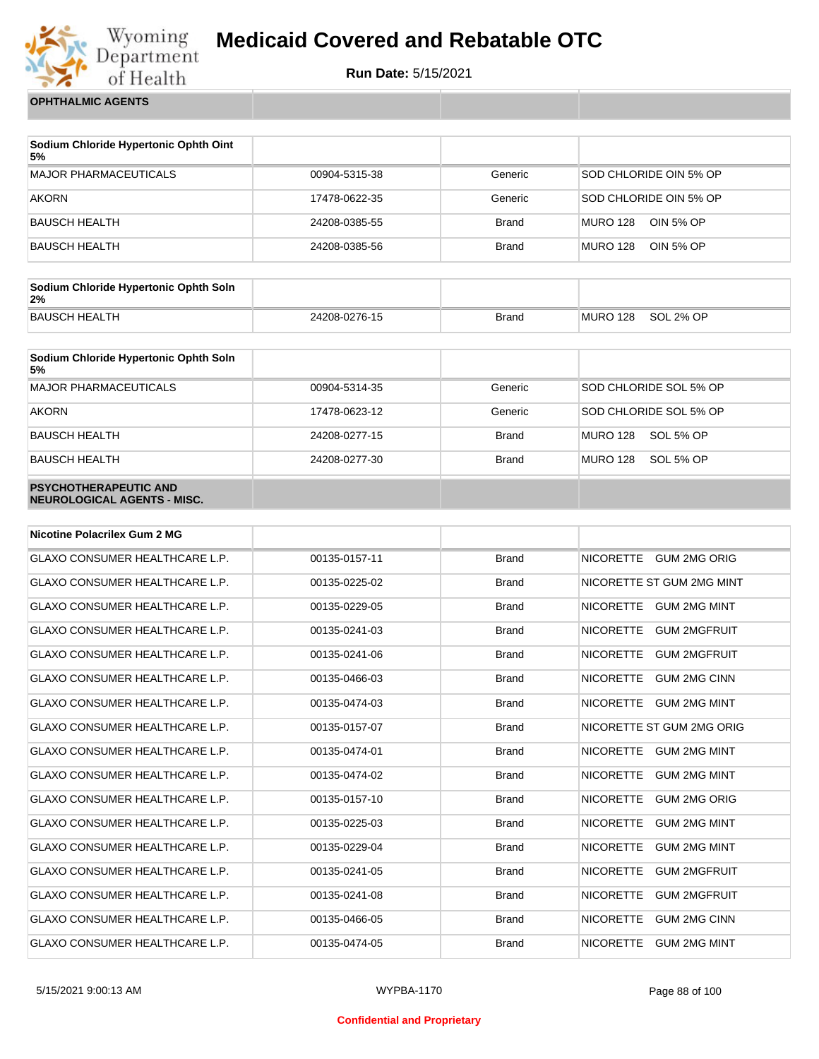# Medicaid Covered and Rebatable OTC

**Run Date:** 5/15/2021

| OPHTHALMIC AGENTS | | | |
|---|---|---|---|

| Sodium Chloride Hypertonic Ophth Oint 5% | | | |
|---|---|---|---|
| MAJOR PHARMACEUTICALS | 00904-5315-38 | Generic | SOD CHLORIDE OIN 5% OP |
| AKORN | 17478-0622-35 | Generic | SOD CHLORIDE OIN 5% OP |
| BAUSCH HEALTH | 24208-0385-55 | Brand | MURO 128 OIN 5% OP |
| BAUSCH HEALTH | 24208-0385-56 | Brand | MURO 128 OIN 5% OP |

| Sodium Chloride Hypertonic Ophth Soln 2% | | | |
|---|---|---|---|
| BAUSCH HEALTH | 24208-0276-15 | Brand | MURO 128 SOL 2% OP |

| Sodium Chloride Hypertonic Ophth Soln 5% | | | |
|---|---|---|---|
| MAJOR PHARMACEUTICALS | 00904-5314-35 | Generic | SOD CHLORIDE SOL 5% OP |
| AKORN | 17478-0623-12 | Generic | SOD CHLORIDE SOL 5% OP |
| BAUSCH HEALTH | 24208-0277-15 | Brand | MURO 128 SOL 5% OP |
| BAUSCH HEALTH | 24208-0277-30 | Brand | MURO 128 SOL 5% OP |

| PSYCHOTHERAPEUTIC AND NEUROLOGICAL AGENTS - MISC. | | | |
|---|---|---|---|

| Nicotine Polacrilex Gum 2 MG | | | |
|---|---|---|---|
| GLAXO CONSUMER HEALTHCARE L.P. | 00135-0157-11 | Brand | NICORETTE GUM 2MG ORIG |
| GLAXO CONSUMER HEALTHCARE L.P. | 00135-0225-02 | Brand | NICORETTE ST GUM 2MG MINT |
| GLAXO CONSUMER HEALTHCARE L.P. | 00135-0229-05 | Brand | NICORETTE GUM 2MG MINT |
| GLAXO CONSUMER HEALTHCARE L.P. | 00135-0241-03 | Brand | NICORETTE GUM 2MGFRUIT |
| GLAXO CONSUMER HEALTHCARE L.P. | 00135-0241-06 | Brand | NICORETTE GUM 2MGFRUIT |
| GLAXO CONSUMER HEALTHCARE L.P. | 00135-0466-03 | Brand | NICORETTE GUM 2MG CINN |
| GLAXO CONSUMER HEALTHCARE L.P. | 00135-0474-03 | Brand | NICORETTE GUM 2MG MINT |
| GLAXO CONSUMER HEALTHCARE L.P. | 00135-0157-07 | Brand | NICORETTE ST GUM 2MG ORIG |
| GLAXO CONSUMER HEALTHCARE L.P. | 00135-0474-01 | Brand | NICORETTE GUM 2MG MINT |
| GLAXO CONSUMER HEALTHCARE L.P. | 00135-0474-02 | Brand | NICORETTE GUM 2MG MINT |
| GLAXO CONSUMER HEALTHCARE L.P. | 00135-0157-10 | Brand | NICORETTE GUM 2MG ORIG |
| GLAXO CONSUMER HEALTHCARE L.P. | 00135-0225-03 | Brand | NICORETTE GUM 2MG MINT |
| GLAXO CONSUMER HEALTHCARE L.P. | 00135-0229-04 | Brand | NICORETTE GUM 2MG MINT |
| GLAXO CONSUMER HEALTHCARE L.P. | 00135-0241-05 | Brand | NICORETTE GUM 2MGFRUIT |
| GLAXO CONSUMER HEALTHCARE L.P. | 00135-0241-08 | Brand | NICORETTE GUM 2MGFRUIT |
| GLAXO CONSUMER HEALTHCARE L.P. | 00135-0466-05 | Brand | NICORETTE GUM 2MG CINN |
| GLAXO CONSUMER HEALTHCARE L.P. | 00135-0474-05 | Brand | NICORETTE GUM 2MG MINT |

5/15/2021 9:00:13 AM WYPBA-1170

Confidential and Proprietary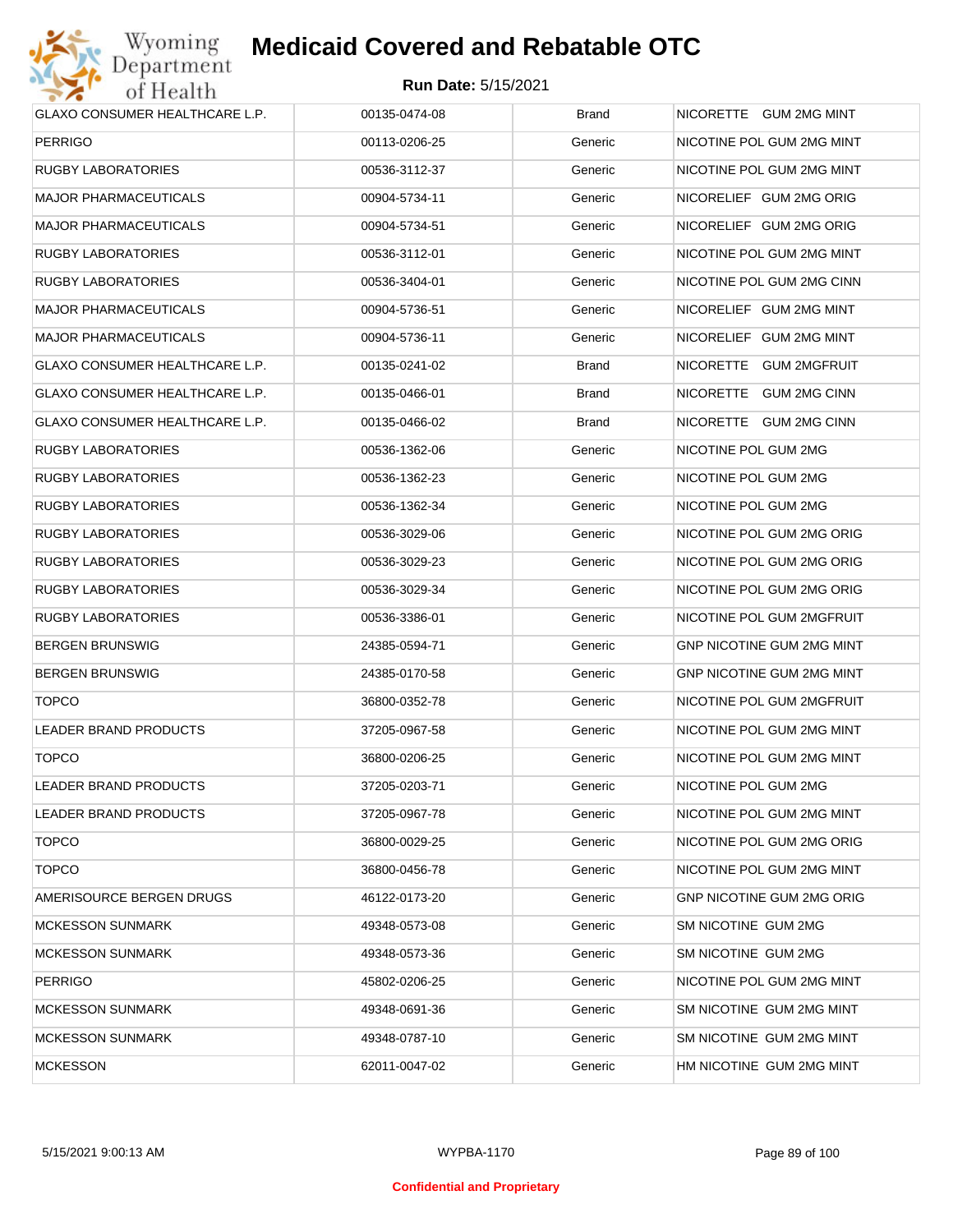# Medicaid Covered and Rebatable OTC

**Run Date:** 5/15/2021

| | | | |
|---|---|---|---|
| GLAXO CONSUMER HEALTHCARE L.P. | 00135-0474-08 | Brand | NICORETTE GUM 2MG MINT |
| PERRIGO | 00113-0206-25 | Generic | NICOTINE POL GUM 2MG MINT |
| RUGBY LABORATORIES | 00536-3112-37 | Generic | NICOTINE POL GUM 2MG MINT |
| MAJOR PHARMACEUTICALS | 00904-5734-11 | Generic | NICORELIEF GUM 2MG ORIG |
| MAJOR PHARMACEUTICALS | 00904-5734-51 | Generic | NICORELIEF GUM 2MG ORIG |
| RUGBY LABORATORIES | 00536-3112-01 | Generic | NICOTINE POL GUM 2MG MINT |
| RUGBY LABORATORIES | 00536-3404-01 | Generic | NICOTINE POL GUM 2MG CINN |
| MAJOR PHARMACEUTICALS | 00904-5736-51 | Generic | NICORELIEF GUM 2MG MINT |
| MAJOR PHARMACEUTICALS | 00904-5736-11 | Generic | NICORELIEF GUM 2MG MINT |
| GLAXO CONSUMER HEALTHCARE L.P. | 00135-0241-02 | Brand | NICORETTE GUM 2MGFRUIT |
| GLAXO CONSUMER HEALTHCARE L.P. | 00135-0466-01 | Brand | NICORETTE GUM 2MG CINN |
| GLAXO CONSUMER HEALTHCARE L.P. | 00135-0466-02 | Brand | NICORETTE GUM 2MG CINN |
| RUGBY LABORATORIES | 00536-1362-06 | Generic | NICOTINE POL GUM 2MG |
| RUGBY LABORATORIES | 00536-1362-23 | Generic | NICOTINE POL GUM 2MG |
| RUGBY LABORATORIES | 00536-1362-34 | Generic | NICOTINE POL GUM 2MG |
| RUGBY LABORATORIES | 00536-3029-06 | Generic | NICOTINE POL GUM 2MG ORIG |
| RUGBY LABORATORIES | 00536-3029-23 | Generic | NICOTINE POL GUM 2MG ORIG |
| RUGBY LABORATORIES | 00536-3029-34 | Generic | NICOTINE POL GUM 2MG ORIG |
| RUGBY LABORATORIES | 00536-3386-01 | Generic | NICOTINE POL GUM 2MGFRUIT |
| BERGEN BRUNSWIG | 24385-0594-71 | Generic | GNP NICOTINE GUM 2MG MINT |
| BERGEN BRUNSWIG | 24385-0170-58 | Generic | GNP NICOTINE GUM 2MG MINT |
| TOPCO | 36800-0352-78 | Generic | NICOTINE POL GUM 2MGFRUIT |
| LEADER BRAND PRODUCTS | 37205-0967-58 | Generic | NICOTINE POL GUM 2MG MINT |
| TOPCO | 36800-0206-25 | Generic | NICOTINE POL GUM 2MG MINT |
| LEADER BRAND PRODUCTS | 37205-0203-71 | Generic | NICOTINE POL GUM 2MG |
| LEADER BRAND PRODUCTS | 37205-0967-78 | Generic | NICOTINE POL GUM 2MG MINT |
| TOPCO | 36800-0029-25 | Generic | NICOTINE POL GUM 2MG ORIG |
| TOPCO | 36800-0456-78 | Generic | NICOTINE POL GUM 2MG MINT |
| AMERISOURCE BERGEN DRUGS | 46122-0173-20 | Generic | GNP NICOTINE GUM 2MG ORIG |
| MCKESSON SUNMARK | 49348-0573-08 | Generic | SM NICOTINE GUM 2MG |
| MCKESSON SUNMARK | 49348-0573-36 | Generic | SM NICOTINE GUM 2MG |
| PERRIGO | 45802-0206-25 | Generic | NICOTINE POL GUM 2MG MINT |
| MCKESSON SUNMARK | 49348-0691-36 | Generic | SM NICOTINE GUM 2MG MINT |
| MCKESSON SUNMARK | 49348-0787-10 | Generic | SM NICOTINE GUM 2MG MINT |
| MCKESSON | 62011-0047-02 | Generic | HM NICOTINE GUM 2MG MINT |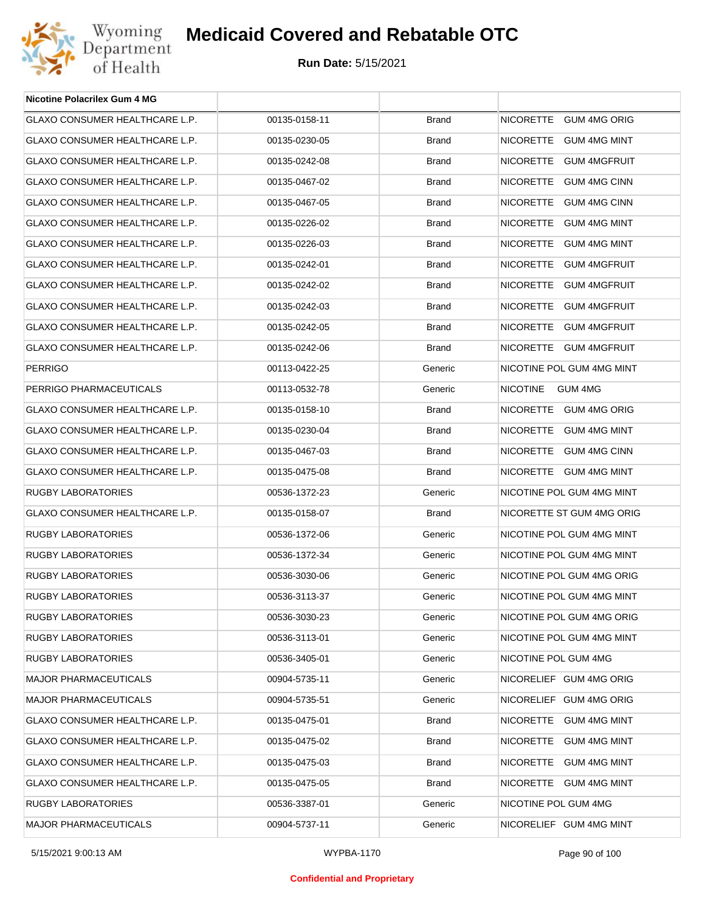# Medicaid Covered and Rebatable OTC

**Run Date:** 5/15/2021

| Nicotine Polacrilex Gum 4 MG | | | |
|---|---|---|---|
| GLAXO CONSUMER HEALTHCARE L.P. | 00135-0158-11 | Brand | NICORETTE GUM 4MG ORIG |
| GLAXO CONSUMER HEALTHCARE L.P. | 00135-0230-05 | Brand | NICORETTE GUM 4MG MINT |
| GLAXO CONSUMER HEALTHCARE L.P. | 00135-0242-08 | Brand | NICORETTE GUM 4MGFRUIT |
| GLAXO CONSUMER HEALTHCARE L.P. | 00135-0467-02 | Brand | NICORETTE GUM 4MG CINN |
| GLAXO CONSUMER HEALTHCARE L.P. | 00135-0467-05 | Brand | NICORETTE GUM 4MG CINN |
| GLAXO CONSUMER HEALTHCARE L.P. | 00135-0226-02 | Brand | NICORETTE GUM 4MG MINT |
| GLAXO CONSUMER HEALTHCARE L.P. | 00135-0226-03 | Brand | NICORETTE GUM 4MG MINT |
| GLAXO CONSUMER HEALTHCARE L.P. | 00135-0242-01 | Brand | NICORETTE GUM 4MGFRUIT |
| GLAXO CONSUMER HEALTHCARE L.P. | 00135-0242-02 | Brand | NICORETTE GUM 4MGFRUIT |
| GLAXO CONSUMER HEALTHCARE L.P. | 00135-0242-03 | Brand | NICORETTE GUM 4MGFRUIT |
| GLAXO CONSUMER HEALTHCARE L.P. | 00135-0242-05 | Brand | NICORETTE GUM 4MGFRUIT |
| GLAXO CONSUMER HEALTHCARE L.P. | 00135-0242-06 | Brand | NICORETTE GUM 4MGFRUIT |
| PERRIGO | 00113-0422-25 | Generic | NICOTINE POL GUM 4MG MINT |
| PERRIGO PHARMACEUTICALS | 00113-0532-78 | Generic | NICOTINE GUM 4MG |
| GLAXO CONSUMER HEALTHCARE L.P. | 00135-0158-10 | Brand | NICORETTE GUM 4MG ORIG |
| GLAXO CONSUMER HEALTHCARE L.P. | 00135-0230-04 | Brand | NICORETTE GUM 4MG MINT |
| GLAXO CONSUMER HEALTHCARE L.P. | 00135-0467-03 | Brand | NICORETTE GUM 4MG CINN |
| GLAXO CONSUMER HEALTHCARE L.P. | 00135-0475-08 | Brand | NICORETTE GUM 4MG MINT |
| RUGBY LABORATORIES | 00536-1372-23 | Generic | NICOTINE POL GUM 4MG MINT |
| GLAXO CONSUMER HEALTHCARE L.P. | 00135-0158-07 | Brand | NICORETTE ST GUM 4MG ORIG |
| RUGBY LABORATORIES | 00536-1372-06 | Generic | NICOTINE POL GUM 4MG MINT |
| RUGBY LABORATORIES | 00536-1372-34 | Generic | NICOTINE POL GUM 4MG MINT |
| RUGBY LABORATORIES | 00536-3030-06 | Generic | NICOTINE POL GUM 4MG ORIG |
| RUGBY LABORATORIES | 00536-3113-37 | Generic | NICOTINE POL GUM 4MG MINT |
| RUGBY LABORATORIES | 00536-3030-23 | Generic | NICOTINE POL GUM 4MG ORIG |
| RUGBY LABORATORIES | 00536-3113-01 | Generic | NICOTINE POL GUM 4MG MINT |
| RUGBY LABORATORIES | 00536-3405-01 | Generic | NICOTINE POL GUM 4MG |
| MAJOR PHARMACEUTICALS | 00904-5735-11 | Generic | NICORELIEF GUM 4MG ORIG |
| MAJOR PHARMACEUTICALS | 00904-5735-51 | Generic | NICORELIEF GUM 4MG ORIG |
| GLAXO CONSUMER HEALTHCARE L.P. | 00135-0475-01 | Brand | NICORETTE GUM 4MG MINT |
| GLAXO CONSUMER HEALTHCARE L.P. | 00135-0475-02 | Brand | NICORETTE GUM 4MG MINT |
| GLAXO CONSUMER HEALTHCARE L.P. | 00135-0475-03 | Brand | NICORETTE GUM 4MG MINT |
| GLAXO CONSUMER HEALTHCARE L.P. | 00135-0475-05 | Brand | NICORETTE GUM 4MG MINT |
| RUGBY LABORATORIES | 00536-3387-01 | Generic | NICOTINE POL GUM 4MG |
| MAJOR PHARMACEUTICALS | 00904-5737-11 | Generic | NICORELIEF GUM 4MG MINT |

**Confidential and Proprietary**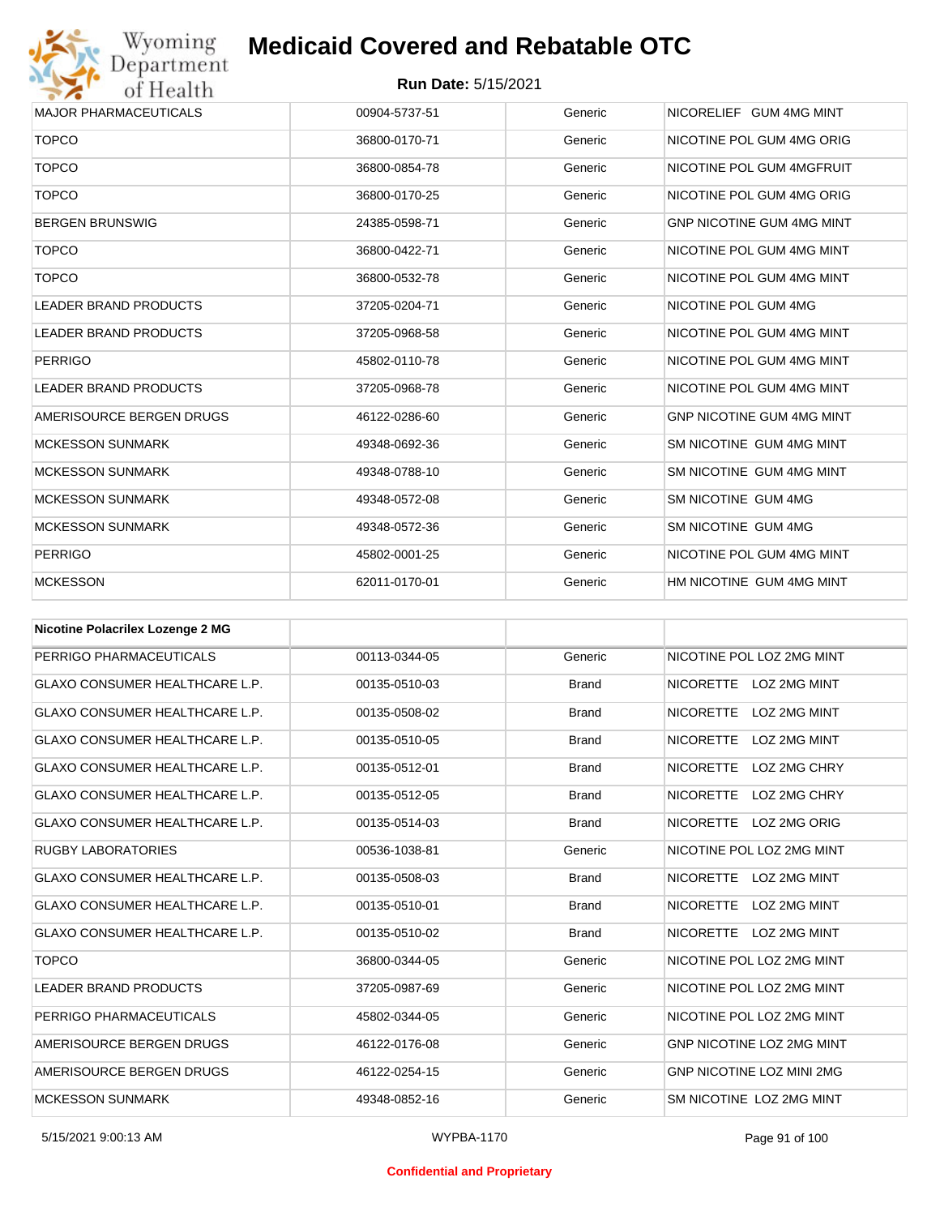| | | | |
|---|---|---|---|
| MAJOR PHARMACEUTICALS | 00904-5737-51 | Generic | NICORELIEF GUM 4MG MINT |
| TOPCO | 36800-0170-71 | Generic | NICOTINE POL GUM 4MG ORIG |
| TOPCO | 36800-0854-78 | Generic | NICOTINE POL GUM 4MGFRUIT |
| TOPCO | 36800-0170-25 | Generic | NICOTINE POL GUM 4MG ORIG |
| BERGEN BRUNSWIG | 24385-0598-71 | Generic | GNP NICOTINE GUM 4MG MINT |
| TOPCO | 36800-0422-71 | Generic | NICOTINE POL GUM 4MG MINT |
| TOPCO | 36800-0532-78 | Generic | NICOTINE POL GUM 4MG MINT |
| LEADER BRAND PRODUCTS | 37205-0204-71 | Generic | NICOTINE POL GUM 4MG |
| LEADER BRAND PRODUCTS | 37205-0968-58 | Generic | NICOTINE POL GUM 4MG MINT |
| PERRIGO | 45802-0110-78 | Generic | NICOTINE POL GUM 4MG MINT |
| LEADER BRAND PRODUCTS | 37205-0968-78 | Generic | NICOTINE POL GUM 4MG MINT |
| AMERISOURCE BERGEN DRUGS | 46122-0286-60 | Generic | GNP NICOTINE GUM 4MG MINT |
| MCKESSON SUNMARK | 49348-0692-36 | Generic | SM NICOTINE GUM 4MG MINT |
| MCKESSON SUNMARK | 49348-0788-10 | Generic | SM NICOTINE GUM 4MG MINT |
| MCKESSON SUNMARK | 49348-0572-08 | Generic | SM NICOTINE GUM 4MG |
| MCKESSON SUNMARK | 49348-0572-36 | Generic | SM NICOTINE GUM 4MG |
| PERRIGO | 45802-0001-25 | Generic | NICOTINE POL GUM 4MG MINT |
| MCKESSON | 62011-0170-01 | Generic | HM NICOTINE GUM 4MG MINT |

| **Nicotine Polacrilex Lozenge 2 MG** | | | |
|---|---|---|---|
| PERRIGO PHARMACEUTICALS | 00113-0344-05 | Generic | NICOTINE POL LOZ 2MG MINT |
| GLAXO CONSUMER HEALTHCARE L.P. | 00135-0510-03 | Brand | NICORETTE LOZ 2MG MINT |
| GLAXO CONSUMER HEALTHCARE L.P. | 00135-0508-02 | Brand | NICORETTE LOZ 2MG MINT |
| GLAXO CONSUMER HEALTHCARE L.P. | 00135-0510-05 | Brand | NICORETTE LOZ 2MG MINT |
| GLAXO CONSUMER HEALTHCARE L.P. | 00135-0512-01 | Brand | NICORETTE LOZ 2MG CHRY |
| GLAXO CONSUMER HEALTHCARE L.P. | 00135-0512-05 | Brand | NICORETTE LOZ 2MG CHRY |
| GLAXO CONSUMER HEALTHCARE L.P. | 00135-0514-03 | Brand | NICORETTE LOZ 2MG ORIG |
| RUGBY LABORATORIES | 00536-1038-81 | Generic | NICOTINE POL LOZ 2MG MINT |
| GLAXO CONSUMER HEALTHCARE L.P. | 00135-0508-03 | Brand | NICORETTE LOZ 2MG MINT |
| GLAXO CONSUMER HEALTHCARE L.P. | 00135-0510-01 | Brand | NICORETTE LOZ 2MG MINT |
| GLAXO CONSUMER HEALTHCARE L.P. | 00135-0510-02 | Brand | NICORETTE LOZ 2MG MINT |
| TOPCO | 36800-0344-05 | Generic | NICOTINE POL LOZ 2MG MINT |
| LEADER BRAND PRODUCTS | 37205-0987-69 | Generic | NICOTINE POL LOZ 2MG MINT |
| PERRIGO PHARMACEUTICALS | 45802-0344-05 | Generic | NICOTINE POL LOZ 2MG MINT |
| AMERISOURCE BERGEN DRUGS | 46122-0176-08 | Generic | GNP NICOTINE LOZ 2MG MINT |
| AMERISOURCE BERGEN DRUGS | 46122-0254-15 | Generic | GNP NICOTINE LOZ MINI 2MG |
| MCKESSON SUNMARK | 49348-0852-16 | Generic | SM NICOTINE LOZ 2MG MINT |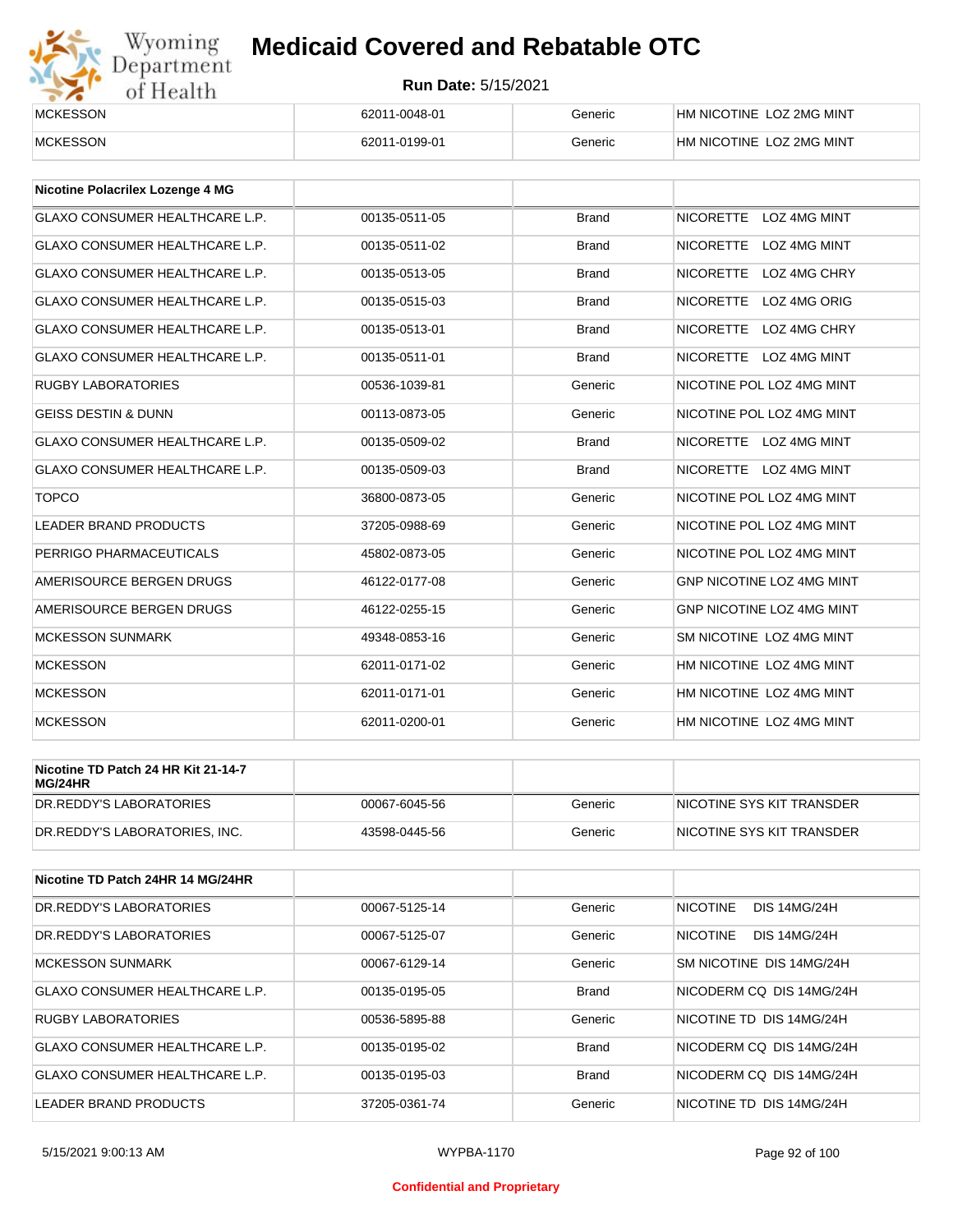# Medicaid Covered and Rebatable OTC

**Run Date:** 5/15/2021

| | | | |
|---|---|---|---|
| MCKESSON | 62011-0048-01 | Generic | HM NICOTINE LOZ 2MG MINT |
| MCKESSON | 62011-0199-01 | Generic | HM NICOTINE LOZ 2MG MINT |

| Nicotine Polacrilex Lozenge 4 MG | | | |
|---|---|---|---|
| GLAXO CONSUMER HEALTHCARE L.P. | 00135-0511-05 | Brand | NICORETTE LOZ 4MG MINT |
| GLAXO CONSUMER HEALTHCARE L.P. | 00135-0511-02 | Brand | NICORETTE LOZ 4MG MINT |
| GLAXO CONSUMER HEALTHCARE L.P. | 00135-0513-05 | Brand | NICORETTE LOZ 4MG CHRY |
| GLAXO CONSUMER HEALTHCARE L.P. | 00135-0515-03 | Brand | NICORETTE LOZ 4MG ORIG |
| GLAXO CONSUMER HEALTHCARE L.P. | 00135-0513-01 | Brand | NICORETTE LOZ 4MG CHRY |
| GLAXO CONSUMER HEALTHCARE L.P. | 00135-0511-01 | Brand | NICORETTE LOZ 4MG MINT |
| RUGBY LABORATORIES | 00536-1039-81 | Generic | NICOTINE POL LOZ 4MG MINT |
| GEISS DESTIN & DUNN | 00113-0873-05 | Generic | NICOTINE POL LOZ 4MG MINT |
| GLAXO CONSUMER HEALTHCARE L.P. | 00135-0509-02 | Brand | NICORETTE LOZ 4MG MINT |
| GLAXO CONSUMER HEALTHCARE L.P. | 00135-0509-03 | Brand | NICORETTE LOZ 4MG MINT |
| TOPCO | 36800-0873-05 | Generic | NICOTINE POL LOZ 4MG MINT |
| LEADER BRAND PRODUCTS | 37205-0988-69 | Generic | NICOTINE POL LOZ 4MG MINT |
| PERRIGO PHARMACEUTICALS | 45802-0873-05 | Generic | NICOTINE POL LOZ 4MG MINT |
| AMERISOURCE BERGEN DRUGS | 46122-0177-08 | Generic | GNP NICOTINE LOZ 4MG MINT |
| AMERISOURCE BERGEN DRUGS | 46122-0255-15 | Generic | GNP NICOTINE LOZ 4MG MINT |
| MCKESSON SUNMARK | 49348-0853-16 | Generic | SM NICOTINE LOZ 4MG MINT |
| MCKESSON | 62011-0171-02 | Generic | HM NICOTINE LOZ 4MG MINT |
| MCKESSON | 62011-0171-01 | Generic | HM NICOTINE LOZ 4MG MINT |
| MCKESSON | 62011-0200-01 | Generic | HM NICOTINE LOZ 4MG MINT |

| Nicotine TD Patch 24 HR Kit 21-14-7 MG/24HR | | | |
|---|---|---|---|
| DR.REDDY'S LABORATORIES | 00067-6045-56 | Generic | NICOTINE SYS KIT TRANSDER |
| DR.REDDY'S LABORATORIES, INC. | 43598-0445-56 | Generic | NICOTINE SYS KIT TRANSDER |

| Nicotine TD Patch 24HR 14 MG/24HR | | | |
|---|---|---|---|
| DR.REDDY'S LABORATORIES | 00067-5125-14 | Generic | NICOTINE DIS 14MG/24H |
| DR.REDDY'S LABORATORIES | 00067-5125-07 | Generic | NICOTINE DIS 14MG/24H |
| MCKESSON SUNMARK | 00067-6129-14 | Generic | SM NICOTINE DIS 14MG/24H |
| GLAXO CONSUMER HEALTHCARE L.P. | 00135-0195-05 | Brand | NICODERM CQ DIS 14MG/24H |
| RUGBY LABORATORIES | 00536-5895-88 | Generic | NICOTINE TD DIS 14MG/24H |
| GLAXO CONSUMER HEALTHCARE L.P. | 00135-0195-02 | Brand | NICODERM CQ DIS 14MG/24H |
| GLAXO CONSUMER HEALTHCARE L.P. | 00135-0195-03 | Brand | NICODERM CQ DIS 14MG/24H |
| LEADER BRAND PRODUCTS | 37205-0361-74 | Generic | NICOTINE TD DIS 14MG/24H |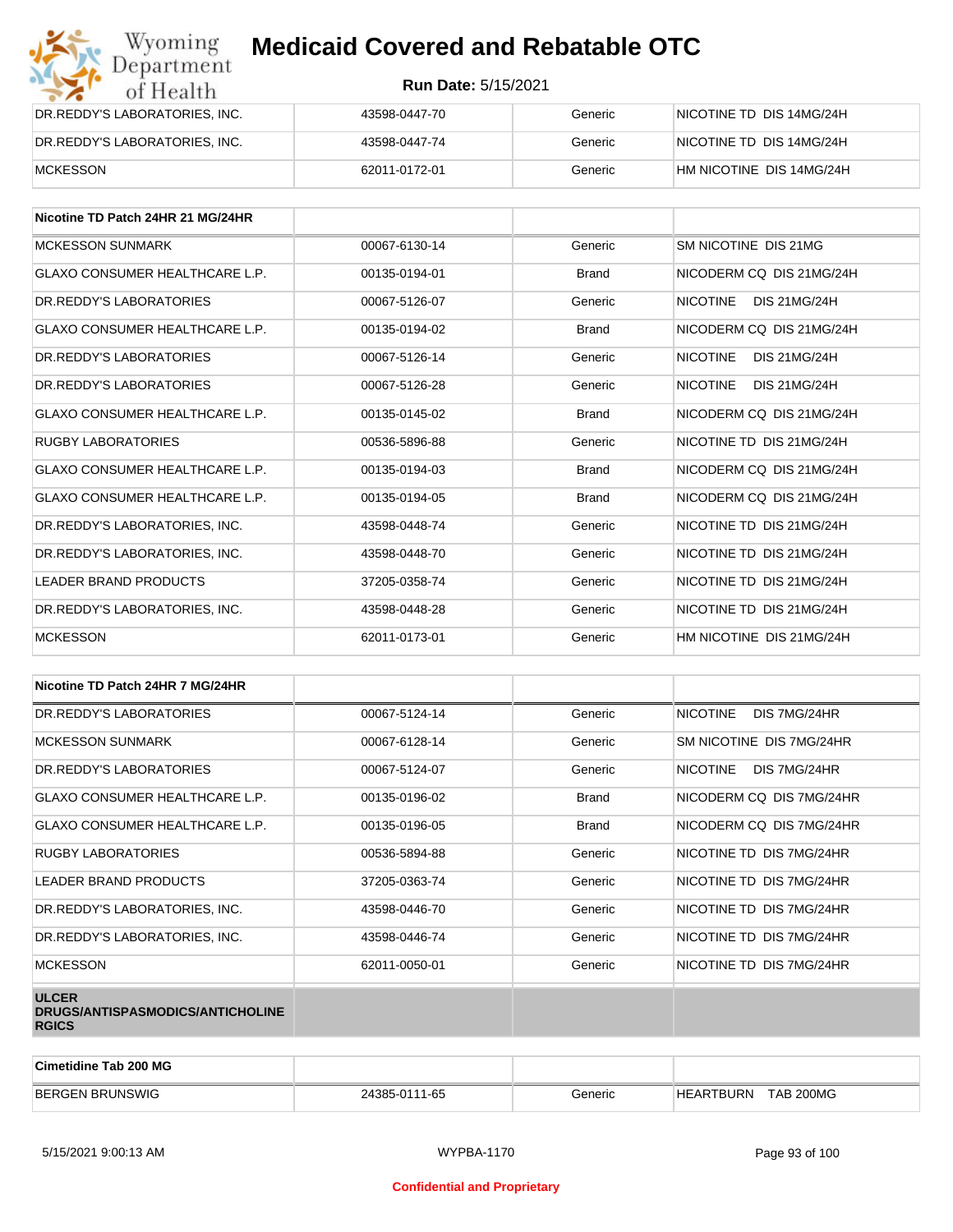| | | | |
|---|---|---|---|
| DR.REDDY'S LABORATORIES, INC. | 43598-0447-70 | Generic | NICOTINE TD DIS 14MG/24H |
| DR.REDDY'S LABORATORIES, INC. | 43598-0447-74 | Generic | NICOTINE TD DIS 14MG/24H |
| MCKESSON | 62011-0172-01 | Generic | HM NICOTINE DIS 14MG/24H |

| Nicotine TD Patch 24HR 21 MG/24HR | | | |
|---|---|---|---|
| MCKESSON SUNMARK | 00067-6130-14 | Generic | SM NICOTINE DIS 21MG |
| GLAXO CONSUMER HEALTHCARE L.P. | 00135-0194-01 | Brand | NICODERM CQ DIS 21MG/24H |
| DR.REDDY'S LABORATORIES | 00067-5126-07 | Generic | NICOTINE DIS 21MG/24H |
| GLAXO CONSUMER HEALTHCARE L.P. | 00135-0194-02 | Brand | NICODERM CQ DIS 21MG/24H |
| DR.REDDY'S LABORATORIES | 00067-5126-14 | Generic | NICOTINE DIS 21MG/24H |
| DR.REDDY'S LABORATORIES | 00067-5126-28 | Generic | NICOTINE DIS 21MG/24H |
| GLAXO CONSUMER HEALTHCARE L.P. | 00135-0145-02 | Brand | NICODERM CQ DIS 21MG/24H |
| RUGBY LABORATORIES | 00536-5896-88 | Generic | NICOTINE TD DIS 21MG/24H |
| GLAXO CONSUMER HEALTHCARE L.P. | 00135-0194-03 | Brand | NICODERM CQ DIS 21MG/24H |
| GLAXO CONSUMER HEALTHCARE L.P. | 00135-0194-05 | Brand | NICODERM CQ DIS 21MG/24H |
| DR.REDDY'S LABORATORIES, INC. | 43598-0448-74 | Generic | NICOTINE TD DIS 21MG/24H |
| DR.REDDY'S LABORATORIES, INC. | 43598-0448-70 | Generic | NICOTINE TD DIS 21MG/24H |
| LEADER BRAND PRODUCTS | 37205-0358-74 | Generic | NICOTINE TD DIS 21MG/24H |
| DR.REDDY'S LABORATORIES, INC. | 43598-0448-28 | Generic | NICOTINE TD DIS 21MG/24H |
| MCKESSON | 62011-0173-01 | Generic | HM NICOTINE DIS 21MG/24H |

| Nicotine TD Patch 24HR 7 MG/24HR | | | |
|---|---|---|---|
| DR.REDDY'S LABORATORIES | 00067-5124-14 | Generic | NICOTINE DIS 7MG/24HR |
| MCKESSON SUNMARK | 00067-6128-14 | Generic | SM NICOTINE DIS 7MG/24HR |
| DR.REDDY'S LABORATORIES | 00067-5124-07 | Generic | NICOTINE DIS 7MG/24HR |
| GLAXO CONSUMER HEALTHCARE L.P. | 00135-0196-02 | Brand | NICODERM CQ DIS 7MG/24HR |
| GLAXO CONSUMER HEALTHCARE L.P. | 00135-0196-05 | Brand | NICODERM CQ DIS 7MG/24HR |
| RUGBY LABORATORIES | 00536-5894-88 | Generic | NICOTINE TD DIS 7MG/24HR |
| LEADER BRAND PRODUCTS | 37205-0363-74 | Generic | NICOTINE TD DIS 7MG/24HR |
| DR.REDDY'S LABORATORIES, INC. | 43598-0446-70 | Generic | NICOTINE TD DIS 7MG/24HR |
| DR.REDDY'S LABORATORIES, INC. | 43598-0446-74 | Generic | NICOTINE TD DIS 7MG/24HR |
| MCKESSON | 62011-0050-01 | Generic | NICOTINE TD DIS 7MG/24HR |
| **ULCER DRUGS/ANTISPASMODICS/ANTICHOLINERGICS** | | | |

| Cimetidine Tab 200 MG | | | |
|---|---|---|---|
| BERGEN BRUNSWIG | 24385-0111-65 | Generic | HEARTBURN TAB 200MG |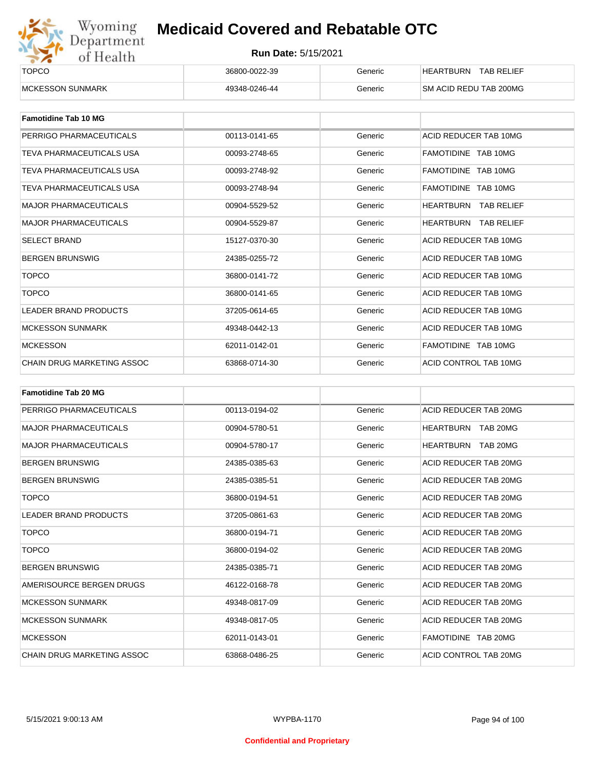| TOPCO | 36800-0022-39 | Generic | HEARTBURN TAB RELIEF |
|---|---|---|---|
| MCKESSON SUNMARK | 49348-0246-44 | Generic | SM ACID REDU TAB 200MG |

| Famotidine Tab 10 MG | | | |
|---|---|---|---|
| PERRIGO PHARMACEUTICALS | 00113-0141-65 | Generic | ACID REDUCER TAB 10MG |
| TEVA PHARMACEUTICALS USA | 00093-2748-65 | Generic | FAMOTIDINE TAB 10MG |
| TEVA PHARMACEUTICALS USA | 00093-2748-92 | Generic | FAMOTIDINE TAB 10MG |
| TEVA PHARMACEUTICALS USA | 00093-2748-94 | Generic | FAMOTIDINE TAB 10MG |
| MAJOR PHARMACEUTICALS | 00904-5529-52 | Generic | HEARTBURN TAB RELIEF |
| MAJOR PHARMACEUTICALS | 00904-5529-87 | Generic | HEARTBURN TAB RELIEF |
| SELECT BRAND | 15127-0370-30 | Generic | ACID REDUCER TAB 10MG |
| BERGEN BRUNSWIG | 24385-0255-72 | Generic | ACID REDUCER TAB 10MG |
| TOPCO | 36800-0141-72 | Generic | ACID REDUCER TAB 10MG |
| TOPCO | 36800-0141-65 | Generic | ACID REDUCER TAB 10MG |
| LEADER BRAND PRODUCTS | 37205-0614-65 | Generic | ACID REDUCER TAB 10MG |
| MCKESSON SUNMARK | 49348-0442-13 | Generic | ACID REDUCER TAB 10MG |
| MCKESSON | 62011-0142-01 | Generic | FAMOTIDINE TAB 10MG |
| CHAIN DRUG MARKETING ASSOC | 63868-0714-30 | Generic | ACID CONTROL TAB 10MG |

| Famotidine Tab 20 MG | | | |
|---|---|---|---|
| PERRIGO PHARMACEUTICALS | 00113-0194-02 | Generic | ACID REDUCER TAB 20MG |
| MAJOR PHARMACEUTICALS | 00904-5780-51 | Generic | HEARTBURN TAB 20MG |
| MAJOR PHARMACEUTICALS | 00904-5780-17 | Generic | HEARTBURN TAB 20MG |
| BERGEN BRUNSWIG | 24385-0385-63 | Generic | ACID REDUCER TAB 20MG |
| BERGEN BRUNSWIG | 24385-0385-51 | Generic | ACID REDUCER TAB 20MG |
| TOPCO | 36800-0194-51 | Generic | ACID REDUCER TAB 20MG |
| LEADER BRAND PRODUCTS | 37205-0861-63 | Generic | ACID REDUCER TAB 20MG |
| TOPCO | 36800-0194-71 | Generic | ACID REDUCER TAB 20MG |
| TOPCO | 36800-0194-02 | Generic | ACID REDUCER TAB 20MG |
| BERGEN BRUNSWIG | 24385-0385-71 | Generic | ACID REDUCER TAB 20MG |
| AMERISOURCE BERGEN DRUGS | 46122-0168-78 | Generic | ACID REDUCER TAB 20MG |
| MCKESSON SUNMARK | 49348-0817-09 | Generic | ACID REDUCER TAB 20MG |
| MCKESSON SUNMARK | 49348-0817-05 | Generic | ACID REDUCER TAB 20MG |
| MCKESSON | 62011-0143-01 | Generic | FAMOTIDINE TAB 20MG |
| CHAIN DRUG MARKETING ASSOC | 63868-0486-25 | Generic | ACID CONTROL TAB 20MG |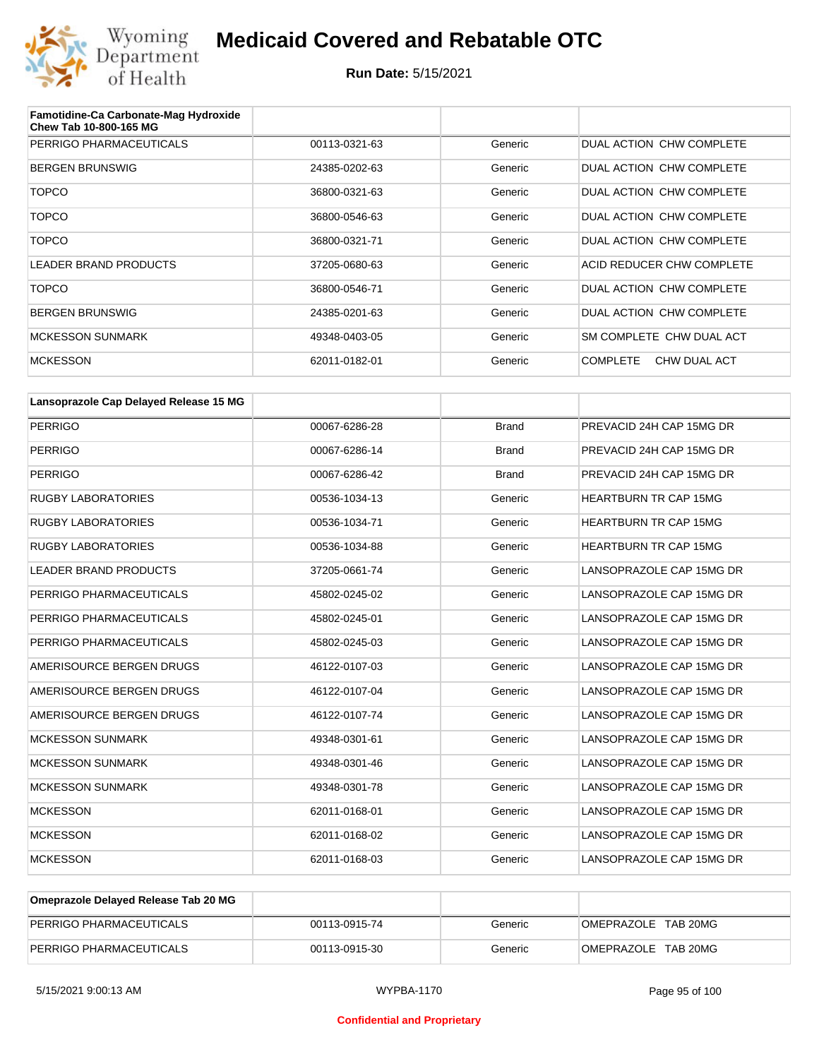# Medicaid Covered and Rebatable OTC

**Run Date:** 5/15/2021

| Famotidine-Ca Carbonate-Mag Hydroxide Chew Tab 10-800-165 MG | | | |
|---|---|---|---|
| PERRIGO PHARMACEUTICALS | 00113-0321-63 | Generic | DUAL ACTION CHW COMPLETE |
| BERGEN BRUNSWIG | 24385-0202-63 | Generic | DUAL ACTION CHW COMPLETE |
| TOPCO | 36800-0321-63 | Generic | DUAL ACTION CHW COMPLETE |
| TOPCO | 36800-0546-63 | Generic | DUAL ACTION CHW COMPLETE |
| TOPCO | 36800-0321-71 | Generic | DUAL ACTION CHW COMPLETE |
| LEADER BRAND PRODUCTS | 37205-0680-63 | Generic | ACID REDUCER CHW COMPLETE |
| TOPCO | 36800-0546-71 | Generic | DUAL ACTION CHW COMPLETE |
| BERGEN BRUNSWIG | 24385-0201-63 | Generic | DUAL ACTION CHW COMPLETE |
| MCKESSON SUNMARK | 49348-0403-05 | Generic | SM COMPLETE CHW DUAL ACT |
| MCKESSON | 62011-0182-01 | Generic | COMPLETE CHW DUAL ACT |

| Lansoprazole Cap Delayed Release 15 MG | | | |
|---|---|---|---|
| PERRIGO | 00067-6286-28 | Brand | PREVACID 24H CAP 15MG DR |
| PERRIGO | 00067-6286-14 | Brand | PREVACID 24H CAP 15MG DR |
| PERRIGO | 00067-6286-42 | Brand | PREVACID 24H CAP 15MG DR |
| RUGBY LABORATORIES | 00536-1034-13 | Generic | HEARTBURN TR CAP 15MG |
| RUGBY LABORATORIES | 00536-1034-71 | Generic | HEARTBURN TR CAP 15MG |
| RUGBY LABORATORIES | 00536-1034-88 | Generic | HEARTBURN TR CAP 15MG |
| LEADER BRAND PRODUCTS | 37205-0661-74 | Generic | LANSOPRAZOLE CAP 15MG DR |
| PERRIGO PHARMACEUTICALS | 45802-0245-02 | Generic | LANSOPRAZOLE CAP 15MG DR |
| PERRIGO PHARMACEUTICALS | 45802-0245-01 | Generic | LANSOPRAZOLE CAP 15MG DR |
| PERRIGO PHARMACEUTICALS | 45802-0245-03 | Generic | LANSOPRAZOLE CAP 15MG DR |
| AMERISOURCE BERGEN DRUGS | 46122-0107-03 | Generic | LANSOPRAZOLE CAP 15MG DR |
| AMERISOURCE BERGEN DRUGS | 46122-0107-04 | Generic | LANSOPRAZOLE CAP 15MG DR |
| AMERISOURCE BERGEN DRUGS | 46122-0107-74 | Generic | LANSOPRAZOLE CAP 15MG DR |
| MCKESSON SUNMARK | 49348-0301-61 | Generic | LANSOPRAZOLE CAP 15MG DR |
| MCKESSON SUNMARK | 49348-0301-46 | Generic | LANSOPRAZOLE CAP 15MG DR |
| MCKESSON SUNMARK | 49348-0301-78 | Generic | LANSOPRAZOLE CAP 15MG DR |
| MCKESSON | 62011-0168-01 | Generic | LANSOPRAZOLE CAP 15MG DR |
| MCKESSON | 62011-0168-02 | Generic | LANSOPRAZOLE CAP 15MG DR |
| MCKESSON | 62011-0168-03 | Generic | LANSOPRAZOLE CAP 15MG DR |

| Omeprazole Delayed Release Tab 20 MG | | | |
|---|---|---|---|
| PERRIGO PHARMACEUTICALS | 00113-0915-74 | Generic | OMEPRAZOLE TAB 20MG |
| PERRIGO PHARMACEUTICALS | 00113-0915-30 | Generic | OMEPRAZOLE TAB 20MG |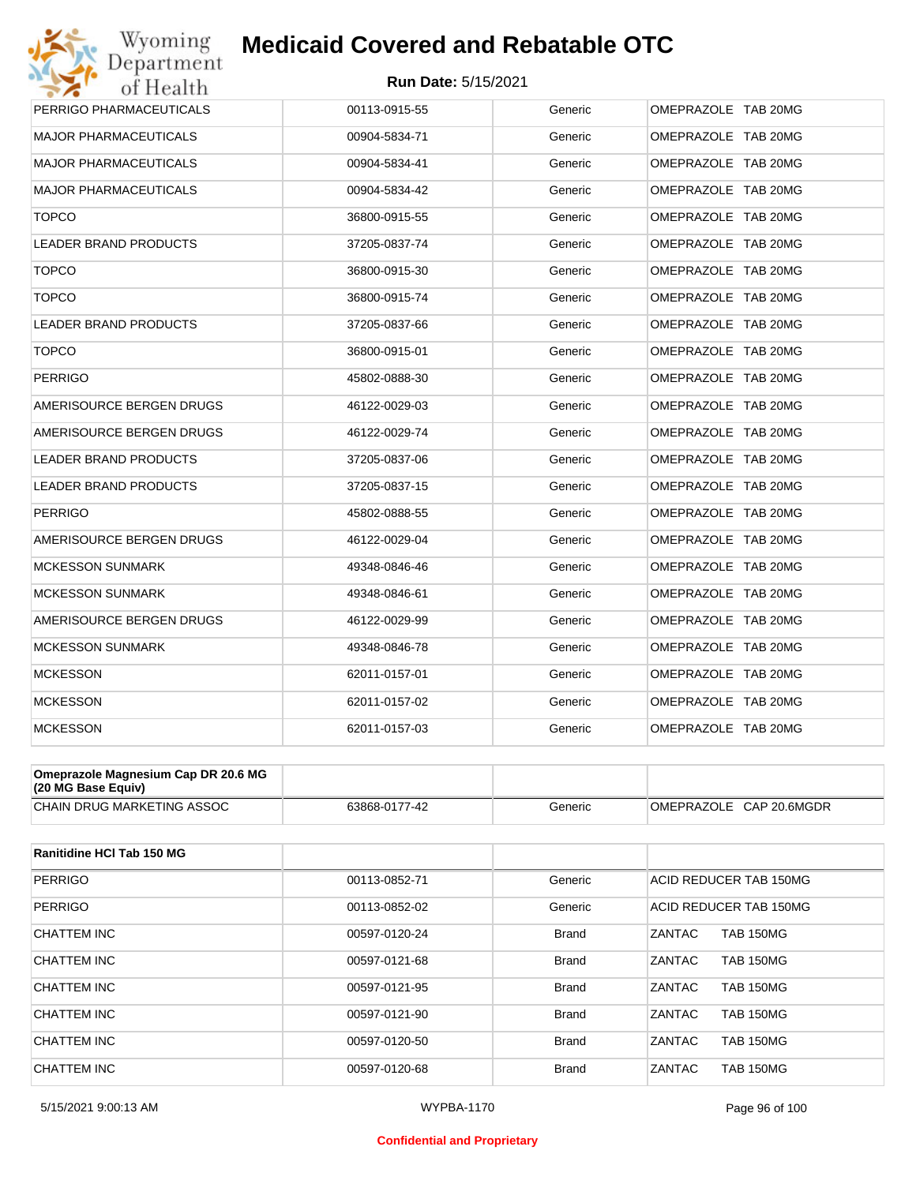# Medicaid Covered and Rebatable OTC

**Run Date:** 5/15/2021

| | | | |
|---|---|---|---|
| PERRIGO PHARMACEUTICALS | 00113-0915-55 | Generic | OMEPRAZOLE TAB 20MG |
| MAJOR PHARMACEUTICALS | 00904-5834-71 | Generic | OMEPRAZOLE TAB 20MG |
| MAJOR PHARMACEUTICALS | 00904-5834-41 | Generic | OMEPRAZOLE TAB 20MG |
| MAJOR PHARMACEUTICALS | 00904-5834-42 | Generic | OMEPRAZOLE TAB 20MG |
| TOPCO | 36800-0915-55 | Generic | OMEPRAZOLE TAB 20MG |
| LEADER BRAND PRODUCTS | 37205-0837-74 | Generic | OMEPRAZOLE TAB 20MG |
| TOPCO | 36800-0915-30 | Generic | OMEPRAZOLE TAB 20MG |
| TOPCO | 36800-0915-74 | Generic | OMEPRAZOLE TAB 20MG |
| LEADER BRAND PRODUCTS | 37205-0837-66 | Generic | OMEPRAZOLE TAB 20MG |
| TOPCO | 36800-0915-01 | Generic | OMEPRAZOLE TAB 20MG |
| PERRIGO | 45802-0888-30 | Generic | OMEPRAZOLE TAB 20MG |
| AMERISOURCE BERGEN DRUGS | 46122-0029-03 | Generic | OMEPRAZOLE TAB 20MG |
| AMERISOURCE BERGEN DRUGS | 46122-0029-74 | Generic | OMEPRAZOLE TAB 20MG |
| LEADER BRAND PRODUCTS | 37205-0837-06 | Generic | OMEPRAZOLE TAB 20MG |
| LEADER BRAND PRODUCTS | 37205-0837-15 | Generic | OMEPRAZOLE TAB 20MG |
| PERRIGO | 45802-0888-55 | Generic | OMEPRAZOLE TAB 20MG |
| AMERISOURCE BERGEN DRUGS | 46122-0029-04 | Generic | OMEPRAZOLE TAB 20MG |
| MCKESSON SUNMARK | 49348-0846-46 | Generic | OMEPRAZOLE TAB 20MG |
| MCKESSON SUNMARK | 49348-0846-61 | Generic | OMEPRAZOLE TAB 20MG |
| AMERISOURCE BERGEN DRUGS | 46122-0029-99 | Generic | OMEPRAZOLE TAB 20MG |
| MCKESSON SUNMARK | 49348-0846-78 | Generic | OMEPRAZOLE TAB 20MG |
| MCKESSON | 62011-0157-01 | Generic | OMEPRAZOLE TAB 20MG |
| MCKESSON | 62011-0157-02 | Generic | OMEPRAZOLE TAB 20MG |
| MCKESSON | 62011-0157-03 | Generic | OMEPRAZOLE TAB 20MG |

| **Omeprazole Magnesium Cap DR 20.6 MG (20 MG Base Equiv)** | | | |
|---|---|---|---|
| CHAIN DRUG MARKETING ASSOC | 63868-0177-42 | Generic | OMEPRAZOLE CAP 20.6MGDR |

| **Ranitidine HCl Tab 150 MG** | | | |
|---|---|---|---|
| PERRIGO | 00113-0852-71 | Generic | ACID REDUCER TAB 150MG |
| PERRIGO | 00113-0852-02 | Generic | ACID REDUCER TAB 150MG |
| CHATTEM INC | 00597-0120-24 | Brand | ZANTAC TAB 150MG |
| CHATTEM INC | 00597-0121-68 | Brand | ZANTAC TAB 150MG |
| CHATTEM INC | 00597-0121-95 | Brand | ZANTAC TAB 150MG |
| CHATTEM INC | 00597-0121-90 | Brand | ZANTAC TAB 150MG |
| CHATTEM INC | 00597-0120-50 | Brand | ZANTAC TAB 150MG |
| CHATTEM INC | 00597-0120-68 | Brand | ZANTAC TAB 150MG |

5/15/2021 9:00:13 AM WYPBA-1170

Confidential and Proprietary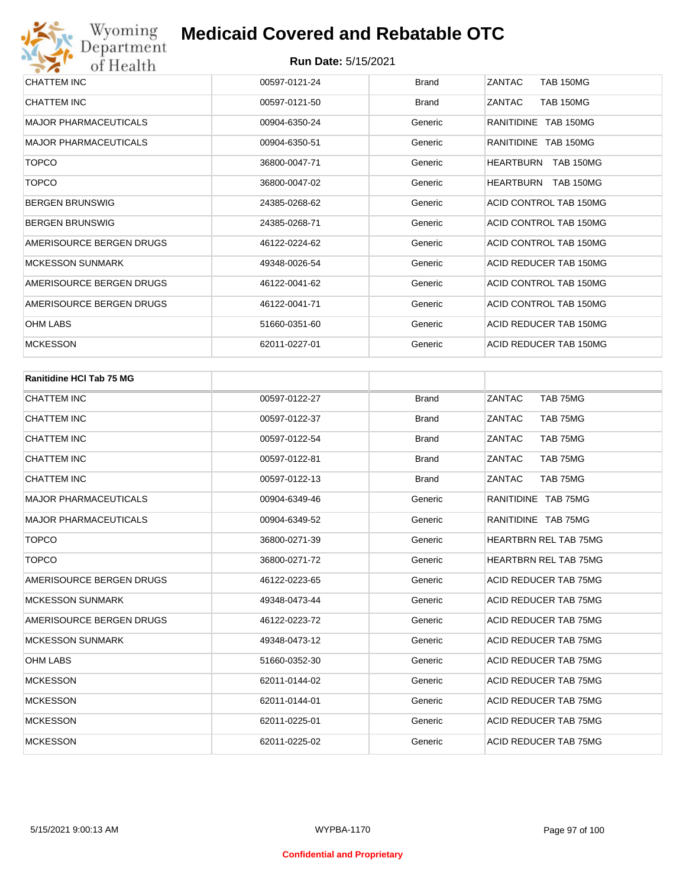| | | | |
|---|---|---|---|
| CHATTEM INC | 00597-0121-24 | Brand | ZANTAC TAB 150MG |
| CHATTEM INC | 00597-0121-50 | Brand | ZANTAC TAB 150MG |
| MAJOR PHARMACEUTICALS | 00904-6350-24 | Generic | RANITIDINE TAB 150MG |
| MAJOR PHARMACEUTICALS | 00904-6350-51 | Generic | RANITIDINE TAB 150MG |
| TOPCO | 36800-0047-71 | Generic | HEARTBURN TAB 150MG |
| TOPCO | 36800-0047-02 | Generic | HEARTBURN TAB 150MG |
| BERGEN BRUNSWIG | 24385-0268-62 | Generic | ACID CONTROL TAB 150MG |
| BERGEN BRUNSWIG | 24385-0268-71 | Generic | ACID CONTROL TAB 150MG |
| AMERISOURCE BERGEN DRUGS | 46122-0224-62 | Generic | ACID CONTROL TAB 150MG |
| MCKESSON SUNMARK | 49348-0026-54 | Generic | ACID REDUCER TAB 150MG |
| AMERISOURCE BERGEN DRUGS | 46122-0041-62 | Generic | ACID CONTROL TAB 150MG |
| AMERISOURCE BERGEN DRUGS | 46122-0041-71 | Generic | ACID CONTROL TAB 150MG |
| OHM LABS | 51660-0351-60 | Generic | ACID REDUCER TAB 150MG |
| MCKESSON | 62011-0227-01 | Generic | ACID REDUCER TAB 150MG |

| **Ranitidine HCl Tab 75 MG** | | | |
|---|---|---|---|
| CHATTEM INC | 00597-0122-27 | Brand | ZANTAC TAB 75MG |
| CHATTEM INC | 00597-0122-37 | Brand | ZANTAC TAB 75MG |
| CHATTEM INC | 00597-0122-54 | Brand | ZANTAC TAB 75MG |
| CHATTEM INC | 00597-0122-81 | Brand | ZANTAC TAB 75MG |
| CHATTEM INC | 00597-0122-13 | Brand | ZANTAC TAB 75MG |
| MAJOR PHARMACEUTICALS | 00904-6349-46 | Generic | RANITIDINE TAB 75MG |
| MAJOR PHARMACEUTICALS | 00904-6349-52 | Generic | RANITIDINE TAB 75MG |
| TOPCO | 36800-0271-39 | Generic | HEARTBRN REL TAB 75MG |
| TOPCO | 36800-0271-72 | Generic | HEARTBRN REL TAB 75MG |
| AMERISOURCE BERGEN DRUGS | 46122-0223-65 | Generic | ACID REDUCER TAB 75MG |
| MCKESSON SUNMARK | 49348-0473-44 | Generic | ACID REDUCER TAB 75MG |
| AMERISOURCE BERGEN DRUGS | 46122-0223-72 | Generic | ACID REDUCER TAB 75MG |
| MCKESSON SUNMARK | 49348-0473-12 | Generic | ACID REDUCER TAB 75MG |
| OHM LABS | 51660-0352-30 | Generic | ACID REDUCER TAB 75MG |
| MCKESSON | 62011-0144-02 | Generic | ACID REDUCER TAB 75MG |
| MCKESSON | 62011-0144-01 | Generic | ACID REDUCER TAB 75MG |
| MCKESSON | 62011-0225-01 | Generic | ACID REDUCER TAB 75MG |
| MCKESSON | 62011-0225-02 | Generic | ACID REDUCER TAB 75MG |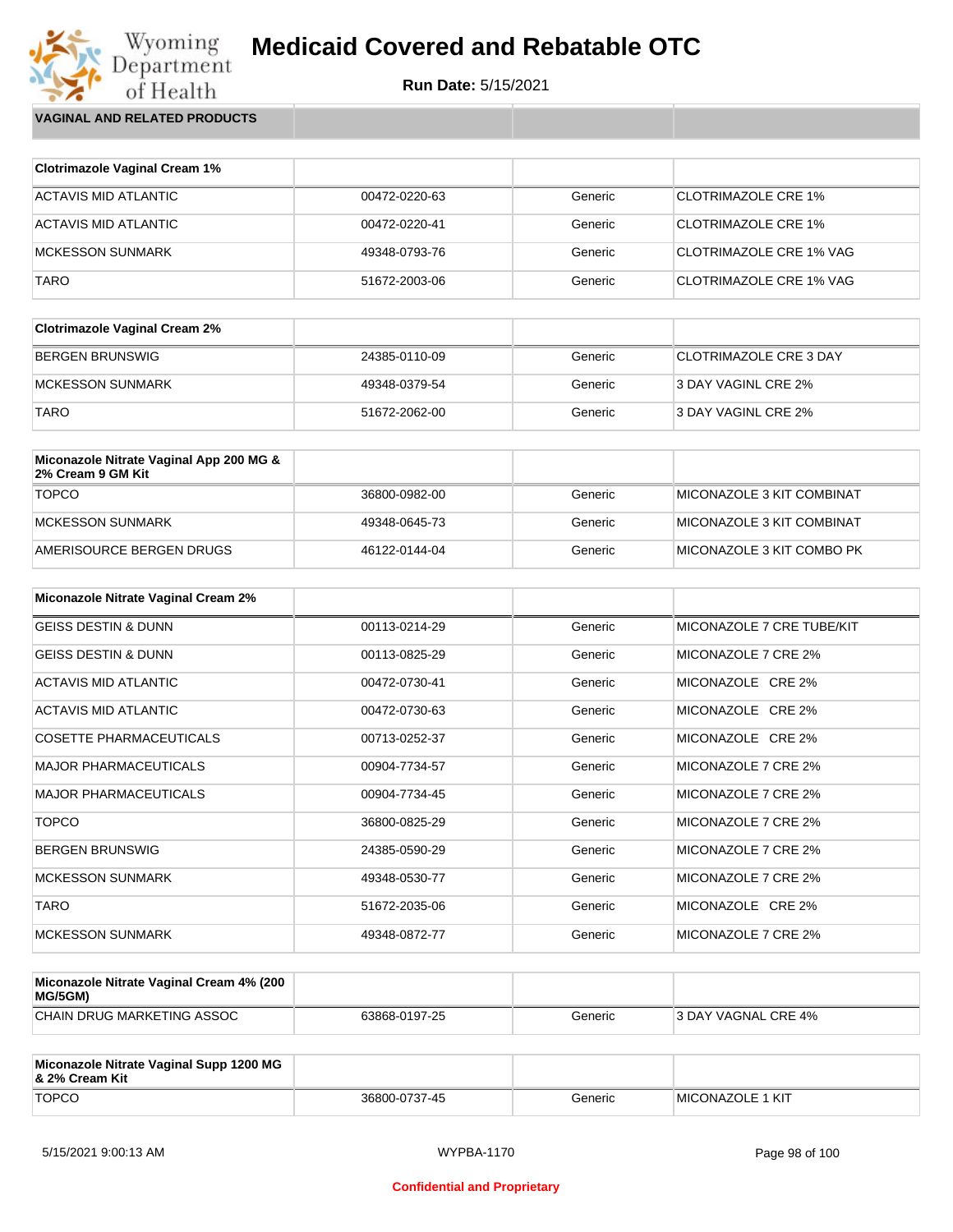# Medicaid Covered and Rebatable OTC

**Run Date:** 5/15/2021

## VAGINAL AND RELATED PRODUCTS

| Clotrimazole Vaginal Cream 1% | | | |
|---|---|---|---|
| ACTAVIS MID ATLANTIC | 00472-0220-63 | Generic | CLOTRIMAZOLE CRE 1% |
| ACTAVIS MID ATLANTIC | 00472-0220-41 | Generic | CLOTRIMAZOLE CRE 1% |
| MCKESSON SUNMARK | 49348-0793-76 | Generic | CLOTRIMAZOLE CRE 1% VAG |
| TARO | 51672-2003-06 | Generic | CLOTRIMAZOLE CRE 1% VAG |

| Clotrimazole Vaginal Cream 2% | | | |
|---|---|---|---|
| BERGEN BRUNSWIG | 24385-0110-09 | Generic | CLOTRIMAZOLE CRE 3 DAY |
| MCKESSON SUNMARK | 49348-0379-54 | Generic | 3 DAY VAGINL CRE 2% |
| TARO | 51672-2062-00 | Generic | 3 DAY VAGINL CRE 2% |

| Miconazole Nitrate Vaginal App 200 MG & 2% Cream 9 GM Kit | | | |
|---|---|---|---|
| TOPCO | 36800-0982-00 | Generic | MICONAZOLE 3 KIT COMBINAT |
| MCKESSON SUNMARK | 49348-0645-73 | Generic | MICONAZOLE 3 KIT COMBINAT |
| AMERISOURCE BERGEN DRUGS | 46122-0144-04 | Generic | MICONAZOLE 3 KIT COMBO PK |

| Miconazole Nitrate Vaginal Cream 2% | | | |
|---|---|---|---|
| GEISS DESTIN & DUNN | 00113-0214-29 | Generic | MICONAZOLE 7 CRE TUBE/KIT |
| GEISS DESTIN & DUNN | 00113-0825-29 | Generic | MICONAZOLE 7 CRE 2% |
| ACTAVIS MID ATLANTIC | 00472-0730-41 | Generic | MICONAZOLE CRE 2% |
| ACTAVIS MID ATLANTIC | 00472-0730-63 | Generic | MICONAZOLE CRE 2% |
| COSETTE PHARMACEUTICALS | 00713-0252-37 | Generic | MICONAZOLE CRE 2% |
| MAJOR PHARMACEUTICALS | 00904-7734-57 | Generic | MICONAZOLE 7 CRE 2% |
| MAJOR PHARMACEUTICALS | 00904-7734-45 | Generic | MICONAZOLE 7 CRE 2% |
| TOPCO | 36800-0825-29 | Generic | MICONAZOLE 7 CRE 2% |
| BERGEN BRUNSWIG | 24385-0590-29 | Generic | MICONAZOLE 7 CRE 2% |
| MCKESSON SUNMARK | 49348-0530-77 | Generic | MICONAZOLE 7 CRE 2% |
| TARO | 51672-2035-06 | Generic | MICONAZOLE CRE 2% |
| MCKESSON SUNMARK | 49348-0872-77 | Generic | MICONAZOLE 7 CRE 2% |

| Miconazole Nitrate Vaginal Cream 4% (200 MG/5GM) | | | |
|---|---|---|---|
| CHAIN DRUG MARKETING ASSOC | 63868-0197-25 | Generic | 3 DAY VAGNAL CRE 4% |

| Miconazole Nitrate Vaginal Supp 1200 MG & 2% Cream Kit | | | |
|---|---|---|---|
| TOPCO | 36800-0737-45 | Generic | MICONAZOLE 1 KIT |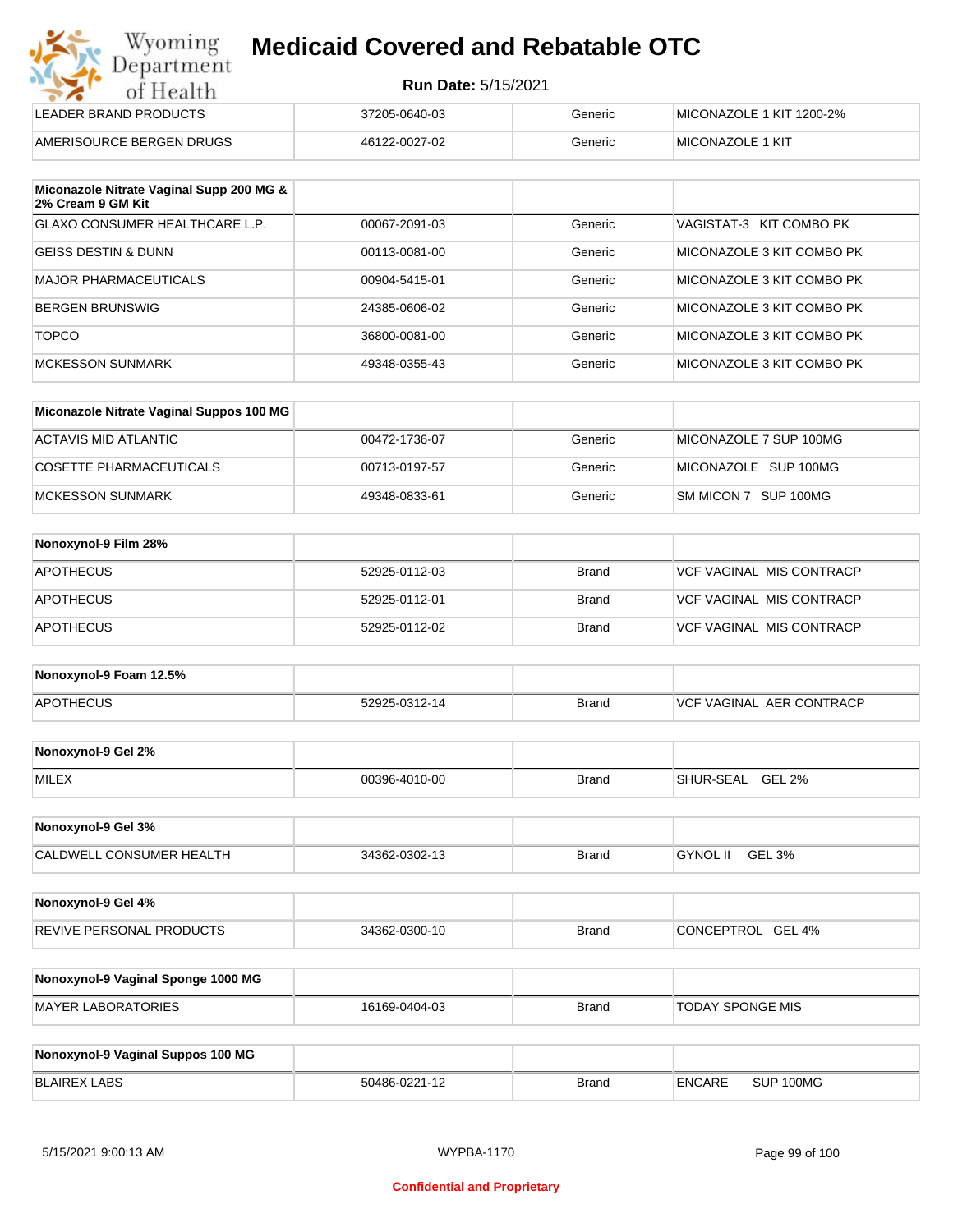# Medicaid Covered and Rebatable OTC

**Run Date:** 5/15/2021

| | | | |
|---|---|---|---|
| LEADER BRAND PRODUCTS | 37205-0640-03 | Generic | MICONAZOLE 1 KIT 1200-2% |
| AMERISOURCE BERGEN DRUGS | 46122-0027-02 | Generic | MICONAZOLE 1 KIT |

| **Miconazole Nitrate Vaginal Supp 200 MG & 2% Cream 9 GM Kit** | | | |
|---|---|---|---|
| GLAXO CONSUMER HEALTHCARE L.P. | 00067-2091-03 | Generic | VAGISTAT-3 KIT COMBO PK |
| GEISS DESTIN & DUNN | 00113-0081-00 | Generic | MICONAZOLE 3 KIT COMBO PK |
| MAJOR PHARMACEUTICALS | 00904-5415-01 | Generic | MICONAZOLE 3 KIT COMBO PK |
| BERGEN BRUNSWIG | 24385-0606-02 | Generic | MICONAZOLE 3 KIT COMBO PK |
| TOPCO | 36800-0081-00 | Generic | MICONAZOLE 3 KIT COMBO PK |
| MCKESSON SUNMARK | 49348-0355-43 | Generic | MICONAZOLE 3 KIT COMBO PK |

| **Miconazole Nitrate Vaginal Suppos 100 MG** | | | |
|---|---|---|---|
| ACTAVIS MID ATLANTIC | 00472-1736-07 | Generic | MICONAZOLE 7 SUP 100MG |
| COSETTE PHARMACEUTICALS | 00713-0197-57 | Generic | MICONAZOLE SUP 100MG |
| MCKESSON SUNMARK | 49348-0833-61 | Generic | SM MICON 7 SUP 100MG |

| **Nonoxynol-9 Film 28%** | | | |
|---|---|---|---|
| APOTHECUS | 52925-0112-03 | Brand | VCF VAGINAL MIS CONTRACP |
| APOTHECUS | 52925-0112-01 | Brand | VCF VAGINAL MIS CONTRACP |
| APOTHECUS | 52925-0112-02 | Brand | VCF VAGINAL MIS CONTRACP |

| **Nonoxynol-9 Foam 12.5%** | | | |
|---|---|---|---|
| APOTHECUS | 52925-0312-14 | Brand | VCF VAGINAL AER CONTRACP |

| **Nonoxynol-9 Gel 2%** | | | |
|---|---|---|---|
| MILEX | 00396-4010-00 | Brand | SHUR-SEAL GEL 2% |

| **Nonoxynol-9 Gel 3%** | | | |
|---|---|---|---|
| CALDWELL CONSUMER HEALTH | 34362-0302-13 | Brand | GYNOL II GEL 3% |

| **Nonoxynol-9 Gel 4%** | | | |
|---|---|---|---|
| REVIVE PERSONAL PRODUCTS | 34362-0300-10 | Brand | CONCEPTROL GEL 4% |

| **Nonoxynol-9 Vaginal Sponge 1000 MG** | | | |
|---|---|---|---|
| MAYER LABORATORIES | 16169-0404-03 | Brand | TODAY SPONGE MIS |

| **Nonoxynol-9 Vaginal Suppos 100 MG** | | | |
|---|---|---|---|
| BLAIREX LABS | 50486-0221-12 | Brand | ENCARE SUP 100MG |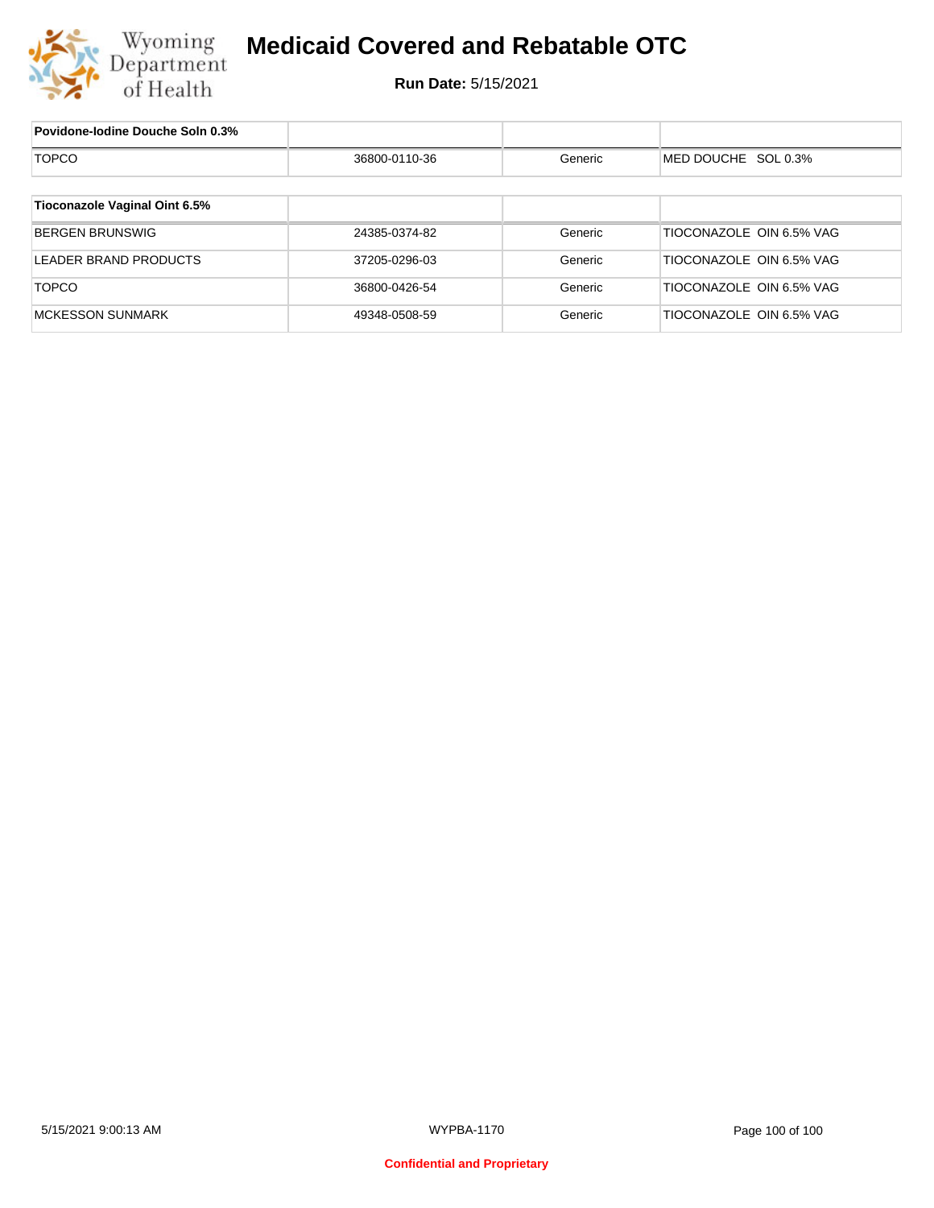| Povidone-Iodine Douche Soln 0.3% | | | |
|---|---|---|---|
| TOPCO | 36800-0110-36 | Generic | MED DOUCHE SOL 0.3% |

| Tioconazole Vaginal Oint 6.5% | | | |
|---|---|---|---|
| BERGEN BRUNSWIG | 24385-0374-82 | Generic | TIOCONAZOLE OIN 6.5% VAG |
| LEADER BRAND PRODUCTS | 37205-0296-03 | Generic | TIOCONAZOLE OIN 6.5% VAG |
| TOPCO | 36800-0426-54 | Generic | TIOCONAZOLE OIN 6.5% VAG |
| MCKESSON SUNMARK | 49348-0508-59 | Generic | TIOCONAZOLE OIN 6.5% VAG |